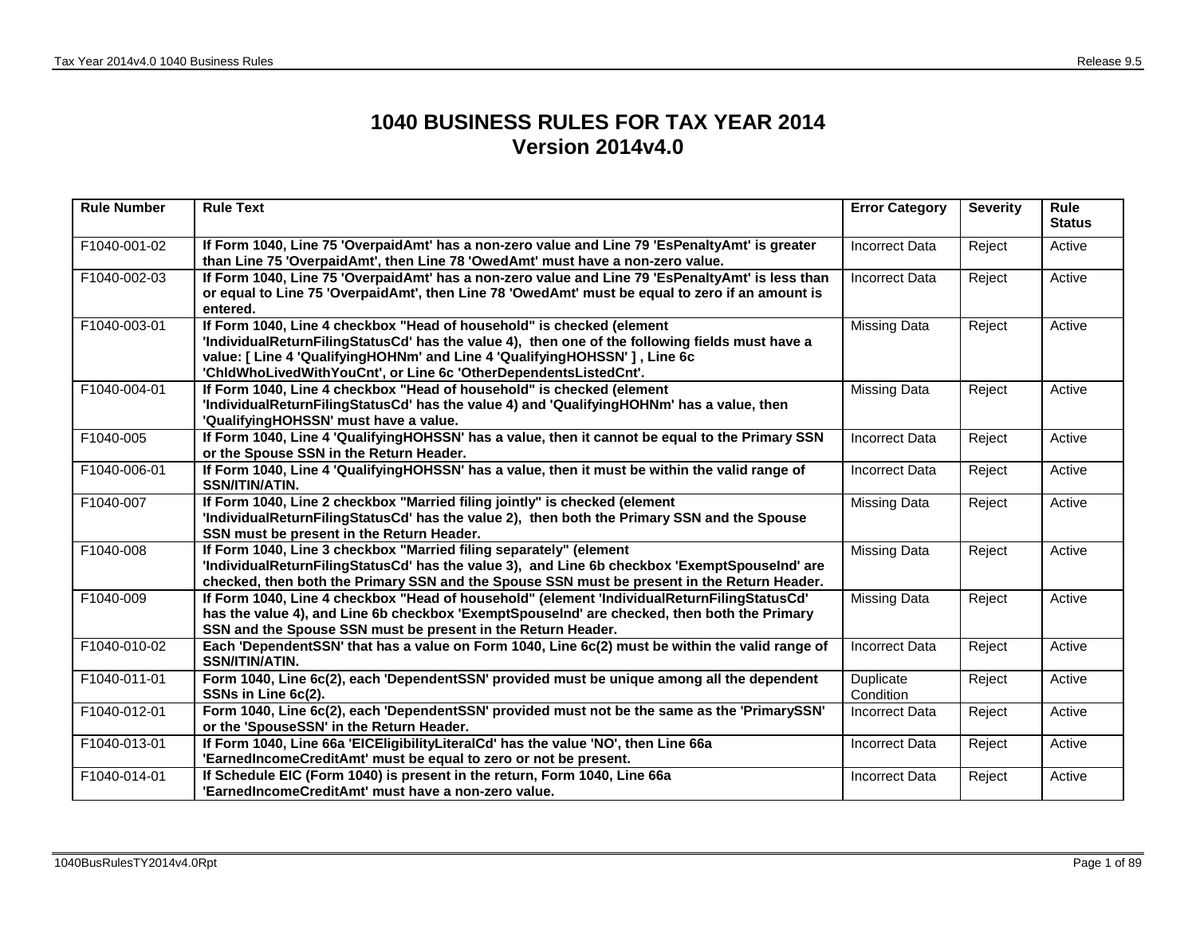# 1040 BUSINESS RULES FOR TAX YEAR 2014
## Version 2014v4.0

| Rule Number | Rule Text | Error Category | Severity | Rule Status |
|---|---|---|---|---|
| F1040-001-02 | **If Form 1040, Line 75 'OverpaidAmt' has a non-zero value and Line 79 'EsPenaltyAmt' is greater than Line 75 'OverpaidAmt', then Line 78 'OwedAmt' must have a non-zero value.** | Incorrect Data | Reject | Active |
| F1040-002-03 | **If Form 1040, Line 75 'OverpaidAmt' has a non-zero value and Line 79 'EsPenaltyAmt' is less than or equal to Line 75 'OverpaidAmt', then Line 78 'OwedAmt' must be equal to zero if an amount is entered.** | Incorrect Data | Reject | Active |
| F1040-003-01 | **If Form 1040, Line 4 checkbox "Head of household" is checked (element 'IndividualReturnFilingStatusCd' has the value 4), then one of the following fields must have a value: [ Line 4 'QualifyingHOHNm' and Line 4 'QualifyingHOHSSN' ] , Line 6c 'ChldWhoLivedWithYouCnt', or Line 6c 'OtherDependentsListedCnt'.** | Missing Data | Reject | Active |
| F1040-004-01 | **If Form 1040, Line 4 checkbox "Head of household" is checked (element 'IndividualReturnFilingStatusCd' has the value 4) and 'QualifyingHOHNm' has a value, then 'QualifyingHOHSSN' must have a value.** | Missing Data | Reject | Active |
| F1040-005 | **If Form 1040, Line 4 'QualifyingHOHSSN' has a value, then it cannot be equal to the Primary SSN or the Spouse SSN in the Return Header.** | Incorrect Data | Reject | Active |
| F1040-006-01 | **If Form 1040, Line 4 'QualifyingHOHSSN' has a value, then it must be within the valid range of SSN/ITIN/ATIN.** | Incorrect Data | Reject | Active |
| F1040-007 | **If Form 1040, Line 2 checkbox "Married filing jointly" is checked (element 'IndividualReturnFilingStatusCd' has the value 2), then both the Primary SSN and the Spouse SSN must be present in the Return Header.** | Missing Data | Reject | Active |
| F1040-008 | **If Form 1040, Line 3 checkbox "Married filing separately" (element 'IndividualReturnFilingStatusCd' has the value 3), and Line 6b checkbox 'ExemptSpouseInd' are checked, then both the Primary SSN and the Spouse SSN must be present in the Return Header.** | Missing Data | Reject | Active |
| F1040-009 | **If Form 1040, Line 4 checkbox "Head of household" (element 'IndividualReturnFilingStatusCd' has the value 4), and Line 6b checkbox 'ExemptSpouseInd' are checked, then both the Primary SSN and the Spouse SSN must be present in the Return Header.** | Missing Data | Reject | Active |
| F1040-010-02 | **Each 'DependentSSN' that has a value on Form 1040, Line 6c(2) must be within the valid range of SSN/ITIN/ATIN.** | Incorrect Data | Reject | Active |
| F1040-011-01 | **Form 1040, Line 6c(2), each 'DependentSSN' provided must be unique among all the dependent SSNs in Line 6c(2).** | Duplicate Condition | Reject | Active |
| F1040-012-01 | **Form 1040, Line 6c(2), each 'DependentSSN' provided must not be the same as the 'PrimarySSN' or the 'SpouseSSN' in the Return Header.** | Incorrect Data | Reject | Active |
| F1040-013-01 | **If Form 1040, Line 66a 'EICEligibilityLiteralCd' has the value 'NO', then Line 66a 'EarnedIncomeCreditAmt' must be equal to zero or not be present.** | Incorrect Data | Reject | Active |
| F1040-014-01 | **If Schedule EIC (Form 1040) is present in the return, Form 1040, Line 66a 'EarnedIncomeCreditAmt' must have a non-zero value.** | Incorrect Data | Reject | Active |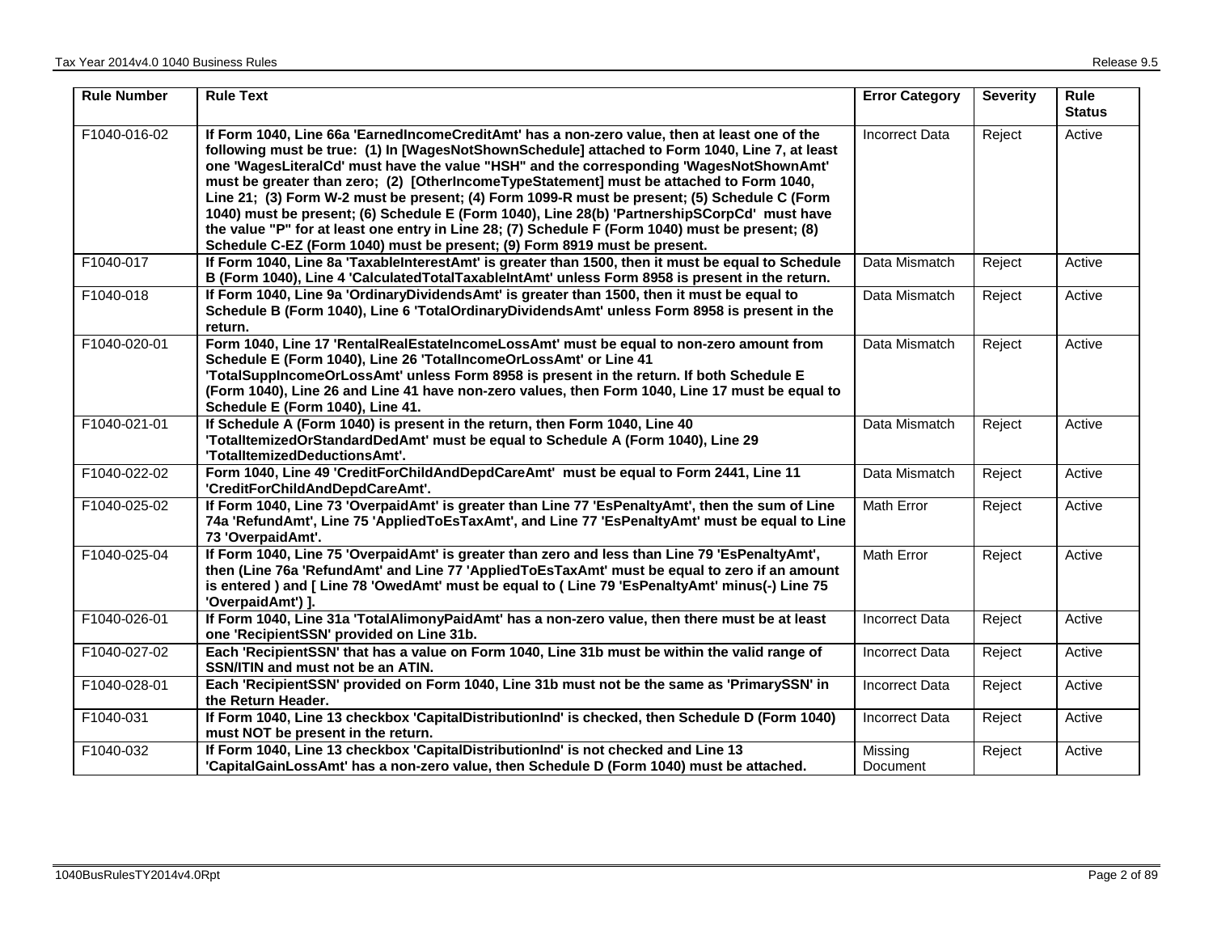| Rule Number | Rule Text | Error Category | Severity | Rule Status |
|---|---|---|---|---|
| F1040-016-02 | **If Form 1040, Line 66a 'EarnedIncomeCreditAmt' has a non-zero value, then at least one of the following must be true: (1) In [WagesNotShownSchedule] attached to Form 1040, Line 7, at least one 'WagesLiteralCd' must have the value "HSH" and the corresponding 'WagesNotShownAmt' must be greater than zero; (2) [OtherIncomeTypeStatement] must be attached to Form 1040, Line 21; (3) Form W-2 must be present; (4) Form 1099-R must be present; (5) Schedule C (Form 1040) must be present; (6) Schedule E (Form 1040), Line 28(b) 'PartnershipSCorpCd' must have the value "P" for at least one entry in Line 28; (7) Schedule F (Form 1040) must be present; (8) Schedule C-EZ (Form 1040) must be present; (9) Form 8919 must be present.** | Incorrect Data | Reject | Active |
| F1040-017 | **If Form 1040, Line 8a 'TaxableInterestAmt' is greater than 1500, then it must be equal to Schedule B (Form 1040), Line 4 'CalculatedTotalTaxableIntAmt' unless Form 8958 is present in the return.** | Data Mismatch | Reject | Active |
| F1040-018 | **If Form 1040, Line 9a 'OrdinaryDividendsAmt' is greater than 1500, then it must be equal to Schedule B (Form 1040), Line 6 'TotalOrdinaryDividendsAmt' unless Form 8958 is present in the return.** | Data Mismatch | Reject | Active |
| F1040-020-01 | **Form 1040, Line 17 'RentalRealEstateIncomeLossAmt' must be equal to non-zero amount from Schedule E (Form 1040), Line 26 'TotalIncomeOrLossAmt' or Line 41 'TotalSuppIncomeOrLossAmt' unless Form 8958 is present in the return. If both Schedule E (Form 1040), Line 26 and Line 41 have non-zero values, then Form 1040, Line 17 must be equal to Schedule E (Form 1040), Line 41.** | Data Mismatch | Reject | Active |
| F1040-021-01 | **If Schedule A (Form 1040) is present in the return, then Form 1040, Line 40 'TotalItemizedOrStandardDedAmt' must be equal to Schedule A (Form 1040), Line 29 'TotalItemizedDeductionsAmt'.** | Data Mismatch | Reject | Active |
| F1040-022-02 | **Form 1040, Line 49 'CreditForChildAndDepdCareAmt' must be equal to Form 2441, Line 11 'CreditForChildAndDepdCareAmt'.** | Data Mismatch | Reject | Active |
| F1040-025-02 | **If Form 1040, Line 73 'OverpaidAmt' is greater than Line 77 'EsPenaltyAmt', then the sum of Line 74a 'RefundAmt', Line 75 'AppliedToEsTaxAmt', and Line 77 'EsPenaltyAmt' must be equal to Line 73 'OverpaidAmt'.** | Math Error | Reject | Active |
| F1040-025-04 | **If Form 1040, Line 75 'OverpaidAmt' is greater than zero and less than Line 79 'EsPenaltyAmt', then (Line 76a 'RefundAmt' and Line 77 'AppliedToEsTaxAmt' must be equal to zero if an amount is entered ) and [ Line 78 'OwedAmt' must be equal to ( Line 79 'EsPenaltyAmt' minus(-) Line 75 'OverpaidAmt') ].** | Math Error | Reject | Active |
| F1040-026-01 | **If Form 1040, Line 31a 'TotalAlimonyPaidAmt' has a non-zero value, then there must be at least one 'RecipientSSN' provided on Line 31b.** | Incorrect Data | Reject | Active |
| F1040-027-02 | **Each 'RecipientSSN' that has a value on Form 1040, Line 31b must be within the valid range of SSN/ITIN and must not be an ATIN.** | Incorrect Data | Reject | Active |
| F1040-028-01 | **Each 'RecipientSSN' provided on Form 1040, Line 31b must not be the same as 'PrimarySSN' in the Return Header.** | Incorrect Data | Reject | Active |
| F1040-031 | **If Form 1040, Line 13 checkbox 'CapitalDistributionInd' is checked, then Schedule D (Form 1040) must NOT be present in the return.** | Incorrect Data | Reject | Active |
| F1040-032 | **If Form 1040, Line 13 checkbox 'CapitalDistributionInd' is not checked and Line 13 'CapitalGainLossAmt' has a non-zero value, then Schedule D (Form 1040) must be attached.** | Missing Document | Reject | Active |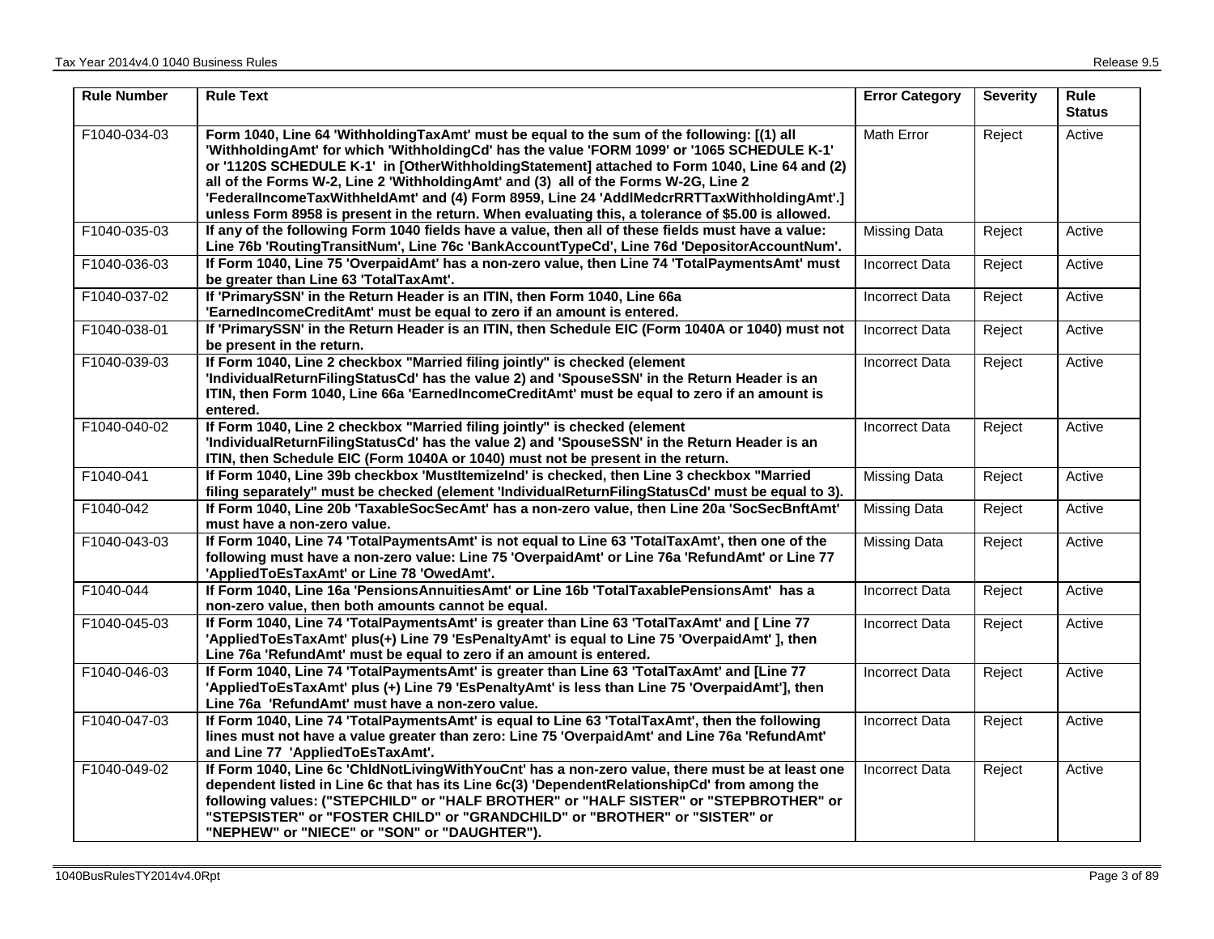| Rule Number | Rule Text | Error Category | Severity | Rule Status |
| --- | --- | --- | --- | --- |
| F1040-034-03 | **Form 1040, Line 64 'WithholdingTaxAmt' must be equal to the sum of the following: [(1) all 'WithholdingAmt' for which 'WithholdingCd' has the value 'FORM 1099' or '1065 SCHEDULE K-1' or '1120S SCHEDULE K-1' in [OtherWithholdingStatement] attached to Form 1040, Line 64 and (2) all of the Forms W-2, Line 2 'WithholdingAmt' and (3) all of the Forms W-2G, Line 2 'FederalIncomeTaxWithheldAmt' and (4) Form 8959, Line 24 'AddlMedcrRRTTaxWithholdingAmt'.] unless Form 8958 is present in the return. When evaluating this, a tolerance of $5.00 is allowed.** | Math Error | Reject | Active |
| F1040-035-03 | **If any of the following Form 1040 fields have a value, then all of these fields must have a value: Line 76b 'RoutingTransitNum', Line 76c 'BankAccountTypeCd', Line 76d 'DepositorAccountNum'.** | Missing Data | Reject | Active |
| F1040-036-03 | **If Form 1040, Line 75 'OverpaidAmt' has a non-zero value, then Line 74 'TotalPaymentsAmt' must be greater than Line 63 'TotalTaxAmt'.** | Incorrect Data | Reject | Active |
| F1040-037-02 | **If 'PrimarySSN' in the Return Header is an ITIN, then Form 1040, Line 66a 'EarnedIncomeCreditAmt' must be equal to zero if an amount is entered.** | Incorrect Data | Reject | Active |
| F1040-038-01 | **If 'PrimarySSN' in the Return Header is an ITIN, then Schedule EIC (Form 1040A or 1040) must not be present in the return.** | Incorrect Data | Reject | Active |
| F1040-039-03 | **If Form 1040, Line 2 checkbox "Married filing jointly" is checked (element 'IndividualReturnFilingStatusCd' has the value 2) and 'SpouseSSN' in the Return Header is an ITIN, then Form 1040, Line 66a 'EarnedIncomeCreditAmt' must be equal to zero if an amount is entered.** | Incorrect Data | Reject | Active |
| F1040-040-02 | **If Form 1040, Line 2 checkbox "Married filing jointly" is checked (element 'IndividualReturnFilingStatusCd' has the value 2) and 'SpouseSSN' in the Return Header is an ITIN, then Schedule EIC (Form 1040A or 1040) must not be present in the return.** | Incorrect Data | Reject | Active |
| F1040-041 | **If Form 1040, Line 39b checkbox 'MustItemizeInd' is checked, then Line 3 checkbox "Married filing separately" must be checked (element 'IndividualReturnFilingStatusCd' must be equal to 3).** | Missing Data | Reject | Active |
| F1040-042 | **If Form 1040, Line 20b 'TaxableSocSecAmt' has a non-zero value, then Line 20a 'SocSecBnftAmt' must have a non-zero value.** | Missing Data | Reject | Active |
| F1040-043-03 | **If Form 1040, Line 74 'TotalPaymentsAmt' is not equal to Line 63 'TotalTaxAmt', then one of the following must have a non-zero value: Line 75 'OverpaidAmt' or Line 76a 'RefundAmt' or Line 77 'AppliedToEsTaxAmt' or Line 78 'OwedAmt'.** | Missing Data | Reject | Active |
| F1040-044 | **If Form 1040, Line 16a 'PensionsAnnuitiesAmt' or Line 16b 'TotalTaxablePensionsAmt' has a non-zero value, then both amounts cannot be equal.** | Incorrect Data | Reject | Active |
| F1040-045-03 | **If Form 1040, Line 74 'TotalPaymentsAmt' is greater than Line 63 'TotalTaxAmt' and [ Line 77 'AppliedToEsTaxAmt' plus(+) Line 79 'EsPenaltyAmt' is equal to Line 75 'OverpaidAmt' ], then Line 76a 'RefundAmt' must be equal to zero if an amount is entered.** | Incorrect Data | Reject | Active |
| F1040-046-03 | **If Form 1040, Line 74 'TotalPaymentsAmt' is greater than Line 63 'TotalTaxAmt' and [Line 77 'AppliedToEsTaxAmt' plus (+) Line 79 'EsPenaltyAmt' is less than Line 75 'OverpaidAmt'], then Line 76a 'RefundAmt' must have a non-zero value.** | Incorrect Data | Reject | Active |
| F1040-047-03 | **If Form 1040, Line 74 'TotalPaymentsAmt' is equal to Line 63 'TotalTaxAmt', then the following lines must not have a value greater than zero: Line 75 'OverpaidAmt' and Line 76a 'RefundAmt' and Line 77 'AppliedToEsTaxAmt'.** | Incorrect Data | Reject | Active |
| F1040-049-02 | **If Form 1040, Line 6c 'ChldNotLivingWithYouCnt' has a non-zero value, there must be at least one dependent listed in Line 6c that has its Line 6c(3) 'DependentRelationshipCd' from among the following values: ("STEPCHILD" or "HALF BROTHER" or "HALF SISTER" or "STEPBROTHER" or "STEPSISTER" or "FOSTER CHILD" or "GRANDCHILD" or "BROTHER" or "SISTER" or "NEPHEW" or "NIECE" or "SON" or "DAUGHTER").** | Incorrect Data | Reject | Active |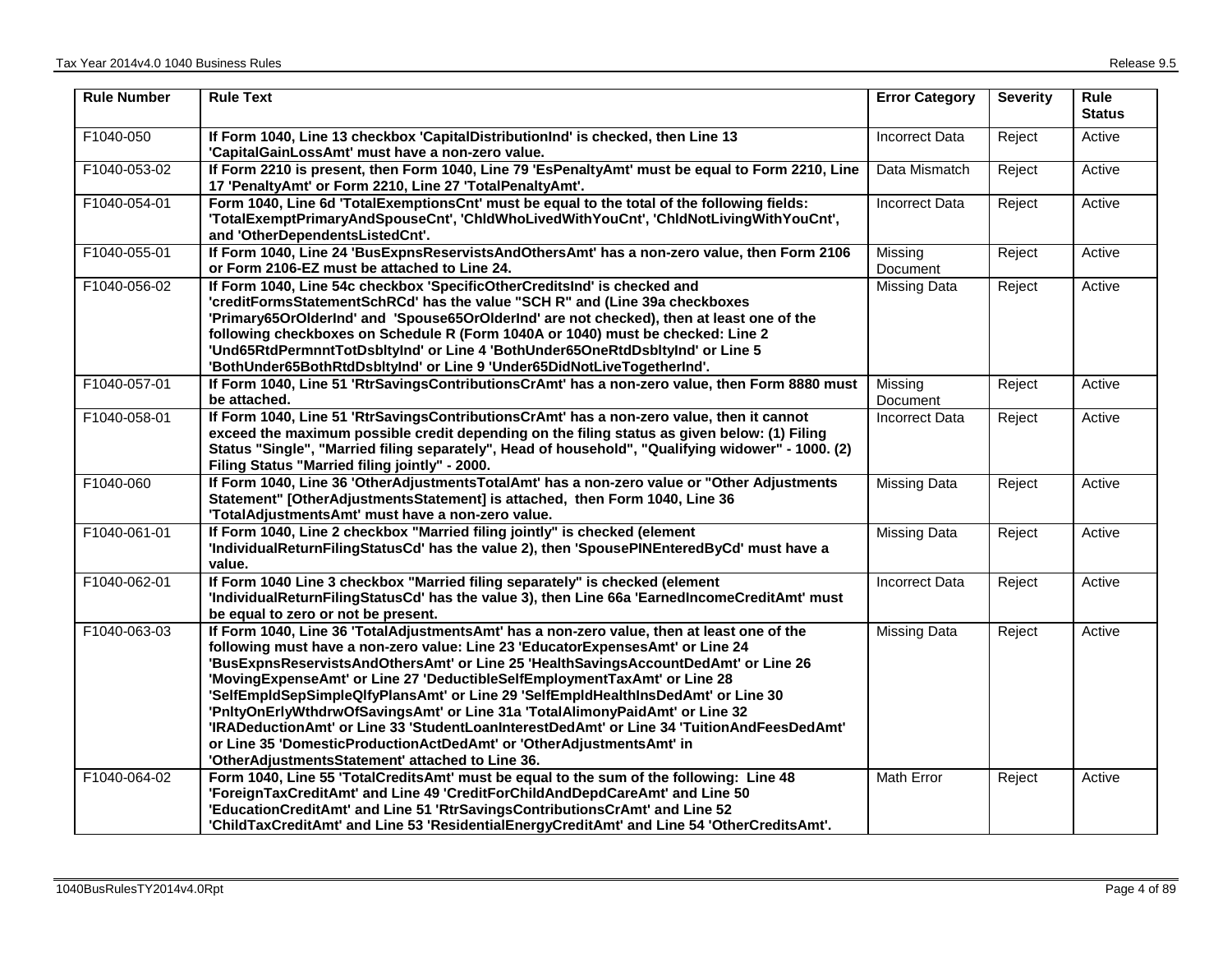| Rule Number | Rule Text | Error Category | Severity | Rule Status |
|---|---|---|---|---|
| F1040-050 | **If Form 1040, Line 13 checkbox 'CapitalDistributionInd' is checked, then Line 13 'CapitalGainLossAmt' must have a non-zero value.** | Incorrect Data | Reject | Active |
| F1040-053-02 | **If Form 2210 is present, then Form 1040, Line 79 'EsPenaltyAmt' must be equal to Form 2210, Line 17 'PenaltyAmt' or Form 2210, Line 27 'TotalPenaltyAmt'.** | Data Mismatch | Reject | Active |
| F1040-054-01 | **Form 1040, Line 6d 'TotalExemptionsCnt' must be equal to the total of the following fields: 'TotalExemptPrimaryAndSpouseCnt', 'ChldWhoLivedWithYouCnt', 'ChldNotLivingWithYouCnt', and 'OtherDependentsListedCnt'.** | Incorrect Data | Reject | Active |
| F1040-055-01 | **If Form 1040, Line 24 'BusExpnsReservistsAndOthersAmt' has a non-zero value, then Form 2106 or Form 2106-EZ must be attached to Line 24.** | Missing Document | Reject | Active |
| F1040-056-02 | **If Form 1040, Line 54c checkbox 'SpecificOtherCreditsInd' is checked and 'creditFormsStatementSchRCd' has the value "SCH R" and (Line 39a checkboxes 'Primary65OrOlderInd' and 'Spouse65OrOlderInd' are not checked), then at least one of the following checkboxes on Schedule R (Form 1040A or 1040) must be checked: Line 2 'Und65RtdPermnntTotDsbltyInd' or Line 4 'BothUnder65OneRtdDsbltyInd' or Line 5 'BothUnder65BothRtdDsbltyInd' or Line 9 'Under65DidNotLiveTogetherInd'.** | Missing Data | Reject | Active |
| F1040-057-01 | **If Form 1040, Line 51 'RtrSavingsContributionsCrAmt' has a non-zero value, then Form 8880 must be attached.** | Missing Document | Reject | Active |
| F1040-058-01 | **If Form 1040, Line 51 'RtrSavingsContributionsCrAmt' has a non-zero value, then it cannot exceed the maximum possible credit depending on the filing status as given below: (1) Filing Status "Single", "Married filing separately", Head of household", "Qualifying widower" - 1000. (2) Filing Status "Married filing jointly" - 2000.** | Incorrect Data | Reject | Active |
| F1040-060 | **If Form 1040, Line 36 'OtherAdjustmentsTotalAmt' has a non-zero value or "Other Adjustments Statement" [OtherAdjustmentsStatement] is attached, then Form 1040, Line 36 'TotalAdjustmentsAmt' must have a non-zero value.** | Missing Data | Reject | Active |
| F1040-061-01 | **If Form 1040, Line 2 checkbox "Married filing jointly" is checked (element 'IndividualReturnFilingStatusCd' has the value 2), then 'SpousePINEnteredByCd' must have a value.** | Missing Data | Reject | Active |
| F1040-062-01 | **If Form 1040 Line 3 checkbox "Married filing separately" is checked (element 'IndividualReturnFilingStatusCd' has the value 3), then Line 66a 'EarnedIncomeCreditAmt' must be equal to zero or not be present.** | Incorrect Data | Reject | Active |
| F1040-063-03 | **If Form 1040, Line 36 'TotalAdjustmentsAmt' has a non-zero value, then at least one of the following must have a non-zero value: Line 23 'EducatorExpensesAmt' or Line 24 'BusExpnsReservistsAndOthersAmt' or Line 25 'HealthSavingsAccountDedAmt' or Line 26 'MovingExpenseAmt' or Line 27 'DeductibleSelfEmploymentTaxAmt' or Line 28 'SelfEmpldSepSimpleQlfyPlansAmt' or Line 29 'SelfEmpldHealthInsDedAmt' or Line 30 'PnltyOnErlyWthdrwOfSavingsAmt' or Line 31a 'TotalAlimonyPaidAmt' or Line 32 'IRADeductionAmt' or Line 33 'StudentLoanInterestDedAmt' or Line 34 'TuitionAndFeesDedAmt' or Line 35 'DomesticProductionActDedAmt' or 'OtherAdjustmentsAmt' in 'OtherAdjustmentsStatement' attached to Line 36.** | Missing Data | Reject | Active |
| F1040-064-02 | **Form 1040, Line 55 'TotalCreditsAmt' must be equal to the sum of the following: Line 48 'ForeignTaxCreditAmt' and Line 49 'CreditForChildAndDepdCareAmt' and Line 50 'EducationCreditAmt' and Line 51 'RtrSavingsContributionsCrAmt' and Line 52 'ChildTaxCreditAmt' and Line 53 'ResidentialEnergyCreditAmt' and Line 54 'OtherCreditsAmt'.** | Math Error | Reject | Active |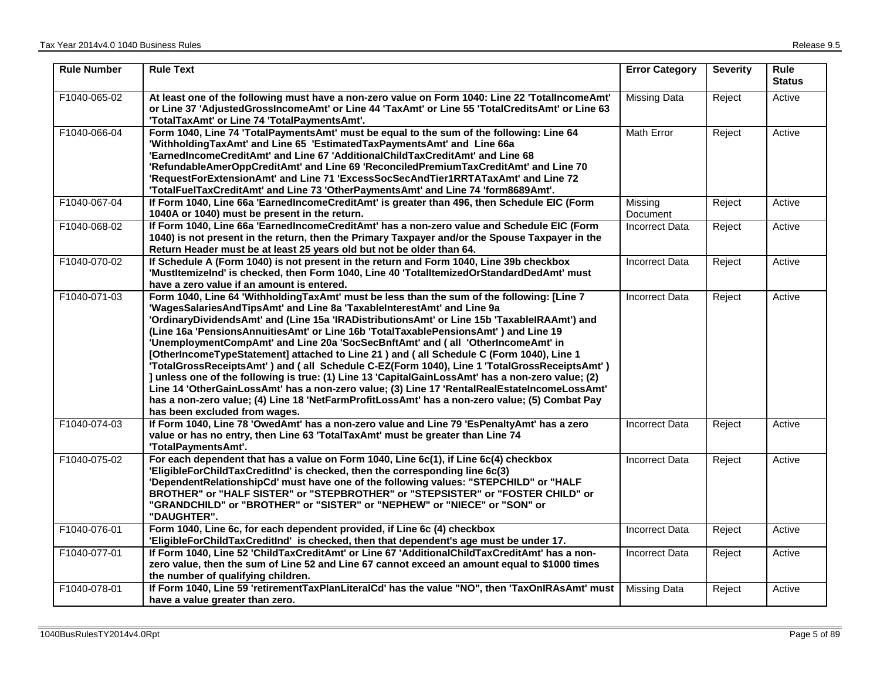| Rule Number | Rule Text | Error Category | Severity | Rule Status |
|---|---|---|---|---|
| F1040-065-02 | **At least one of the following must have a non-zero value on Form 1040: Line 22 'TotalIncomeAmt' or Line 37 'AdjustedGrossIncomeAmt' or Line 44 'TaxAmt' or Line 55 'TotalCreditsAmt' or Line 63 'TotalTaxAmt' or Line 74 'TotalPaymentsAmt'.** | Missing Data | Reject | Active |
| F1040-066-04 | **Form 1040, Line 74 'TotalPaymentsAmt' must be equal to the sum of the following: Line 64 'WithholdingTaxAmt' and Line 65 'EstimatedTaxPaymentsAmt' and Line 66a 'EarnedIncomeCreditAmt' and Line 67 'AdditionalChildTaxCreditAmt' and Line 68 'RefundableAmerOppCreditAmt' and Line 69 'ReconciledPremiumTaxCreditAmt' and Line 70 'RequestForExtensionAmt' and Line 71 'ExcessSocSecAndTier1RRTATaxAmt' and Line 72 'TotalFuelTaxCreditAmt' and Line 73 'OtherPaymentsAmt' and Line 74 'form8689Amt'.** | Math Error | Reject | Active |
| F1040-067-04 | **If Form 1040, Line 66a 'EarnedIncomeCreditAmt' is greater than 496, then Schedule EIC (Form 1040A or 1040) must be present in the return.** | Missing Document | Reject | Active |
| F1040-068-02 | **If Form 1040, Line 66a 'EarnedIncomeCreditAmt' has a non-zero value and Schedule EIC (Form 1040) is not present in the return, then the Primary Taxpayer and/or the Spouse Taxpayer in the Return Header must be at least 25 years old but not be older than 64.** | Incorrect Data | Reject | Active |
| F1040-070-02 | **If Schedule A (Form 1040) is not present in the return and Form 1040, Line 39b checkbox 'MustItemizeInd' is checked, then Form 1040, Line 40 'TotalItemizedOrStandardDedAmt' must have a zero value if an amount is entered.** | Incorrect Data | Reject | Active |
| F1040-071-03 | **Form 1040, Line 64 'WithholdingTaxAmt' must be less than the sum of the following: [Line 7 'WagesSalariesAndTipsAmt' and Line 8a 'TaxableInterestAmt' and Line 9a 'OrdinaryDividendsAmt' and (Line 15a 'IRADistributionsAmt' or Line 15b 'TaxableIRAAmt') and (Line 16a 'PensionsAnnuitiesAmt' or Line 16b 'TotalTaxablePensionsAmt' ) and Line 19 'UnemploymentCompAmt' and Line 20a 'SocSecBnftAmt' and ( all 'OtherIncomeAmt' in [OtherIncomeTypeStatement] attached to Line 21 ) and ( all Schedule C (Form 1040), Line 1 'TotalGrossReceiptsAmt' ) and ( all Schedule C-EZ(Form 1040), Line 1 'TotalGrossReceiptsAmt' ) ] unless one of the following is true: (1) Line 13 'CapitalGainLossAmt' has a non-zero value; (2) Line 14 'OtherGainLossAmt' has a non-zero value; (3) Line 17 'RentalRealEstateIncomeLossAmt' has a non-zero value; (4) Line 18 'NetFarmProfitLossAmt' has a non-zero value; (5) Combat Pay has been excluded from wages.** | Incorrect Data | Reject | Active |
| F1040-074-03 | **If Form 1040, Line 78 'OwedAmt' has a non-zero value and Line 79 'EsPenaltyAmt' has a zero value or has no entry, then Line 63 'TotalTaxAmt' must be greater than Line 74 'TotalPaymentsAmt'.** | Incorrect Data | Reject | Active |
| F1040-075-02 | **For each dependent that has a value on Form 1040, Line 6c(1), if Line 6c(4) checkbox 'EligibleForChildTaxCreditInd' is checked, then the corresponding line 6c(3) 'DependentRelationshipCd' must have one of the following values: "STEPCHILD" or "HALF BROTHER" or "HALF SISTER" or "STEPBROTHER" or "STEPSISTER" or "FOSTER CHILD" or "GRANDCHILD" or "BROTHER" or "SISTER" or "NEPHEW" or "NIECE" or "SON" or "DAUGHTER".** | Incorrect Data | Reject | Active |
| F1040-076-01 | **Form 1040, Line 6c, for each dependent provided, if Line 6c (4) checkbox 'EligibleForChildTaxCreditInd' is checked, then that dependent's age must be under 17.** | Incorrect Data | Reject | Active |
| F1040-077-01 | **If Form 1040, Line 52 'ChildTaxCreditAmt' or Line 67 'AdditionalChildTaxCreditAmt' has a non-zero value, then the sum of Line 52 and Line 67 cannot exceed an amount equal to $1000 times the number of qualifying children.** | Incorrect Data | Reject | Active |
| F1040-078-01 | **If Form 1040, Line 59 'retirementTaxPlanLiteralCd' has the value "NO", then 'TaxOnIRAsAmt' must have a value greater than zero.** | Missing Data | Reject | Active |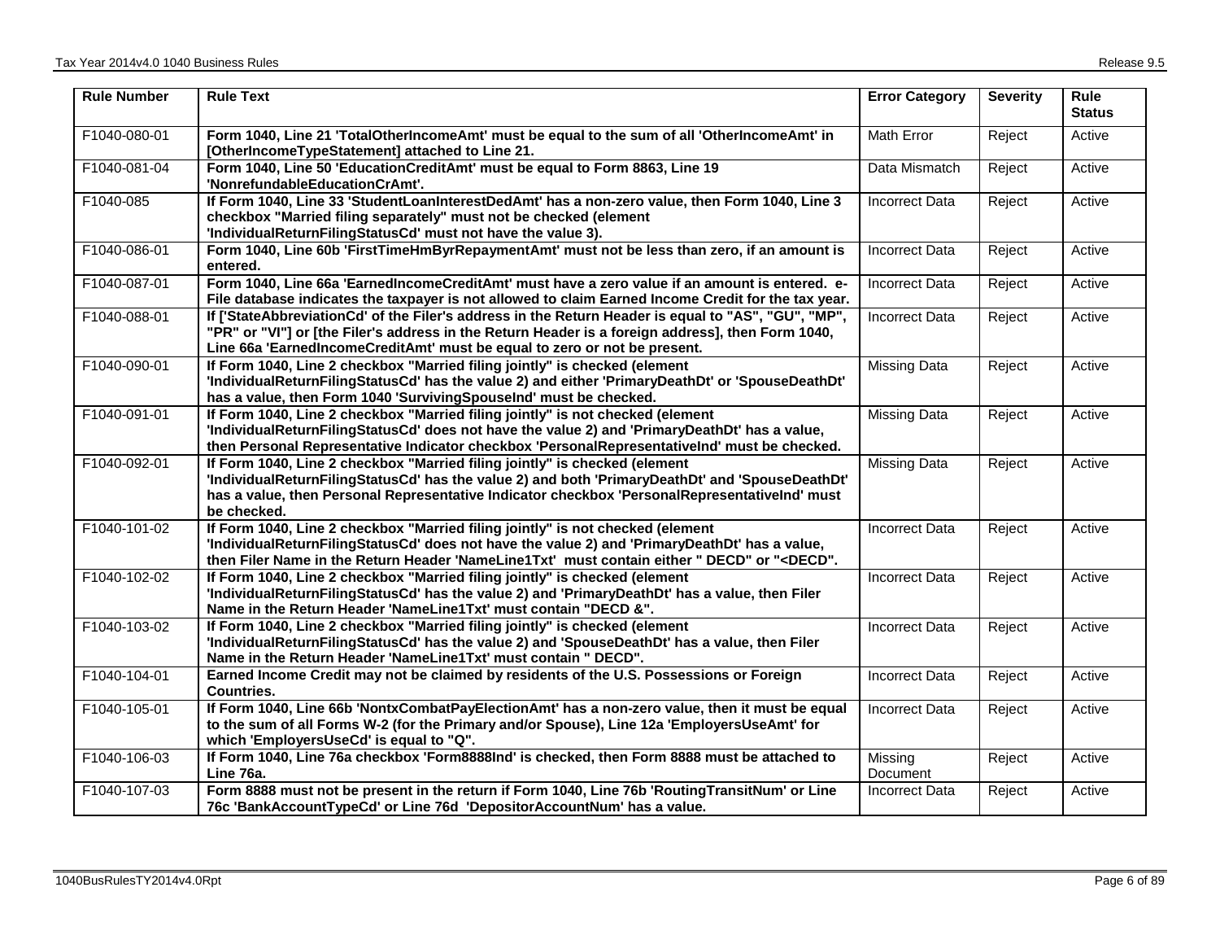| Rule Number | Rule Text | Error Category | Severity | Rule Status |
|---|---|---|---|---|
| F1040-080-01 | **Form 1040, Line 21 'TotalOtherIncomeAmt' must be equal to the sum of all 'OtherIncomeAmt' in [OtherIncomeTypeStatement] attached to Line 21.** | Math Error | Reject | Active |
| F1040-081-04 | **Form 1040, Line 50 'EducationCreditAmt' must be equal to Form 8863, Line 19 'NonrefundableEducationCrAmt'.** | Data Mismatch | Reject | Active |
| F1040-085 | **If Form 1040, Line 33 'StudentLoanInterestDedAmt' has a non-zero value, then Form 1040, Line 3 checkbox "Married filing separately" must not be checked (element 'IndividualReturnFilingStatusCd' must not have the value 3).** | Incorrect Data | Reject | Active |
| F1040-086-01 | **Form 1040, Line 60b 'FirstTimeHmByrRepaymentAmt' must not be less than zero, if an amount is entered.** | Incorrect Data | Reject | Active |
| F1040-087-01 | **Form 1040, Line 66a 'EarnedIncomeCreditAmt' must have a zero value if an amount is entered. e-File database indicates the taxpayer is not allowed to claim Earned Income Credit for the tax year.** | Incorrect Data | Reject | Active |
| F1040-088-01 | **If ['StateAbbreviationCd' of the Filer's address in the Return Header is equal to "AS", "GU", "MP", "PR" or "VI"] or [the Filer's address in the Return Header is a foreign address], then Form 1040, Line 66a 'EarnedIncomeCreditAmt' must be equal to zero or not be present.** | Incorrect Data | Reject | Active |
| F1040-090-01 | **If Form 1040, Line 2 checkbox "Married filing jointly" is checked (element 'IndividualReturnFilingStatusCd' has the value 2) and either 'PrimaryDeathDt' or 'SpouseDeathDt' has a value, then Form 1040 'SurvivingSpouseInd' must be checked.** | Missing Data | Reject | Active |
| F1040-091-01 | **If Form 1040, Line 2 checkbox "Married filing jointly" is not checked (element 'IndividualReturnFilingStatusCd' does not have the value 2) and 'PrimaryDeathDt' has a value, then Personal Representative Indicator checkbox 'PersonalRepresentativeInd' must be checked.** | Missing Data | Reject | Active |
| F1040-092-01 | **If Form 1040, Line 2 checkbox "Married filing jointly" is checked (element 'IndividualReturnFilingStatusCd' has the value 2) and both 'PrimaryDeathDt' and 'SpouseDeathDt' has a value, then Personal Representative Indicator checkbox 'PersonalRepresentativeInd' must be checked.** | Missing Data | Reject | Active |
| F1040-101-02 | **If Form 1040, Line 2 checkbox "Married filing jointly" is not checked (element 'IndividualReturnFilingStatusCd' does not have the value 2) and 'PrimaryDeathDt' has a value, then Filer Name in the Return Header 'NameLine1Txt' must contain either " DECD" or "<DECD".** | Incorrect Data | Reject | Active |
| F1040-102-02 | **If Form 1040, Line 2 checkbox "Married filing jointly" is checked (element 'IndividualReturnFilingStatusCd' has the value 2) and 'PrimaryDeathDt' has a value, then Filer Name in the Return Header 'NameLine1Txt' must contain "DECD &".** | Incorrect Data | Reject | Active |
| F1040-103-02 | **If Form 1040, Line 2 checkbox "Married filing jointly" is checked (element 'IndividualReturnFilingStatusCd' has the value 2) and 'SpouseDeathDt' has a value, then Filer Name in the Return Header 'NameLine1Txt' must contain " DECD".** | Incorrect Data | Reject | Active |
| F1040-104-01 | **Earned Income Credit may not be claimed by residents of the U.S. Possessions or Foreign Countries.** | Incorrect Data | Reject | Active |
| F1040-105-01 | **If Form 1040, Line 66b 'NontxCombatPayElectionAmt' has a non-zero value, then it must be equal to the sum of all Forms W-2 (for the Primary and/or Spouse), Line 12a 'EmployersUseAmt' for which 'EmployersUseCd' is equal to "Q".** | Incorrect Data | Reject | Active |
| F1040-106-03 | **If Form 1040, Line 76a checkbox 'Form8888Ind' is checked, then Form 8888 must be attached to Line 76a.** | Missing Document | Reject | Active |
| F1040-107-03 | **Form 8888 must not be present in the return if Form 1040, Line 76b 'RoutingTransitNum' or Line 76c 'BankAccountTypeCd' or Line 76d 'DepositorAccountNum' has a value.** | Incorrect Data | Reject | Active |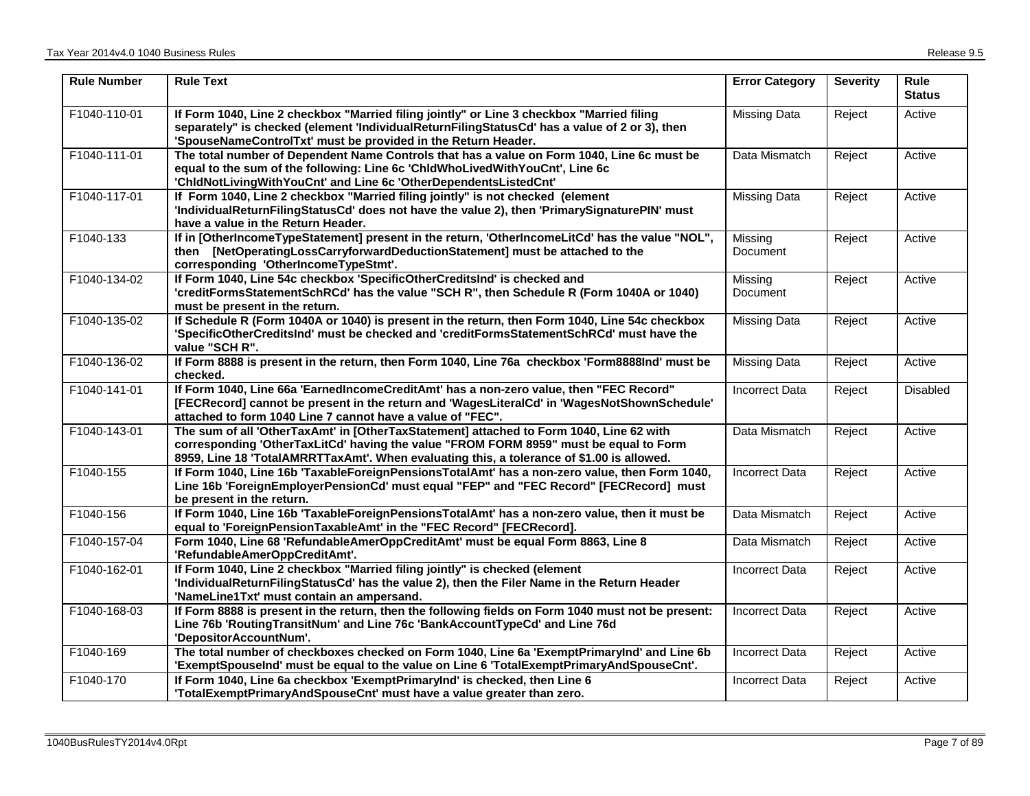| Rule Number | Rule Text | Error Category | Severity | Rule Status |
|---|---|---|---|---|
| F1040-110-01 | **If Form 1040, Line 2 checkbox "Married filing jointly" or Line 3 checkbox "Married filing separately" is checked (element 'IndividualReturnFilingStatusCd' has a value of 2 or 3), then 'SpouseNameControlTxt' must be provided in the Return Header.** | Missing Data | Reject | Active |
| F1040-111-01 | **The total number of Dependent Name Controls that has a value on Form 1040, Line 6c must be equal to the sum of the following: Line 6c 'ChldWhoLivedWithYouCnt', Line 6c 'ChldNotLivingWithYouCnt' and Line 6c 'OtherDependentsListedCnt'** | Data Mismatch | Reject | Active |
| F1040-117-01 | **If Form 1040, Line 2 checkbox "Married filing jointly" is not checked (element 'IndividualReturnFilingStatusCd' does not have the value 2), then 'PrimarySignaturePIN' must have a value in the Return Header.** | Missing Data | Reject | Active |
| F1040-133 | **If in [OtherIncomeTypeStatement] present in the return, 'OtherIncomeLitCd' has the value "NOL", then [NetOperatingLossCarryforwardDeductionStatement] must be attached to the corresponding 'OtherIncomeTypeStmt'.** | Missing Document | Reject | Active |
| F1040-134-02 | **If Form 1040, Line 54c checkbox 'SpecificOtherCreditsInd' is checked and 'creditFormsStatementSchRCd' has the value "SCH R", then Schedule R (Form 1040A or 1040) must be present in the return.** | Missing Document | Reject | Active |
| F1040-135-02 | **If Schedule R (Form 1040A or 1040) is present in the return, then Form 1040, Line 54c checkbox 'SpecificOtherCreditsInd' must be checked and 'creditFormsStatementSchRCd' must have the value "SCH R".** | Missing Data | Reject | Active |
| F1040-136-02 | **If Form 8888 is present in the return, then Form 1040, Line 76a checkbox 'Form8888Ind' must be checked.** | Missing Data | Reject | Active |
| F1040-141-01 | **If Form 1040, Line 66a 'EarnedIncomeCreditAmt' has a non-zero value, then "FEC Record" [FECRecord] cannot be present in the return and 'WagesLiteralCd' in 'WagesNotShownSchedule' attached to form 1040 Line 7 cannot have a value of "FEC".** | Incorrect Data | Reject | Disabled |
| F1040-143-01 | **The sum of all 'OtherTaxAmt' in [OtherTaxStatement] attached to Form 1040, Line 62 with corresponding 'OtherTaxLitCd' having the value "FROM FORM 8959" must be equal to Form 8959, Line 18 'TotalAMRRTTaxAmt'. When evaluating this, a tolerance of $1.00 is allowed.** | Data Mismatch | Reject | Active |
| F1040-155 | **If Form 1040, Line 16b 'TaxableForeignPensionsTotalAmt' has a non-zero value, then Form 1040, Line 16b 'ForeignEmployerPensionCd' must equal "FEP" and "FEC Record" [FECRecord] must be present in the return.** | Incorrect Data | Reject | Active |
| F1040-156 | **If Form 1040, Line 16b 'TaxableForeignPensionsTotalAmt' has a non-zero value, then it must be equal to 'ForeignPensionTaxableAmt' in the "FEC Record" [FECRecord].** | Data Mismatch | Reject | Active |
| F1040-157-04 | **Form 1040, Line 68 'RefundableAmerOppCreditAmt' must be equal Form 8863, Line 8 'RefundableAmerOppCreditAmt'.** | Data Mismatch | Reject | Active |
| F1040-162-01 | **If Form 1040, Line 2 checkbox "Married filing jointly" is checked (element 'IndividualReturnFilingStatusCd' has the value 2), then the Filer Name in the Return Header 'NameLine1Txt' must contain an ampersand.** | Incorrect Data | Reject | Active |
| F1040-168-03 | **If Form 8888 is present in the return, then the following fields on Form 1040 must not be present: Line 76b 'RoutingTransitNum' and Line 76c 'BankAccountTypeCd' and Line 76d 'DepositorAccountNum'.** | Incorrect Data | Reject | Active |
| F1040-169 | **The total number of checkboxes checked on Form 1040, Line 6a 'ExemptPrimaryInd' and Line 6b 'ExemptSpouseInd' must be equal to the value on Line 6 'TotalExemptPrimaryAndSpouseCnt'.** | Incorrect Data | Reject | Active |
| F1040-170 | **If Form 1040, Line 6a checkbox 'ExemptPrimaryInd' is checked, then Line 6 'TotalExemptPrimaryAndSpouseCnt' must have a value greater than zero.** | Incorrect Data | Reject | Active |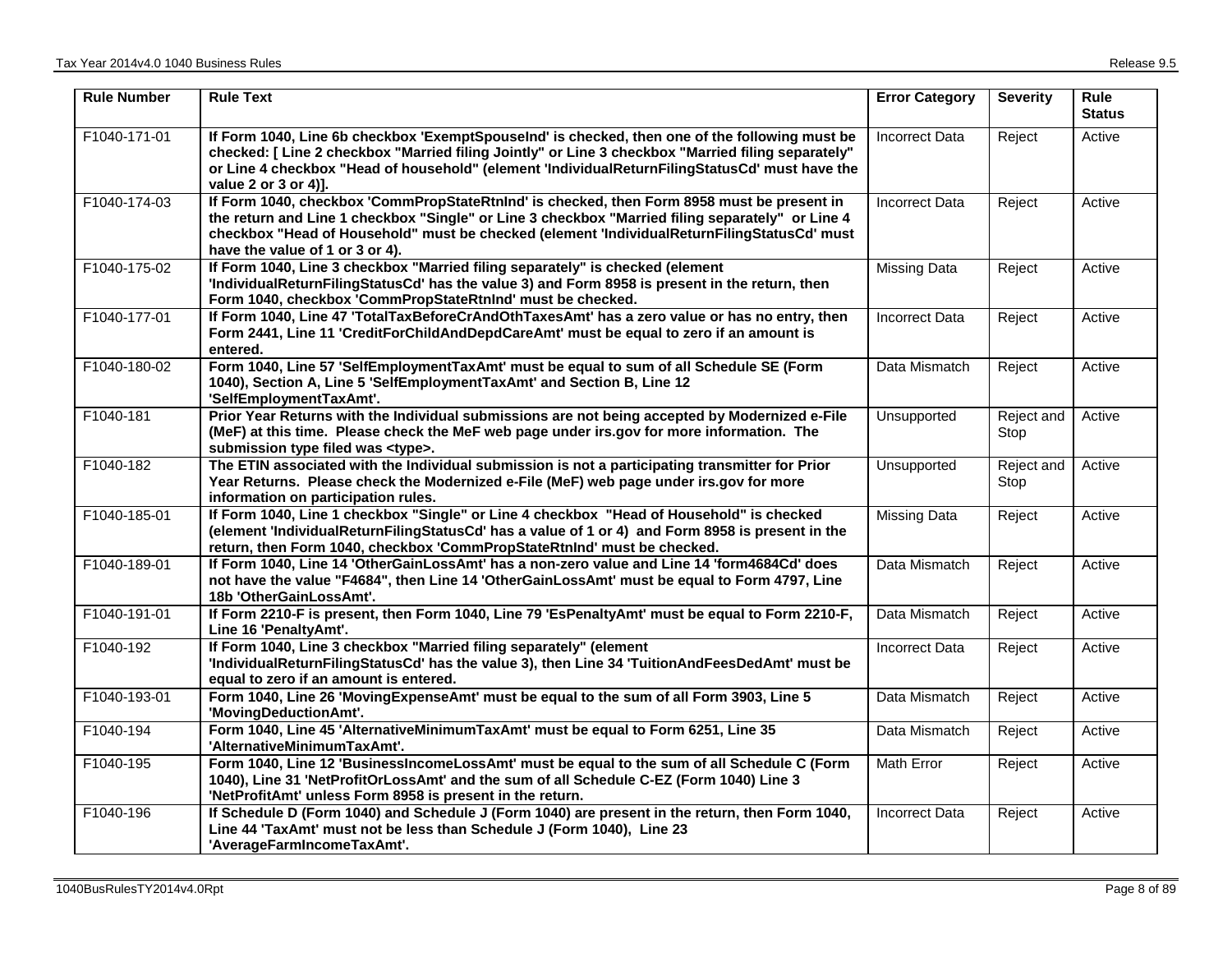| Rule Number | Rule Text | Error Category | Severity | Rule Status |
|---|---|---|---|---|
| F1040-171-01 | **If Form 1040, Line 6b checkbox 'ExemptSpouseInd' is checked, then one of the following must be checked: [ Line 2 checkbox "Married filing Jointly" or Line 3 checkbox "Married filing separately" or Line 4 checkbox "Head of household" (element 'IndividualReturnFilingStatusCd' must have the value 2 or 3 or 4)].** | Incorrect Data | Reject | Active |
| F1040-174-03 | **If Form 1040, checkbox 'CommPropStateRtnInd' is checked, then Form 8958 must be present in the return and Line 1 checkbox "Single" or Line 3 checkbox "Married filing separately" or Line 4 checkbox "Head of Household" must be checked (element 'IndividualReturnFilingStatusCd' must have the value of 1 or 3 or 4).** | Incorrect Data | Reject | Active |
| F1040-175-02 | **If Form 1040, Line 3 checkbox "Married filing separately" is checked (element 'IndividualReturnFilingStatusCd' has the value 3) and Form 8958 is present in the return, then Form 1040, checkbox 'CommPropStateRtnInd' must be checked.** | Missing Data | Reject | Active |
| F1040-177-01 | **If Form 1040, Line 47 'TotalTaxBeforeCrAndOthTaxesAmt' has a zero value or has no entry, then Form 2441, Line 11 'CreditForChildAndDepdCareAmt' must be equal to zero if an amount is entered.** | Incorrect Data | Reject | Active |
| F1040-180-02 | **Form 1040, Line 57 'SelfEmploymentTaxAmt' must be equal to sum of all Schedule SE (Form 1040), Section A, Line 5 'SelfEmploymentTaxAmt' and Section B, Line 12 'SelfEmploymentTaxAmt'.** | Data Mismatch | Reject | Active |
| F1040-181 | **Prior Year Returns with the Individual submissions are not being accepted by Modernized e-File (MeF) at this time. Please check the MeF web page under irs.gov for more information. The submission type filed was <type>.** | Unsupported | Reject and Stop | Active |
| F1040-182 | **The ETIN associated with the Individual submission is not a participating transmitter for Prior Year Returns. Please check the Modernized e-File (MeF) web page under irs.gov for more information on participation rules.** | Unsupported | Reject and Stop | Active |
| F1040-185-01 | **If Form 1040, Line 1 checkbox "Single" or Line 4 checkbox "Head of Household" is checked (element 'IndividualReturnFilingStatusCd' has a value of 1 or 4) and Form 8958 is present in the return, then Form 1040, checkbox 'CommPropStateRtnInd' must be checked.** | Missing Data | Reject | Active |
| F1040-189-01 | **If Form 1040, Line 14 'OtherGainLossAmt' has a non-zero value and Line 14 'form4684Cd' does not have the value "F4684", then Line 14 'OtherGainLossAmt' must be equal to Form 4797, Line 18b 'OtherGainLossAmt'.** | Data Mismatch | Reject | Active |
| F1040-191-01 | **If Form 2210-F is present, then Form 1040, Line 79 'EsPenaltyAmt' must be equal to Form 2210-F, Line 16 'PenaltyAmt'.** | Data Mismatch | Reject | Active |
| F1040-192 | **If Form 1040, Line 3 checkbox "Married filing separately" (element 'IndividualReturnFilingStatusCd' has the value 3), then Line 34 'TuitionAndFeesDedAmt' must be equal to zero if an amount is entered.** | Incorrect Data | Reject | Active |
| F1040-193-01 | **Form 1040, Line 26 'MovingExpenseAmt' must be equal to the sum of all Form 3903, Line 5 'MovingDeductionAmt'.** | Data Mismatch | Reject | Active |
| F1040-194 | **Form 1040, Line 45 'AlternativeMinimumTaxAmt' must be equal to Form 6251, Line 35 'AlternativeMinimumTaxAmt'.** | Data Mismatch | Reject | Active |
| F1040-195 | **Form 1040, Line 12 'BusinessIncomeLossAmt' must be equal to the sum of all Schedule C (Form 1040), Line 31 'NetProfitOrLossAmt' and the sum of all Schedule C-EZ (Form 1040) Line 3 'NetProfitAmt' unless Form 8958 is present in the return.** | Math Error | Reject | Active |
| F1040-196 | **If Schedule D (Form 1040) and Schedule J (Form 1040) are present in the return, then Form 1040, Line 44 'TaxAmt' must not be less than Schedule J (Form 1040), Line 23 'AverageFarmIncomeTaxAmt'.** | Incorrect Data | Reject | Active |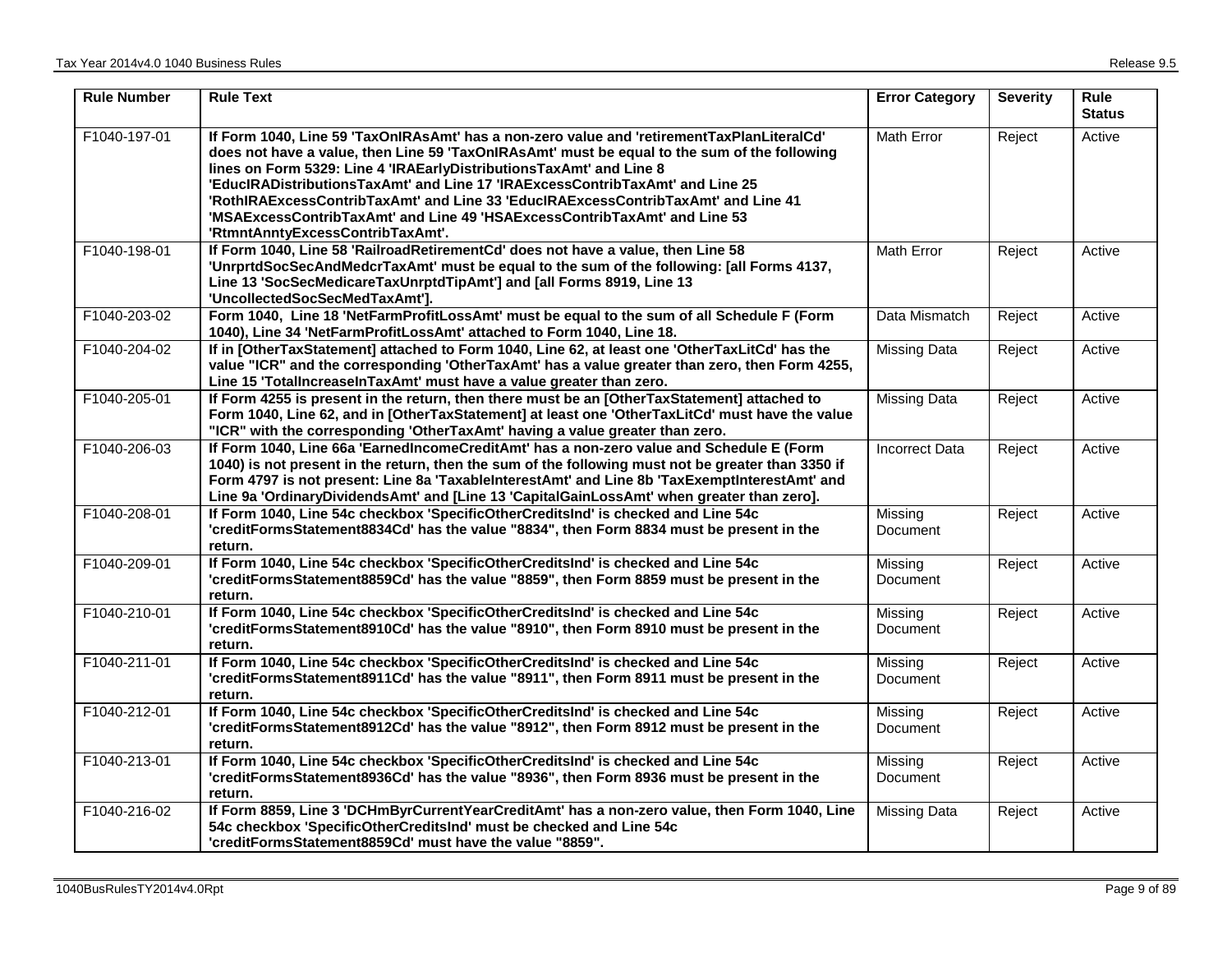| Rule Number | Rule Text | Error Category | Severity | Rule Status |
|---|---|---|---|---|
| F1040-197-01 | **If Form 1040, Line 59 'TaxOnIRAsAmt' has a non-zero value and 'retirementTaxPlanLiteralCd' does not have a value, then Line 59 'TaxOnIRAsAmt' must be equal to the sum of the following lines on Form 5329: Line 4 'IRAEarlyDistributionsTaxAmt' and Line 8 'EducIRADistributionsTaxAmt' and Line 17 'IRAExcessContribTaxAmt' and Line 25 'RothIRAExcessContribTaxAmt' and Line 33 'EducIRAExcessContribTaxAmt' and Line 41 'MSAExcessContribTaxAmt' and Line 49 'HSAExcessContribTaxAmt' and Line 53 'RtmntAnntyExcessContribTaxAmt'.** | Math Error | Reject | Active |
| F1040-198-01 | **If Form 1040, Line 58 'RailroadRetirementCd' does not have a value, then Line 58 'UnrprtdSocSecAndMedcrTaxAmt' must be equal to the sum of the following: [all Forms 4137, Line 13 'SocSecMedicareTaxUnrptdTipAmt'] and [all Forms 8919, Line 13 'UncollectedSocSecMedTaxAmt'].** | Math Error | Reject | Active |
| F1040-203-02 | **Form 1040, Line 18 'NetFarmProfitLossAmt' must be equal to the sum of all Schedule F (Form 1040), Line 34 'NetFarmProfitLossAmt' attached to Form 1040, Line 18.** | Data Mismatch | Reject | Active |
| F1040-204-02 | **If in [OtherTaxStatement] attached to Form 1040, Line 62, at least one 'OtherTaxLitCd' has the value "ICR" and the corresponding 'OtherTaxAmt' has a value greater than zero, then Form 4255, Line 15 'TotalIncreaseInTaxAmt' must have a value greater than zero.** | Missing Data | Reject | Active |
| F1040-205-01 | **If Form 4255 is present in the return, then there must be an [OtherTaxStatement] attached to Form 1040, Line 62, and in [OtherTaxStatement] at least one 'OtherTaxLitCd' must have the value "ICR" with the corresponding 'OtherTaxAmt' having a value greater than zero.** | Missing Data | Reject | Active |
| F1040-206-03 | **If Form 1040, Line 66a 'EarnedIncomeCreditAmt' has a non-zero value and Schedule E (Form 1040) is not present in the return, then the sum of the following must not be greater than 3350 if Form 4797 is not present: Line 8a 'TaxableInterestAmt' and Line 8b 'TaxExemptInterestAmt' and Line 9a 'OrdinaryDividendsAmt' and [Line 13 'CapitalGainLossAmt' when greater than zero].** | Incorrect Data | Reject | Active |
| F1040-208-01 | **If Form 1040, Line 54c checkbox 'SpecificOtherCreditsInd' is checked and Line 54c 'creditFormsStatement8834Cd' has the value "8834", then Form 8834 must be present in the return.** | Missing Document | Reject | Active |
| F1040-209-01 | **If Form 1040, Line 54c checkbox 'SpecificOtherCreditsInd' is checked and Line 54c 'creditFormsStatement8859Cd' has the value "8859", then Form 8859 must be present in the return.** | Missing Document | Reject | Active |
| F1040-210-01 | **If Form 1040, Line 54c checkbox 'SpecificOtherCreditsInd' is checked and Line 54c 'creditFormsStatement8910Cd' has the value "8910", then Form 8910 must be present in the return.** | Missing Document | Reject | Active |
| F1040-211-01 | **If Form 1040, Line 54c checkbox 'SpecificOtherCreditsInd' is checked and Line 54c 'creditFormsStatement8911Cd' has the value "8911", then Form 8911 must be present in the return.** | Missing Document | Reject | Active |
| F1040-212-01 | **If Form 1040, Line 54c checkbox 'SpecificOtherCreditsInd' is checked and Line 54c 'creditFormsStatement8912Cd' has the value "8912", then Form 8912 must be present in the return.** | Missing Document | Reject | Active |
| F1040-213-01 | **If Form 1040, Line 54c checkbox 'SpecificOtherCreditsInd' is checked and Line 54c 'creditFormsStatement8936Cd' has the value "8936", then Form 8936 must be present in the return.** | Missing Document | Reject | Active |
| F1040-216-02 | **If Form 8859, Line 3 'DCHmByrCurrentYearCreditAmt' has a non-zero value, then Form 1040, Line 54c checkbox 'SpecificOtherCreditsInd' must be checked and Line 54c 'creditFormsStatement8859Cd' must have the value "8859".** | Missing Data | Reject | Active |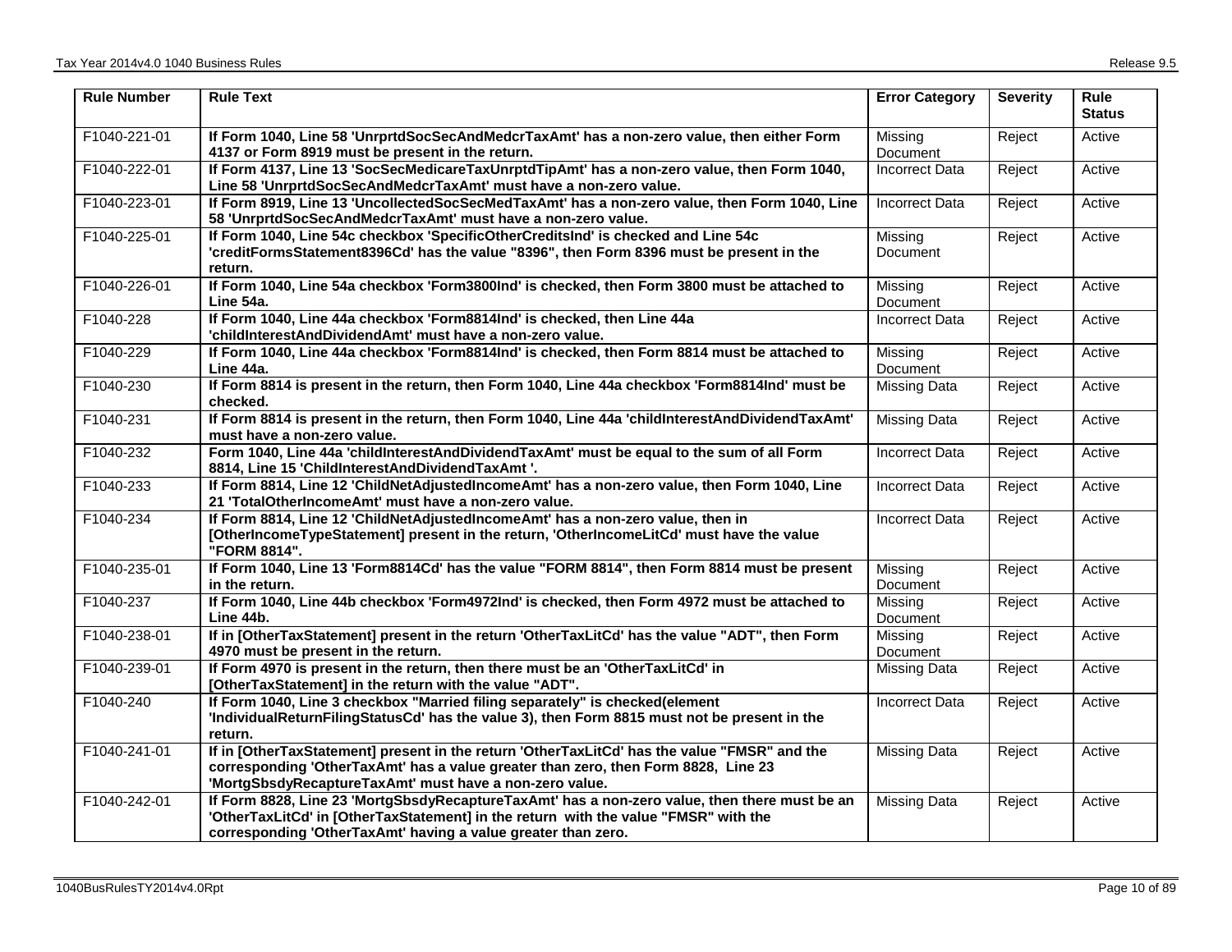| Rule Number | Rule Text | Error Category | Severity | Rule Status |
|---|---|---|---|---|
| F1040-221-01 | **If Form 1040, Line 58 'UnrprtdSocSecAndMedcrTaxAmt' has a non-zero value, then either Form 4137 or Form 8919 must be present in the return.** | Missing Document | Reject | Active |
| F1040-222-01 | **If Form 4137, Line 13 'SocSecMedicareTaxUnrptdTipAmt' has a non-zero value, then Form 1040, Line 58 'UnrprtdSocSecAndMedcrTaxAmt' must have a non-zero value.** | Incorrect Data | Reject | Active |
| F1040-223-01 | **If Form 8919, Line 13 'UncollectedSocSecMedTaxAmt' has a non-zero value, then Form 1040, Line 58 'UnrprtdSocSecAndMedcrTaxAmt' must have a non-zero value.** | Incorrect Data | Reject | Active |
| F1040-225-01 | **If Form 1040, Line 54c checkbox 'SpecificOtherCreditsInd' is checked and Line 54c 'creditFormsStatement8396Cd' has the value "8396", then Form 8396 must be present in the return.** | Missing Document | Reject | Active |
| F1040-226-01 | **If Form 1040, Line 54a checkbox 'Form3800Ind' is checked, then Form 3800 must be attached to Line 54a.** | Missing Document | Reject | Active |
| F1040-228 | **If Form 1040, Line 44a checkbox 'Form8814Ind' is checked, then Line 44a 'childInterestAndDividendAmt' must have a non-zero value.** | Incorrect Data | Reject | Active |
| F1040-229 | **If Form 1040, Line 44a checkbox 'Form8814Ind' is checked, then Form 8814 must be attached to Line 44a.** | Missing Document | Reject | Active |
| F1040-230 | **If Form 8814 is present in the return, then Form 1040, Line 44a checkbox 'Form8814Ind' must be checked.** | Missing Data | Reject | Active |
| F1040-231 | **If Form 8814 is present in the return, then Form 1040, Line 44a 'childInterestAndDividendTaxAmt' must have a non-zero value.** | Missing Data | Reject | Active |
| F1040-232 | **Form 1040, Line 44a 'childInterestAndDividendTaxAmt' must be equal to the sum of all Form 8814, Line 15 'ChildInterestAndDividendTaxAmt '.** | Incorrect Data | Reject | Active |
| F1040-233 | **If Form 8814, Line 12 'ChildNetAdjustedIncomeAmt' has a non-zero value, then Form 1040, Line 21 'TotalOtherIncomeAmt' must have a non-zero value.** | Incorrect Data | Reject | Active |
| F1040-234 | **If Form 8814, Line 12 'ChildNetAdjustedIncomeAmt' has a non-zero value, then in [OtherIncomeTypeStatement] present in the return, 'OtherIncomeLitCd' must have the value "FORM 8814".** | Incorrect Data | Reject | Active |
| F1040-235-01 | **If Form 1040, Line 13 'Form8814Cd' has the value "FORM 8814", then Form 8814 must be present in the return.** | Missing Document | Reject | Active |
| F1040-237 | **If Form 1040, Line 44b checkbox 'Form4972Ind' is checked, then Form 4972 must be attached to Line 44b.** | Missing Document | Reject | Active |
| F1040-238-01 | **If in [OtherTaxStatement] present in the return 'OtherTaxLitCd' has the value "ADT", then Form 4970 must be present in the return.** | Missing Document | Reject | Active |
| F1040-239-01 | **If Form 4970 is present in the return, then there must be an 'OtherTaxLitCd' in [OtherTaxStatement] in the return with the value "ADT".** | Missing Data | Reject | Active |
| F1040-240 | **If Form 1040, Line 3 checkbox "Married filing separately" is checked(element 'IndividualReturnFilingStatusCd' has the value 3), then Form 8815 must not be present in the return.** | Incorrect Data | Reject | Active |
| F1040-241-01 | **If in [OtherTaxStatement] present in the return 'OtherTaxLitCd' has the value "FMSR" and the corresponding 'OtherTaxAmt' has a value greater than zero, then Form 8828, Line 23 'MortgSbsdyRecaptureTaxAmt' must have a non-zero value.** | Missing Data | Reject | Active |
| F1040-242-01 | **If Form 8828, Line 23 'MortgSbsdyRecaptureTaxAmt' has a non-zero value, then there must be an 'OtherTaxLitCd' in [OtherTaxStatement] in the return with the value "FMSR" with the corresponding 'OtherTaxAmt' having a value greater than zero.** | Missing Data | Reject | Active |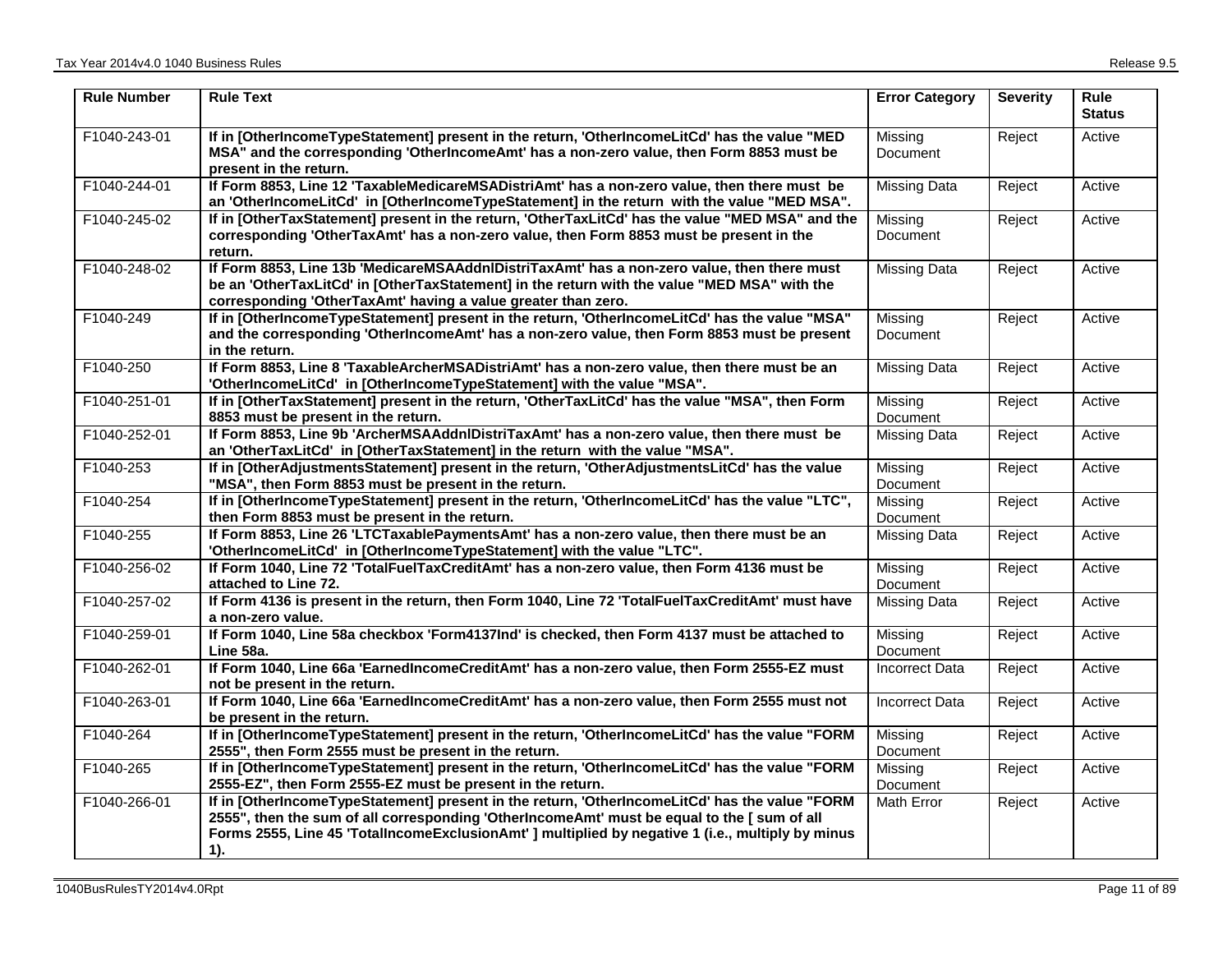| Rule Number | Rule Text | Error Category | Severity | Rule Status |
|---|---|---|---|---|
| F1040-243-01 | **If in [OtherIncomeTypeStatement] present in the return, 'OtherIncomeLitCd' has the value "MED MSA" and the corresponding 'OtherIncomeAmt' has a non-zero value, then Form 8853 must be present in the return.** | Missing Document | Reject | Active |
| F1040-244-01 | **If Form 8853, Line 12 'TaxableMedicareMSADistriAmt' has a non-zero value, then there must be an 'OtherIncomeLitCd' in [OtherIncomeTypeStatement] in the return with the value "MED MSA".** | Missing Data | Reject | Active |
| F1040-245-02 | **If in [OtherTaxStatement] present in the return, 'OtherTaxLitCd' has the value "MED MSA" and the corresponding 'OtherTaxAmt' has a non-zero value, then Form 8853 must be present in the return.** | Missing Document | Reject | Active |
| F1040-248-02 | **If Form 8853, Line 13b 'MedicareMSAAddnlDistriTaxAmt' has a non-zero value, then there must be an 'OtherTaxLitCd' in [OtherTaxStatement] in the return with the value "MED MSA" with the corresponding 'OtherTaxAmt' having a value greater than zero.** | Missing Data | Reject | Active |
| F1040-249 | **If in [OtherIncomeTypeStatement] present in the return, 'OtherIncomeLitCd' has the value "MSA" and the corresponding 'OtherIncomeAmt' has a non-zero value, then Form 8853 must be present in the return.** | Missing Document | Reject | Active |
| F1040-250 | **If Form 8853, Line 8 'TaxableArcherMSADistriAmt' has a non-zero value, then there must be an 'OtherIncomeLitCd' in [OtherIncomeTypeStatement] with the value "MSA".** | Missing Data | Reject | Active |
| F1040-251-01 | **If in [OtherTaxStatement] present in the return, 'OtherTaxLitCd' has the value "MSA", then Form 8853 must be present in the return.** | Missing Document | Reject | Active |
| F1040-252-01 | **If Form 8853, Line 9b 'ArcherMSAAddnlDistriTaxAmt' has a non-zero value, then there must be an 'OtherTaxLitCd' in [OtherTaxStatement] in the return with the value "MSA".** | Missing Data | Reject | Active |
| F1040-253 | **If in [OtherAdjustmentsStatement] present in the return, 'OtherAdjustmentsLitCd' has the value "MSA", then Form 8853 must be present in the return.** | Missing Document | Reject | Active |
| F1040-254 | **If in [OtherIncomeTypeStatement] present in the return, 'OtherIncomeLitCd' has the value "LTC", then Form 8853 must be present in the return.** | Missing Document | Reject | Active |
| F1040-255 | **If Form 8853, Line 26 'LTCTaxablePaymentsAmt' has a non-zero value, then there must be an 'OtherIncomeLitCd' in [OtherIncomeTypeStatement] with the value "LTC".** | Missing Data | Reject | Active |
| F1040-256-02 | **If Form 1040, Line 72 'TotalFuelTaxCreditAmt' has a non-zero value, then Form 4136 must be attached to Line 72.** | Missing Document | Reject | Active |
| F1040-257-02 | **If Form 4136 is present in the return, then Form 1040, Line 72 'TotalFuelTaxCreditAmt' must have a non-zero value.** | Missing Data | Reject | Active |
| F1040-259-01 | **If Form 1040, Line 58a checkbox 'Form4137Ind' is checked, then Form 4137 must be attached to Line 58a.** | Missing Document | Reject | Active |
| F1040-262-01 | **If Form 1040, Line 66a 'EarnedIncomeCreditAmt' has a non-zero value, then Form 2555-EZ must not be present in the return.** | Incorrect Data | Reject | Active |
| F1040-263-01 | **If Form 1040, Line 66a 'EarnedIncomeCreditAmt' has a non-zero value, then Form 2555 must not be present in the return.** | Incorrect Data | Reject | Active |
| F1040-264 | **If in [OtherIncomeTypeStatement] present in the return, 'OtherIncomeLitCd' has the value "FORM 2555", then Form 2555 must be present in the return.** | Missing Document | Reject | Active |
| F1040-265 | **If in [OtherIncomeTypeStatement] present in the return, 'OtherIncomeLitCd' has the value "FORM 2555-EZ", then Form 2555-EZ must be present in the return.** | Missing Document | Reject | Active |
| F1040-266-01 | **If in [OtherIncomeTypeStatement] present in the return, 'OtherIncomeLitCd' has the value "FORM 2555", then the sum of all corresponding 'OtherIncomeAmt' must be equal to the [ sum of all Forms 2555, Line 45 'TotalIncomeExclusionAmt' ] multiplied by negative 1 (i.e., multiply by minus 1).** | Math Error | Reject | Active |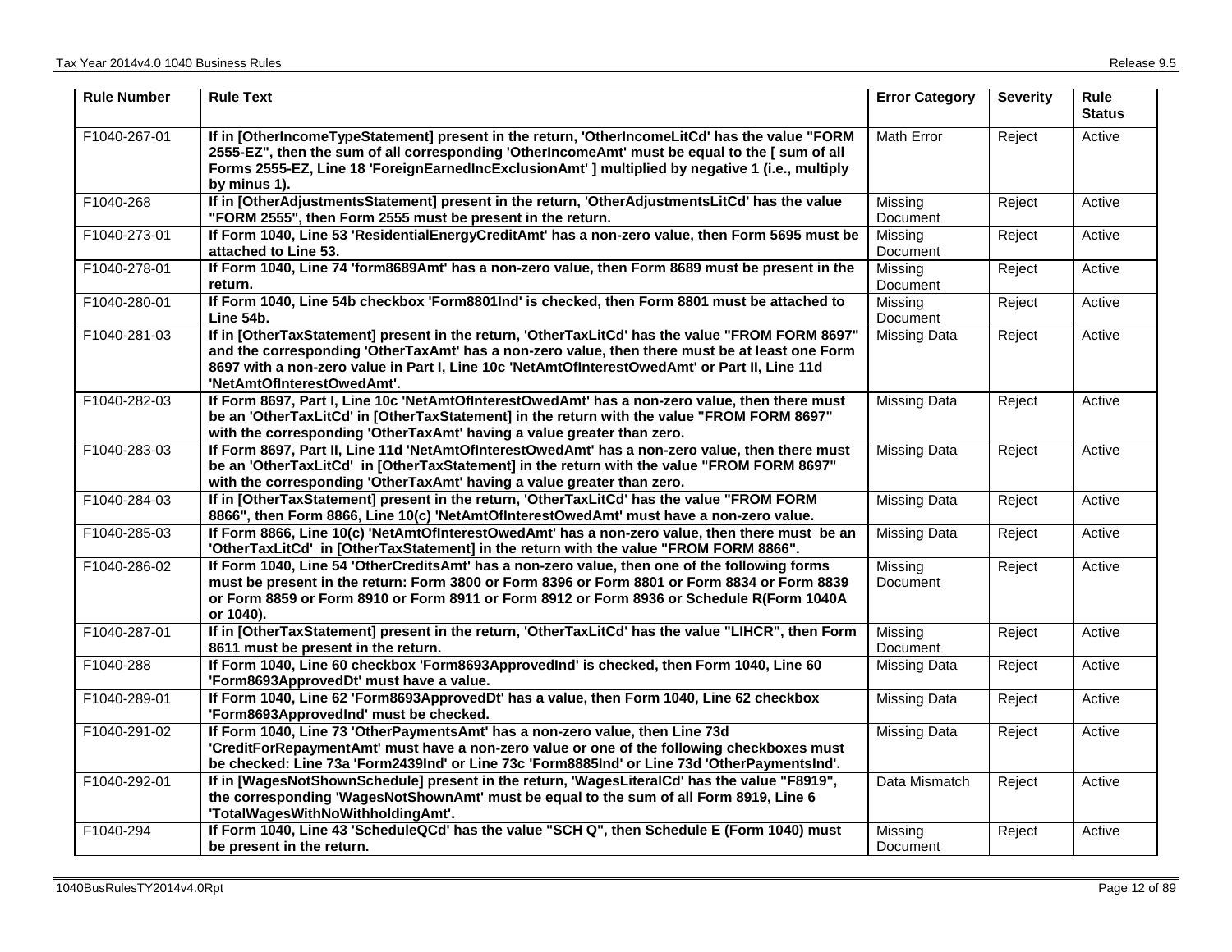| Rule Number | Rule Text | Error Category | Severity | Rule Status |
|---|---|---|---|---|
| F1040-267-01 | **If in [OtherIncomeTypeStatement] present in the return, 'OtherIncomeLitCd' has the value "FORM 2555-EZ", then the sum of all corresponding 'OtherIncomeAmt' must be equal to the [ sum of all Forms 2555-EZ, Line 18 'ForeignEarnedIncExclusionAmt' ] multiplied by negative 1 (i.e., multiply by minus 1).** | Math Error | Reject | Active |
| F1040-268 | **If in [OtherAdjustmentsStatement] present in the return, 'OtherAdjustmentsLitCd' has the value "FORM 2555", then Form 2555 must be present in the return.** | Missing Document | Reject | Active |
| F1040-273-01 | **If Form 1040, Line 53 'ResidentialEnergyCreditAmt' has a non-zero value, then Form 5695 must be attached to Line 53.** | Missing Document | Reject | Active |
| F1040-278-01 | **If Form 1040, Line 74 'form8689Amt' has a non-zero value, then Form 8689 must be present in the return.** | Missing Document | Reject | Active |
| F1040-280-01 | **If Form 1040, Line 54b checkbox 'Form8801Ind' is checked, then Form 8801 must be attached to Line 54b.** | Missing Document | Reject | Active |
| F1040-281-03 | **If in [OtherTaxStatement] present in the return, 'OtherTaxLitCd' has the value "FROM FORM 8697" and the corresponding 'OtherTaxAmt' has a non-zero value, then there must be at least one Form 8697 with a non-zero value in Part I, Line 10c 'NetAmtOfInterestOwedAmt' or Part II, Line 11d 'NetAmtOfInterestOwedAmt'.** | Missing Data | Reject | Active |
| F1040-282-03 | **If Form 8697, Part I, Line 10c 'NetAmtOfInterestOwedAmt' has a non-zero value, then there must be an 'OtherTaxLitCd' in [OtherTaxStatement] in the return with the value "FROM FORM 8697" with the corresponding 'OtherTaxAmt' having a value greater than zero.** | Missing Data | Reject | Active |
| F1040-283-03 | **If Form 8697, Part II, Line 11d 'NetAmtOfInterestOwedAmt' has a non-zero value, then there must be an 'OtherTaxLitCd' in [OtherTaxStatement] in the return with the value "FROM FORM 8697" with the corresponding 'OtherTaxAmt' having a value greater than zero.** | Missing Data | Reject | Active |
| F1040-284-03 | **If in [OtherTaxStatement] present in the return, 'OtherTaxLitCd' has the value "FROM FORM 8866", then Form 8866, Line 10(c) 'NetAmtOfInterestOwedAmt' must have a non-zero value.** | Missing Data | Reject | Active |
| F1040-285-03 | **If Form 8866, Line 10(c) 'NetAmtOfInterestOwedAmt' has a non-zero value, then there must be an 'OtherTaxLitCd' in [OtherTaxStatement] in the return with the value "FROM FORM 8866".** | Missing Data | Reject | Active |
| F1040-286-02 | **If Form 1040, Line 54 'OtherCreditsAmt' has a non-zero value, then one of the following forms must be present in the return: Form 3800 or Form 8396 or Form 8801 or Form 8834 or Form 8839 or Form 8859 or Form 8910 or Form 8911 or Form 8912 or Form 8936 or Schedule R(Form 1040A or 1040).** | Missing Document | Reject | Active |
| F1040-287-01 | **If in [OtherTaxStatement] present in the return, 'OtherTaxLitCd' has the value "LIHCR", then Form 8611 must be present in the return.** | Missing Document | Reject | Active |
| F1040-288 | **If Form 1040, Line 60 checkbox 'Form8693ApprovedInd' is checked, then Form 1040, Line 60 'Form8693ApprovedDt' must have a value.** | Missing Data | Reject | Active |
| F1040-289-01 | **If Form 1040, Line 62 'Form8693ApprovedDt' has a value, then Form 1040, Line 62 checkbox 'Form8693ApprovedInd' must be checked.** | Missing Data | Reject | Active |
| F1040-291-02 | **If Form 1040, Line 73 'OtherPaymentsAmt' has a non-zero value, then Line 73d 'CreditForRepaymentAmt' must have a non-zero value or one of the following checkboxes must be checked: Line 73a 'Form2439Ind' or Line 73c 'Form8885Ind' or Line 73d 'OtherPaymentsInd'.** | Missing Data | Reject | Active |
| F1040-292-01 | **If in [WagesNotShownSchedule] present in the return, 'WagesLiteralCd' has the value "F8919", the corresponding 'WagesNotShownAmt' must be equal to the sum of all Form 8919, Line 6 'TotalWagesWithNoWithholdingAmt'.** | Data Mismatch | Reject | Active |
| F1040-294 | **If Form 1040, Line 43 'ScheduleQCd' has the value "SCH Q", then Schedule E (Form 1040) must be present in the return.** | Missing Document | Reject | Active |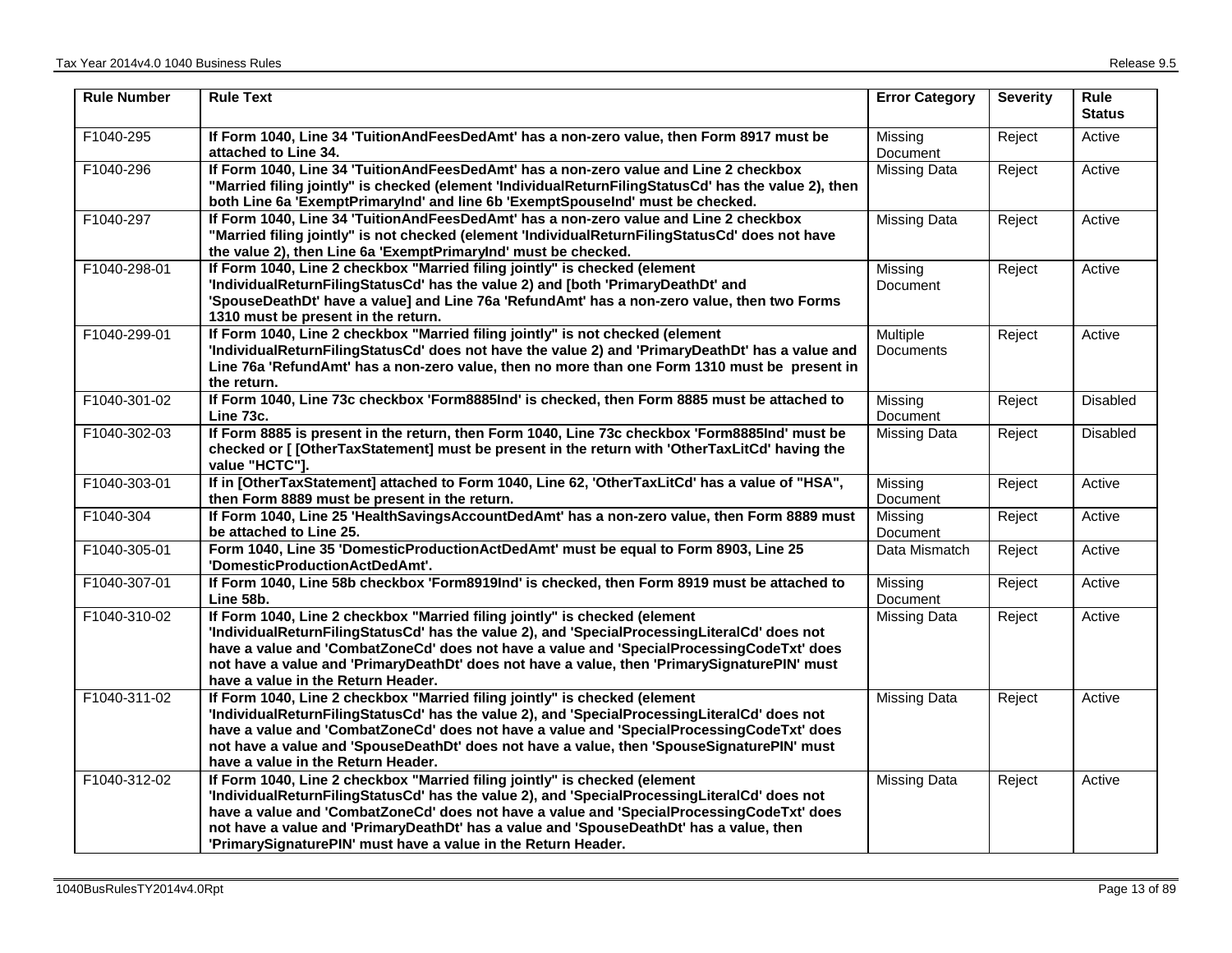| Rule Number | Rule Text | Error Category | Severity | Rule Status |
|---|---|---|---|---|
| F1040-295 | **If Form 1040, Line 34 'TuitionAndFeesDedAmt' has a non-zero value, then Form 8917 must be attached to Line 34.** | Missing Document | Reject | Active |
| F1040-296 | **If Form 1040, Line 34 'TuitionAndFeesDedAmt' has a non-zero value and Line 2 checkbox "Married filing jointly" is checked (element 'IndividualReturnFilingStatusCd' has the value 2), then both Line 6a 'ExemptPrimaryInd' and line 6b 'ExemptSpouseInd' must be checked.** | Missing Data | Reject | Active |
| F1040-297 | **If Form 1040, Line 34 'TuitionAndFeesDedAmt' has a non-zero value and Line 2 checkbox "Married filing jointly" is not checked (element 'IndividualReturnFilingStatusCd' does not have the value 2), then Line 6a 'ExemptPrimaryInd' must be checked.** | Missing Data | Reject | Active |
| F1040-298-01 | **If Form 1040, Line 2 checkbox "Married filing jointly" is checked (element 'IndividualReturnFilingStatusCd' has the value 2) and [both 'PrimaryDeathDt' and 'SpouseDeathDt' have a value] and Line 76a 'RefundAmt' has a non-zero value, then two Forms 1310 must be present in the return.** | Missing Document | Reject | Active |
| F1040-299-01 | **If Form 1040, Line 2 checkbox "Married filing jointly" is not checked (element 'IndividualReturnFilingStatusCd' does not have the value 2) and 'PrimaryDeathDt' has a value and Line 76a 'RefundAmt' has a non-zero value, then no more than one Form 1310 must be present in the return.** | Multiple Documents | Reject | Active |
| F1040-301-02 | **If Form 1040, Line 73c checkbox 'Form8885Ind' is checked, then Form 8885 must be attached to Line 73c.** | Missing Document | Reject | Disabled |
| F1040-302-03 | **If Form 8885 is present in the return, then Form 1040, Line 73c checkbox 'Form8885Ind' must be checked or [ [OtherTaxStatement] must be present in the return with 'OtherTaxLitCd' having the value "HCTC"].** | Missing Data | Reject | Disabled |
| F1040-303-01 | **If in [OtherTaxStatement] attached to Form 1040, Line 62, 'OtherTaxLitCd' has a value of "HSA", then Form 8889 must be present in the return.** | Missing Document | Reject | Active |
| F1040-304 | **If Form 1040, Line 25 'HealthSavingsAccountDedAmt' has a non-zero value, then Form 8889 must be attached to Line 25.** | Missing Document | Reject | Active |
| F1040-305-01 | **Form 1040, Line 35 'DomesticProductionActDedAmt' must be equal to Form 8903, Line 25 'DomesticProductionActDedAmt'.** | Data Mismatch | Reject | Active |
| F1040-307-01 | **If Form 1040, Line 58b checkbox 'Form8919Ind' is checked, then Form 8919 must be attached to Line 58b.** | Missing Document | Reject | Active |
| F1040-310-02 | **If Form 1040, Line 2 checkbox "Married filing jointly" is checked (element 'IndividualReturnFilingStatusCd' has the value 2), and 'SpecialProcessingLiteralCd' does not have a value and 'CombatZoneCd' does not have a value and 'SpecialProcessingCodeTxt' does not have a value and 'PrimaryDeathDt' does not have a value, then 'PrimarySignaturePIN' must have a value in the Return Header.** | Missing Data | Reject | Active |
| F1040-311-02 | **If Form 1040, Line 2 checkbox "Married filing jointly" is checked (element 'IndividualReturnFilingStatusCd' has the value 2), and 'SpecialProcessingLiteralCd' does not have a value and 'CombatZoneCd' does not have a value and 'SpecialProcessingCodeTxt' does not have a value and 'SpouseDeathDt' does not have a value, then 'SpouseSignaturePIN' must have a value in the Return Header.** | Missing Data | Reject | Active |
| F1040-312-02 | **If Form 1040, Line 2 checkbox "Married filing jointly" is checked (element 'IndividualReturnFilingStatusCd' has the value 2), and 'SpecialProcessingLiteralCd' does not have a value and 'CombatZoneCd' does not have a value and 'SpecialProcessingCodeTxt' does not have a value and 'PrimaryDeathDt' has a value and 'SpouseDeathDt' has a value, then 'PrimarySignaturePIN' must have a value in the Return Header.** | Missing Data | Reject | Active |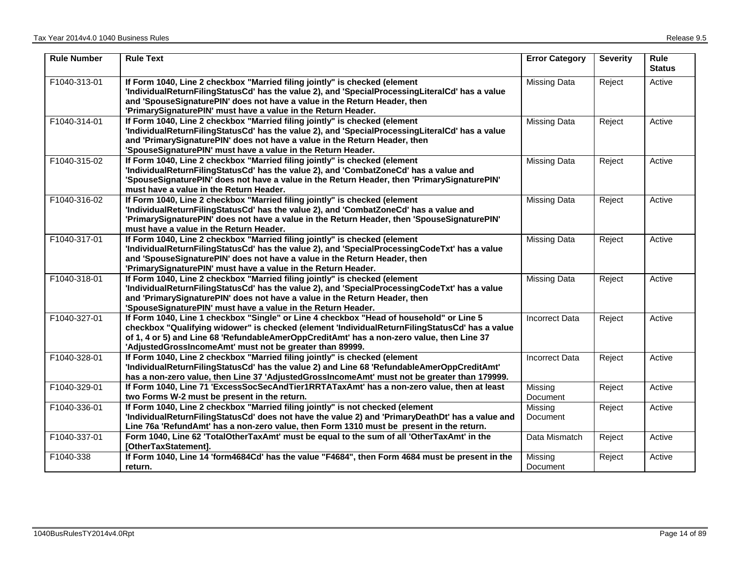| Rule Number | Rule Text | Error Category | Severity | Rule Status |
|---|---|---|---|---|
| F1040-313-01 | **If Form 1040, Line 2 checkbox "Married filing jointly" is checked (element 'IndividualReturnFilingStatusCd' has the value 2), and 'SpecialProcessingLiteralCd' has a value and 'SpouseSignaturePIN' does not have a value in the Return Header, then 'PrimarySignaturePIN' must have a value in the Return Header.** | Missing Data | Reject | Active |
| F1040-314-01 | **If Form 1040, Line 2 checkbox "Married filing jointly" is checked (element 'IndividualReturnFilingStatusCd' has the value 2), and 'SpecialProcessingLiteralCd' has a value and 'PrimarySignaturePIN' does not have a value in the Return Header, then 'SpouseSignaturePIN' must have a value in the Return Header.** | Missing Data | Reject | Active |
| F1040-315-02 | **If Form 1040, Line 2 checkbox "Married filing jointly" is checked (element 'IndividualReturnFilingStatusCd' has the value 2), and 'CombatZoneCd' has a value and 'SpouseSignaturePIN' does not have a value in the Return Header, then 'PrimarySignaturePIN' must have a value in the Return Header.** | Missing Data | Reject | Active |
| F1040-316-02 | **If Form 1040, Line 2 checkbox "Married filing jointly" is checked (element 'IndividualReturnFilingStatusCd' has the value 2), and 'CombatZoneCd' has a value and 'PrimarySignaturePIN' does not have a value in the Return Header, then 'SpouseSignaturePIN' must have a value in the Return Header.** | Missing Data | Reject | Active |
| F1040-317-01 | **If Form 1040, Line 2 checkbox "Married filing jointly" is checked (element 'IndividualReturnFilingStatusCd' has the value 2), and 'SpecialProcessingCodeTxt' has a value and 'SpouseSignaturePIN' does not have a value in the Return Header, then 'PrimarySignaturePIN' must have a value in the Return Header.** | Missing Data | Reject | Active |
| F1040-318-01 | **If Form 1040, Line 2 checkbox "Married filing jointly" is checked (element 'IndividualReturnFilingStatusCd' has the value 2), and 'SpecialProcessingCodeTxt' has a value and 'PrimarySignaturePIN' does not have a value in the Return Header, then 'SpouseSignaturePIN' must have a value in the Return Header.** | Missing Data | Reject | Active |
| F1040-327-01 | **If Form 1040, Line 1 checkbox "Single" or Line 4 checkbox "Head of household" or Line 5 checkbox "Qualifying widower" is checked (element 'IndividualReturnFilingStatusCd' has a value of 1, 4 or 5) and Line 68 'RefundableAmerOppCreditAmt' has a non-zero value, then Line 37 'AdjustedGrossIncomeAmt' must not be greater than 89999.** | Incorrect Data | Reject | Active |
| F1040-328-01 | **If Form 1040, Line 2 checkbox "Married filing jointly" is checked (element 'IndividualReturnFilingStatusCd' has the value 2) and Line 68 'RefundableAmerOppCreditAmt' has a non-zero value, then Line 37 'AdjustedGrossIncomeAmt' must not be greater than 179999.** | Incorrect Data | Reject | Active |
| F1040-329-01 | **If Form 1040, Line 71 'ExcessSocSecAndTier1RRTATaxAmt' has a non-zero value, then at least two Forms W-2 must be present in the return.** | Missing Document | Reject | Active |
| F1040-336-01 | **If Form 1040, Line 2 checkbox "Married filing jointly" is not checked (element 'IndividualReturnFilingStatusCd' does not have the value 2) and 'PrimaryDeathDt' has a value and Line 76a 'RefundAmt' has a non-zero value, then Form 1310 must be present in the return.** | Missing Document | Reject | Active |
| F1040-337-01 | **Form 1040, Line 62 'TotalOtherTaxAmt' must be equal to the sum of all 'OtherTaxAmt' in the [OtherTaxStatement].** | Data Mismatch | Reject | Active |
| F1040-338 | **If Form 1040, Line 14 'form4684Cd' has the value "F4684", then Form 4684 must be present in the return.** | Missing Document | Reject | Active |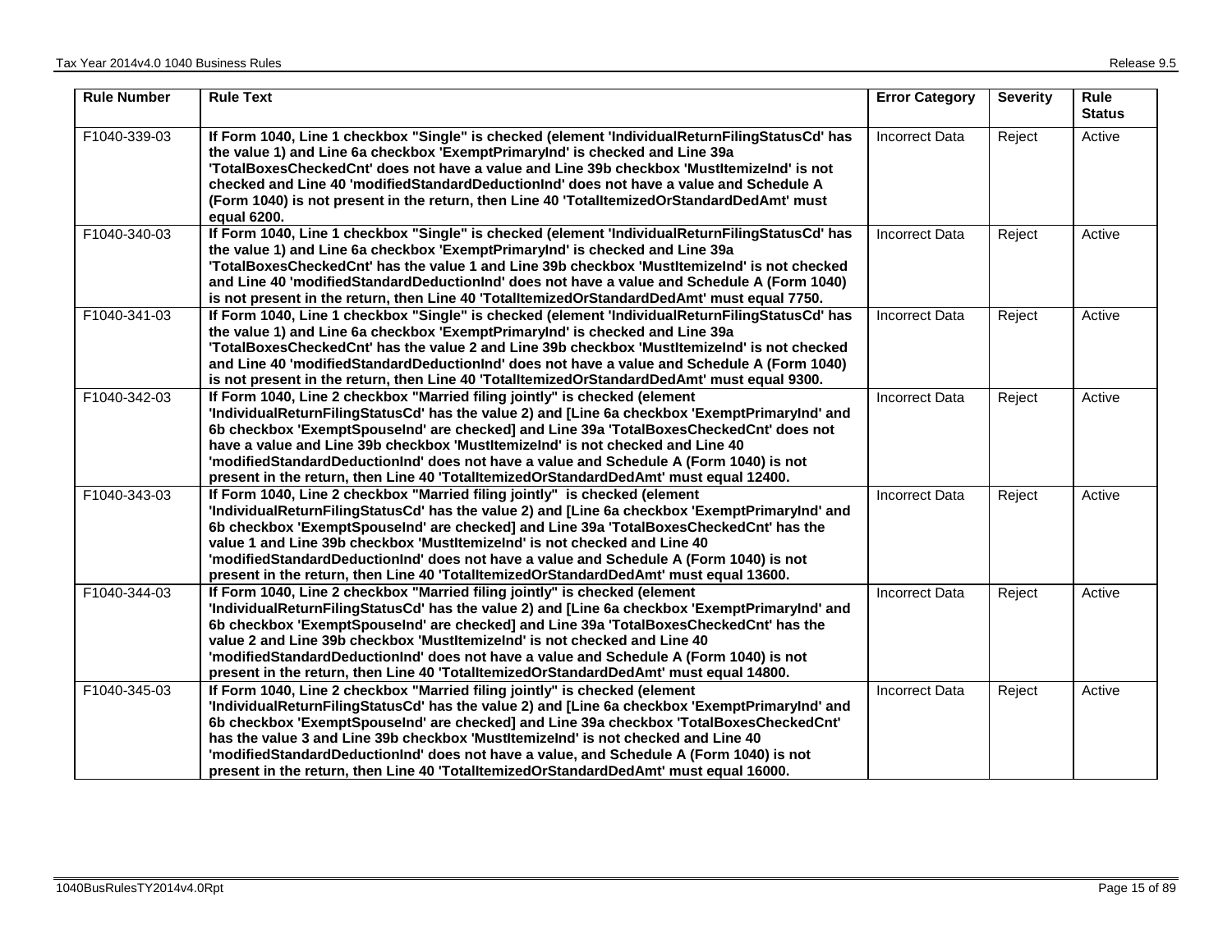| Rule Number | Rule Text | Error Category | Severity | Rule Status |
|---|---|---|---|---|
| F1040-339-03 | **If Form 1040, Line 1 checkbox "Single" is checked (element 'IndividualReturnFilingStatusCd' has the value 1) and Line 6a checkbox 'ExemptPrimaryInd' is checked and Line 39a 'TotalBoxesCheckedCnt' does not have a value and Line 39b checkbox 'MustItemizeInd' is not checked and Line 40 'modifiedStandardDeductionInd' does not have a value and Schedule A (Form 1040) is not present in the return, then Line 40 'TotalItemizedOrStandardDedAmt' must equal 6200.** | Incorrect Data | Reject | Active |
| F1040-340-03 | **If Form 1040, Line 1 checkbox "Single" is checked (element 'IndividualReturnFilingStatusCd' has the value 1) and Line 6a checkbox 'ExemptPrimaryInd' is checked and Line 39a 'TotalBoxesCheckedCnt' has the value 1 and Line 39b checkbox 'MustItemizeInd' is not checked and Line 40 'modifiedStandardDeductionInd' does not have a value and Schedule A (Form 1040) is not present in the return, then Line 40 'TotalItemizedOrStandardDedAmt' must equal 7750.** | Incorrect Data | Reject | Active |
| F1040-341-03 | **If Form 1040, Line 1 checkbox "Single" is checked (element 'IndividualReturnFilingStatusCd' has the value 1) and Line 6a checkbox 'ExemptPrimaryInd' is checked and Line 39a 'TotalBoxesCheckedCnt' has the value 2 and Line 39b checkbox 'MustItemizeInd' is not checked and Line 40 'modifiedStandardDeductionInd' does not have a value and Schedule A (Form 1040) is not present in the return, then Line 40 'TotalItemizedOrStandardDedAmt' must equal 9300.** | Incorrect Data | Reject | Active |
| F1040-342-03 | **If Form 1040, Line 2 checkbox "Married filing jointly" is checked (element 'IndividualReturnFilingStatusCd' has the value 2) and [Line 6a checkbox 'ExemptPrimaryInd' and 6b checkbox 'ExemptSpouseInd' are checked] and Line 39a 'TotalBoxesCheckedCnt' does not have a value and Line 39b checkbox 'MustItemizeInd' is not checked and Line 40 'modifiedStandardDeductionInd' does not have a value and Schedule A (Form 1040) is not present in the return, then Line 40 'TotalItemizedOrStandardDedAmt' must equal 12400.** | Incorrect Data | Reject | Active |
| F1040-343-03 | **If Form 1040, Line 2 checkbox "Married filing jointly" is checked (element 'IndividualReturnFilingStatusCd' has the value 2) and [Line 6a checkbox 'ExemptPrimaryInd' and 6b checkbox 'ExemptSpouseInd' are checked] and Line 39a 'TotalBoxesCheckedCnt' has the value 1 and Line 39b checkbox 'MustItemizeInd' is not checked and Line 40 'modifiedStandardDeductionInd' does not have a value and Schedule A (Form 1040) is not present in the return, then Line 40 'TotalItemizedOrStandardDedAmt' must equal 13600.** | Incorrect Data | Reject | Active |
| F1040-344-03 | **If Form 1040, Line 2 checkbox "Married filing jointly" is checked (element 'IndividualReturnFilingStatusCd' has the value 2) and [Line 6a checkbox 'ExemptPrimaryInd' and 6b checkbox 'ExemptSpouseInd' are checked] and Line 39a 'TotalBoxesCheckedCnt' has the value 2 and Line 39b checkbox 'MustItemizeInd' is not checked and Line 40 'modifiedStandardDeductionInd' does not have a value and Schedule A (Form 1040) is not present in the return, then Line 40 'TotalItemizedOrStandardDedAmt' must equal 14800.** | Incorrect Data | Reject | Active |
| F1040-345-03 | **If Form 1040, Line 2 checkbox "Married filing jointly" is checked (element 'IndividualReturnFilingStatusCd' has the value 2) and [Line 6a checkbox 'ExemptPrimaryInd' and 6b checkbox 'ExemptSpouseInd' are checked] and Line 39a checkbox 'TotalBoxesCheckedCnt' has the value 3 and Line 39b checkbox 'MustItemizeInd' is not checked and Line 40 'modifiedStandardDeductionInd' does not have a value, and Schedule A (Form 1040) is not present in the return, then Line 40 'TotalItemizedOrStandardDedAmt' must equal 16000.** | Incorrect Data | Reject | Active |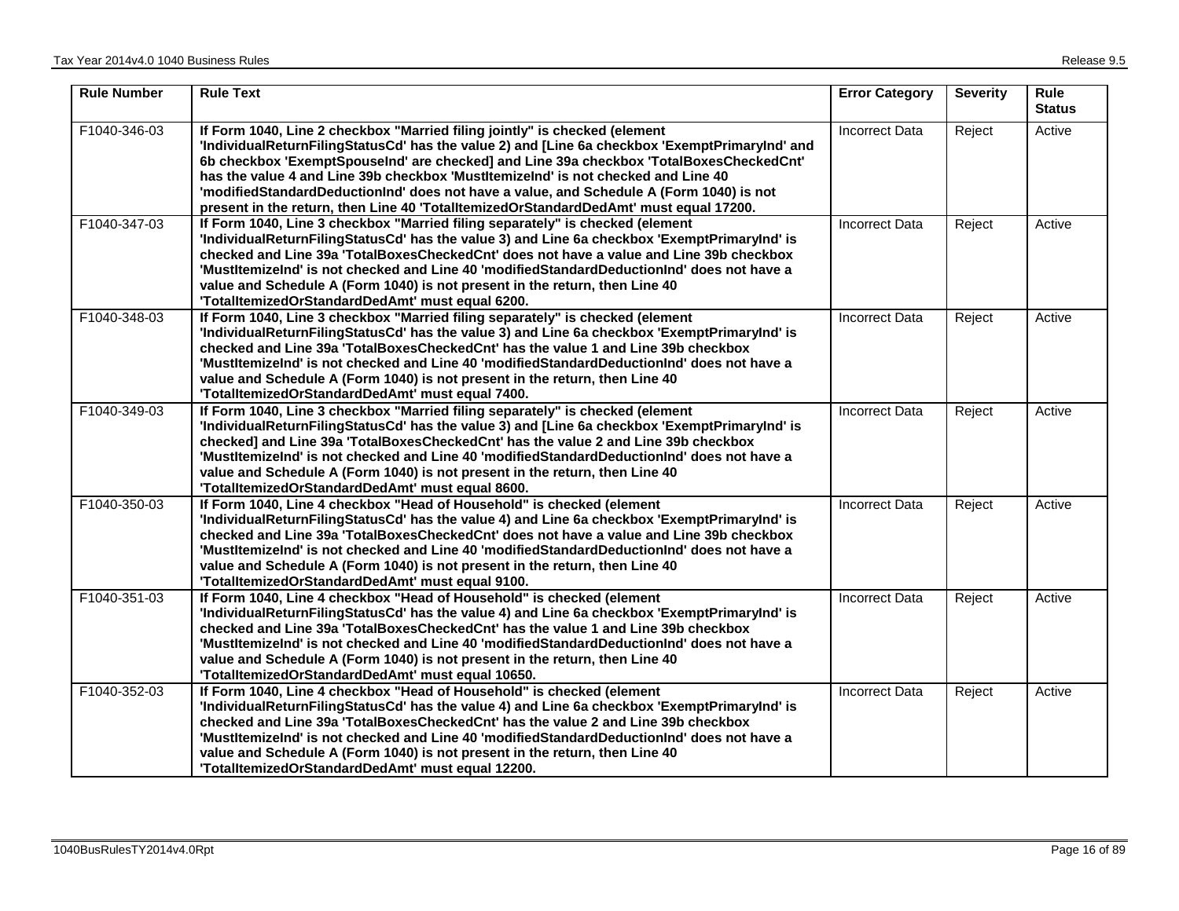| Rule Number | Rule Text | Error Category | Severity | Rule Status |
|---|---|---|---|---|
| F1040-346-03 | **If Form 1040, Line 2 checkbox "Married filing jointly" is checked (element 'IndividualReturnFilingStatusCd' has the value 2) and [Line 6a checkbox 'ExemptPrimaryInd' and 6b checkbox 'ExemptSpouseInd' are checked] and Line 39a checkbox 'TotalBoxesCheckedCnt' has the value 4 and Line 39b checkbox 'MustItemizeInd' is not checked and Line 40 'modifiedStandardDeductionInd' does not have a value, and Schedule A (Form 1040) is not present in the return, then Line 40 'TotalItemizedOrStandardDedAmt' must equal 17200.** | Incorrect Data | Reject | Active |
| F1040-347-03 | **If Form 1040, Line 3 checkbox "Married filing separately" is checked (element 'IndividualReturnFilingStatusCd' has the value 3) and Line 6a checkbox 'ExemptPrimaryInd' is checked and Line 39a 'TotalBoxesCheckedCnt' does not have a value and Line 39b checkbox 'MustItemizeInd' is not checked and Line 40 'modifiedStandardDeductionInd' does not have a value and Schedule A (Form 1040) is not present in the return, then Line 40 'TotalItemizedOrStandardDedAmt' must equal 6200.** | Incorrect Data | Reject | Active |
| F1040-348-03 | **If Form 1040, Line 3 checkbox "Married filing separately" is checked (element 'IndividualReturnFilingStatusCd' has the value 3) and Line 6a checkbox 'ExemptPrimaryInd' is checked and Line 39a 'TotalBoxesCheckedCnt' has the value 1 and Line 39b checkbox 'MustItemizeInd' is not checked and Line 40 'modifiedStandardDeductionInd' does not have a value and Schedule A (Form 1040) is not present in the return, then Line 40 'TotalItemizedOrStandardDedAmt' must equal 7400.** | Incorrect Data | Reject | Active |
| F1040-349-03 | **If Form 1040, Line 3 checkbox "Married filing separately" is checked (element 'IndividualReturnFilingStatusCd' has the value 3) and [Line 6a checkbox 'ExemptPrimaryInd' is checked] and Line 39a 'TotalBoxesCheckedCnt' has the value 2 and Line 39b checkbox 'MustItemizeInd' is not checked and Line 40 'modifiedStandardDeductionInd' does not have a value and Schedule A (Form 1040) is not present in the return, then Line 40 'TotalItemizedOrStandardDedAmt' must equal 8600.** | Incorrect Data | Reject | Active |
| F1040-350-03 | **If Form 1040, Line 4 checkbox "Head of Household" is checked (element 'IndividualReturnFilingStatusCd' has the value 4) and Line 6a checkbox 'ExemptPrimaryInd' is checked and Line 39a 'TotalBoxesCheckedCnt' does not have a value and Line 39b checkbox 'MustItemizeInd' is not checked and Line 40 'modifiedStandardDeductionInd' does not have a value and Schedule A (Form 1040) is not present in the return, then Line 40 'TotalItemizedOrStandardDedAmt' must equal 9100.** | Incorrect Data | Reject | Active |
| F1040-351-03 | **If Form 1040, Line 4 checkbox "Head of Household" is checked (element 'IndividualReturnFilingStatusCd' has the value 4) and Line 6a checkbox 'ExemptPrimaryInd' is checked and Line 39a 'TotalBoxesCheckedCnt' has the value 1 and Line 39b checkbox 'MustItemizeInd' is not checked and Line 40 'modifiedStandardDeductionInd' does not have a value and Schedule A (Form 1040) is not present in the return, then Line 40 'TotalItemizedOrStandardDedAmt' must equal 10650.** | Incorrect Data | Reject | Active |
| F1040-352-03 | **If Form 1040, Line 4 checkbox "Head of Household" is checked (element 'IndividualReturnFilingStatusCd' has the value 4) and Line 6a checkbox 'ExemptPrimaryInd' is checked and Line 39a 'TotalBoxesCheckedCnt' has the value 2 and Line 39b checkbox 'MustItemizeInd' is not checked and Line 40 'modifiedStandardDeductionInd' does not have a value and Schedule A (Form 1040) is not present in the return, then Line 40 'TotalItemizedOrStandardDedAmt' must equal 12200.** | Incorrect Data | Reject | Active |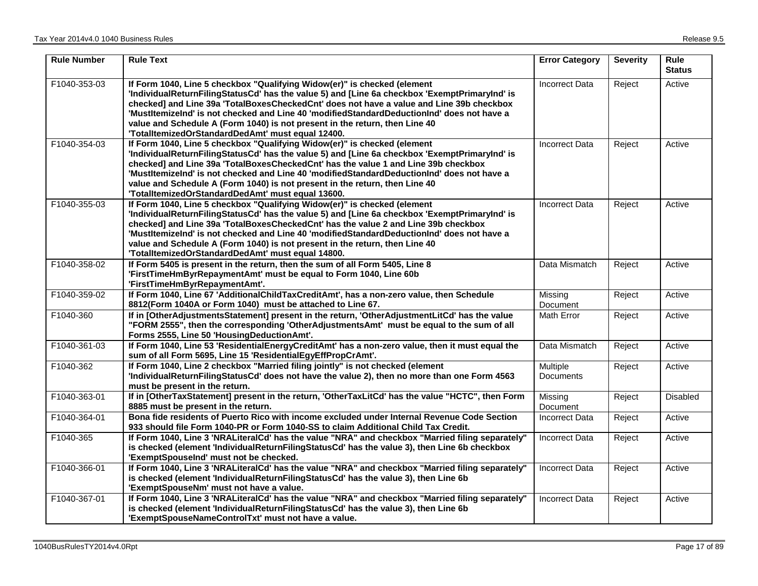| Rule Number | Rule Text | Error Category | Severity | Rule Status |
|---|---|---|---|---|
| F1040-353-03 | **If Form 1040, Line 5 checkbox "Qualifying Widow(er)" is checked (element 'IndividualReturnFilingStatusCd' has the value 5) and [Line 6a checkbox 'ExemptPrimaryInd' is checked] and Line 39a 'TotalBoxesCheckedCnt' does not have a value and Line 39b checkbox 'MustItemizeInd' is not checked and Line 40 'modifiedStandardDeductionInd' does not have a value and Schedule A (Form 1040) is not present in the return, then Line 40 'TotalItemizedOrStandardDedAmt' must equal 12400.** | Incorrect Data | Reject | Active |
| F1040-354-03 | **If Form 1040, Line 5 checkbox "Qualifying Widow(er)" is checked (element 'IndividualReturnFilingStatusCd' has the value 5) and [Line 6a checkbox 'ExemptPrimaryInd' is checked] and Line 39a 'TotalBoxesCheckedCnt' has the value 1 and Line 39b checkbox 'MustItemizeInd' is not checked and Line 40 'modifiedStandardDeductionInd' does not have a value and Schedule A (Form 1040) is not present in the return, then Line 40 'TotalItemizedOrStandardDedAmt' must equal 13600.** | Incorrect Data | Reject | Active |
| F1040-355-03 | **If Form 1040, Line 5 checkbox "Qualifying Widow(er)" is checked (element 'IndividualReturnFilingStatusCd' has the value 5) and [Line 6a checkbox 'ExemptPrimaryInd' is checked] and Line 39a 'TotalBoxesCheckedCnt' has the value 2 and Line 39b checkbox 'MustItemizeInd' is not checked and Line 40 'modifiedStandardDeductionInd' does not have a value and Schedule A (Form 1040) is not present in the return, then Line 40 'TotalItemizedOrStandardDedAmt' must equal 14800.** | Incorrect Data | Reject | Active |
| F1040-358-02 | **If Form 5405 is present in the return, then the sum of all Form 5405, Line 8 'FirstTimeHmByrRepaymentAmt' must be equal to Form 1040, Line 60b 'FirstTimeHmByrRepaymentAmt'.** | Data Mismatch | Reject | Active |
| F1040-359-02 | **If Form 1040, Line 67 'AdditionalChildTaxCreditAmt', has a non-zero value, then Schedule 8812(Form 1040A or Form 1040) must be attached to Line 67.** | Missing Document | Reject | Active |
| F1040-360 | **If in [OtherAdjustmentsStatement] present in the return, 'OtherAdjustmentLitCd' has the value "FORM 2555", then the corresponding 'OtherAdjustmentsAmt' must be equal to the sum of all Forms 2555, Line 50 'HousingDeductionAmt'.** | Math Error | Reject | Active |
| F1040-361-03 | **If Form 1040, Line 53 'ResidentialEnergyCreditAmt' has a non-zero value, then it must equal the sum of all Form 5695, Line 15 'ResidentialEgyEffPropCrAmt'.** | Data Mismatch | Reject | Active |
| F1040-362 | **If Form 1040, Line 2 checkbox "Married filing jointly" is not checked (element 'IndividualReturnFilingStatusCd' does not have the value 2), then no more than one Form 4563 must be present in the return.** | Multiple Documents | Reject | Active |
| F1040-363-01 | **If in [OtherTaxStatement] present in the return, 'OtherTaxLitCd' has the value "HCTC", then Form 8885 must be present in the return.** | Missing Document | Reject | Disabled |
| F1040-364-01 | **Bona fide residents of Puerto Rico with income excluded under Internal Revenue Code Section 933 should file Form 1040-PR or Form 1040-SS to claim Additional Child Tax Credit.** | Incorrect Data | Reject | Active |
| F1040-365 | **If Form 1040, Line 3 'NRALiteralCd' has the value "NRA" and checkbox "Married filing separately" is checked (element 'IndividualReturnFilingStatusCd' has the value 3), then Line 6b checkbox 'ExemptSpouseInd' must not be checked.** | Incorrect Data | Reject | Active |
| F1040-366-01 | **If Form 1040, Line 3 'NRALiteralCd' has the value "NRA" and checkbox "Married filing separately" is checked (element 'IndividualReturnFilingStatusCd' has the value 3), then Line 6b 'ExemptSpouseNm' must not have a value.** | Incorrect Data | Reject | Active |
| F1040-367-01 | **If Form 1040, Line 3 'NRALiteralCd' has the value "NRA" and checkbox "Married filing separately" is checked (element 'IndividualReturnFilingStatusCd' has the value 3), then Line 6b 'ExemptSpouseNameControlTxt' must not have a value.** | Incorrect Data | Reject | Active |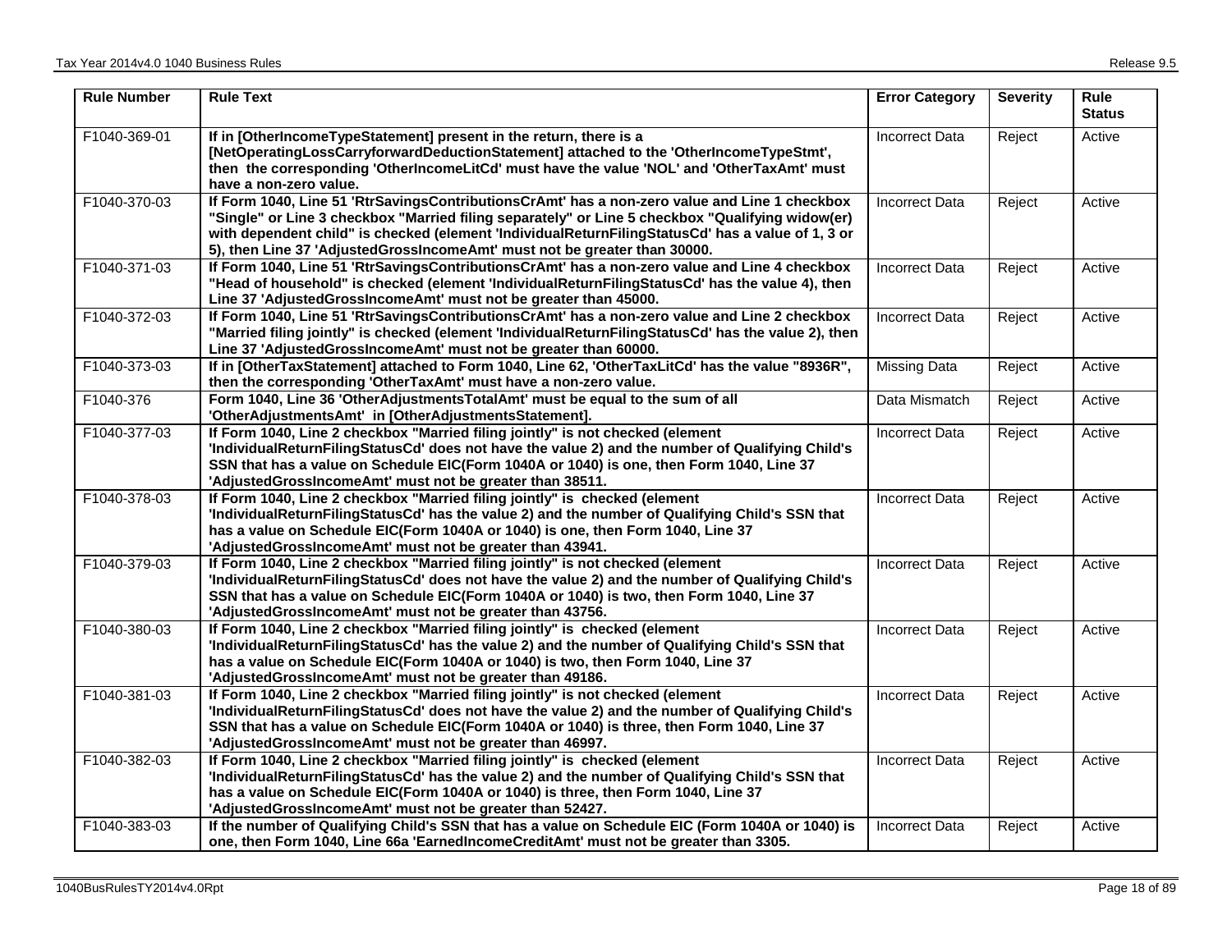| Rule Number | Rule Text | Error Category | Severity | Rule Status |
|---|---|---|---|---|
| F1040-369-01 | **If in [OtherIncomeTypeStatement] present in the return, there is a [NetOperatingLossCarryforwardDeductionStatement] attached to the 'OtherIncomeTypeStmt', then the corresponding 'OtherIncomeLitCd' must have the value 'NOL' and 'OtherTaxAmt' must have a non-zero value.** | Incorrect Data | Reject | Active |
| F1040-370-03 | **If Form 1040, Line 51 'RtrSavingsContributionsCrAmt' has a non-zero value and Line 1 checkbox "Single" or Line 3 checkbox "Married filing separately" or Line 5 checkbox "Qualifying widow(er) with dependent child" is checked (element 'IndividualReturnFilingStatusCd' has a value of 1, 3 or 5), then Line 37 'AdjustedGrossIncomeAmt' must not be greater than 30000.** | Incorrect Data | Reject | Active |
| F1040-371-03 | **If Form 1040, Line 51 'RtrSavingsContributionsCrAmt' has a non-zero value and Line 4 checkbox "Head of household" is checked (element 'IndividualReturnFilingStatusCd' has the value 4), then Line 37 'AdjustedGrossIncomeAmt' must not be greater than 45000.** | Incorrect Data | Reject | Active |
| F1040-372-03 | **If Form 1040, Line 51 'RtrSavingsContributionsCrAmt' has a non-zero value and Line 2 checkbox "Married filing jointly" is checked (element 'IndividualReturnFilingStatusCd' has the value 2), then Line 37 'AdjustedGrossIncomeAmt' must not be greater than 60000.** | Incorrect Data | Reject | Active |
| F1040-373-03 | **If in [OtherTaxStatement] attached to Form 1040, Line 62, 'OtherTaxLitCd' has the value "8936R", then the corresponding 'OtherTaxAmt' must have a non-zero value.** | Missing Data | Reject | Active |
| F1040-376 | **Form 1040, Line 36 'OtherAdjustmentsTotalAmt' must be equal to the sum of all 'OtherAdjustmentsAmt' in [OtherAdjustmentsStatement].** | Data Mismatch | Reject | Active |
| F1040-377-03 | **If Form 1040, Line 2 checkbox "Married filing jointly" is not checked (element 'IndividualReturnFilingStatusCd' does not have the value 2) and the number of Qualifying Child's SSN that has a value on Schedule EIC(Form 1040A or 1040) is one, then Form 1040, Line 37 'AdjustedGrossIncomeAmt' must not be greater than 38511.** | Incorrect Data | Reject | Active |
| F1040-378-03 | **If Form 1040, Line 2 checkbox "Married filing jointly" is checked (element 'IndividualReturnFilingStatusCd' has the value 2) and the number of Qualifying Child's SSN that has a value on Schedule EIC(Form 1040A or 1040) is one, then Form 1040, Line 37 'AdjustedGrossIncomeAmt' must not be greater than 43941.** | Incorrect Data | Reject | Active |
| F1040-379-03 | **If Form 1040, Line 2 checkbox "Married filing jointly" is not checked (element 'IndividualReturnFilingStatusCd' does not have the value 2) and the number of Qualifying Child's SSN that has a value on Schedule EIC(Form 1040A or 1040) is two, then Form 1040, Line 37 'AdjustedGrossIncomeAmt' must not be greater than 43756.** | Incorrect Data | Reject | Active |
| F1040-380-03 | **If Form 1040, Line 2 checkbox "Married filing jointly" is checked (element 'IndividualReturnFilingStatusCd' has the value 2) and the number of Qualifying Child's SSN that has a value on Schedule EIC(Form 1040A or 1040) is two, then Form 1040, Line 37 'AdjustedGrossIncomeAmt' must not be greater than 49186.** | Incorrect Data | Reject | Active |
| F1040-381-03 | **If Form 1040, Line 2 checkbox "Married filing jointly" is not checked (element 'IndividualReturnFilingStatusCd' does not have the value 2) and the number of Qualifying Child's SSN that has a value on Schedule EIC(Form 1040A or 1040) is three, then Form 1040, Line 37 'AdjustedGrossIncomeAmt' must not be greater than 46997.** | Incorrect Data | Reject | Active |
| F1040-382-03 | **If Form 1040, Line 2 checkbox "Married filing jointly" is checked (element 'IndividualReturnFilingStatusCd' has the value 2) and the number of Qualifying Child's SSN that has a value on Schedule EIC(Form 1040A or 1040) is three, then Form 1040, Line 37 'AdjustedGrossIncomeAmt' must not be greater than 52427.** | Incorrect Data | Reject | Active |
| F1040-383-03 | **If the number of Qualifying Child's SSN that has a value on Schedule EIC (Form 1040A or 1040) is one, then Form 1040, Line 66a 'EarnedIncomeCreditAmt' must not be greater than 3305.** | Incorrect Data | Reject | Active |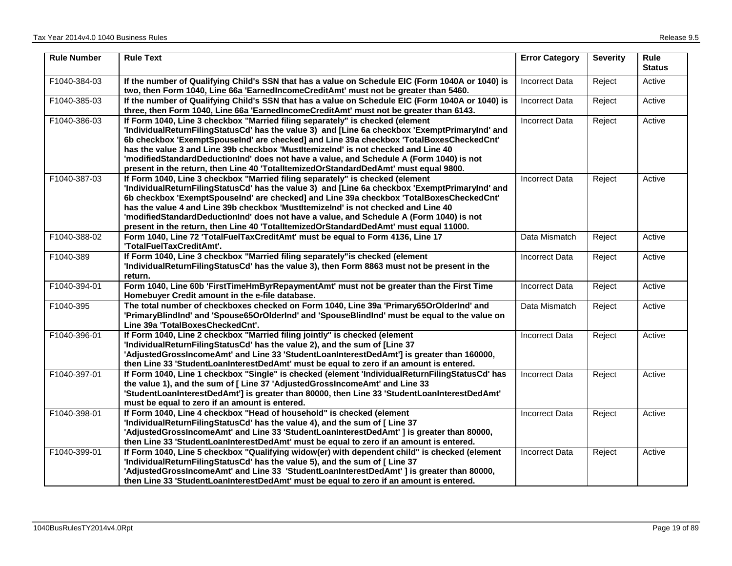| Rule Number | Rule Text | Error Category | Severity | Rule Status |
|---|---|---|---|---|
| F1040-384-03 | **If the number of Qualifying Child's SSN that has a value on Schedule EIC (Form 1040A or 1040) is two, then Form 1040, Line 66a 'EarnedIncomeCreditAmt' must not be greater than 5460.** | Incorrect Data | Reject | Active |
| F1040-385-03 | **If the number of Qualifying Child's SSN that has a value on Schedule EIC (Form 1040A or 1040) is three, then Form 1040, Line 66a 'EarnedIncomeCreditAmt' must not be greater than 6143.** | Incorrect Data | Reject | Active |
| F1040-386-03 | **If Form 1040, Line 3 checkbox "Married filing separately" is checked (element 'IndividualReturnFilingStatusCd' has the value 3) and [Line 6a checkbox 'ExemptPrimaryInd' and 6b checkbox 'ExemptSpouseInd' are checked] and Line 39a checkbox 'TotalBoxesCheckedCnt' has the value 3 and Line 39b checkbox 'MustItemizeInd' is not checked and Line 40 'modifiedStandardDeductionInd' does not have a value, and Schedule A (Form 1040) is not present in the return, then Line 40 'TotalItemizedOrStandardDedAmt' must equal 9800.** | Incorrect Data | Reject | Active |
| F1040-387-03 | **If Form 1040, Line 3 checkbox "Married filing separately" is checked (element 'IndividualReturnFilingStatusCd' has the value 3) and [Line 6a checkbox 'ExemptPrimaryInd' and 6b checkbox 'ExemptSpouseInd' are checked] and Line 39a checkbox 'TotalBoxesCheckedCnt' has the value 4 and Line 39b checkbox 'MustItemizeInd' is not checked and Line 40 'modifiedStandardDeductionInd' does not have a value, and Schedule A (Form 1040) is not present in the return, then Line 40 'TotalItemizedOrStandardDedAmt' must equal 11000.** | Incorrect Data | Reject | Active |
| F1040-388-02 | **Form 1040, Line 72 'TotalFuelTaxCreditAmt' must be equal to Form 4136, Line 17 'TotalFuelTaxCreditAmt'.** | Data Mismatch | Reject | Active |
| F1040-389 | **If Form 1040, Line 3 checkbox "Married filing separately"is checked (element 'IndividualReturnFilingStatusCd' has the value 3), then Form 8863 must not be present in the return.** | Incorrect Data | Reject | Active |
| F1040-394-01 | **Form 1040, Line 60b 'FirstTimeHmByrRepaymentAmt' must not be greater than the First Time Homebuyer Credit amount in the e-file database.** | Incorrect Data | Reject | Active |
| F1040-395 | **The total number of checkboxes checked on Form 1040, Line 39a 'Primary65OrOlderInd' and 'PrimaryBlindInd' and 'Spouse65OrOlderInd' and 'SpouseBlindInd' must be equal to the value on Line 39a 'TotalBoxesCheckedCnt'.** | Data Mismatch | Reject | Active |
| F1040-396-01 | **If Form 1040, Line 2 checkbox "Married filing jointly" is checked (element 'IndividualReturnFilingStatusCd' has the value 2), and the sum of [Line 37 'AdjustedGrossIncomeAmt' and Line 33 'StudentLoanInterestDedAmt'] is greater than 160000, then Line 33 'StudentLoanInterestDedAmt' must be equal to zero if an amount is entered.** | Incorrect Data | Reject | Active |
| F1040-397-01 | **If Form 1040, Line 1 checkbox "Single" is checked (element 'IndividualReturnFilingStatusCd' has the value 1), and the sum of [ Line 37 'AdjustedGrossIncomeAmt' and Line 33 'StudentLoanInterestDedAmt'] is greater than 80000, then Line 33 'StudentLoanInterestDedAmt' must be equal to zero if an amount is entered.** | Incorrect Data | Reject | Active |
| F1040-398-01 | **If Form 1040, Line 4 checkbox "Head of household" is checked (element 'IndividualReturnFilingStatusCd' has the value 4), and the sum of [ Line 37 'AdjustedGrossIncomeAmt' and Line 33 'StudentLoanInterestDedAmt' ] is greater than 80000, then Line 33 'StudentLoanInterestDedAmt' must be equal to zero if an amount is entered.** | Incorrect Data | Reject | Active |
| F1040-399-01 | **If Form 1040, Line 5 checkbox "Qualifying widow(er) with dependent child" is checked (element 'IndividualReturnFilingStatusCd' has the value 5), and the sum of [ Line 37 'AdjustedGrossIncomeAmt' and Line 33 'StudentLoanInterestDedAmt' ] is greater than 80000, then Line 33 'StudentLoanInterestDedAmt' must be equal to zero if an amount is entered.** | Incorrect Data | Reject | Active |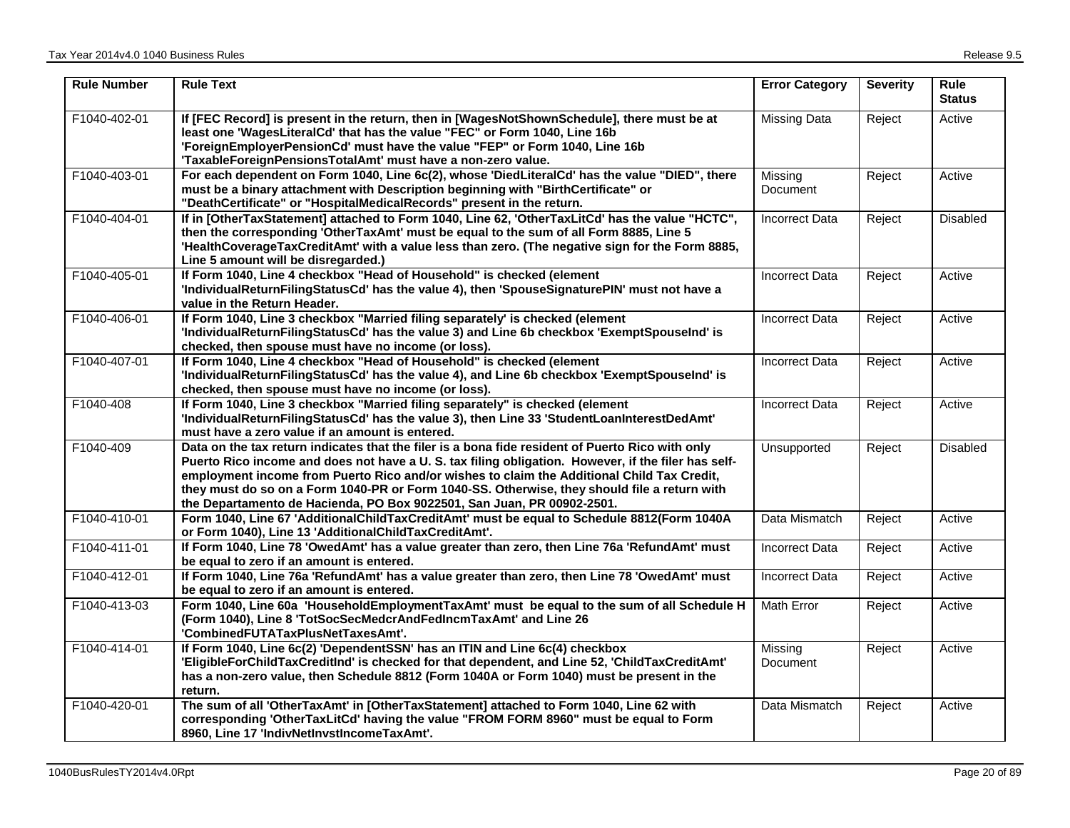| Rule Number | Rule Text | Error Category | Severity | Rule Status |
|---|---|---|---|---|
| F1040-402-01 | **If [FEC Record] is present in the return, then in [WagesNotShownSchedule], there must be at least one 'WagesLiteralCd' that has the value "FEC" or Form 1040, Line 16b 'ForeignEmployerPensionCd' must have the value "FEP" or Form 1040, Line 16b 'TaxableForeignPensionsTotalAmt' must have a non-zero value.** | Missing Data | Reject | Active |
| F1040-403-01 | **For each dependent on Form 1040, Line 6c(2), whose 'DiedLiteralCd' has the value "DIED", there must be a binary attachment with Description beginning with "BirthCertificate" or "DeathCertificate" or "HospitalMedicalRecords" present in the return.** | Missing Document | Reject | Active |
| F1040-404-01 | **If in [OtherTaxStatement] attached to Form 1040, Line 62, 'OtherTaxLitCd' has the value "HCTC", then the corresponding 'OtherTaxAmt' must be equal to the sum of all Form 8885, Line 5 'HealthCoverageTaxCreditAmt' with a value less than zero. (The negative sign for the Form 8885, Line 5 amount will be disregarded.)** | Incorrect Data | Reject | Disabled |
| F1040-405-01 | **If Form 1040, Line 4 checkbox "Head of Household" is checked (element 'IndividualReturnFilingStatusCd' has the value 4), then 'SpouseSignaturePIN' must not have a value in the Return Header.** | Incorrect Data | Reject | Active |
| F1040-406-01 | **If Form 1040, Line 3 checkbox "Married filing separately' is checked (element 'IndividualReturnFilingStatusCd' has the value 3) and Line 6b checkbox 'ExemptSpouseInd' is checked, then spouse must have no income (or loss).** | Incorrect Data | Reject | Active |
| F1040-407-01 | **If Form 1040, Line 4 checkbox "Head of Household" is checked (element 'IndividualReturnFilingStatusCd' has the value 4), and Line 6b checkbox 'ExemptSpouseInd' is checked, then spouse must have no income (or loss).** | Incorrect Data | Reject | Active |
| F1040-408 | **If Form 1040, Line 3 checkbox "Married filing separately" is checked (element 'IndividualReturnFilingStatusCd' has the value 3), then Line 33 'StudentLoanInterestDedAmt' must have a zero value if an amount is entered.** | Incorrect Data | Reject | Active |
| F1040-409 | **Data on the tax return indicates that the filer is a bona fide resident of Puerto Rico with only Puerto Rico income and does not have a U. S. tax filing obligation. However, if the filer has self-employment income from Puerto Rico and/or wishes to claim the Additional Child Tax Credit, they must do so on a Form 1040-PR or Form 1040-SS. Otherwise, they should file a return with the Departamento de Hacienda, PO Box 9022501, San Juan, PR 00902-2501.** | Unsupported | Reject | Disabled |
| F1040-410-01 | **Form 1040, Line 67 'AdditionalChildTaxCreditAmt' must be equal to Schedule 8812(Form 1040A or Form 1040), Line 13 'AdditionalChildTaxCreditAmt'.** | Data Mismatch | Reject | Active |
| F1040-411-01 | **If Form 1040, Line 78 'OwedAmt' has a value greater than zero, then Line 76a 'RefundAmt' must be equal to zero if an amount is entered.** | Incorrect Data | Reject | Active |
| F1040-412-01 | **If Form 1040, Line 76a 'RefundAmt' has a value greater than zero, then Line 78 'OwedAmt' must be equal to zero if an amount is entered.** | Incorrect Data | Reject | Active |
| F1040-413-03 | **Form 1040, Line 60a 'HouseholdEmploymentTaxAmt' must be equal to the sum of all Schedule H (Form 1040), Line 8 'TotSocSecMedcrAndFedIncmTaxAmt' and Line 26 'CombinedFUTATaxPlusNetTaxesAmt'.** | Math Error | Reject | Active |
| F1040-414-01 | **If Form 1040, Line 6c(2) 'DependentSSN' has an ITIN and Line 6c(4) checkbox 'EligibleForChildTaxCreditInd' is checked for that dependent, and Line 52, 'ChildTaxCreditAmt' has a non-zero value, then Schedule 8812 (Form 1040A or Form 1040) must be present in the return.** | Missing Document | Reject | Active |
| F1040-420-01 | **The sum of all 'OtherTaxAmt' in [OtherTaxStatement] attached to Form 1040, Line 62 with corresponding 'OtherTaxLitCd' having the value "FROM FORM 8960" must be equal to Form 8960, Line 17 'IndivNetInvstIncomeTaxAmt'.** | Data Mismatch | Reject | Active |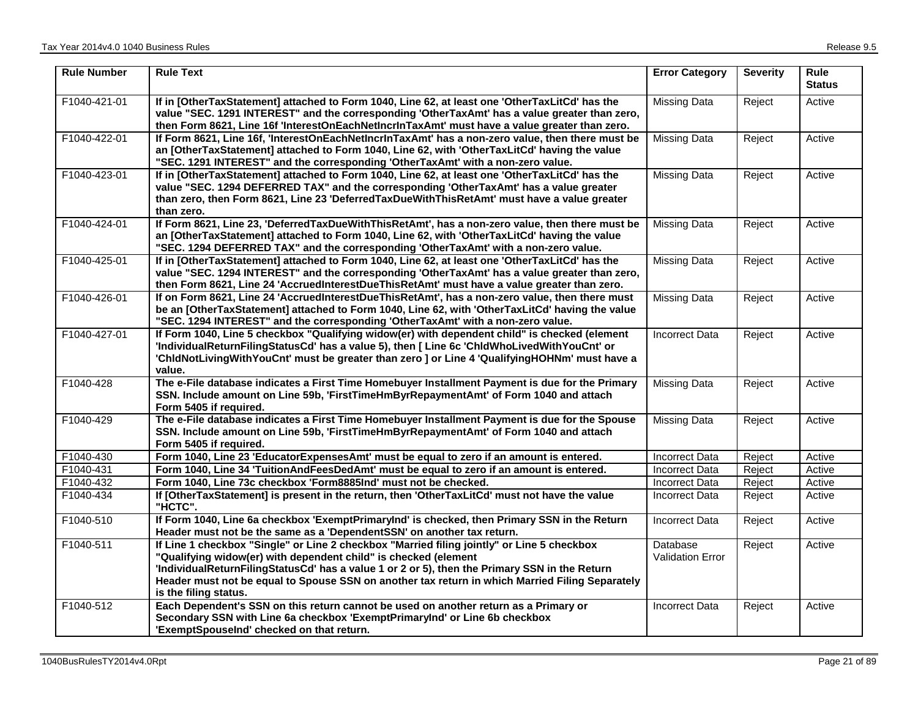| Rule Number | Rule Text | Error Category | Severity | Rule Status |
|---|---|---|---|---|
| F1040-421-01 | **If in [OtherTaxStatement] attached to Form 1040, Line 62, at least one 'OtherTaxLitCd' has the value "SEC. 1291 INTEREST" and the corresponding 'OtherTaxAmt' has a value greater than zero, then Form 8621, Line 16f 'InterestOnEachNetIncrInTaxAmt' must have a value greater than zero.** | Missing Data | Reject | Active |
| F1040-422-01 | **If Form 8621, Line 16f, 'InterestOnEachNetIncrInTaxAmt' has a non-zero value, then there must be an [OtherTaxStatement] attached to Form 1040, Line 62, with 'OtherTaxLitCd' having the value "SEC. 1291 INTEREST" and the corresponding 'OtherTaxAmt' with a non-zero value.** | Missing Data | Reject | Active |
| F1040-423-01 | **If in [OtherTaxStatement] attached to Form 1040, Line 62, at least one 'OtherTaxLitCd' has the value "SEC. 1294 DEFERRED TAX" and the corresponding 'OtherTaxAmt' has a value greater than zero, then Form 8621, Line 23 'DeferredTaxDueWithThisRetAmt' must have a value greater than zero.** | Missing Data | Reject | Active |
| F1040-424-01 | **If Form 8621, Line 23, 'DeferredTaxDueWithThisRetAmt', has a non-zero value, then there must be an [OtherTaxStatement] attached to Form 1040, Line 62, with 'OtherTaxLitCd' having the value "SEC. 1294 DEFERRED TAX" and the corresponding 'OtherTaxAmt' with a non-zero value.** | Missing Data | Reject | Active |
| F1040-425-01 | **If in [OtherTaxStatement] attached to Form 1040, Line 62, at least one 'OtherTaxLitCd' has the value "SEC. 1294 INTEREST" and the corresponding 'OtherTaxAmt' has a value greater than zero, then Form 8621, Line 24 'AccruedInterestDueThisRetAmt' must have a value greater than zero.** | Missing Data | Reject | Active |
| F1040-426-01 | **If on Form 8621, Line 24 'AccruedInterestDueThisRetAmt', has a non-zero value, then there must be an [OtherTaxStatement] attached to Form 1040, Line 62, with 'OtherTaxLitCd' having the value "SEC. 1294 INTEREST" and the corresponding 'OtherTaxAmt' with a non-zero value.** | Missing Data | Reject | Active |
| F1040-427-01 | **If Form 1040, Line 5 checkbox "Qualifying widow(er) with dependent child" is checked (element 'IndividualReturnFilingStatusCd' has a value 5), then [ Line 6c 'ChldWhoLivedWithYouCnt' or 'ChldNotLivingWithYouCnt' must be greater than zero ] or Line 4 'QualifyingHOHNm' must have a value.** | Incorrect Data | Reject | Active |
| F1040-428 | **The e-File database indicates a First Time Homebuyer Installment Payment is due for the Primary SSN. Include amount on Line 59b, 'FirstTimeHmByrRepaymentAmt' of Form 1040 and attach Form 5405 if required.** | Missing Data | Reject | Active |
| F1040-429 | **The e-File database indicates a First Time Homebuyer Installment Payment is due for the Spouse SSN. Include amount on Line 59b, 'FirstTimeHmByrRepaymentAmt' of Form 1040 and attach Form 5405 if required.** | Missing Data | Reject | Active |
| F1040-430 | **Form 1040, Line 23 'EducatorExpensesAmt' must be equal to zero if an amount is entered.** | Incorrect Data | Reject | Active |
| F1040-431 | **Form 1040, Line 34 'TuitionAndFeesDedAmt' must be equal to zero if an amount is entered.** | Incorrect Data | Reject | Active |
| F1040-432 | **Form 1040, Line 73c checkbox 'Form8885Ind' must not be checked.** | Incorrect Data | Reject | Active |
| F1040-434 | **If [OtherTaxStatement] is present in the return, then 'OtherTaxLitCd' must not have the value "HCTC".** | Incorrect Data | Reject | Active |
| F1040-510 | **If Form 1040, Line 6a checkbox 'ExemptPrimaryInd' is checked, then Primary SSN in the Return Header must not be the same as a 'DependentSSN' on another tax return.** | Incorrect Data | Reject | Active |
| F1040-511 | **If Line 1 checkbox "Single" or Line 2 checkbox "Married filing jointly" or Line 5 checkbox "Qualifying widow(er) with dependent child" is checked (element 'IndividualReturnFilingStatusCd' has a value 1 or 2 or 5), then the Primary SSN in the Return Header must not be equal to Spouse SSN on another tax return in which Married Filing Separately is the filing status.** | Database Validation Error | Reject | Active |
| F1040-512 | **Each Dependent's SSN on this return cannot be used on another return as a Primary or Secondary SSN with Line 6a checkbox 'ExemptPrimaryInd' or Line 6b checkbox 'ExemptSpouseInd' checked on that return.** | Incorrect Data | Reject | Active |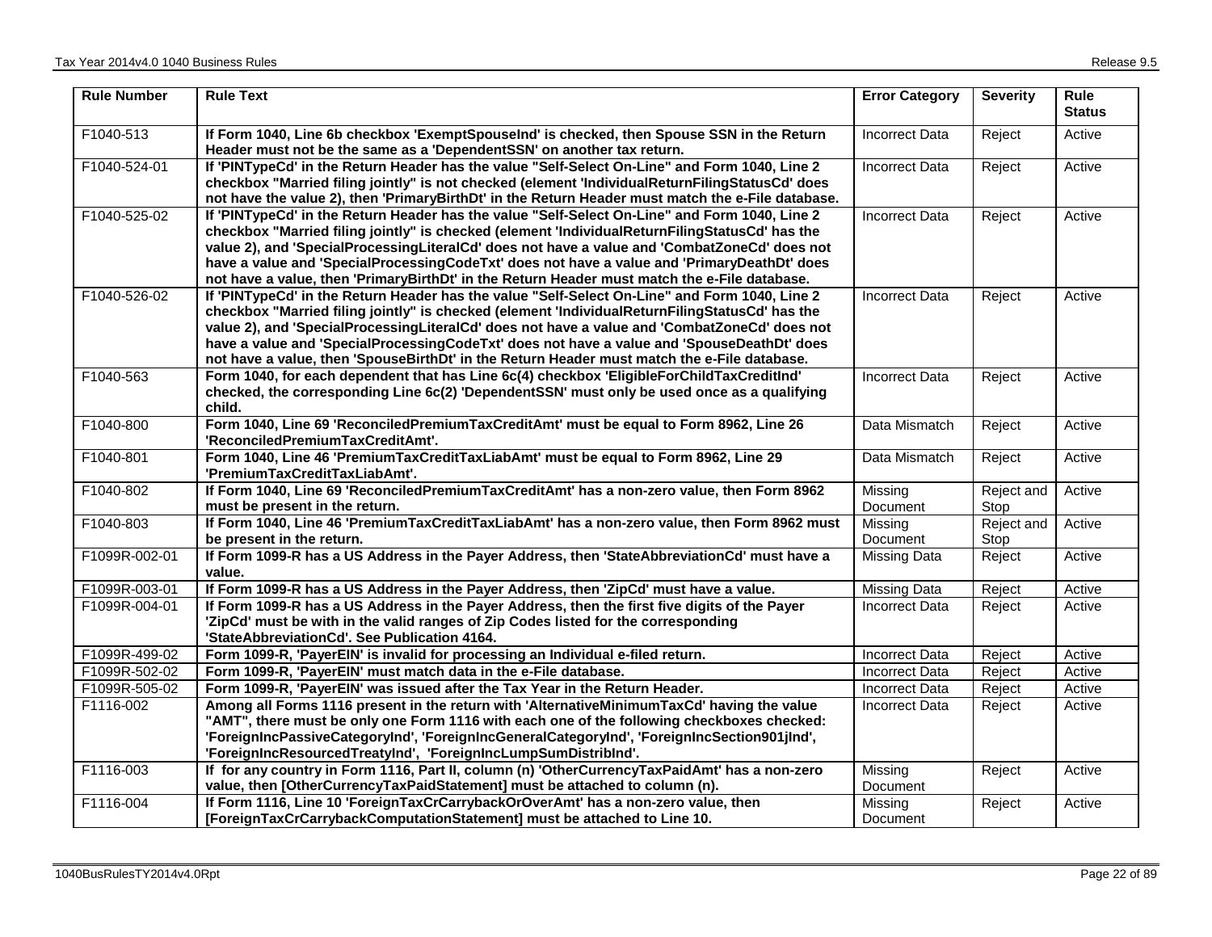| Rule Number | Rule Text | Error Category | Severity | Rule Status |
|---|---|---|---|---|
| F1040-513 | **If Form 1040, Line 6b checkbox 'ExemptSpouseInd' is checked, then Spouse SSN in the Return Header must not be the same as a 'DependentSSN' on another tax return.** | Incorrect Data | Reject | Active |
| F1040-524-01 | **If 'PINTypeCd' in the Return Header has the value "Self-Select On-Line" and Form 1040, Line 2 checkbox "Married filing jointly" is not checked (element 'IndividualReturnFilingStatusCd' does not have the value 2), then 'PrimaryBirthDt' in the Return Header must match the e-File database.** | Incorrect Data | Reject | Active |
| F1040-525-02 | **If 'PINTypeCd' in the Return Header has the value "Self-Select On-Line" and Form 1040, Line 2 checkbox "Married filing jointly" is checked (element 'IndividualReturnFilingStatusCd' has the value 2), and 'SpecialProcessingLiteralCd' does not have a value and 'CombatZoneCd' does not have a value and 'SpecialProcessingCodeTxt' does not have a value and 'PrimaryDeathDt' does not have a value, then 'PrimaryBirthDt' in the Return Header must match the e-File database.** | Incorrect Data | Reject | Active |
| F1040-526-02 | **If 'PINTypeCd' in the Return Header has the value "Self-Select On-Line" and Form 1040, Line 2 checkbox "Married filing jointly" is checked (element 'IndividualReturnFilingStatusCd' has the value 2), and 'SpecialProcessingLiteralCd' does not have a value and 'CombatZoneCd' does not have a value and 'SpecialProcessingCodeTxt' does not have a value and 'SpouseDeathDt' does not have a value, then 'SpouseBirthDt' in the Return Header must match the e-File database.** | Incorrect Data | Reject | Active |
| F1040-563 | **Form 1040, for each dependent that has Line 6c(4) checkbox 'EligibleForChildTaxCreditInd' checked, the corresponding Line 6c(2) 'DependentSSN' must only be used once as a qualifying child.** | Incorrect Data | Reject | Active |
| F1040-800 | **Form 1040, Line 69 'ReconciledPremiumTaxCreditAmt' must be equal to Form 8962, Line 26 'ReconciledPremiumTaxCreditAmt'.** | Data Mismatch | Reject | Active |
| F1040-801 | **Form 1040, Line 46 'PremiumTaxCreditTaxLiabAmt' must be equal to Form 8962, Line 29 'PremiumTaxCreditTaxLiabAmt'.** | Data Mismatch | Reject | Active |
| F1040-802 | **If Form 1040, Line 69 'ReconciledPremiumTaxCreditAmt' has a non-zero value, then Form 8962 must be present in the return.** | Missing Document | Reject and Stop | Active |
| F1040-803 | **If Form 1040, Line 46 'PremiumTaxCreditTaxLiabAmt' has a non-zero value, then Form 8962 must be present in the return.** | Missing Document | Reject and Stop | Active |
| F1099R-002-01 | **If Form 1099-R has a US Address in the Payer Address, then 'StateAbbreviationCd' must have a value.** | Missing Data | Reject | Active |
| F1099R-003-01 | **If Form 1099-R has a US Address in the Payer Address, then 'ZipCd' must have a value.** | Missing Data | Reject | Active |
| F1099R-004-01 | **If Form 1099-R has a US Address in the Payer Address, then the first five digits of the Payer 'ZipCd' must be with in the valid ranges of Zip Codes listed for the corresponding 'StateAbbreviationCd'. See Publication 4164.** | Incorrect Data | Reject | Active |
| F1099R-499-02 | **Form 1099-R, 'PayerEIN' is invalid for processing an Individual e-filed return.** | Incorrect Data | Reject | Active |
| F1099R-502-02 | **Form 1099-R, 'PayerEIN' must match data in the e-File database.** | Incorrect Data | Reject | Active |
| F1099R-505-02 | **Form 1099-R, 'PayerEIN' was issued after the Tax Year in the Return Header.** | Incorrect Data | Reject | Active |
| F1116-002 | **Among all Forms 1116 present in the return with 'AlternativeMinimumTaxCd' having the value "AMT", there must be only one Form 1116 with each one of the following checkboxes checked: 'ForeignIncPassiveCategoryInd', 'ForeignIncGeneralCategoryInd', 'ForeignIncSection901jInd', 'ForeignIncResourcedTreatyInd', 'ForeignIncLumpSumDistribInd'.** | Incorrect Data | Reject | Active |
| F1116-003 | **If for any country in Form 1116, Part II, column (n) 'OtherCurrencyTaxPaidAmt' has a non-zero value, then [OtherCurrencyTaxPaidStatement] must be attached to column (n).** | Missing Document | Reject | Active |
| F1116-004 | **If Form 1116, Line 10 'ForeignTaxCrCarrybackOrOverAmt' has a non-zero value, then [ForeignTaxCrCarrybackComputationStatement] must be attached to Line 10.** | Missing Document | Reject | Active |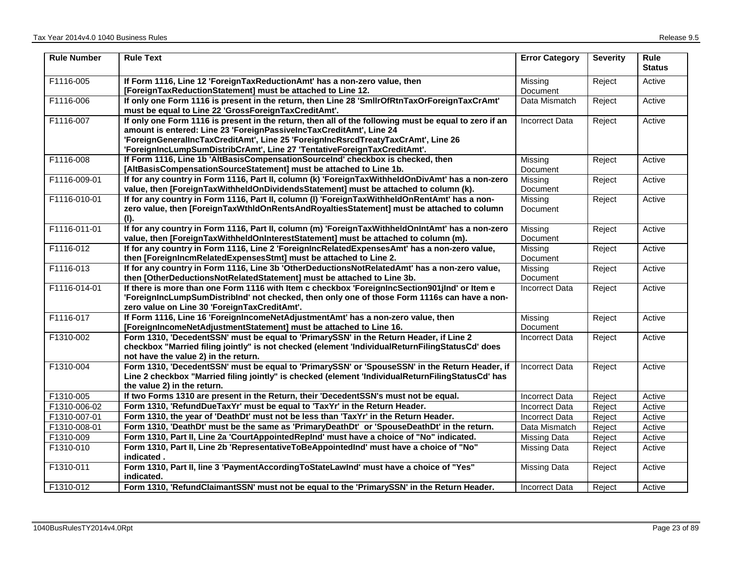| Rule Number | Rule Text | Error Category | Severity | Rule Status |
|---|---|---|---|---|
| F1116-005 | **If Form 1116, Line 12 'ForeignTaxReductionAmt' has a non-zero value, then [ForeignTaxReductionStatement] must be attached to Line 12.** | Missing Document | Reject | Active |
| F1116-006 | **If only one Form 1116 is present in the return, then Line 28 'SmllrOfRtnTaxOrForeignTaxCrAmt' must be equal to Line 22 'GrossForeignTaxCreditAmt'.** | Data Mismatch | Reject | Active |
| F1116-007 | **If only one Form 1116 is present in the return, then all of the following must be equal to zero if an amount is entered: Line 23 'ForeignPassiveIncTaxCreditAmt', Line 24 'ForeignGeneralIncTaxCreditAmt', Line 25 'ForeignIncRsrcdTreatyTaxCrAmt', Line 26 'ForeignIncLumpSumDistribCrAmt', Line 27 'TentativeForeignTaxCreditAmt'.** | Incorrect Data | Reject | Active |
| F1116-008 | **If Form 1116, Line 1b 'AltBasisCompensationSourceInd' checkbox is checked, then [AltBasisCompensationSourceStatement] must be attached to Line 1b.** | Missing Document | Reject | Active |
| F1116-009-01 | **If for any country in Form 1116, Part II, column (k) 'ForeignTaxWithheldOnDivAmt' has a non-zero value, then [ForeignTaxWithheldOnDividendsStatement] must be attached to column (k).** | Missing Document | Reject | Active |
| F1116-010-01 | **If for any country in Form 1116, Part II, column (l) 'ForeignTaxWithheldOnRentAmt' has a non-zero value, then [ForeignTaxWthldOnRentsAndRoyaltiesStatement] must be attached to column (l).** | Missing Document | Reject | Active |
| F1116-011-01 | **If for any country in Form 1116, Part II, column (m) 'ForeignTaxWithheldOnIntAmt' has a non-zero value, then [ForeignTaxWithheldOnInterestStatement] must be attached to column (m).** | Missing Document | Reject | Active |
| F1116-012 | **If for any country in Form 1116, Line 2 'ForeignIncRelatedExpensesAmt' has a non-zero value, then [ForeignIncmRelatedExpensesStmt] must be attached to Line 2.** | Missing Document | Reject | Active |
| F1116-013 | **If for any country in Form 1116, Line 3b 'OtherDeductionsNotRelatedAmt' has a non-zero value, then [OtherDeductionsNotRelatedStatement] must be attached to Line 3b.** | Missing Document | Reject | Active |
| F1116-014-01 | **If there is more than one Form 1116 with Item c checkbox 'ForeignIncSection901jInd' or Item e 'ForeignIncLumpSumDistribInd' not checked, then only one of those Form 1116s can have a non-zero value on Line 30 'ForeignTaxCreditAmt'.** | Incorrect Data | Reject | Active |
| F1116-017 | **If Form 1116, Line 16 'ForeignIncomeNetAdjustmentAmt' has a non-zero value, then [ForeignIncomeNetAdjustmentStatement] must be attached to Line 16.** | Missing Document | Reject | Active |
| F1310-002 | **Form 1310, 'DecedentSSN' must be equal to 'PrimarySSN' in the Return Header, if Line 2 checkbox "Married filing jointly" is not checked (element 'IndividualReturnFilingStatusCd' does not have the value 2) in the return.** | Incorrect Data | Reject | Active |
| F1310-004 | **Form 1310, 'DecedentSSN' must be equal to 'PrimarySSN' or 'SpouseSSN' in the Return Header, if Line 2 checkbox "Married filing jointly" is checked (element 'IndividualReturnFilingStatusCd' has the value 2) in the return.** | Incorrect Data | Reject | Active |
| F1310-005 | **If two Forms 1310 are present in the Return, their 'DecedentSSN's must not be equal.** | Incorrect Data | Reject | Active |
| F1310-006-02 | **Form 1310, 'RefundDueTaxYr' must be equal to 'TaxYr' in the Return Header.** | Incorrect Data | Reject | Active |
| F1310-007-01 | **Form 1310, the year of 'DeathDt' must not be less than 'TaxYr' in the Return Header.** | Incorrect Data | Reject | Active |
| F1310-008-01 | **Form 1310, 'DeathDt' must be the same as 'PrimaryDeathDt' or 'SpouseDeathDt' in the return.** | Data Mismatch | Reject | Active |
| F1310-009 | **Form 1310, Part II, Line 2a 'CourtAppointedRepInd' must have a choice of "No" indicated.** | Missing Data | Reject | Active |
| F1310-010 | **Form 1310, Part II, Line 2b 'RepresentativeToBeAppointedInd' must have a choice of "No" indicated .** | Missing Data | Reject | Active |
| F1310-011 | **Form 1310, Part II, line 3 'PaymentAccordingToStateLawInd' must have a choice of "Yes" indicated.** | Missing Data | Reject | Active |
| F1310-012 | **Form 1310, 'RefundClaimantSSN' must not be equal to the 'PrimarySSN' in the Return Header.** | Incorrect Data | Reject | Active |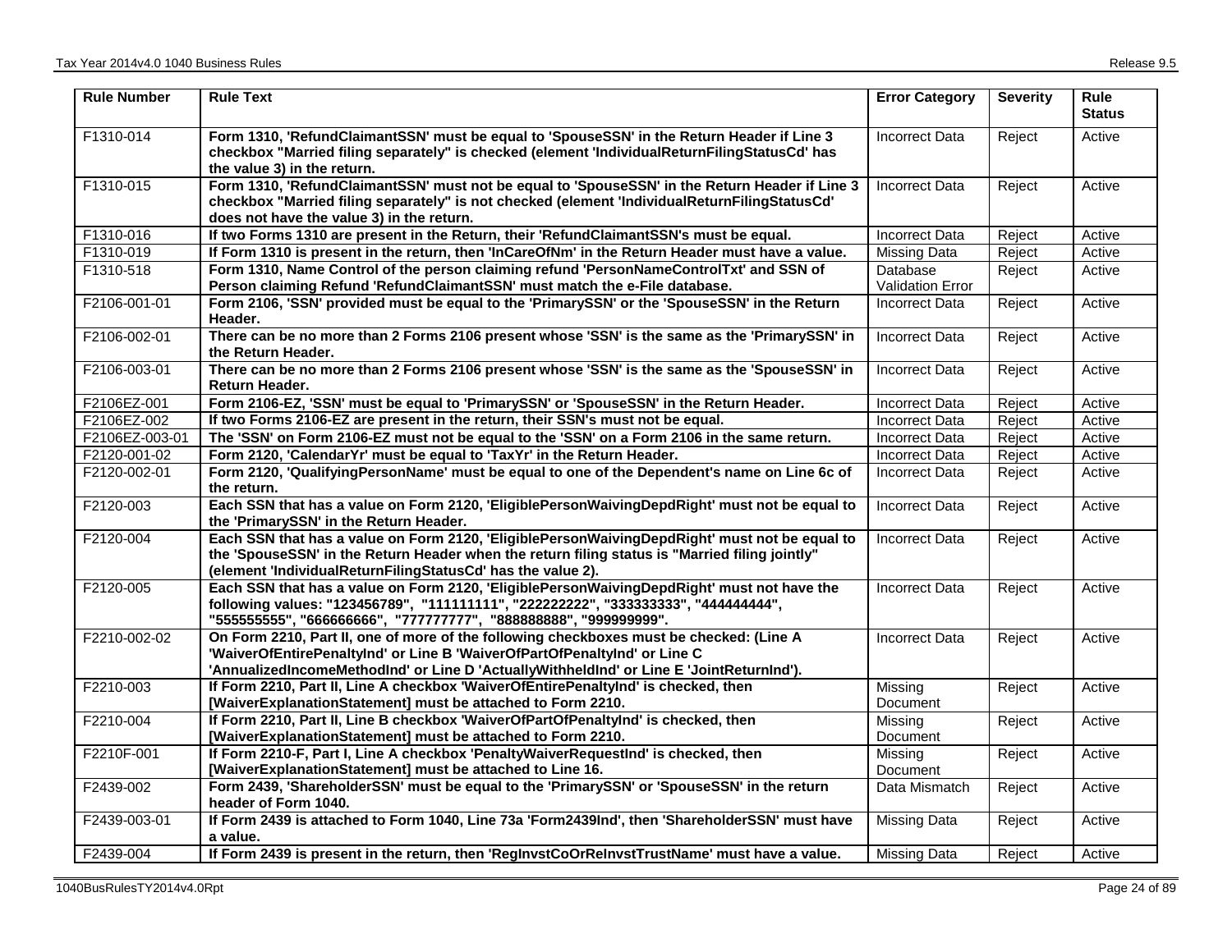| Rule Number | Rule Text | Error Category | Severity | Rule Status |
|---|---|---|---|---|
| F1310-014 | **Form 1310, 'RefundClaimantSSN' must be equal to 'SpouseSSN' in the Return Header if Line 3 checkbox "Married filing separately" is checked (element 'IndividualReturnFilingStatusCd' has the value 3) in the return.** | Incorrect Data | Reject | Active |
| F1310-015 | **Form 1310, 'RefundClaimantSSN' must not be equal to 'SpouseSSN' in the Return Header if Line 3 checkbox "Married filing separately" is not checked (element 'IndividualReturnFilingStatusCd' does not have the value 3) in the return.** | Incorrect Data | Reject | Active |
| F1310-016 | **If two Forms 1310 are present in the Return, their 'RefundClaimantSSN's must be equal.** | Incorrect Data | Reject | Active |
| F1310-019 | **If Form 1310 is present in the return, then 'InCareOfNm' in the Return Header must have a value.** | Missing Data | Reject | Active |
| F1310-518 | **Form 1310, Name Control of the person claiming refund 'PersonNameControlTxt' and SSN of Person claiming Refund 'RefundClaimantSSN' must match the e-File database.** | Database Validation Error | Reject | Active |
| F2106-001-01 | **Form 2106, 'SSN' provided must be equal to the 'PrimarySSN' or the 'SpouseSSN' in the Return Header.** | Incorrect Data | Reject | Active |
| F2106-002-01 | **There can be no more than 2 Forms 2106 present whose 'SSN' is the same as the 'PrimarySSN' in the Return Header.** | Incorrect Data | Reject | Active |
| F2106-003-01 | **There can be no more than 2 Forms 2106 present whose 'SSN' is the same as the 'SpouseSSN' in Return Header.** | Incorrect Data | Reject | Active |
| F2106EZ-001 | **Form 2106-EZ, 'SSN' must be equal to 'PrimarySSN' or 'SpouseSSN' in the Return Header.** | Incorrect Data | Reject | Active |
| F2106EZ-002 | **If two Forms 2106-EZ are present in the return, their SSN's must not be equal.** | Incorrect Data | Reject | Active |
| F2106EZ-003-01 | **The 'SSN' on Form 2106-EZ must not be equal to the 'SSN' on a Form 2106 in the same return.** | Incorrect Data | Reject | Active |
| F2120-001-02 | **Form 2120, 'CalendarYr' must be equal to 'TaxYr' in the Return Header.** | Incorrect Data | Reject | Active |
| F2120-002-01 | **Form 2120, 'QualifyingPersonName' must be equal to one of the Dependent's name on Line 6c of the return.** | Incorrect Data | Reject | Active |
| F2120-003 | **Each SSN that has a value on Form 2120, 'EligiblePersonWaivingDepdRight' must not be equal to the 'PrimarySSN' in the Return Header.** | Incorrect Data | Reject | Active |
| F2120-004 | **Each SSN that has a value on Form 2120, 'EligiblePersonWaivingDepdRight' must not be equal to the 'SpouseSSN' in the Return Header when the return filing status is "Married filing jointly" (element 'IndividualReturnFilingStatusCd' has the value 2).** | Incorrect Data | Reject | Active |
| F2120-005 | **Each SSN that has a value on Form 2120, 'EligiblePersonWaivingDepdRight' must not have the following values: "123456789", "111111111", "222222222", "333333333", "444444444", "555555555", "666666666", "777777777", "888888888", "999999999".** | Incorrect Data | Reject | Active |
| F2210-002-02 | **On Form 2210, Part II, one of more of the following checkboxes must be checked: (Line A 'WaiverOfEntirePenaltyInd' or Line B 'WaiverOfPartOfPenaltyInd' or Line C 'AnnualizedIncomeMethodInd' or Line D 'ActuallyWithheldInd' or Line E 'JointReturnInd').** | Incorrect Data | Reject | Active |
| F2210-003 | **If Form 2210, Part II, Line A checkbox 'WaiverOfEntirePenaltyInd' is checked, then [WaiverExplanationStatement] must be attached to Form 2210.** | Missing Document | Reject | Active |
| F2210-004 | **If Form 2210, Part II, Line B checkbox 'WaiverOfPartOfPenaltyInd' is checked, then [WaiverExplanationStatement] must be attached to Form 2210.** | Missing Document | Reject | Active |
| F2210F-001 | **If Form 2210-F, Part I, Line A checkbox 'PenaltyWaiverRequestInd' is checked, then [WaiverExplanationStatement] must be attached to Line 16.** | Missing Document | Reject | Active |
| F2439-002 | **Form 2439, 'ShareholderSSN' must be equal to the 'PrimarySSN' or 'SpouseSSN' in the return header of Form 1040.** | Data Mismatch | Reject | Active |
| F2439-003-01 | **If Form 2439 is attached to Form 1040, Line 73a 'Form2439Ind', then 'ShareholderSSN' must have a value.** | Missing Data | Reject | Active |
| F2439-004 | **If Form 2439 is present in the return, then 'RegInvstCoOrReInvstTrustName' must have a value.** | Missing Data | Reject | Active |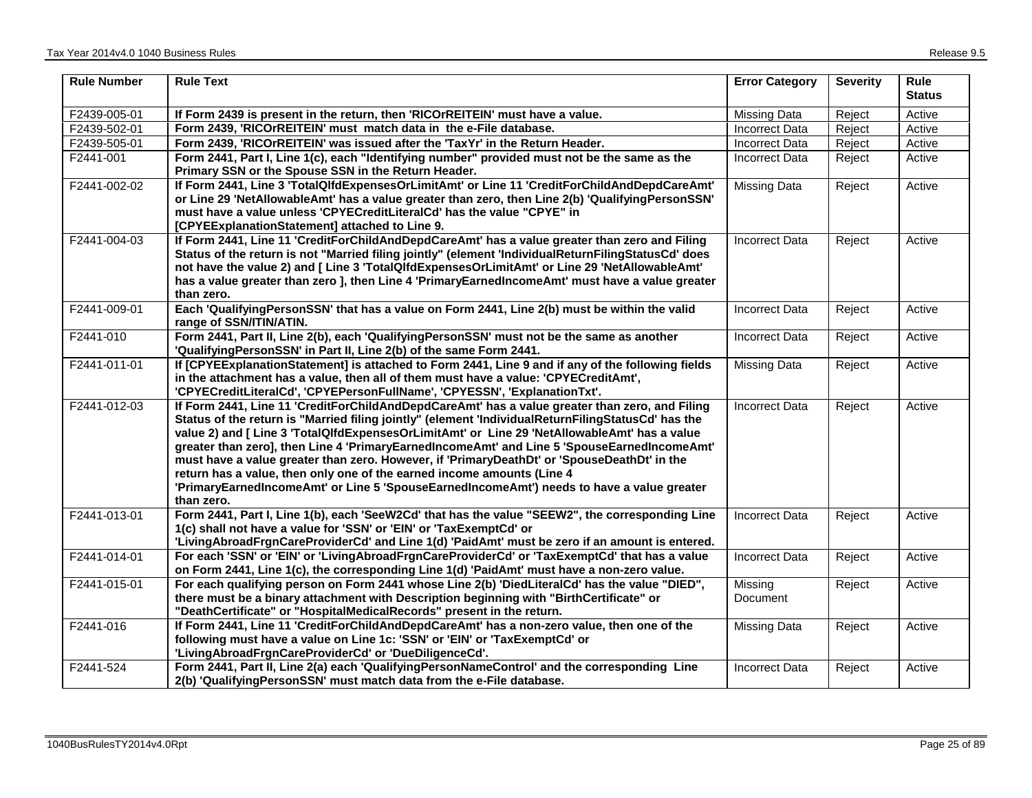| Rule Number | Rule Text | Error Category | Severity | Rule Status |
|---|---|---|---|---|
| F2439-005-01 | **If Form 2439 is present in the return, then 'RICOrREITEIN' must have a value.** | Missing Data | Reject | Active |
| F2439-502-01 | **Form 2439, 'RICOrREITEIN' must match data in the e-File database.** | Incorrect Data | Reject | Active |
| F2439-505-01 | **Form 2439, 'RICOrREITEIN' was issued after the 'TaxYr' in the Return Header.** | Incorrect Data | Reject | Active |
| F2441-001 | **Form 2441, Part I, Line 1(c), each "Identifying number" provided must not be the same as the Primary SSN or the Spouse SSN in the Return Header.** | Incorrect Data | Reject | Active |
| F2441-002-02 | **If Form 2441, Line 3 'TotalQlfdExpensesOrLimitAmt' or Line 11 'CreditForChildAndDepdCareAmt' or Line 29 'NetAllowableAmt' has a value greater than zero, then Line 2(b) 'QualifyingPersonSSN' must have a value unless 'CPYECreditLiteralCd' has the value "CPYE" in [CPYEExplanationStatement] attached to Line 9.** | Missing Data | Reject | Active |
| F2441-004-03 | **If Form 2441, Line 11 'CreditForChildAndDepdCareAmt' has a value greater than zero and Filing Status of the return is not "Married filing jointly" (element 'IndividualReturnFilingStatusCd' does not have the value 2) and [ Line 3 'TotalQlfdExpensesOrLimitAmt' or Line 29 'NetAllowableAmt' has a value greater than zero ], then Line 4 'PrimaryEarnedIncomeAmt' must have a value greater than zero.** | Incorrect Data | Reject | Active |
| F2441-009-01 | **Each 'QualifyingPersonSSN' that has a value on Form 2441, Line 2(b) must be within the valid range of SSN/ITIN/ATIN.** | Incorrect Data | Reject | Active |
| F2441-010 | **Form 2441, Part II, Line 2(b), each 'QualifyingPersonSSN' must not be the same as another 'QualifyingPersonSSN' in Part II, Line 2(b) of the same Form 2441.** | Incorrect Data | Reject | Active |
| F2441-011-01 | **If [CPYEExplanationStatement] is attached to Form 2441, Line 9 and if any of the following fields in the attachment has a value, then all of them must have a value: 'CPYECreditAmt', 'CPYECreditLiteralCd', 'CPYEPersonFullName', 'CPYESSN', 'ExplanationTxt'.** | Missing Data | Reject | Active |
| F2441-012-03 | **If Form 2441, Line 11 'CreditForChildAndDepdCareAmt' has a value greater than zero, and Filing Status of the return is "Married filing jointly" (element 'IndividualReturnFilingStatusCd' has the value 2) and [ Line 3 'TotalQlfdExpensesOrLimitAmt' or Line 29 'NetAllowableAmt' has a value greater than zero], then Line 4 'PrimaryEarnedIncomeAmt' and Line 5 'SpouseEarnedIncomeAmt' must have a value greater than zero. However, if 'PrimaryDeathDt' or 'SpouseDeathDt' in the return has a value, then only one of the earned income amounts (Line 4 'PrimaryEarnedIncomeAmt' or Line 5 'SpouseEarnedIncomeAmt') needs to have a value greater than zero.** | Incorrect Data | Reject | Active |
| F2441-013-01 | **Form 2441, Part I, Line 1(b), each 'SeeW2Cd' that has the value "SEEW2", the corresponding Line 1(c) shall not have a value for 'SSN' or 'EIN' or 'TaxExemptCd' or 'LivingAbroadFrgnCareProviderCd' and Line 1(d) 'PaidAmt' must be zero if an amount is entered.** | Incorrect Data | Reject | Active |
| F2441-014-01 | **For each 'SSN' or 'EIN' or 'LivingAbroadFrgnCareProviderCd' or 'TaxExemptCd' that has a value on Form 2441, Line 1(c), the corresponding Line 1(d) 'PaidAmt' must have a non-zero value.** | Incorrect Data | Reject | Active |
| F2441-015-01 | **For each qualifying person on Form 2441 whose Line 2(b) 'DiedLiteralCd' has the value "DIED", there must be a binary attachment with Description beginning with "BirthCertificate" or "DeathCertificate" or "HospitalMedicalRecords" present in the return.** | Missing Document | Reject | Active |
| F2441-016 | **If Form 2441, Line 11 'CreditForChildAndDepdCareAmt' has a non-zero value, then one of the following must have a value on Line 1c: 'SSN' or 'EIN' or 'TaxExemptCd' or 'LivingAbroadFrgnCareProviderCd' or 'DueDiligenceCd'.** | Missing Data | Reject | Active |
| F2441-524 | **Form 2441, Part II, Line 2(a) each 'QualifyingPersonNameControl' and the corresponding Line 2(b) 'QualifyingPersonSSN' must match data from the e-File database.** | Incorrect Data | Reject | Active |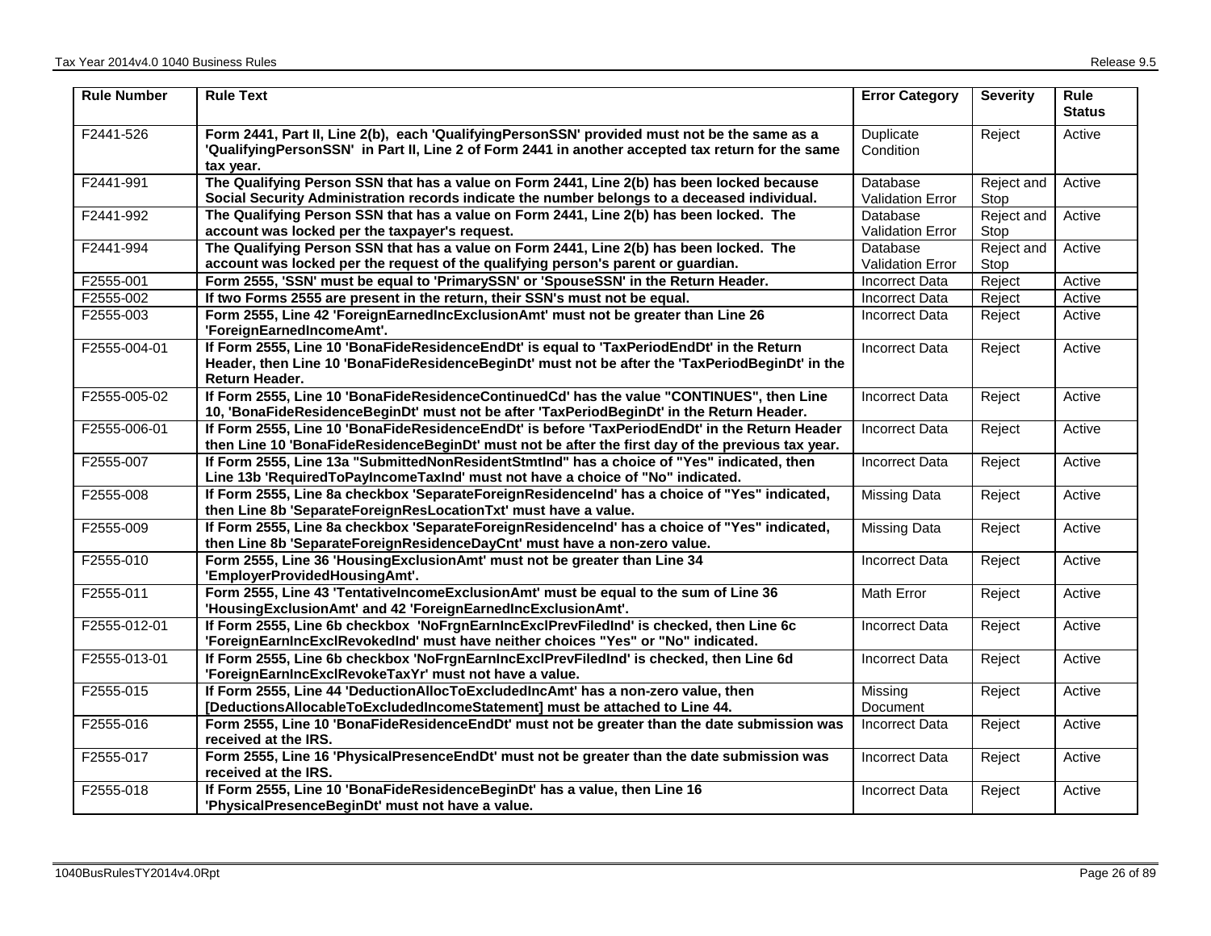| Rule Number | Rule Text | Error Category | Severity | Rule Status |
|---|---|---|---|---|
| F2441-526 | **Form 2441, Part II, Line 2(b), each 'QualifyingPersonSSN' provided must not be the same as a 'QualifyingPersonSSN' in Part II, Line 2 of Form 2441 in another accepted tax return for the same tax year.** | Duplicate Condition | Reject | Active |
| F2441-991 | **The Qualifying Person SSN that has a value on Form 2441, Line 2(b) has been locked because Social Security Administration records indicate the number belongs to a deceased individual.** | Database Validation Error | Reject and Stop | Active |
| F2441-992 | **The Qualifying Person SSN that has a value on Form 2441, Line 2(b) has been locked. The account was locked per the taxpayer's request.** | Database Validation Error | Reject and Stop | Active |
| F2441-994 | **The Qualifying Person SSN that has a value on Form 2441, Line 2(b) has been locked. The account was locked per the request of the qualifying person's parent or guardian.** | Database Validation Error | Reject and Stop | Active |
| F2555-001 | **Form 2555, 'SSN' must be equal to 'PrimarySSN' or 'SpouseSSN' in the Return Header.** | Incorrect Data | Reject | Active |
| F2555-002 | **If two Forms 2555 are present in the return, their SSN's must not be equal.** | Incorrect Data | Reject | Active |
| F2555-003 | **Form 2555, Line 42 'ForeignEarnedIncExclusionAmt' must not be greater than Line 26 'ForeignEarnedIncomeAmt'.** | Incorrect Data | Reject | Active |
| F2555-004-01 | **If Form 2555, Line 10 'BonaFideResidenceEndDt' is equal to 'TaxPeriodEndDt' in the Return Header, then Line 10 'BonaFideResidenceBeginDt' must not be after the 'TaxPeriodBeginDt' in the Return Header.** | Incorrect Data | Reject | Active |
| F2555-005-02 | **If Form 2555, Line 10 'BonaFideResidenceContinuedCd' has the value "CONTINUES", then Line 10, 'BonaFideResidenceBeginDt' must not be after 'TaxPeriodBeginDt' in the Return Header.** | Incorrect Data | Reject | Active |
| F2555-006-01 | **If Form 2555, Line 10 'BonaFideResidenceEndDt' is before 'TaxPeriodEndDt' in the Return Header then Line 10 'BonaFideResidenceBeginDt' must not be after the first day of the previous tax year.** | Incorrect Data | Reject | Active |
| F2555-007 | **If Form 2555, Line 13a "SubmittedNonResidentStmtInd" has a choice of "Yes" indicated, then Line 13b 'RequiredToPayIncomeTaxInd' must not have a choice of "No" indicated.** | Incorrect Data | Reject | Active |
| F2555-008 | **If Form 2555, Line 8a checkbox 'SeparateForeignResidenceInd' has a choice of "Yes" indicated, then Line 8b 'SeparateForeignResLocationTxt' must have a value.** | Missing Data | Reject | Active |
| F2555-009 | **If Form 2555, Line 8a checkbox 'SeparateForeignResidenceInd' has a choice of "Yes" indicated, then Line 8b 'SeparateForeignResidenceDayCnt' must have a non-zero value.** | Missing Data | Reject | Active |
| F2555-010 | **Form 2555, Line 36 'HousingExclusionAmt' must not be greater than Line 34 'EmployerProvidedHousingAmt'.** | Incorrect Data | Reject | Active |
| F2555-011 | **Form 2555, Line 43 'TentativeIncomeExclusionAmt' must be equal to the sum of Line 36 'HousingExclusionAmt' and 42 'ForeignEarnedIncExclusionAmt'.** | Math Error | Reject | Active |
| F2555-012-01 | **If Form 2555, Line 6b checkbox 'NoFrgnEarnIncExclPrevFiledInd' is checked, then Line 6c 'ForeignEarnIncExclRevokedInd' must have neither choices "Yes" or "No" indicated.** | Incorrect Data | Reject | Active |
| F2555-013-01 | **If Form 2555, Line 6b checkbox 'NoFrgnEarnIncExclPrevFiledInd' is checked, then Line 6d 'ForeignEarnIncExclRevokeTaxYr' must not have a value.** | Incorrect Data | Reject | Active |
| F2555-015 | **If Form 2555, Line 44 'DeductionAllocToExcludedIncAmt' has a non-zero value, then [DeductionsAllocableToExcludedIncomeStatement] must be attached to Line 44.** | Missing Document | Reject | Active |
| F2555-016 | **Form 2555, Line 10 'BonaFideResidenceEndDt' must not be greater than the date submission was received at the IRS.** | Incorrect Data | Reject | Active |
| F2555-017 | **Form 2555, Line 16 'PhysicalPresenceEndDt' must not be greater than the date submission was received at the IRS.** | Incorrect Data | Reject | Active |
| F2555-018 | **If Form 2555, Line 10 'BonaFideResidenceBeginDt' has a value, then Line 16 'PhysicalPresenceBeginDt' must not have a value.** | Incorrect Data | Reject | Active |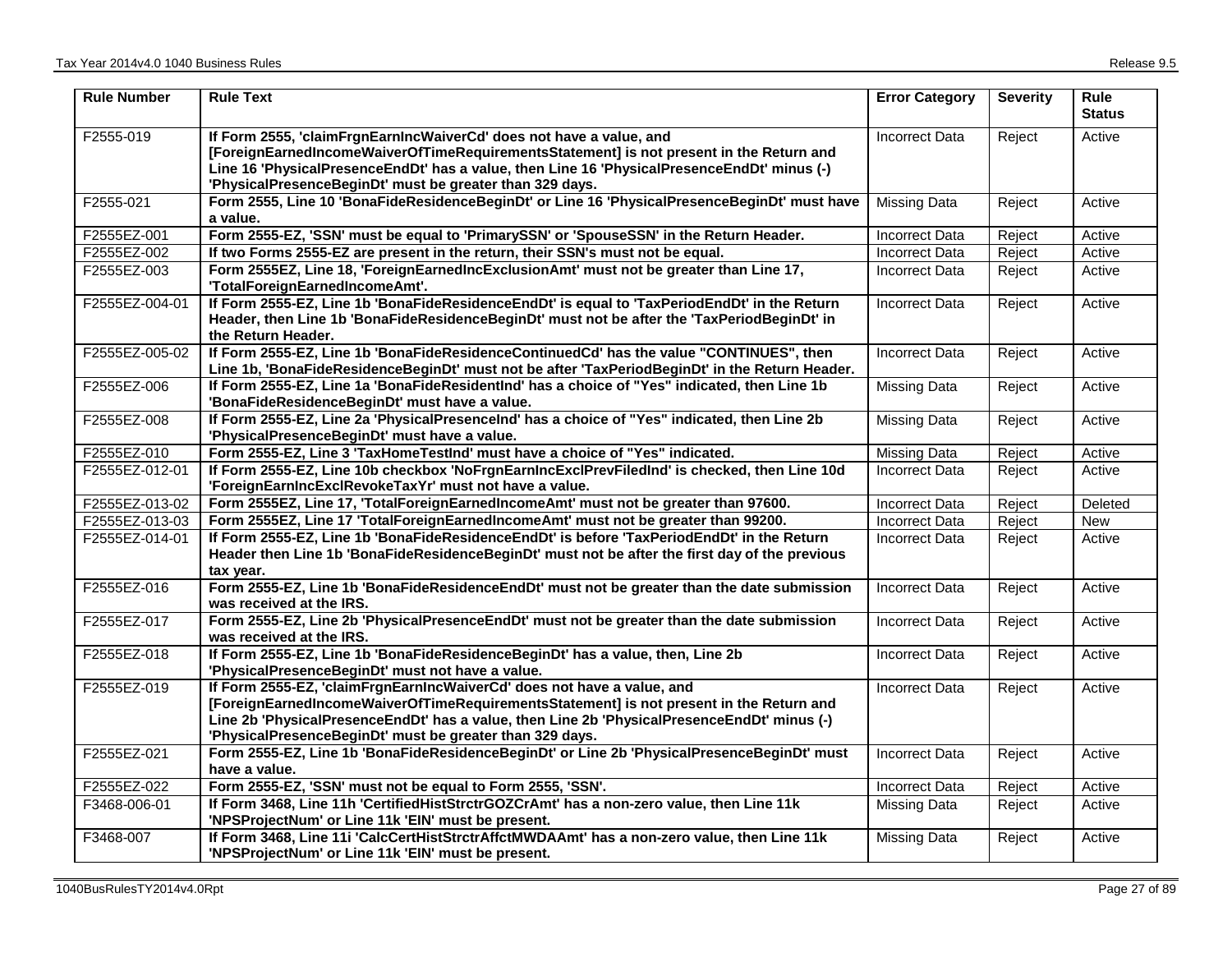| Rule Number | Rule Text | Error Category | Severity | Rule Status |
|---|---|---|---|---|
| F2555-019 | **If Form 2555, 'claimFrgnEarnIncWaiverCd' does not have a value, and [ForeignEarnedIncomeWaiverOfTimeRequirementsStatement] is not present in the Return and Line 16 'PhysicalPresenceEndDt' has a value, then Line 16 'PhysicalPresenceEndDt' minus (-) 'PhysicalPresenceBeginDt' must be greater than 329 days.** | Incorrect Data | Reject | Active |
| F2555-021 | **Form 2555, Line 10 'BonaFideResidenceBeginDt' or Line 16 'PhysicalPresenceBeginDt' must have a value.** | Missing Data | Reject | Active |
| F2555EZ-001 | **Form 2555-EZ, 'SSN' must be equal to 'PrimarySSN' or 'SpouseSSN' in the Return Header.** | Incorrect Data | Reject | Active |
| F2555EZ-002 | **If two Forms 2555-EZ are present in the return, their SSN's must not be equal.** | Incorrect Data | Reject | Active |
| F2555EZ-003 | **Form 2555EZ, Line 18, 'ForeignEarnedIncExclusionAmt' must not be greater than Line 17, 'TotalForeignEarnedIncomeAmt'.** | Incorrect Data | Reject | Active |
| F2555EZ-004-01 | **If Form 2555-EZ, Line 1b 'BonaFideResidenceEndDt' is equal to 'TaxPeriodEndDt' in the Return Header, then Line 1b 'BonaFideResidenceBeginDt' must not be after the 'TaxPeriodBeginDt' in the Return Header.** | Incorrect Data | Reject | Active |
| F2555EZ-005-02 | **If Form 2555-EZ, Line 1b 'BonaFideResidenceContinuedCd' has the value "CONTINUES", then Line 1b, 'BonaFideResidenceBeginDt' must not be after 'TaxPeriodBeginDt' in the Return Header.** | Incorrect Data | Reject | Active |
| F2555EZ-006 | **If Form 2555-EZ, Line 1a 'BonaFideResidentInd' has a choice of "Yes" indicated, then Line 1b 'BonaFideResidenceBeginDt' must have a value.** | Missing Data | Reject | Active |
| F2555EZ-008 | **If Form 2555-EZ, Line 2a 'PhysicalPresenceInd' has a choice of "Yes" indicated, then Line 2b 'PhysicalPresenceBeginDt' must have a value.** | Missing Data | Reject | Active |
| F2555EZ-010 | **Form 2555-EZ, Line 3 'TaxHomeTestInd' must have a choice of "Yes" indicated.** | Missing Data | Reject | Active |
| F2555EZ-012-01 | **If Form 2555-EZ, Line 10b checkbox 'NoFrgnEarnIncExclPrevFiledInd' is checked, then Line 10d 'ForeignEarnIncExclRevokeTaxYr' must not have a value.** | Incorrect Data | Reject | Active |
| F2555EZ-013-02 | **Form 2555EZ, Line 17, 'TotalForeignEarnedIncomeAmt' must not be greater than 97600.** | Incorrect Data | Reject | Deleted |
| F2555EZ-013-03 | **Form 2555EZ, Line 17 'TotalForeignEarnedIncomeAmt' must not be greater than 99200.** | Incorrect Data | Reject | New |
| F2555EZ-014-01 | **If Form 2555-EZ, Line 1b 'BonaFideResidenceEndDt' is before 'TaxPeriodEndDt' in the Return Header then Line 1b 'BonaFideResidenceBeginDt' must not be after the first day of the previous tax year.** | Incorrect Data | Reject | Active |
| F2555EZ-016 | **Form 2555-EZ, Line 1b 'BonaFideResidenceEndDt' must not be greater than the date submission was received at the IRS.** | Incorrect Data | Reject | Active |
| F2555EZ-017 | **Form 2555-EZ, Line 2b 'PhysicalPresenceEndDt' must not be greater than the date submission was received at the IRS.** | Incorrect Data | Reject | Active |
| F2555EZ-018 | **If Form 2555-EZ, Line 1b 'BonaFideResidenceBeginDt' has a value, then, Line 2b 'PhysicalPresenceBeginDt' must not have a value.** | Incorrect Data | Reject | Active |
| F2555EZ-019 | **If Form 2555-EZ, 'claimFrgnEarnIncWaiverCd' does not have a value, and [ForeignEarnedIncomeWaiverOfTimeRequirementsStatement] is not present in the Return and Line 2b 'PhysicalPresenceEndDt' has a value, then Line 2b 'PhysicalPresenceEndDt' minus (-) 'PhysicalPresenceBeginDt' must be greater than 329 days.** | Incorrect Data | Reject | Active |
| F2555EZ-021 | **Form 2555-EZ, Line 1b 'BonaFideResidenceBeginDt' or Line 2b 'PhysicalPresenceBeginDt' must have a value.** | Incorrect Data | Reject | Active |
| F2555EZ-022 | **Form 2555-EZ, 'SSN' must not be equal to Form 2555, 'SSN'.** | Incorrect Data | Reject | Active |
| F3468-006-01 | **If Form 3468, Line 11h 'CertifiedHistStrctrGOZCrAmt' has a non-zero value, then Line 11k 'NPSProjectNum' or Line 11k 'EIN' must be present.** | Missing Data | Reject | Active |
| F3468-007 | **If Form 3468, Line 11i 'CalcCertHistStrctrAffctMWDAAmt' has a non-zero value, then Line 11k 'NPSProjectNum' or Line 11k 'EIN' must be present.** | Missing Data | Reject | Active |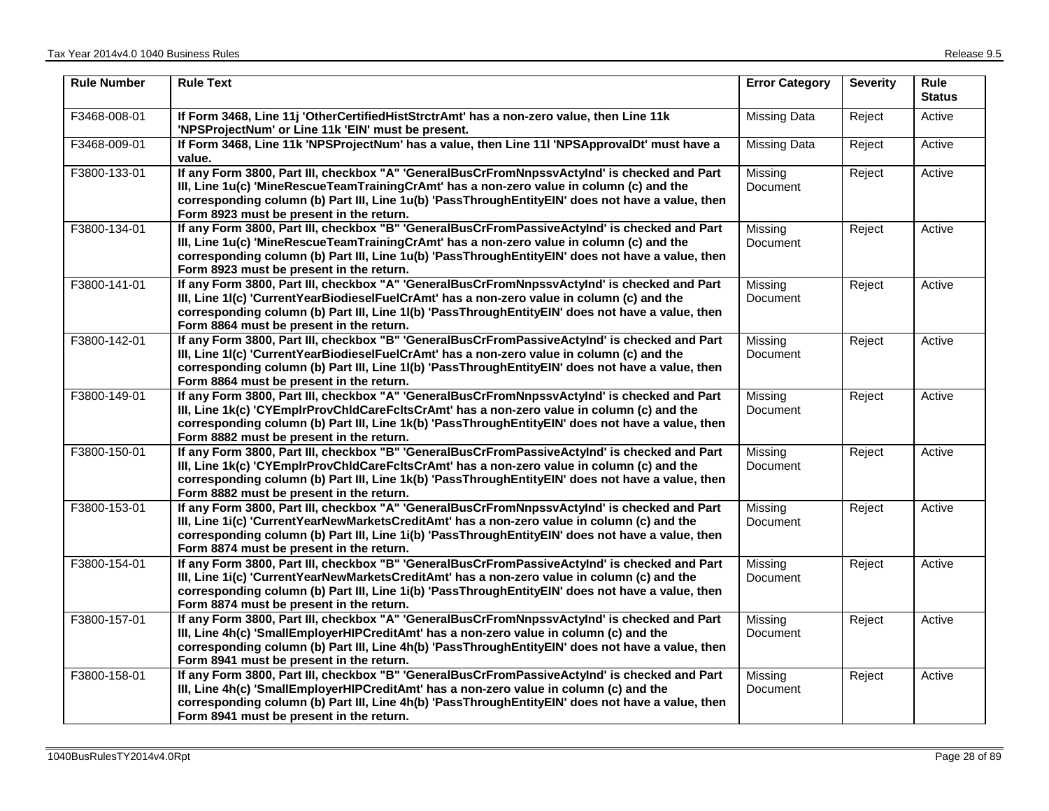| Rule Number | Rule Text | Error Category | Severity | Rule Status |
|---|---|---|---|---|
| F3468-008-01 | **If Form 3468, Line 11j 'OtherCertifiedHistStrctrAmt' has a non-zero value, then Line 11k 'NPSProjectNum' or Line 11k 'EIN' must be present.** | Missing Data | Reject | Active |
| F3468-009-01 | **If Form 3468, Line 11k 'NPSProjectNum' has a value, then Line 11l 'NPSApprovalDt' must have a value.** | Missing Data | Reject | Active |
| F3800-133-01 | **If any Form 3800, Part III, checkbox "A" 'GeneralBusCrFromNnpssvActyInd' is checked and Part III, Line 1u(c) 'MineRescueTeamTrainingCrAmt' has a non-zero value in column (c) and the corresponding column (b) Part III, Line 1u(b) 'PassThroughEntityEIN' does not have a value, then Form 8923 must be present in the return.** | Missing Document | Reject | Active |
| F3800-134-01 | **If any Form 3800, Part III, checkbox "B" 'GeneralBusCrFromPassiveActyInd' is checked and Part III, Line 1u(c) 'MineRescueTeamTrainingCrAmt' has a non-zero value in column (c) and the corresponding column (b) Part III, Line 1u(b) 'PassThroughEntityEIN' does not have a value, then Form 8923 must be present in the return.** | Missing Document | Reject | Active |
| F3800-141-01 | **If any Form 3800, Part III, checkbox "A" 'GeneralBusCrFromNnpssvActyInd' is checked and Part III, Line 1l(c) 'CurrentYearBiodieselFuelCrAmt' has a non-zero value in column (c) and the corresponding column (b) Part III, Line 1l(b) 'PassThroughEntityEIN' does not have a value, then Form 8864 must be present in the return.** | Missing Document | Reject | Active |
| F3800-142-01 | **If any Form 3800, Part III, checkbox "B" 'GeneralBusCrFromPassiveActyInd' is checked and Part III, Line 1l(c) 'CurrentYearBiodieselFuelCrAmt' has a non-zero value in column (c) and the corresponding column (b) Part III, Line 1l(b) 'PassThroughEntityEIN' does not have a value, then Form 8864 must be present in the return.** | Missing Document | Reject | Active |
| F3800-149-01 | **If any Form 3800, Part III, checkbox "A" 'GeneralBusCrFromNnpssvActyInd' is checked and Part III, Line 1k(c) 'CYEmplrProvChldCareFcltsCrAmt' has a non-zero value in column (c) and the corresponding column (b) Part III, Line 1k(b) 'PassThroughEntityEIN' does not have a value, then Form 8882 must be present in the return.** | Missing Document | Reject | Active |
| F3800-150-01 | **If any Form 3800, Part III, checkbox "B" 'GeneralBusCrFromPassiveActyInd' is checked and Part III, Line 1k(c) 'CYEmplrProvChldCareFcltsCrAmt' has a non-zero value in column (c) and the corresponding column (b) Part III, Line 1k(b) 'PassThroughEntityEIN' does not have a value, then Form 8882 must be present in the return.** | Missing Document | Reject | Active |
| F3800-153-01 | **If any Form 3800, Part III, checkbox "A" 'GeneralBusCrFromNnpssvActyInd' is checked and Part III, Line 1i(c) 'CurrentYearNewMarketsCreditAmt' has a non-zero value in column (c) and the corresponding column (b) Part III, Line 1i(b) 'PassThroughEntityEIN' does not have a value, then Form 8874 must be present in the return.** | Missing Document | Reject | Active |
| F3800-154-01 | **If any Form 3800, Part III, checkbox "B" 'GeneralBusCrFromPassiveActyInd' is checked and Part III, Line 1i(c) 'CurrentYearNewMarketsCreditAmt' has a non-zero value in column (c) and the corresponding column (b) Part III, Line 1i(b) 'PassThroughEntityEIN' does not have a value, then Form 8874 must be present in the return.** | Missing Document | Reject | Active |
| F3800-157-01 | **If any Form 3800, Part III, checkbox "A" 'GeneralBusCrFromNnpssvActyInd' is checked and Part III, Line 4h(c) 'SmallEmployerHIPCreditAmt' has a non-zero value in column (c) and the corresponding column (b) Part III, Line 4h(b) 'PassThroughEntityEIN' does not have a value, then Form 8941 must be present in the return.** | Missing Document | Reject | Active |
| F3800-158-01 | **If any Form 3800, Part III, checkbox "B" 'GeneralBusCrFromPassiveActyInd' is checked and Part III, Line 4h(c) 'SmallEmployerHIPCreditAmt' has a non-zero value in column (c) and the corresponding column (b) Part III, Line 4h(b) 'PassThroughEntityEIN' does not have a value, then Form 8941 must be present in the return.** | Missing Document | Reject | Active |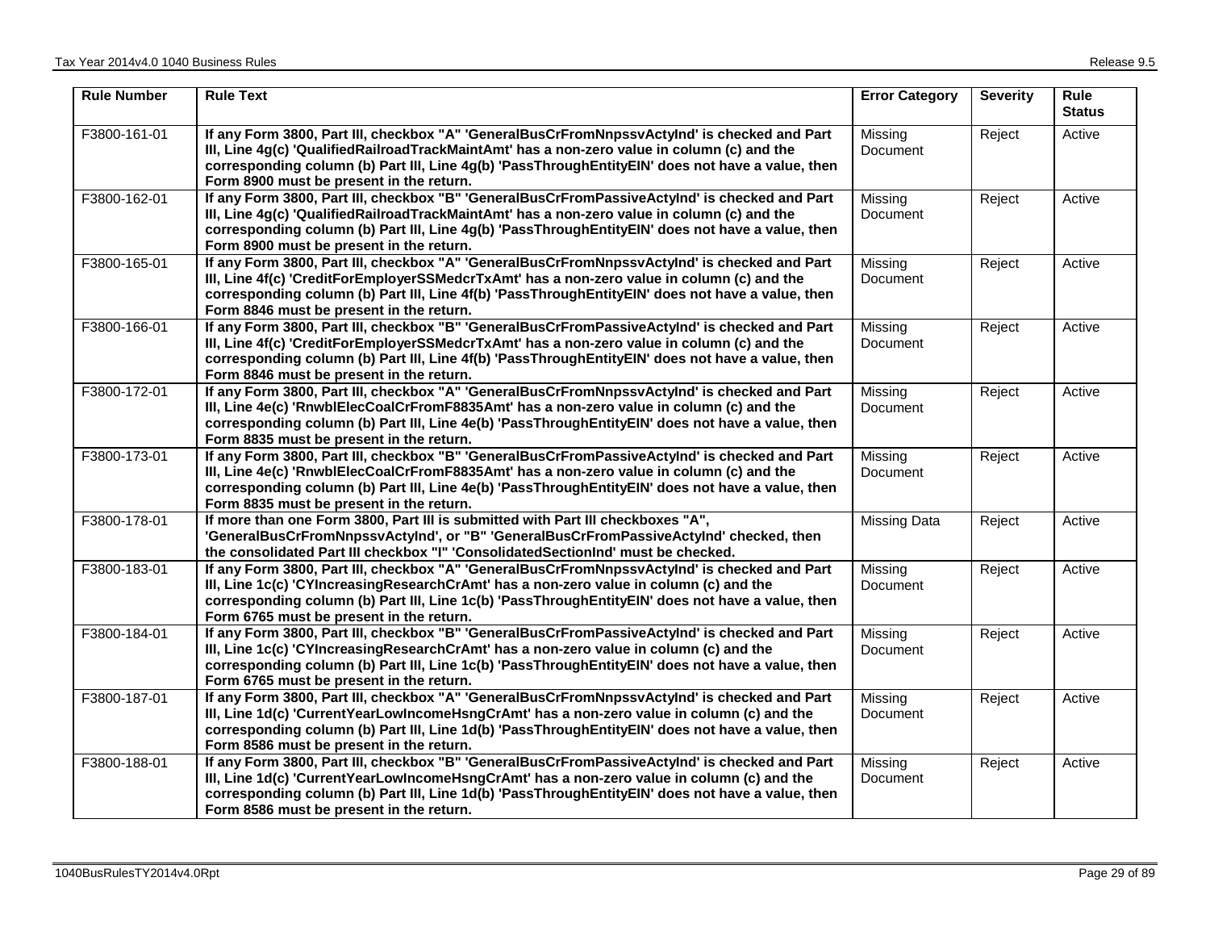| Rule Number | Rule Text | Error Category | Severity | Rule Status |
|---|---|---|---|---|
| F3800-161-01 | **If any Form 3800, Part III, checkbox "A" 'GeneralBusCrFromNnpssvActyInd' is checked and Part III, Line 4g(c) 'QualifiedRailroadTrackMaintAmt' has a non-zero value in column (c) and the corresponding column (b) Part III, Line 4g(b) 'PassThroughEntityEIN' does not have a value, then Form 8900 must be present in the return.** | Missing Document | Reject | Active |
| F3800-162-01 | **If any Form 3800, Part III, checkbox "B" 'GeneralBusCrFromPassiveActyInd' is checked and Part III, Line 4g(c) 'QualifiedRailroadTrackMaintAmt' has a non-zero value in column (c) and the corresponding column (b) Part III, Line 4g(b) 'PassThroughEntityEIN' does not have a value, then Form 8900 must be present in the return.** | Missing Document | Reject | Active |
| F3800-165-01 | **If any Form 3800, Part III, checkbox "A" 'GeneralBusCrFromNnpssvActyInd' is checked and Part III, Line 4f(c) 'CreditForEmployerSSMedcrTxAmt' has a non-zero value in column (c) and the corresponding column (b) Part III, Line 4f(b) 'PassThroughEntityEIN' does not have a value, then Form 8846 must be present in the return.** | Missing Document | Reject | Active |
| F3800-166-01 | **If any Form 3800, Part III, checkbox "B" 'GeneralBusCrFromPassiveActyInd' is checked and Part III, Line 4f(c) 'CreditForEmployerSSMedcrTxAmt' has a non-zero value in column (c) and the corresponding column (b) Part III, Line 4f(b) 'PassThroughEntityEIN' does not have a value, then Form 8846 must be present in the return.** | Missing Document | Reject | Active |
| F3800-172-01 | **If any Form 3800, Part III, checkbox "A" 'GeneralBusCrFromNnpssvActyInd' is checked and Part III, Line 4e(c) 'RnwblElecCoalCrFromF8835Amt' has a non-zero value in column (c) and the corresponding column (b) Part III, Line 4e(b) 'PassThroughEntityEIN' does not have a value, then Form 8835 must be present in the return.** | Missing Document | Reject | Active |
| F3800-173-01 | **If any Form 3800, Part III, checkbox "B" 'GeneralBusCrFromPassiveActyInd' is checked and Part III, Line 4e(c) 'RnwblElecCoalCrFromF8835Amt' has a non-zero value in column (c) and the corresponding column (b) Part III, Line 4e(b) 'PassThroughEntityEIN' does not have a value, then Form 8835 must be present in the return.** | Missing Document | Reject | Active |
| F3800-178-01 | **If more than one Form 3800, Part III is submitted with Part III checkboxes "A", 'GeneralBusCrFromNnpssvActyInd', or "B" 'GeneralBusCrFromPassiveActyInd' checked, then the consolidated Part III checkbox "I" 'ConsolidatedSectionInd' must be checked.** | Missing Data | Reject | Active |
| F3800-183-01 | **If any Form 3800, Part III, checkbox "A" 'GeneralBusCrFromNnpssvActyInd' is checked and Part III, Line 1c(c) 'CYIncreasingResearchCrAmt' has a non-zero value in column (c) and the corresponding column (b) Part III, Line 1c(b) 'PassThroughEntityEIN' does not have a value, then Form 6765 must be present in the return.** | Missing Document | Reject | Active |
| F3800-184-01 | **If any Form 3800, Part III, checkbox "B" 'GeneralBusCrFromPassiveActyInd' is checked and Part III, Line 1c(c) 'CYIncreasingResearchCrAmt' has a non-zero value in column (c) and the corresponding column (b) Part III, Line 1c(b) 'PassThroughEntityEIN' does not have a value, then Form 6765 must be present in the return.** | Missing Document | Reject | Active |
| F3800-187-01 | **If any Form 3800, Part III, checkbox "A" 'GeneralBusCrFromNnpssvActyInd' is checked and Part III, Line 1d(c) 'CurrentYearLowIncomeHsngCrAmt' has a non-zero value in column (c) and the corresponding column (b) Part III, Line 1d(b) 'PassThroughEntityEIN' does not have a value, then Form 8586 must be present in the return.** | Missing Document | Reject | Active |
| F3800-188-01 | **If any Form 3800, Part III, checkbox "B" 'GeneralBusCrFromPassiveActyInd' is checked and Part III, Line 1d(c) 'CurrentYearLowIncomeHsngCrAmt' has a non-zero value in column (c) and the corresponding column (b) Part III, Line 1d(b) 'PassThroughEntityEIN' does not have a value, then Form 8586 must be present in the return.** | Missing Document | Reject | Active |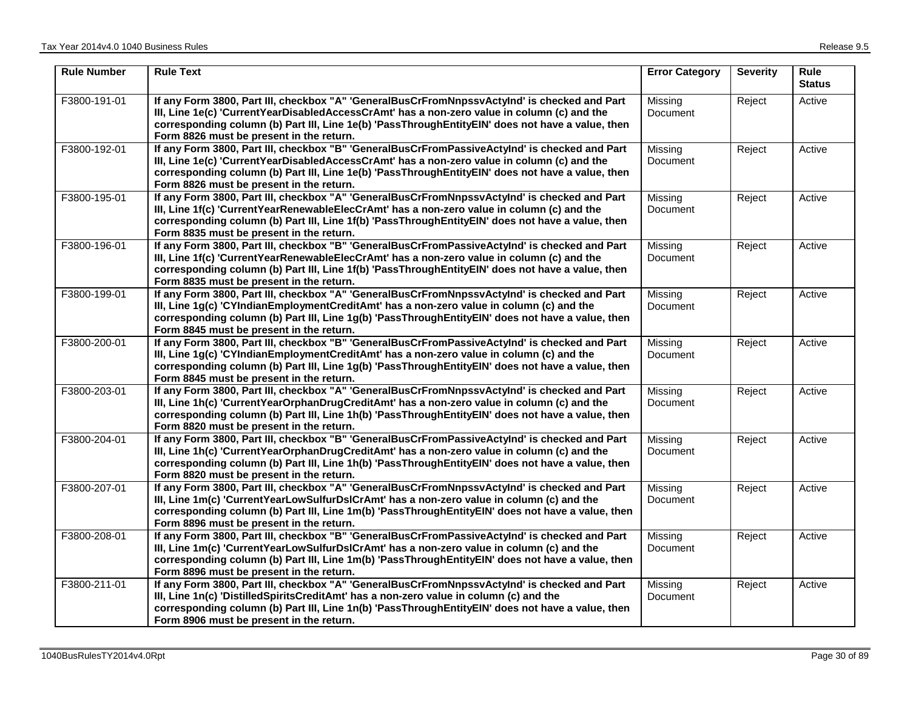| Rule Number | Rule Text | Error Category | Severity | Rule Status |
|---|---|---|---|---|
| F3800-191-01 | **If any Form 3800, Part III, checkbox "A" 'GeneralBusCrFromNnpssvActyInd' is checked and Part III, Line 1e(c) 'CurrentYearDisabledAccessCrAmt' has a non-zero value in column (c) and the corresponding column (b) Part III, Line 1e(b) 'PassThroughEntityEIN' does not have a value, then Form 8826 must be present in the return.** | Missing Document | Reject | Active |
| F3800-192-01 | **If any Form 3800, Part III, checkbox "B" 'GeneralBusCrFromPassiveActyInd' is checked and Part III, Line 1e(c) 'CurrentYearDisabledAccessCrAmt' has a non-zero value in column (c) and the corresponding column (b) Part III, Line 1e(b) 'PassThroughEntityEIN' does not have a value, then Form 8826 must be present in the return.** | Missing Document | Reject | Active |
| F3800-195-01 | **If any Form 3800, Part III, checkbox "A" 'GeneralBusCrFromNnpssvActyInd' is checked and Part III, Line 1f(c) 'CurrentYearRenewableElecCrAmt' has a non-zero value in column (c) and the corresponding column (b) Part III, Line 1f(b) 'PassThroughEntityEIN' does not have a value, then Form 8835 must be present in the return.** | Missing Document | Reject | Active |
| F3800-196-01 | **If any Form 3800, Part III, checkbox "B" 'GeneralBusCrFromPassiveActyInd' is checked and Part III, Line 1f(c) 'CurrentYearRenewableElecCrAmt' has a non-zero value in column (c) and the corresponding column (b) Part III, Line 1f(b) 'PassThroughEntityEIN' does not have a value, then Form 8835 must be present in the return.** | Missing Document | Reject | Active |
| F3800-199-01 | **If any Form 3800, Part III, checkbox "A" 'GeneralBusCrFromNnpssvActyInd' is checked and Part III, Line 1g(c) 'CYIndianEmploymentCreditAmt' has a non-zero value in column (c) and the corresponding column (b) Part III, Line 1g(b) 'PassThroughEntityEIN' does not have a value, then Form 8845 must be present in the return.** | Missing Document | Reject | Active |
| F3800-200-01 | **If any Form 3800, Part III, checkbox "B" 'GeneralBusCrFromPassiveActyInd' is checked and Part III, Line 1g(c) 'CYIndianEmploymentCreditAmt' has a non-zero value in column (c) and the corresponding column (b) Part III, Line 1g(b) 'PassThroughEntityEIN' does not have a value, then Form 8845 must be present in the return.** | Missing Document | Reject | Active |
| F3800-203-01 | **If any Form 3800, Part III, checkbox "A" 'GeneralBusCrFromNnpssvActyInd' is checked and Part III, Line 1h(c) 'CurrentYearOrphanDrugCreditAmt' has a non-zero value in column (c) and the corresponding column (b) Part III, Line 1h(b) 'PassThroughEntityEIN' does not have a value, then Form 8820 must be present in the return.** | Missing Document | Reject | Active |
| F3800-204-01 | **If any Form 3800, Part III, checkbox "B" 'GeneralBusCrFromPassiveActyInd' is checked and Part III, Line 1h(c) 'CurrentYearOrphanDrugCreditAmt' has a non-zero value in column (c) and the corresponding column (b) Part III, Line 1h(b) 'PassThroughEntityEIN' does not have a value, then Form 8820 must be present in the return.** | Missing Document | Reject | Active |
| F3800-207-01 | **If any Form 3800, Part III, checkbox "A" 'GeneralBusCrFromNnpssvActyInd' is checked and Part III, Line 1m(c) 'CurrentYearLowSulfurDslCrAmt' has a non-zero value in column (c) and the corresponding column (b) Part III, Line 1m(b) 'PassThroughEntityEIN' does not have a value, then Form 8896 must be present in the return.** | Missing Document | Reject | Active |
| F3800-208-01 | **If any Form 3800, Part III, checkbox "B" 'GeneralBusCrFromPassiveActyInd' is checked and Part III, Line 1m(c) 'CurrentYearLowSulfurDslCrAmt' has a non-zero value in column (c) and the corresponding column (b) Part III, Line 1m(b) 'PassThroughEntityEIN' does not have a value, then Form 8896 must be present in the return.** | Missing Document | Reject | Active |
| F3800-211-01 | **If any Form 3800, Part III, checkbox "A" 'GeneralBusCrFromNnpssvActyInd' is checked and Part III, Line 1n(c) 'DistilledSpiritsCreditAmt' has a non-zero value in column (c) and the corresponding column (b) Part III, Line 1n(b) 'PassThroughEntityEIN' does not have a value, then Form 8906 must be present in the return.** | Missing Document | Reject | Active |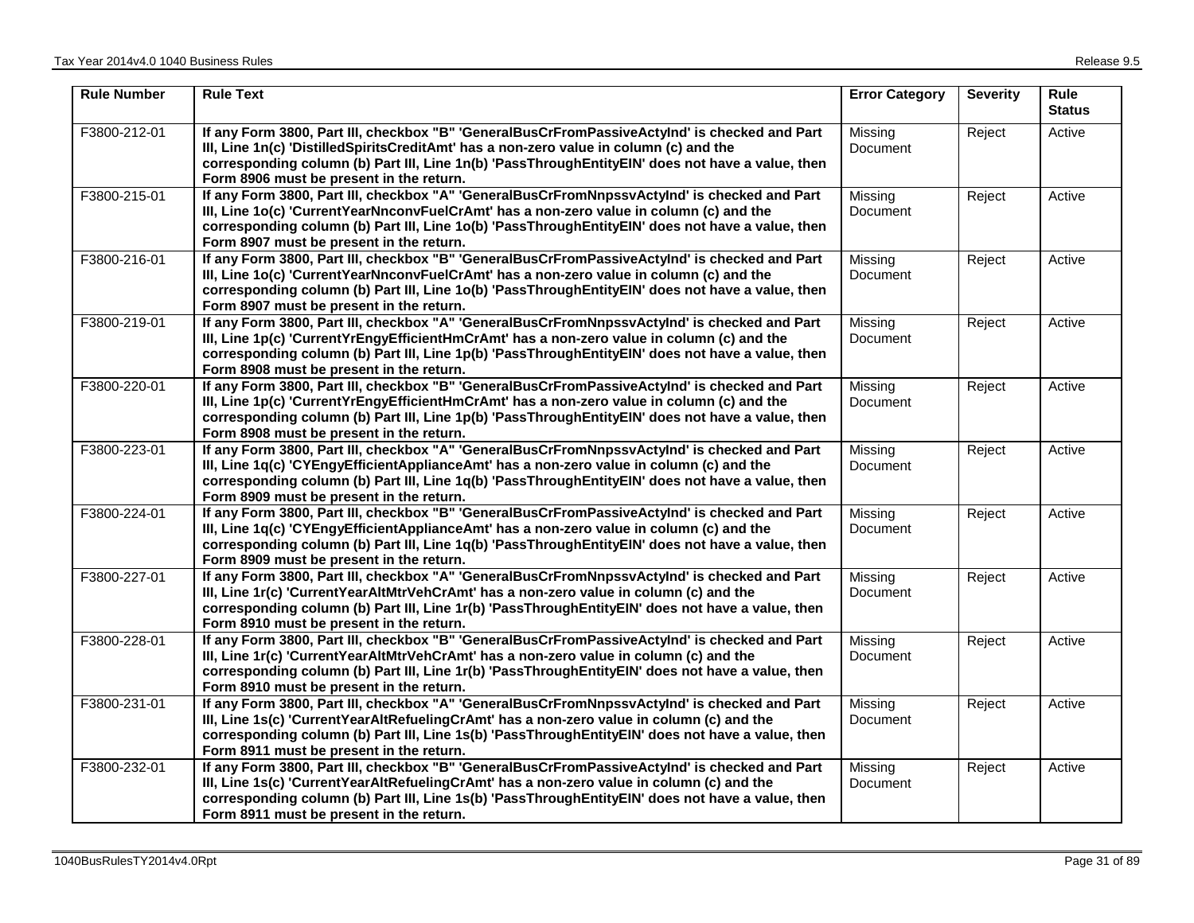| Rule Number | Rule Text | Error Category | Severity | Rule Status |
|---|---|---|---|---|
| F3800-212-01 | **If any Form 3800, Part III, checkbox "B" 'GeneralBusCrFromPassiveActyInd' is checked and Part III, Line 1n(c) 'DistilledSpiritsCreditAmt' has a non-zero value in column (c) and the corresponding column (b) Part III, Line 1n(b) 'PassThroughEntityEIN' does not have a value, then Form 8906 must be present in the return.** | Missing Document | Reject | Active |
| F3800-215-01 | **If any Form 3800, Part III, checkbox "A" 'GeneralBusCrFromNnpssvActyInd' is checked and Part III, Line 1o(c) 'CurrentYearNnconvFuelCrAmt' has a non-zero value in column (c) and the corresponding column (b) Part III, Line 1o(b) 'PassThroughEntityEIN' does not have a value, then Form 8907 must be present in the return.** | Missing Document | Reject | Active |
| F3800-216-01 | **If any Form 3800, Part III, checkbox "B" 'GeneralBusCrFromPassiveActyInd' is checked and Part III, Line 1o(c) 'CurrentYearNnconvFuelCrAmt' has a non-zero value in column (c) and the corresponding column (b) Part III, Line 1o(b) 'PassThroughEntityEIN' does not have a value, then Form 8907 must be present in the return.** | Missing Document | Reject | Active |
| F3800-219-01 | **If any Form 3800, Part III, checkbox "A" 'GeneralBusCrFromNnpssvActyInd' is checked and Part III, Line 1p(c) 'CurrentYrEngyEfficientHmCrAmt' has a non-zero value in column (c) and the corresponding column (b) Part III, Line 1p(b) 'PassThroughEntityEIN' does not have a value, then Form 8908 must be present in the return.** | Missing Document | Reject | Active |
| F3800-220-01 | **If any Form 3800, Part III, checkbox "B" 'GeneralBusCrFromPassiveActyInd' is checked and Part III, Line 1p(c) 'CurrentYrEngyEfficientHmCrAmt' has a non-zero value in column (c) and the corresponding column (b) Part III, Line 1p(b) 'PassThroughEntityEIN' does not have a value, then Form 8908 must be present in the return.** | Missing Document | Reject | Active |
| F3800-223-01 | **If any Form 3800, Part III, checkbox "A" 'GeneralBusCrFromNnpssvActyInd' is checked and Part III, Line 1q(c) 'CYEngyEfficientApplianceAmt' has a non-zero value in column (c) and the corresponding column (b) Part III, Line 1q(b) 'PassThroughEntityEIN' does not have a value, then Form 8909 must be present in the return.** | Missing Document | Reject | Active |
| F3800-224-01 | **If any Form 3800, Part III, checkbox "B" 'GeneralBusCrFromPassiveActyInd' is checked and Part III, Line 1q(c) 'CYEngyEfficientApplianceAmt' has a non-zero value in column (c) and the corresponding column (b) Part III, Line 1q(b) 'PassThroughEntityEIN' does not have a value, then Form 8909 must be present in the return.** | Missing Document | Reject | Active |
| F3800-227-01 | **If any Form 3800, Part III, checkbox "A" 'GeneralBusCrFromNnpssvActyInd' is checked and Part III, Line 1r(c) 'CurrentYearAltMtrVehCrAmt' has a non-zero value in column (c) and the corresponding column (b) Part III, Line 1r(b) 'PassThroughEntityEIN' does not have a value, then Form 8910 must be present in the return.** | Missing Document | Reject | Active |
| F3800-228-01 | **If any Form 3800, Part III, checkbox "B" 'GeneralBusCrFromPassiveActyInd' is checked and Part III, Line 1r(c) 'CurrentYearAltMtrVehCrAmt' has a non-zero value in column (c) and the corresponding column (b) Part III, Line 1r(b) 'PassThroughEntityEIN' does not have a value, then Form 8910 must be present in the return.** | Missing Document | Reject | Active |
| F3800-231-01 | **If any Form 3800, Part III, checkbox "A" 'GeneralBusCrFromNnpssvActyInd' is checked and Part III, Line 1s(c) 'CurrentYearAltRefuelingCrAmt' has a non-zero value in column (c) and the corresponding column (b) Part III, Line 1s(b) 'PassThroughEntityEIN' does not have a value, then Form 8911 must be present in the return.** | Missing Document | Reject | Active |
| F3800-232-01 | **If any Form 3800, Part III, checkbox "B" 'GeneralBusCrFromPassiveActyInd' is checked and Part III, Line 1s(c) 'CurrentYearAltRefuelingCrAmt' has a non-zero value in column (c) and the corresponding column (b) Part III, Line 1s(b) 'PassThroughEntityEIN' does not have a value, then Form 8911 must be present in the return.** | Missing Document | Reject | Active |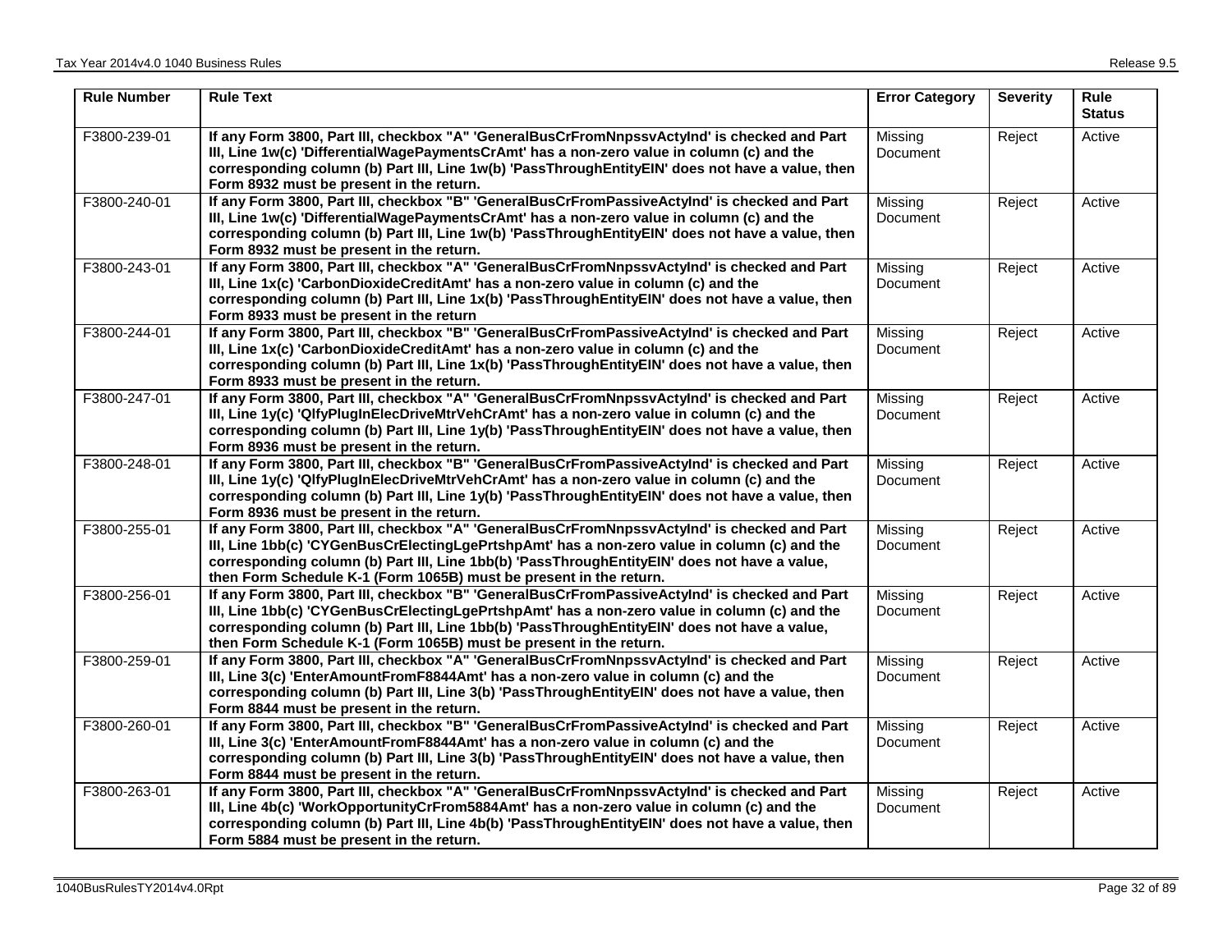| Rule Number | Rule Text | Error Category | Severity | Rule Status |
|---|---|---|---|---|
| F3800-239-01 | **If any Form 3800, Part III, checkbox "A" 'GeneralBusCrFromNnpssvActyInd' is checked and Part III, Line 1w(c) 'DifferentialWagePaymentsCrAmt' has a non-zero value in column (c) and the corresponding column (b) Part III, Line 1w(b) 'PassThroughEntityEIN' does not have a value, then Form 8932 must be present in the return.** | Missing Document | Reject | Active |
| F3800-240-01 | **If any Form 3800, Part III, checkbox "B" 'GeneralBusCrFromPassiveActyInd' is checked and Part III, Line 1w(c) 'DifferentialWagePaymentsCrAmt' has a non-zero value in column (c) and the corresponding column (b) Part III, Line 1w(b) 'PassThroughEntityEIN' does not have a value, then Form 8932 must be present in the return.** | Missing Document | Reject | Active |
| F3800-243-01 | **If any Form 3800, Part III, checkbox "A" 'GeneralBusCrFromNnpssvActyInd' is checked and Part III, Line 1x(c) 'CarbonDioxideCreditAmt' has a non-zero value in column (c) and the corresponding column (b) Part III, Line 1x(b) 'PassThroughEntityEIN' does not have a value, then Form 8933 must be present in the return** | Missing Document | Reject | Active |
| F3800-244-01 | **If any Form 3800, Part III, checkbox "B" 'GeneralBusCrFromPassiveActyInd' is checked and Part III, Line 1x(c) 'CarbonDioxideCreditAmt' has a non-zero value in column (c) and the corresponding column (b) Part III, Line 1x(b) 'PassThroughEntityEIN' does not have a value, then Form 8933 must be present in the return.** | Missing Document | Reject | Active |
| F3800-247-01 | **If any Form 3800, Part III, checkbox "A" 'GeneralBusCrFromNnpssvActyInd' is checked and Part III, Line 1y(c) 'QlfyPlugInElecDriveMtrVehCrAmt' has a non-zero value in column (c) and the corresponding column (b) Part III, Line 1y(b) 'PassThroughEntityEIN' does not have a value, then Form 8936 must be present in the return.** | Missing Document | Reject | Active |
| F3800-248-01 | **If any Form 3800, Part III, checkbox "B" 'GeneralBusCrFromPassiveActyInd' is checked and Part III, Line 1y(c) 'QlfyPlugInElecDriveMtrVehCrAmt' has a non-zero value in column (c) and the corresponding column (b) Part III, Line 1y(b) 'PassThroughEntityEIN' does not have a value, then Form 8936 must be present in the return.** | Missing Document | Reject | Active |
| F3800-255-01 | **If any Form 3800, Part III, checkbox "A" 'GeneralBusCrFromNnpssvActyInd' is checked and Part III, Line 1bb(c) 'CYGenBusCrElectingLgePrtshpAmt' has a non-zero value in column (c) and the corresponding column (b) Part III, Line 1bb(b) 'PassThroughEntityEIN' does not have a value, then Form Schedule K-1 (Form 1065B) must be present in the return.** | Missing Document | Reject | Active |
| F3800-256-01 | **If any Form 3800, Part III, checkbox "B" 'GeneralBusCrFromPassiveActyInd' is checked and Part III, Line 1bb(c) 'CYGenBusCrElectingLgePrtshpAmt' has a non-zero value in column (c) and the corresponding column (b) Part III, Line 1bb(b) 'PassThroughEntityEIN' does not have a value, then Form Schedule K-1 (Form 1065B) must be present in the return.** | Missing Document | Reject | Active |
| F3800-259-01 | **If any Form 3800, Part III, checkbox "A" 'GeneralBusCrFromNnpssvActyInd' is checked and Part III, Line 3(c) 'EnterAmountFromF8844Amt' has a non-zero value in column (c) and the corresponding column (b) Part III, Line 3(b) 'PassThroughEntityEIN' does not have a value, then Form 8844 must be present in the return.** | Missing Document | Reject | Active |
| F3800-260-01 | **If any Form 3800, Part III, checkbox "B" 'GeneralBusCrFromPassiveActyInd' is checked and Part III, Line 3(c) 'EnterAmountFromF8844Amt' has a non-zero value in column (c) and the corresponding column (b) Part III, Line 3(b) 'PassThroughEntityEIN' does not have a value, then Form 8844 must be present in the return.** | Missing Document | Reject | Active |
| F3800-263-01 | **If any Form 3800, Part III, checkbox "A" 'GeneralBusCrFromNnpssvActyInd' is checked and Part III, Line 4b(c) 'WorkOpportunityCrFrom5884Amt' has a non-zero value in column (c) and the corresponding column (b) Part III, Line 4b(b) 'PassThroughEntityEIN' does not have a value, then Form 5884 must be present in the return.** | Missing Document | Reject | Active |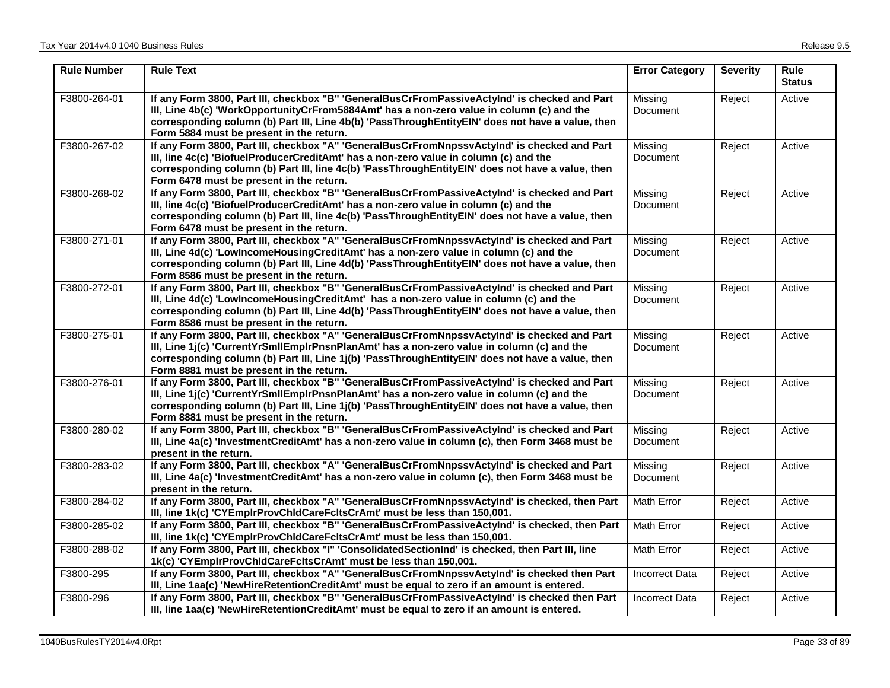| Rule Number | Rule Text | Error Category | Severity | Rule Status |
|---|---|---|---|---|
| F3800-264-01 | **If any Form 3800, Part III, checkbox "B" 'GeneralBusCrFromPassiveActyInd' is checked and Part III, Line 4b(c) 'WorkOpportunityCrFrom5884Amt' has a non-zero value in column (c) and the corresponding column (b) Part III, Line 4b(b) 'PassThroughEntityEIN' does not have a value, then Form 5884 must be present in the return.** | Missing Document | Reject | Active |
| F3800-267-02 | **If any Form 3800, Part III, checkbox "A" 'GeneralBusCrFromNnpssvActyInd' is checked and Part III, line 4c(c) 'BiofuelProducerCreditAmt' has a non-zero value in column (c) and the corresponding column (b) Part III, line 4c(b) 'PassThroughEntityEIN' does not have a value, then Form 6478 must be present in the return.** | Missing Document | Reject | Active |
| F3800-268-02 | **If any Form 3800, Part III, checkbox "B" 'GeneralBusCrFromPassiveActyInd' is checked and Part III, line 4c(c) 'BiofuelProducerCreditAmt' has a non-zero value in column (c) and the corresponding column (b) Part III, line 4c(b) 'PassThroughEntityEIN' does not have a value, then Form 6478 must be present in the return.** | Missing Document | Reject | Active |
| F3800-271-01 | **If any Form 3800, Part III, checkbox "A" 'GeneralBusCrFromNnpssvActyInd' is checked and Part III, Line 4d(c) 'LowIncomeHousingCreditAmt' has a non-zero value in column (c) and the corresponding column (b) Part III, Line 4d(b) 'PassThroughEntityEIN' does not have a value, then Form 8586 must be present in the return.** | Missing Document | Reject | Active |
| F3800-272-01 | **If any Form 3800, Part III, checkbox "B" 'GeneralBusCrFromPassiveActyInd' is checked and Part III, Line 4d(c) 'LowIncomeHousingCreditAmt' has a non-zero value in column (c) and the corresponding column (b) Part III, Line 4d(b) 'PassThroughEntityEIN' does not have a value, then Form 8586 must be present in the return.** | Missing Document | Reject | Active |
| F3800-275-01 | **If any Form 3800, Part III, checkbox "A" 'GeneralBusCrFromNnpssvActyInd' is checked and Part III, Line 1j(c) 'CurrentYrSmllEmplrPnsnPlanAmt' has a non-zero value in column (c) and the corresponding column (b) Part III, Line 1j(b) 'PassThroughEntityEIN' does not have a value, then Form 8881 must be present in the return.** | Missing Document | Reject | Active |
| F3800-276-01 | **If any Form 3800, Part III, checkbox "B" 'GeneralBusCrFromPassiveActyInd' is checked and Part III, Line 1j(c) 'CurrentYrSmllEmplrPnsnPlanAmt' has a non-zero value in column (c) and the corresponding column (b) Part III, Line 1j(b) 'PassThroughEntityEIN' does not have a value, then Form 8881 must be present in the return.** | Missing Document | Reject | Active |
| F3800-280-02 | **If any Form 3800, Part III, checkbox "B" 'GeneralBusCrFromPassiveActyInd' is checked and Part III, Line 4a(c) 'InvestmentCreditAmt' has a non-zero value in column (c), then Form 3468 must be present in the return.** | Missing Document | Reject | Active |
| F3800-283-02 | **If any Form 3800, Part III, checkbox "A" 'GeneralBusCrFromNnpssvActyInd' is checked and Part III, Line 4a(c) 'InvestmentCreditAmt' has a non-zero value in column (c), then Form 3468 must be present in the return.** | Missing Document | Reject | Active |
| F3800-284-02 | **If any Form 3800, Part III, checkbox "A" 'GeneralBusCrFromNnpssvActyInd' is checked, then Part III, line 1k(c) 'CYEmplrProvChldCareFcltsCrAmt' must be less than 150,001.** | Math Error | Reject | Active |
| F3800-285-02 | **If any Form 3800, Part III, checkbox "B" 'GeneralBusCrFromPassiveActyInd' is checked, then Part III, line 1k(c) 'CYEmplrProvChldCareFcltsCrAmt' must be less than 150,001.** | Math Error | Reject | Active |
| F3800-288-02 | **If any Form 3800, Part III, checkbox "I" 'ConsolidatedSectionInd' is checked, then Part III, line 1k(c) 'CYEmplrProvChldCareFcltsCrAmt' must be less than 150,001.** | Math Error | Reject | Active |
| F3800-295 | **If any Form 3800, Part III, checkbox "A" 'GeneralBusCrFromNnpssvActyInd' is checked then Part III, Line 1aa(c) 'NewHireRetentionCreditAmt' must be equal to zero if an amount is entered.** | Incorrect Data | Reject | Active |
| F3800-296 | **If any Form 3800, Part III, checkbox "B" 'GeneralBusCrFromPassiveActyInd' is checked then Part III, line 1aa(c) 'NewHireRetentionCreditAmt' must be equal to zero if an amount is entered.** | Incorrect Data | Reject | Active |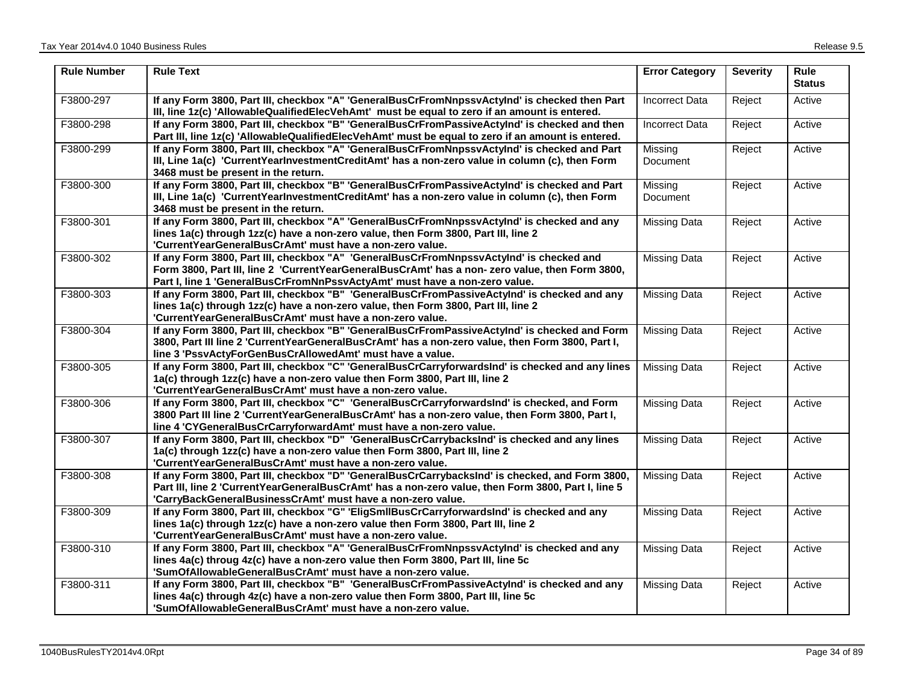| Rule Number | Rule Text | Error Category | Severity | Rule Status |
|---|---|---|---|---|
| F3800-297 | **If any Form 3800, Part III, checkbox "A" 'GeneralBusCrFromNnpssvActyInd' is checked then Part III, line 1z(c) 'AllowableQualifiedElecVehAmt' must be equal to zero if an amount is entered.** | Incorrect Data | Reject | Active |
| F3800-298 | **If any Form 3800, Part III, checkbox "B" 'GeneralBusCrFromPassiveActyInd' is checked and then Part III, line 1z(c) 'AllowableQualifiedElecVehAmt' must be equal to zero if an amount is entered.** | Incorrect Data | Reject | Active |
| F3800-299 | **If any Form 3800, Part III, checkbox "A" 'GeneralBusCrFromNnpssvActyInd' is checked and Part III, Line 1a(c) 'CurrentYearInvestmentCreditAmt' has a non-zero value in column (c), then Form 3468 must be present in the return.** | Missing Document | Reject | Active |
| F3800-300 | **If any Form 3800, Part III, checkbox "B" 'GeneralBusCrFromPassiveActyInd' is checked and Part III, Line 1a(c) 'CurrentYearInvestmentCreditAmt' has a non-zero value in column (c), then Form 3468 must be present in the return.** | Missing Document | Reject | Active |
| F3800-301 | **If any Form 3800, Part III, checkbox "A" 'GeneralBusCrFromNnpssvActyInd' is checked and any lines 1a(c) through 1zz(c) have a non-zero value, then Form 3800, Part III, line 2 'CurrentYearGeneralBusCrAmt' must have a non-zero value.** | Missing Data | Reject | Active |
| F3800-302 | **If any Form 3800, Part III, checkbox "A" 'GeneralBusCrFromNnpssvActyInd' is checked and Form 3800, Part III, line 2 'CurrentYearGeneralBusCrAmt' has a non- zero value, then Form 3800, Part I, line 1 'GeneralBusCrFromNnPssvActyAmt' must have a non-zero value.** | Missing Data | Reject | Active |
| F3800-303 | **If any Form 3800, Part III, checkbox "B" 'GeneralBusCrFromPassiveActyInd' is checked and any lines 1a(c) through 1zz(c) have a non-zero value, then Form 3800, Part III, line 2 'CurrentYearGeneralBusCrAmt' must have a non-zero value.** | Missing Data | Reject | Active |
| F3800-304 | **If any Form 3800, Part III, checkbox "B" 'GeneralBusCrFromPassiveActyInd' is checked and Form 3800, Part III line 2 'CurrentYearGeneralBusCrAmt' has a non-zero value, then Form 3800, Part I, line 3 'PssvActyForGenBusCrAllowedAmt' must have a value.** | Missing Data | Reject | Active |
| F3800-305 | **If any Form 3800, Part III, checkbox "C" 'GeneralBusCrCarryforwardsInd' is checked and any lines 1a(c) through 1zz(c) have a non-zero value then Form 3800, Part III, line 2 'CurrentYearGeneralBusCrAmt' must have a non-zero value.** | Missing Data | Reject | Active |
| F3800-306 | **If any Form 3800, Part III, checkbox "C" 'GeneralBusCrCarryforwardsInd' is checked, and Form 3800 Part III line 2 'CurrentYearGeneralBusCrAmt' has a non-zero value, then Form 3800, Part I, line 4 'CYGeneralBusCrCarryforwardAmt' must have a non-zero value.** | Missing Data | Reject | Active |
| F3800-307 | **If any Form 3800, Part III, checkbox "D" 'GeneralBusCrCarrybacksInd' is checked and any lines 1a(c) through 1zz(c) have a non-zero value then Form 3800, Part III, line 2 'CurrentYearGeneralBusCrAmt' must have a non-zero value.** | Missing Data | Reject | Active |
| F3800-308 | **If any Form 3800, Part III, checkbox "D" 'GeneralBusCrCarrybacksInd' is checked, and Form 3800, Part III, line 2 'CurrentYearGeneralBusCrAmt' has a non-zero value, then Form 3800, Part I, line 5 'CarryBackGeneralBusinessCrAmt' must have a non-zero value.** | Missing Data | Reject | Active |
| F3800-309 | **If any Form 3800, Part III, checkbox "G" 'EligSmllBusCrCarryforwardsInd' is checked and any lines 1a(c) through 1zz(c) have a non-zero value then Form 3800, Part III, line 2 'CurrentYearGeneralBusCrAmt' must have a non-zero value.** | Missing Data | Reject | Active |
| F3800-310 | **If any Form 3800, Part III, checkbox "A" 'GeneralBusCrFromNnpssvActyInd' is checked and any lines 4a(c) throug 4z(c) have a non-zero value then Form 3800, Part III, line 5c 'SumOfAllowableGeneralBusCrAmt' must have a non-zero value.** | Missing Data | Reject | Active |
| F3800-311 | **If any Form 3800, Part III, checkbox "B" 'GeneralBusCrFromPassiveActyInd' is checked and any lines 4a(c) through 4z(c) have a non-zero value then Form 3800, Part III, line 5c 'SumOfAllowableGeneralBusCrAmt' must have a non-zero value.** | Missing Data | Reject | Active |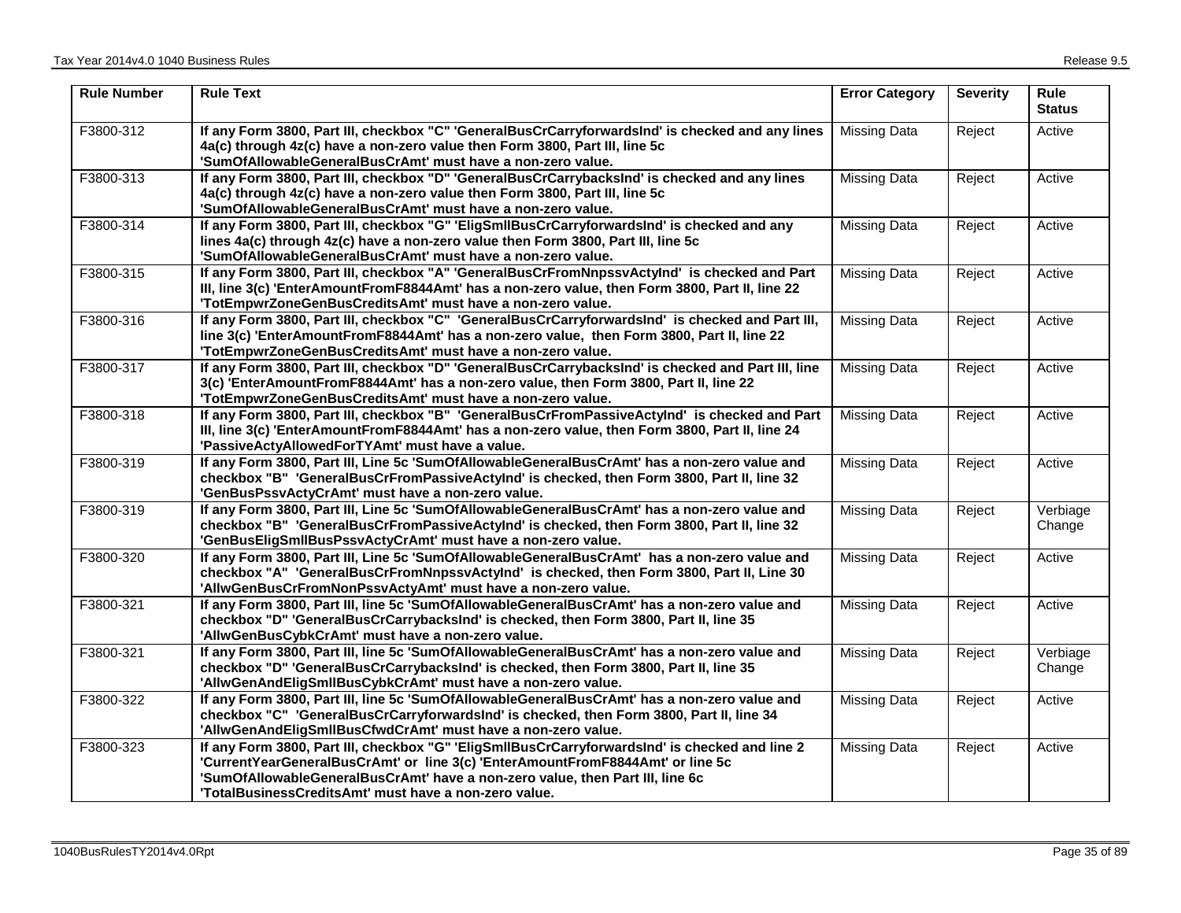| Rule Number | Rule Text | Error Category | Severity | Rule Status |
|---|---|---|---|---|
| F3800-312 | **If any Form 3800, Part III, checkbox "C" 'GeneralBusCrCarryforwardsInd' is checked and any lines 4a(c) through 4z(c) have a non-zero value then Form 3800, Part III, line 5c 'SumOfAllowableGeneralBusCrAmt' must have a non-zero value.** | Missing Data | Reject | Active |
| F3800-313 | **If any Form 3800, Part III, checkbox "D" 'GeneralBusCrCarrybacksInd' is checked and any lines 4a(c) through 4z(c) have a non-zero value then Form 3800, Part III, line 5c 'SumOfAllowableGeneralBusCrAmt' must have a non-zero value.** | Missing Data | Reject | Active |
| F3800-314 | **If any Form 3800, Part III, checkbox "G" 'EligSmllBusCrCarryforwardsInd' is checked and any lines 4a(c) through 4z(c) have a non-zero value then Form 3800, Part III, line 5c 'SumOfAllowableGeneralBusCrAmt' must have a non-zero value.** | Missing Data | Reject | Active |
| F3800-315 | **If any Form 3800, Part III, checkbox "A" 'GeneralBusCrFromNnpssvActyInd' is checked and Part III, line 3(c) 'EnterAmountFromF8844Amt' has a non-zero value, then Form 3800, Part II, line 22 'TotEmpwrZoneGenBusCreditsAmt' must have a non-zero value.** | Missing Data | Reject | Active |
| F3800-316 | **If any Form 3800, Part III, checkbox "C" 'GeneralBusCrCarryforwardsInd' is checked and Part III, line 3(c) 'EnterAmountFromF8844Amt' has a non-zero value, then Form 3800, Part II, line 22 'TotEmpwrZoneGenBusCreditsAmt' must have a non-zero value.** | Missing Data | Reject | Active |
| F3800-317 | **If any Form 3800, Part III, checkbox "D" 'GeneralBusCrCarrybacksInd' is checked and Part III, line 3(c) 'EnterAmountFromF8844Amt' has a non-zero value, then Form 3800, Part II, line 22 'TotEmpwrZoneGenBusCreditsAmt' must have a non-zero value.** | Missing Data | Reject | Active |
| F3800-318 | **If any Form 3800, Part III, checkbox "B" 'GeneralBusCrFromPassiveActyInd' is checked and Part III, line 3(c) 'EnterAmountFromF8844Amt' has a non-zero value, then Form 3800, Part II, line 24 'PassiveActyAllowedForTYAmt' must have a value.** | Missing Data | Reject | Active |
| F3800-319 | **If any Form 3800, Part III, Line 5c 'SumOfAllowableGeneralBusCrAmt' has a non-zero value and checkbox "B" 'GeneralBusCrFromPassiveActyInd' is checked, then Form 3800, Part II, line 32 'GenBusPssvActyCrAmt' must have a non-zero value.** | Missing Data | Reject | Active |
| F3800-319 | **If any Form 3800, Part III, Line 5c 'SumOfAllowableGeneralBusCrAmt' has a non-zero value and checkbox "B" 'GeneralBusCrFromPassiveActyInd' is checked, then Form 3800, Part II, line 32 'GenBusEligSmllBusPssvActyCrAmt' must have a non-zero value.** | Missing Data | Reject | Verbiage Change |
| F3800-320 | **If any Form 3800, Part III, Line 5c 'SumOfAllowableGeneralBusCrAmt' has a non-zero value and checkbox "A" 'GeneralBusCrFromNnpssvActyInd' is checked, then Form 3800, Part II, Line 30 'AllwGenBusCrFromNonPssvActyAmt' must have a non-zero value.** | Missing Data | Reject | Active |
| F3800-321 | **If any Form 3800, Part III, line 5c 'SumOfAllowableGeneralBusCrAmt' has a non-zero value and checkbox "D" 'GeneralBusCrCarrybacksInd' is checked, then Form 3800, Part II, line 35 'AllwGenBusCybkCrAmt' must have a non-zero value.** | Missing Data | Reject | Active |
| F3800-321 | **If any Form 3800, Part III, line 5c 'SumOfAllowableGeneralBusCrAmt' has a non-zero value and checkbox "D" 'GeneralBusCrCarrybacksInd' is checked, then Form 3800, Part II, line 35 'AllwGenAndEligSmllBusCybkCrAmt' must have a non-zero value.** | Missing Data | Reject | Verbiage Change |
| F3800-322 | **If any Form 3800, Part III, line 5c 'SumOfAllowableGeneralBusCrAmt' has a non-zero value and checkbox "C" 'GeneralBusCrCarryforwardsInd' is checked, then Form 3800, Part II, line 34 'AllwGenAndEligSmllBusCfwdCrAmt' must have a non-zero value.** | Missing Data | Reject | Active |
| F3800-323 | **If any Form 3800, Part III, checkbox "G" 'EligSmllBusCrCarryforwardsInd' is checked and line 2 'CurrentYearGeneralBusCrAmt' or line 3(c) 'EnterAmountFromF8844Amt' or line 5c 'SumOfAllowableGeneralBusCrAmt' have a non-zero value, then Part III, line 6c 'TotalBusinessCreditsAmt' must have a non-zero value.** | Missing Data | Reject | Active |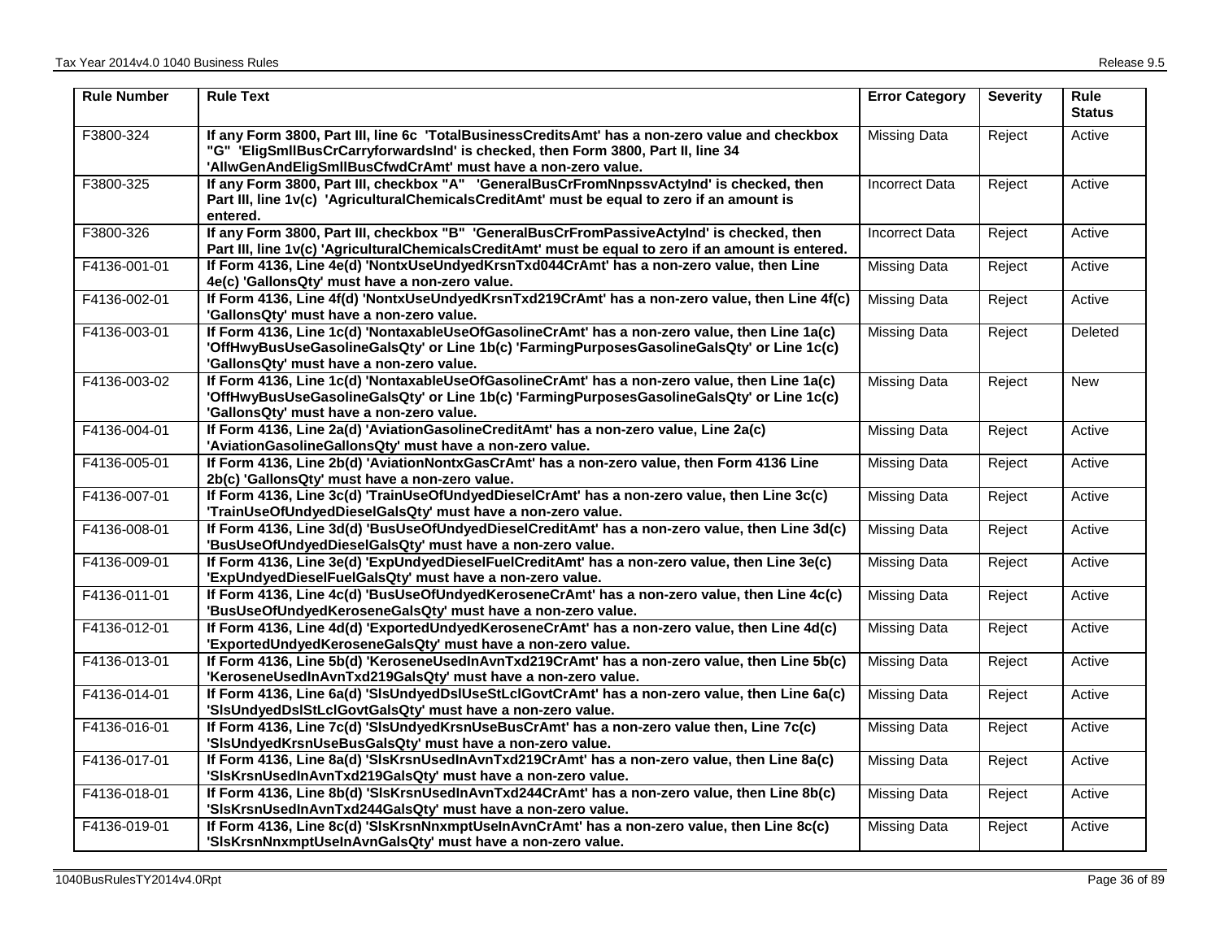| Rule Number | Rule Text | Error Category | Severity | Rule Status |
|---|---|---|---|---|
| F3800-324 | **If any Form 3800, Part III, line 6c 'TotalBusinessCreditsAmt' has a non-zero value and checkbox "G" 'EligSmllBusCrCarryforwardsInd' is checked, then Form 3800, Part II, line 34 'AllwGenAndEligSmllBusCfwdCrAmt' must have a non-zero value.** | Missing Data | Reject | Active |
| F3800-325 | **If any Form 3800, Part III, checkbox "A" 'GeneralBusCrFromNnpssvActyInd' is checked, then Part III, line 1v(c) 'AgriculturalChemicalsCreditAmt' must be equal to zero if an amount is entered.** | Incorrect Data | Reject | Active |
| F3800-326 | **If any Form 3800, Part III, checkbox "B" 'GeneralBusCrFromPassiveActyInd' is checked, then Part III, line 1v(c) 'AgriculturalChemicalsCreditAmt' must be equal to zero if an amount is entered.** | Incorrect Data | Reject | Active |
| F4136-001-01 | **If Form 4136, Line 4e(d) 'NontxUseUndyedKrsnTxd044CrAmt' has a non-zero value, then Line 4e(c) 'GallonsQty' must have a non-zero value.** | Missing Data | Reject | Active |
| F4136-002-01 | **If Form 4136, Line 4f(d) 'NontxUseUndyedKrsnTxd219CrAmt' has a non-zero value, then Line 4f(c) 'GallonsQty' must have a non-zero value.** | Missing Data | Reject | Active |
| F4136-003-01 | **If Form 4136, Line 1c(d) 'NontaxableUseOfGasolineCrAmt' has a non-zero value, then Line 1a(c) 'OffHwyBusUseGasolineGalsQty' or Line 1b(c) 'FarmingPurposesGasolineGalsQty' or Line 1c(c) 'GallonsQty' must have a non-zero value.** | Missing Data | Reject | Deleted |
| F4136-003-02 | **If Form 4136, Line 1c(d) 'NontaxableUseOfGasolineCrAmt' has a non-zero value, then Line 1a(c) 'OffHwyBusUseGasolineGalsQty' or Line 1b(c) 'FarmingPurposesGasolineGalsQty' or Line 1c(c) 'GallonsQty' must have a non-zero value.** | Missing Data | Reject | New |
| F4136-004-01 | **If Form 4136, Line 2a(d) 'AviationGasolineCreditAmt' has a non-zero value, Line 2a(c) 'AviationGasolineGallonsQty' must have a non-zero value.** | Missing Data | Reject | Active |
| F4136-005-01 | **If Form 4136, Line 2b(d) 'AviationNontxGasCrAmt' has a non-zero value, then Form 4136 Line 2b(c) 'GallonsQty' must have a non-zero value.** | Missing Data | Reject | Active |
| F4136-007-01 | **If Form 4136, Line 3c(d) 'TrainUseOfUndyedDieselCrAmt' has a non-zero value, then Line 3c(c) 'TrainUseOfUndyedDieselGalsQty' must have a non-zero value.** | Missing Data | Reject | Active |
| F4136-008-01 | **If Form 4136, Line 3d(d) 'BusUseOfUndyedDieselCreditAmt' has a non-zero value, then Line 3d(c) 'BusUseOfUndyedDieselGalsQty' must have a non-zero value.** | Missing Data | Reject | Active |
| F4136-009-01 | **If Form 4136, Line 3e(d) 'ExpUndyedDieselFuelCreditAmt' has a non-zero value, then Line 3e(c) 'ExpUndyedDieselFuelGalsQty' must have a non-zero value.** | Missing Data | Reject | Active |
| F4136-011-01 | **If Form 4136, Line 4c(d) 'BusUseOfUndyedKeroseneCrAmt' has a non-zero value, then Line 4c(c) 'BusUseOfUndyedKeroseneGalsQty' must have a non-zero value.** | Missing Data | Reject | Active |
| F4136-012-01 | **If Form 4136, Line 4d(d) 'ExportedUndyedKeroseneCrAmt' has a non-zero value, then Line 4d(c) 'ExportedUndyedKeroseneGalsQty' must have a non-zero value.** | Missing Data | Reject | Active |
| F4136-013-01 | **If Form 4136, Line 5b(d) 'KeroseneUsedInAvnTxd219CrAmt' has a non-zero value, then Line 5b(c) 'KeroseneUsedInAvnTxd219GalsQty' must have a non-zero value.** | Missing Data | Reject | Active |
| F4136-014-01 | **If Form 4136, Line 6a(d) 'SlsUndyedDslUseStLclGovtCrAmt' has a non-zero value, then Line 6a(c) 'SlsUndyedDslStLclGovtGalsQty' must have a non-zero value.** | Missing Data | Reject | Active |
| F4136-016-01 | **If Form 4136, Line 7c(d) 'SlsUndyedKrsnUseBusCrAmt' has a non-zero value then, Line 7c(c) 'SlsUndyedKrsnUseBusGalsQty' must have a non-zero value.** | Missing Data | Reject | Active |
| F4136-017-01 | **If Form 4136, Line 8a(d) 'SlsKrsnUsedInAvnTxd219CrAmt' has a non-zero value, then Line 8a(c) 'SlsKrsnUsedInAvnTxd219GalsQty' must have a non-zero value.** | Missing Data | Reject | Active |
| F4136-018-01 | **If Form 4136, Line 8b(d) 'SlsKrsnUsedInAvnTxd244CrAmt' has a non-zero value, then Line 8b(c) 'SlsKrsnUsedInAvnTxd244GalsQty' must have a non-zero value.** | Missing Data | Reject | Active |
| F4136-019-01 | **If Form 4136, Line 8c(d) 'SlsKrsnNnxmptUseInAvnCrAmt' has a non-zero value, then Line 8c(c) 'SlsKrsnNnxmptUseInAvnGalsQty' must have a non-zero value.** | Missing Data | Reject | Active |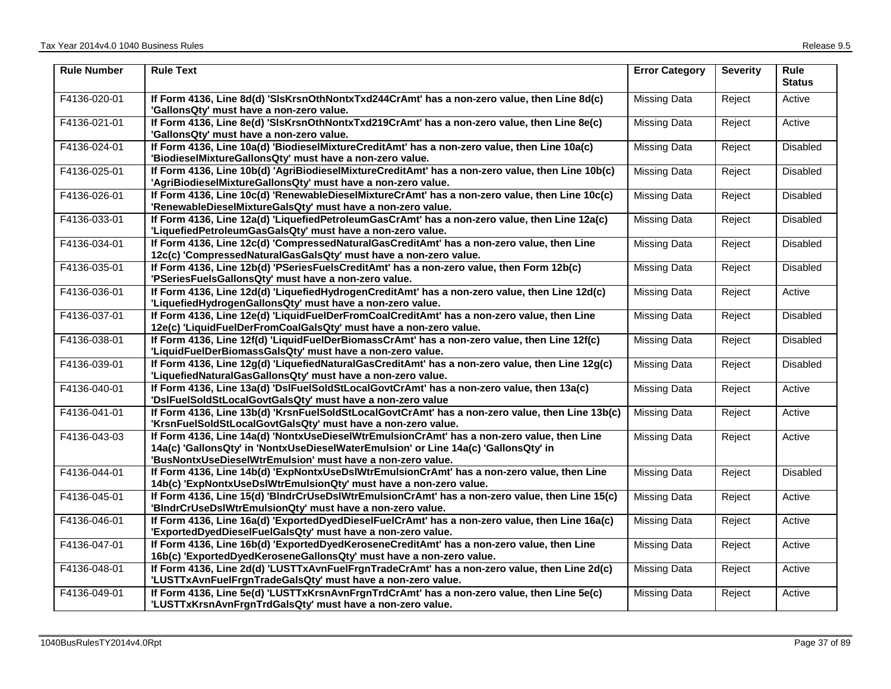| Rule Number | Rule Text | Error Category | Severity | Rule Status |
|---|---|---|---|---|
| F4136-020-01 | **If Form 4136, Line 8d(d) 'SlsKrsnOthNontxTxd244CrAmt' has a non-zero value, then Line 8d(c) 'GallonsQty' must have a non-zero value.** | Missing Data | Reject | Active |
| F4136-021-01 | **If Form 4136, Line 8e(d) 'SlsKrsnOthNontxTxd219CrAmt' has a non-zero value, then Line 8e(c) 'GallonsQty' must have a non-zero value.** | Missing Data | Reject | Active |
| F4136-024-01 | **If Form 4136, Line 10a(d) 'BiodieselMixtureCreditAmt' has a non-zero value, then Line 10a(c) 'BiodieselMixtureGallonsQty' must have a non-zero value.** | Missing Data | Reject | Disabled |
| F4136-025-01 | **If Form 4136, Line 10b(d) 'AgriBiodieselMixtureCreditAmt' has a non-zero value, then Line 10b(c) 'AgriBiodieselMixtureGallonsQty' must have a non-zero value.** | Missing Data | Reject | Disabled |
| F4136-026-01 | **If Form 4136, Line 10c(d) 'RenewableDieselMixtureCrAmt' has a non-zero value, then Line 10c(c) 'RenewableDieselMixtureGalsQty' must have a non-zero value.** | Missing Data | Reject | Disabled |
| F4136-033-01 | **If Form 4136, Line 12a(d) 'LiquefiedPetroleumGasCrAmt' has a non-zero value, then Line 12a(c) 'LiquefiedPetroleumGasGalsQty' must have a non-zero value.** | Missing Data | Reject | Disabled |
| F4136-034-01 | **If Form 4136, Line 12c(d) 'CompressedNaturalGasCreditAmt' has a non-zero value, then Line 12c(c) 'CompressedNaturalGasGalsQty' must have a non-zero value.** | Missing Data | Reject | Disabled |
| F4136-035-01 | **If Form 4136, Line 12b(d) 'PSeriesFuelsCreditAmt' has a non-zero value, then Form 12b(c) 'PSeriesFuelsGallonsQty' must have a non-zero value.** | Missing Data | Reject | Disabled |
| F4136-036-01 | **If Form 4136, Line 12d(d) 'LiquefiedHydrogenCreditAmt' has a non-zero value, then Line 12d(c) 'LiquefiedHydrogenGallonsQty' must have a non-zero value.** | Missing Data | Reject | Active |
| F4136-037-01 | **If Form 4136, Line 12e(d) 'LiquidFuelDerFromCoalCreditAmt' has a non-zero value, then Line 12e(c) 'LiquidFuelDerFromCoalGalsQty' must have a non-zero value.** | Missing Data | Reject | Disabled |
| F4136-038-01 | **If Form 4136, Line 12f(d) 'LiquidFuelDerBiomassCrAmt' has a non-zero value, then Line 12f(c) 'LiquidFuelDerBiomassGalsQty' must have a non-zero value.** | Missing Data | Reject | Disabled |
| F4136-039-01 | **If Form 4136, Line 12g(d) 'LiquefiedNaturalGasCreditAmt' has a non-zero value, then Line 12g(c) 'LiquefiedNaturalGasGallonsQty' must have a non-zero value.** | Missing Data | Reject | Disabled |
| F4136-040-01 | **If Form 4136, Line 13a(d) 'DslFuelSoldStLocalGovtCrAmt' has a non-zero value, then 13a(c) 'DslFuelSoldStLocalGovtGalsQty' must have a non-zero value** | Missing Data | Reject | Active |
| F4136-041-01 | **If Form 4136, Line 13b(d) 'KrsnFuelSoldStLocalGovtCrAmt' has a non-zero value, then Line 13b(c) 'KrsnFuelSoldStLocalGovtGalsQty' must have a non-zero value.** | Missing Data | Reject | Active |
| F4136-043-03 | **If Form 4136, Line 14a(d) 'NontxUseDieselWtrEmulsionCrAmt' has a non-zero value, then Line 14a(c) 'GallonsQty' in 'NontxUseDieselWaterEmulsion' or Line 14a(c) 'GallonsQty' in 'BusNontxUseDieselWtrEmulsion' must have a non-zero value.** | Missing Data | Reject | Active |
| F4136-044-01 | **If Form 4136, Line 14b(d) 'ExpNontxUseDslWtrEmulsionCrAmt' has a non-zero value, then Line 14b(c) 'ExpNontxUseDslWtrEmulsionQty' must have a non-zero value.** | Missing Data | Reject | Disabled |
| F4136-045-01 | **If Form 4136, Line 15(d) 'BlndrCrUseDslWtrEmulsionCrAmt' has a non-zero value, then Line 15(c) 'BlndrCrUseDslWtrEmulsionQty' must have a non-zero value.** | Missing Data | Reject | Active |
| F4136-046-01 | **If Form 4136, Line 16a(d) 'ExportedDyedDieselFuelCrAmt' has a non-zero value, then Line 16a(c) 'ExportedDyedDieselFuelGalsQty' must have a non-zero value.** | Missing Data | Reject | Active |
| F4136-047-01 | **If Form 4136, Line 16b(d) 'ExportedDyedKeroseneCreditAmt' has a non-zero value, then Line 16b(c) 'ExportedDyedKeroseneGallonsQty' must have a non-zero value.** | Missing Data | Reject | Active |
| F4136-048-01 | **If Form 4136, Line 2d(d) 'LUSTTxAvnFuelFrgnTradeCrAmt' has a non-zero value, then Line 2d(c) 'LUSTTxAvnFuelFrgnTradeGalsQty' must have a non-zero value.** | Missing Data | Reject | Active |
| F4136-049-01 | **If Form 4136, Line 5e(d) 'LUSTTxKrsnAvnFrgnTrdCrAmt' has a non-zero value, then Line 5e(c) 'LUSTTxKrsnAvnFrgnTrdGalsQty' must have a non-zero value.** | Missing Data | Reject | Active |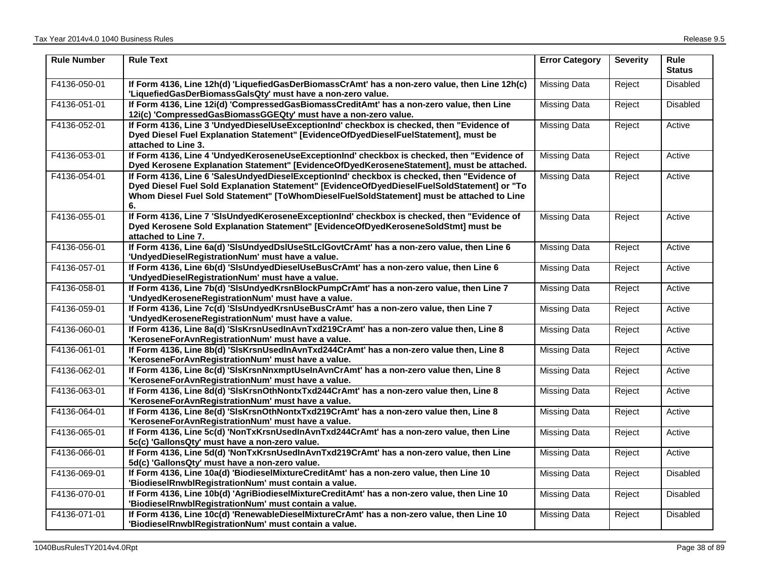| Rule Number | Rule Text | Error Category | Severity | Rule Status |
|---|---|---|---|---|
| F4136-050-01 | **If Form 4136, Line 12h(d) 'LiquefiedGasDerBiomassCrAmt' has a non-zero value, then Line 12h(c) 'LiquefiedGasDerBiomassGalsQty' must have a non-zero value.** | Missing Data | Reject | Disabled |
| F4136-051-01 | **If Form 4136, Line 12i(d) 'CompressedGasBiomassCreditAmt' has a non-zero value, then Line 12i(c) 'CompressedGasBiomassGGEQty' must have a non-zero value.** | Missing Data | Reject | Disabled |
| F4136-052-01 | **If Form 4136, Line 3 'UndyedDieselUseExceptionInd' checkbox is checked, then "Evidence of Dyed Diesel Fuel Explanation Statement" [EvidenceOfDyedDieselFuelStatement], must be attached to Line 3.** | Missing Data | Reject | Active |
| F4136-053-01 | **If Form 4136, Line 4 'UndyedKeroseneUseExceptionInd' checkbox is checked, then "Evidence of Dyed Kerosene Explanation Statement" [EvidenceOfDyedKeroseneStatement], must be attached.** | Missing Data | Reject | Active |
| F4136-054-01 | **If Form 4136, Line 6 'SalesUndyedDieselExceptionInd' checkbox is checked, then "Evidence of Dyed Diesel Fuel Sold Explanation Statement" [EvidenceOfDyedDieselFuelSoldStatement] or "To Whom Diesel Fuel Sold Statement" [ToWhomDieselFuelSoldStatement] must be attached to Line 6.** | Missing Data | Reject | Active |
| F4136-055-01 | **If Form 4136, Line 7 'SlsUndyedKeroseneExceptionInd' checkbox is checked, then "Evidence of Dyed Kerosene Sold Explanation Statement" [EvidenceOfDyedKeroseneSoldStmt] must be attached to Line 7.** | Missing Data | Reject | Active |
| F4136-056-01 | **If Form 4136, Line 6a(d) 'SlsUndyedDslUseStLclGovtCrAmt' has a non-zero value, then Line 6 'UndyedDieselRegistrationNum' must have a value.** | Missing Data | Reject | Active |
| F4136-057-01 | **If Form 4136, Line 6b(d) 'SlsUndyedDieselUseBusCrAmt' has a non-zero value, then Line 6 'UndyedDieselRegistrationNum' must have a value.** | Missing Data | Reject | Active |
| F4136-058-01 | **If Form 4136, Line 7b(d) 'SlsUndyedKrsnBlockPumpCrAmt' has a non-zero value, then Line 7 'UndyedKeroseneRegistrationNum' must have a value.** | Missing Data | Reject | Active |
| F4136-059-01 | **If Form 4136, Line 7c(d) 'SlsUndyedKrsnUseBusCrAmt' has a non-zero value, then Line 7 'UndyedKeroseneRegistrationNum' must have a value.** | Missing Data | Reject | Active |
| F4136-060-01 | **If Form 4136, Line 8a(d) 'SlsKrsnUsedInAvnTxd219CrAmt' has a non-zero value then, Line 8 'KeroseneForAvnRegistrationNum' must have a value.** | Missing Data | Reject | Active |
| F4136-061-01 | **If Form 4136, Line 8b(d) 'SlsKrsnUsedInAvnTxd244CrAmt' has a non-zero value then, Line 8 'KeroseneForAvnRegistrationNum' must have a value.** | Missing Data | Reject | Active |
| F4136-062-01 | **If Form 4136, Line 8c(d) 'SlsKrsnNnxmptUseInAvnCrAmt' has a non-zero value then, Line 8 'KeroseneForAvnRegistrationNum' must have a value.** | Missing Data | Reject | Active |
| F4136-063-01 | **If Form 4136, Line 8d(d) 'SlsKrsnOthNontxTxd244CrAmt' has a non-zero value then, Line 8 'KeroseneForAvnRegistrationNum' must have a value.** | Missing Data | Reject | Active |
| F4136-064-01 | **If Form 4136, Line 8e(d) 'SlsKrsnOthNontxTxd219CrAmt' has a non-zero value then, Line 8 'KeroseneForAvnRegistrationNum' must have a value.** | Missing Data | Reject | Active |
| F4136-065-01 | **If Form 4136, Line 5c(d) 'NonTxKrsnUsedInAvnTxd244CrAmt' has a non-zero value, then Line 5c(c) 'GallonsQty' must have a non-zero value.** | Missing Data | Reject | Active |
| F4136-066-01 | **If Form 4136, Line 5d(d) 'NonTxKrsnUsedInAvnTxd219CrAmt' has a non-zero value, then Line 5d(c) 'GallonsQty' must have a non-zero value.** | Missing Data | Reject | Active |
| F4136-069-01 | **If Form 4136, Line 10a(d) 'BiodieselMixtureCreditAmt' has a non-zero value, then Line 10 'BiodieselRnwblRegistrationNum' must contain a value.** | Missing Data | Reject | Disabled |
| F4136-070-01 | **If Form 4136, Line 10b(d) 'AgriBiodieselMixtureCreditAmt' has a non-zero value, then Line 10 'BiodieselRnwblRegistrationNum' must contain a value.** | Missing Data | Reject | Disabled |
| F4136-071-01 | **If Form 4136, Line 10c(d) 'RenewableDieselMixtureCrAmt' has a non-zero value, then Line 10 'BiodieselRnwblRegistrationNum' must contain a value.** | Missing Data | Reject | Disabled |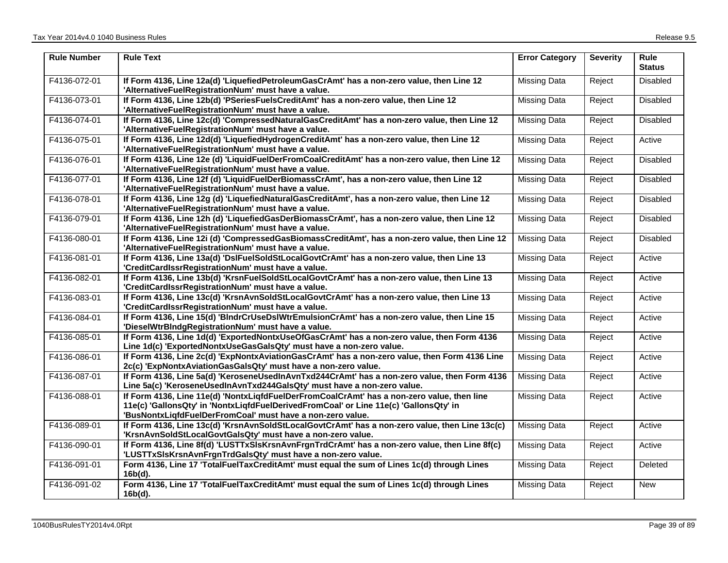| Rule Number | Rule Text | Error Category | Severity | Rule Status |
|---|---|---|---|---|
| F4136-072-01 | **If Form 4136, Line 12a(d) 'LiquefiedPetroleumGasCrAmt' has a non-zero value, then Line 12 'AlternativeFuelRegistrationNum' must have a value.** | Missing Data | Reject | Disabled |
| F4136-073-01 | **If Form 4136, Line 12b(d) 'PSeriesFuelsCreditAmt' has a non-zero value, then Line 12 'AlternativeFuelRegistrationNum' must have a value.** | Missing Data | Reject | Disabled |
| F4136-074-01 | **If Form 4136, Line 12c(d) 'CompressedNaturalGasCreditAmt' has a non-zero value, then Line 12 'AlternativeFuelRegistrationNum' must have a value.** | Missing Data | Reject | Disabled |
| F4136-075-01 | **If Form 4136, Line 12d(d) 'LiquefiedHydrogenCreditAmt' has a non-zero value, then Line 12 'AlternativeFuelRegistrationNum' must have a value.** | Missing Data | Reject | Active |
| F4136-076-01 | **If Form 4136, Line 12e (d) 'LiquidFuelDerFromCoalCreditAmt' has a non-zero value, then Line 12 'AlternativeFuelRegistrationNum' must have a value.** | Missing Data | Reject | Disabled |
| F4136-077-01 | **If Form 4136, Line 12f (d) 'LiquidFuelDerBiomassCrAmt', has a non-zero value, then Line 12 'AlternativeFuelRegistrationNum' must have a value.** | Missing Data | Reject | Disabled |
| F4136-078-01 | **If Form 4136, Line 12g (d) 'LiquefiedNaturalGasCreditAmt', has a non-zero value, then Line 12 'AlternativeFuelRegistrationNum' must have a value.** | Missing Data | Reject | Disabled |
| F4136-079-01 | **If Form 4136, Line 12h (d) 'LiquefiedGasDerBiomassCrAmt', has a non-zero value, then Line 12 'AlternativeFuelRegistrationNum' must have a value.** | Missing Data | Reject | Disabled |
| F4136-080-01 | **If Form 4136, Line 12i (d) 'CompressedGasBiomassCreditAmt', has a non-zero value, then Line 12 'AlternativeFuelRegistrationNum' must have a value.** | Missing Data | Reject | Disabled |
| F4136-081-01 | **If Form 4136, Line 13a(d) 'DslFuelSoldStLocalGovtCrAmt' has a non-zero value, then Line 13 'CreditCardIssrRegistrationNum' must have a value.** | Missing Data | Reject | Active |
| F4136-082-01 | **If Form 4136, Line 13b(d) 'KrsnFuelSoldStLocalGovtCrAmt' has a non-zero value, then Line 13 'CreditCardIssrRegistrationNum' must have a value.** | Missing Data | Reject | Active |
| F4136-083-01 | **If Form 4136, Line 13c(d) 'KrsnAvnSoldStLocalGovtCrAmt' has a non-zero value, then Line 13 'CreditCardIssrRegistrationNum' must have a value.** | Missing Data | Reject | Active |
| F4136-084-01 | **If Form 4136, Line 15(d) 'BlndrCrUseDslWtrEmulsionCrAmt' has a non-zero value, then Line 15 'DieselWtrBlndgRegistrationNum' must have a value.** | Missing Data | Reject | Active |
| F4136-085-01 | **If Form 4136, Line 1d(d) 'ExportedNontxUseOfGasCrAmt' has a non-zero value, then Form 4136 Line 1d(c) 'ExportedNontxUseGasGalsQty' must have a non-zero value.** | Missing Data | Reject | Active |
| F4136-086-01 | **If Form 4136, Line 2c(d) 'ExpNontxAviationGasCrAmt' has a non-zero value, then Form 4136 Line 2c(c) 'ExpNontxAviationGasGalsQty' must have a non-zero value.** | Missing Data | Reject | Active |
| F4136-087-01 | **If Form 4136, Line 5a(d) 'KeroseneUsedInAvnTxd244CrAmt' has a non-zero value, then Form 4136 Line 5a(c) 'KeroseneUsedInAvnTxd244GalsQty' must have a non-zero value.** | Missing Data | Reject | Active |
| F4136-088-01 | **If Form 4136, Line 11e(d) 'NontxLiqfdFuelDerFromCoalCrAmt' has a non-zero value, then line 11e(c) 'GallonsQty' in 'NontxLiqfdFuelDerivedFromCoal' or Line 11e(c) 'GallonsQty' in 'BusNontxLiqfdFuelDerFromCoal' must have a non-zero value.** | Missing Data | Reject | Active |
| F4136-089-01 | **If Form 4136, Line 13c(d) 'KrsnAvnSoldStLocalGovtCrAmt' has a non-zero value, then Line 13c(c) 'KrsnAvnSoldStLocalGovtGalsQty' must have a non-zero value.** | Missing Data | Reject | Active |
| F4136-090-01 | **If Form 4136, Line 8f(d) 'LUSTTxSlsKrsnAvnFrgnTrdCrAmt' has a non-zero value, then Line 8f(c) 'LUSTTxSlsKrsnAvnFrgnTrdGalsQty' must have a non-zero value.** | Missing Data | Reject | Active |
| F4136-091-01 | **Form 4136, Line 17 'TotalFuelTaxCreditAmt' must equal the sum of Lines 1c(d) through Lines 16b(d).** | Missing Data | Reject | Deleted |
| F4136-091-02 | **Form 4136, Line 17 'TotalFuelTaxCreditAmt' must equal the sum of Lines 1c(d) through Lines 16b(d).** | Missing Data | Reject | New |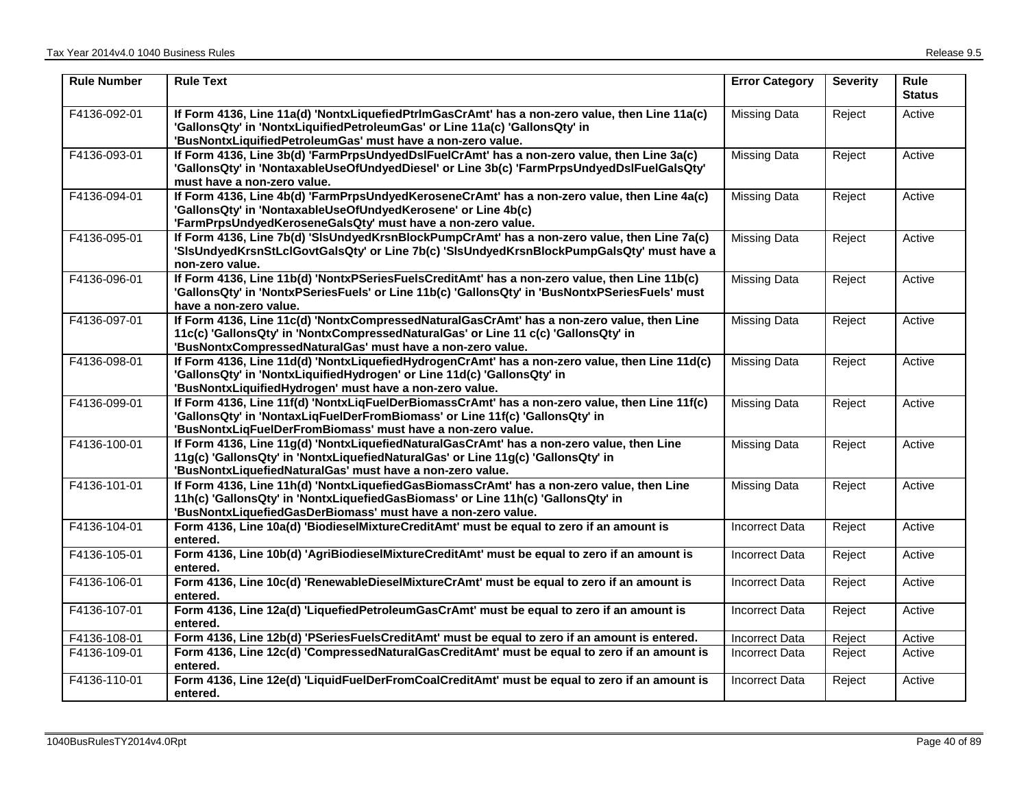| Rule Number | Rule Text | Error Category | Severity | Rule Status |
|---|---|---|---|---|
| F4136-092-01 | **If Form 4136, Line 11a(d) 'NontxLiquefiedPtrlmGasCrAmt' has a non-zero value, then Line 11a(c) 'GallonsQty' in 'NontxLiquifiedPetroleumGas' or Line 11a(c) 'GallonsQty' in 'BusNontxLiquifiedPetroleumGas' must have a non-zero value.** | Missing Data | Reject | Active |
| F4136-093-01 | **If Form 4136, Line 3b(d) 'FarmPrpsUndyedDslFuelCrAmt' has a non-zero value, then Line 3a(c) 'GallonsQty' in 'NontaxableUseOfUndyedDiesel' or Line 3b(c) 'FarmPrpsUndyedDslFuelGalsQty' must have a non-zero value.** | Missing Data | Reject | Active |
| F4136-094-01 | **If Form 4136, Line 4b(d) 'FarmPrpsUndyedKeroseneCrAmt' has a non-zero value, then Line 4a(c) 'GallonsQty' in 'NontaxableUseOfUndyedKerosene' or Line 4b(c) 'FarmPrpsUndyedKeroseneGalsQty' must have a non-zero value.** | Missing Data | Reject | Active |
| F4136-095-01 | **If Form 4136, Line 7b(d) 'SlsUndyedKrsnBlockPumpCrAmt' has a non-zero value, then Line 7a(c) 'SlsUndyedKrsnStLclGovtGalsQty' or Line 7b(c) 'SlsUndyedKrsnBlockPumpGalsQty' must have a non-zero value.** | Missing Data | Reject | Active |
| F4136-096-01 | **If Form 4136, Line 11b(d) 'NontxPSeriesFuelsCreditAmt' has a non-zero value, then Line 11b(c) 'GallonsQty' in 'NontxPSeriesFuels' or Line 11b(c) 'GallonsQty' in 'BusNontxPSeriesFuels' must have a non-zero value.** | Missing Data | Reject | Active |
| F4136-097-01 | **If Form 4136, Line 11c(d) 'NontxCompressedNaturalGasCrAmt' has a non-zero value, then Line 11c(c) 'GallonsQty' in 'NontxCompressedNaturalGas' or Line 11 c(c) 'GallonsQty' in 'BusNontxCompressedNaturalGas' must have a non-zero value.** | Missing Data | Reject | Active |
| F4136-098-01 | **If Form 4136, Line 11d(d) 'NontxLiquefiedHydrogenCrAmt' has a non-zero value, then Line 11d(c) 'GallonsQty' in 'NontxLiquifiedHydrogen' or Line 11d(c) 'GallonsQty' in 'BusNontxLiquifiedHydrogen' must have a non-zero value.** | Missing Data | Reject | Active |
| F4136-099-01 | **If Form 4136, Line 11f(d) 'NontxLiqFuelDerBiomassCrAmt' has a non-zero value, then Line 11f(c) 'GallonsQty' in 'NontaxLiqFuelDerFromBiomass' or Line 11f(c) 'GallonsQty' in 'BusNontxLiqFuelDerFromBiomass' must have a non-zero value.** | Missing Data | Reject | Active |
| F4136-100-01 | **If Form 4136, Line 11g(d) 'NontxLiquefiedNaturalGasCrAmt' has a non-zero value, then Line 11g(c) 'GallonsQty' in 'NontxLiquefiedNaturalGas' or Line 11g(c) 'GallonsQty' in 'BusNontxLiquefiedNaturalGas' must have a non-zero value.** | Missing Data | Reject | Active |
| F4136-101-01 | **If Form 4136, Line 11h(d) 'NontxLiquefiedGasBiomassCrAmt' has a non-zero value, then Line 11h(c) 'GallonsQty' in 'NontxLiquefiedGasBiomass' or Line 11h(c) 'GallonsQty' in 'BusNontxLiquefiedGasDerBiomass' must have a non-zero value.** | Missing Data | Reject | Active |
| F4136-104-01 | **Form 4136, Line 10a(d) 'BiodieselMixtureCreditAmt' must be equal to zero if an amount is entered.** | Incorrect Data | Reject | Active |
| F4136-105-01 | **Form 4136, Line 10b(d) 'AgriBiodieselMixtureCreditAmt' must be equal to zero if an amount is entered.** | Incorrect Data | Reject | Active |
| F4136-106-01 | **Form 4136, Line 10c(d) 'RenewableDieselMixtureCrAmt' must be equal to zero if an amount is entered.** | Incorrect Data | Reject | Active |
| F4136-107-01 | **Form 4136, Line 12a(d) 'LiquefiedPetroleumGasCrAmt' must be equal to zero if an amount is entered.** | Incorrect Data | Reject | Active |
| F4136-108-01 | **Form 4136, Line 12b(d) 'PSeriesFuelsCreditAmt' must be equal to zero if an amount is entered.** | Incorrect Data | Reject | Active |
| F4136-109-01 | **Form 4136, Line 12c(d) 'CompressedNaturalGasCreditAmt' must be equal to zero if an amount is entered.** | Incorrect Data | Reject | Active |
| F4136-110-01 | **Form 4136, Line 12e(d) 'LiquidFuelDerFromCoalCreditAmt' must be equal to zero if an amount is entered.** | Incorrect Data | Reject | Active |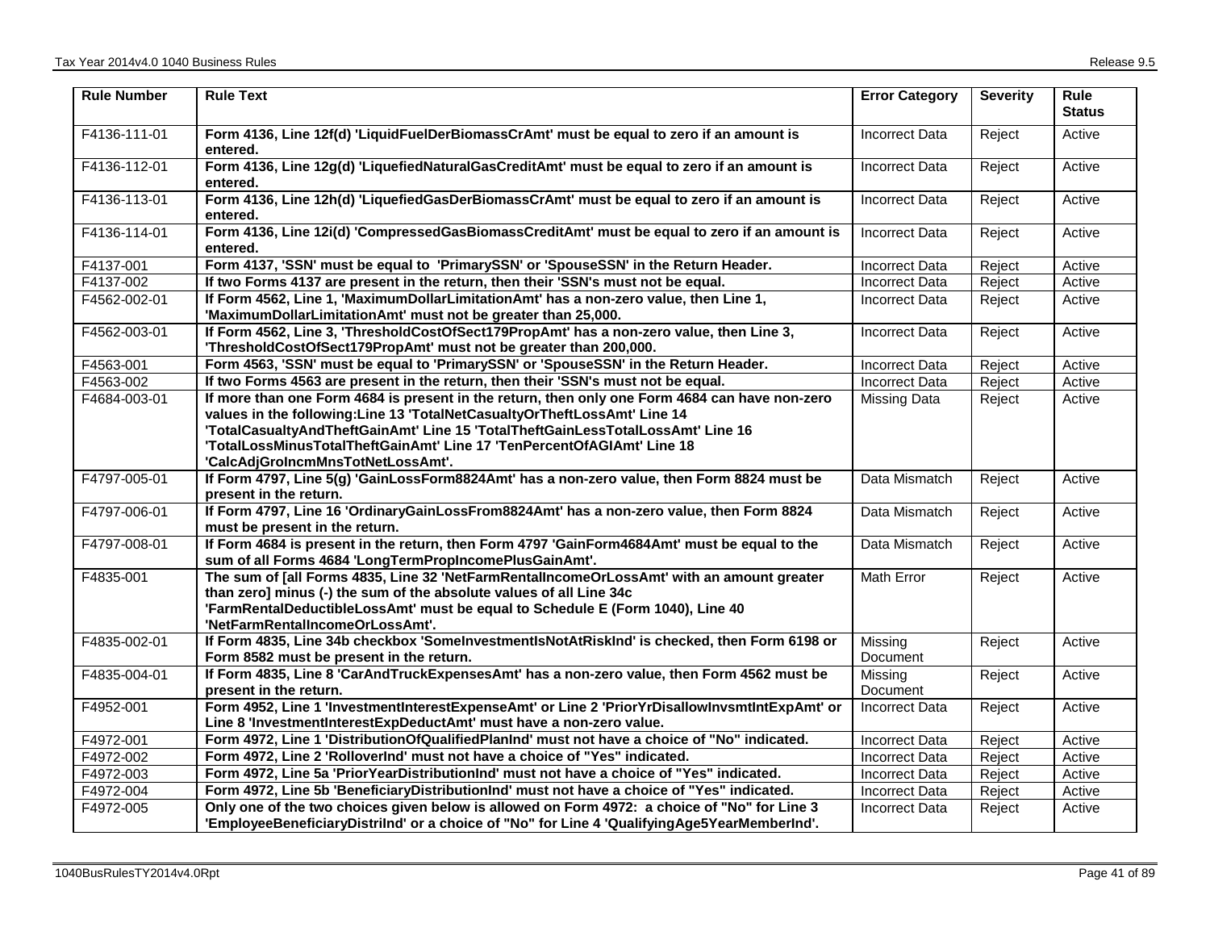| Rule Number | Rule Text | Error Category | Severity | Rule Status |
|---|---|---|---|---|
| F4136-111-01 | **Form 4136, Line 12f(d) 'LiquidFuelDerBiomassCrAmt' must be equal to zero if an amount is entered.** | Incorrect Data | Reject | Active |
| F4136-112-01 | **Form 4136, Line 12g(d) 'LiquefiedNaturalGasCreditAmt' must be equal to zero if an amount is entered.** | Incorrect Data | Reject | Active |
| F4136-113-01 | **Form 4136, Line 12h(d) 'LiquefiedGasDerBiomassCrAmt' must be equal to zero if an amount is entered.** | Incorrect Data | Reject | Active |
| F4136-114-01 | **Form 4136, Line 12i(d) 'CompressedGasBiomassCreditAmt' must be equal to zero if an amount is entered.** | Incorrect Data | Reject | Active |
| F4137-001 | **Form 4137, 'SSN' must be equal to 'PrimarySSN' or 'SpouseSSN' in the Return Header.** | Incorrect Data | Reject | Active |
| F4137-002 | **If two Forms 4137 are present in the return, then their 'SSN's must not be equal.** | Incorrect Data | Reject | Active |
| F4562-002-01 | **If Form 4562, Line 1, 'MaximumDollarLimitationAmt' has a non-zero value, then Line 1, 'MaximumDollarLimitationAmt' must not be greater than 25,000.** | Incorrect Data | Reject | Active |
| F4562-003-01 | **If Form 4562, Line 3, 'ThresholdCostOfSect179PropAmt' has a non-zero value, then Line 3, 'ThresholdCostOfSect179PropAmt' must not be greater than 200,000.** | Incorrect Data | Reject | Active |
| F4563-001 | **Form 4563, 'SSN' must be equal to 'PrimarySSN' or 'SpouseSSN' in the Return Header.** | Incorrect Data | Reject | Active |
| F4563-002 | **If two Forms 4563 are present in the return, then their 'SSN's must not be equal.** | Incorrect Data | Reject | Active |
| F4684-003-01 | **If more than one Form 4684 is present in the return, then only one Form 4684 can have non-zero values in the following:Line 13 'TotalNetCasualtyOrTheftLossAmt' Line 14 'TotalCasualtyAndTheftGainAmt' Line 15 'TotalTheftGainLessTotalLossAmt' Line 16 'TotalLossMinusTotalTheftGainAmt' Line 17 'TenPercentOfAGIAmt' Line 18 'CalcAdjGroIncmMnsTotNetLossAmt'.** | Missing Data | Reject | Active |
| F4797-005-01 | **If Form 4797, Line 5(g) 'GainLossForm8824Amt' has a non-zero value, then Form 8824 must be present in the return.** | Data Mismatch | Reject | Active |
| F4797-006-01 | **If Form 4797, Line 16 'OrdinaryGainLossFrom8824Amt' has a non-zero value, then Form 8824 must be present in the return.** | Data Mismatch | Reject | Active |
| F4797-008-01 | **If Form 4684 is present in the return, then Form 4797 'GainForm4684Amt' must be equal to the sum of all Forms 4684 'LongTermPropIncomePlusGainAmt'.** | Data Mismatch | Reject | Active |
| F4835-001 | **The sum of [all Forms 4835, Line 32 'NetFarmRentalIncomeOrLossAmt' with an amount greater than zero] minus (-) the sum of the absolute values of all Line 34c 'FarmRentalDeductibleLossAmt' must be equal to Schedule E (Form 1040), Line 40 'NetFarmRentalIncomeOrLossAmt'.** | Math Error | Reject | Active |
| F4835-002-01 | **If Form 4835, Line 34b checkbox 'SomeInvestmentIsNotAtRiskInd' is checked, then Form 6198 or Form 8582 must be present in the return.** | Missing Document | Reject | Active |
| F4835-004-01 | **If Form 4835, Line 8 'CarAndTruckExpensesAmt' has a non-zero value, then Form 4562 must be present in the return.** | Missing Document | Reject | Active |
| F4952-001 | **Form 4952, Line 1 'InvestmentInterestExpenseAmt' or Line 2 'PriorYrDisallowInvsmtIntExpAmt' or Line 8 'InvestmentInterestExpDeductAmt' must have a non-zero value.** | Incorrect Data | Reject | Active |
| F4972-001 | **Form 4972, Line 1 'DistributionOfQualifiedPlanInd' must not have a choice of "No" indicated.** | Incorrect Data | Reject | Active |
| F4972-002 | **Form 4972, Line 2 'RolloverInd' must not have a choice of "Yes" indicated.** | Incorrect Data | Reject | Active |
| F4972-003 | **Form 4972, Line 5a 'PriorYearDistributionInd' must not have a choice of "Yes" indicated.** | Incorrect Data | Reject | Active |
| F4972-004 | **Form 4972, Line 5b 'BeneficiaryDistributionInd' must not have a choice of "Yes" indicated.** | Incorrect Data | Reject | Active |
| F4972-005 | **Only one of the two choices given below is allowed on Form 4972: a choice of "No" for Line 3 'EmployeeBeneficiaryDistriInd' or a choice of "No" for Line 4 'QualifyingAge5YearMemberInd'.** | Incorrect Data | Reject | Active |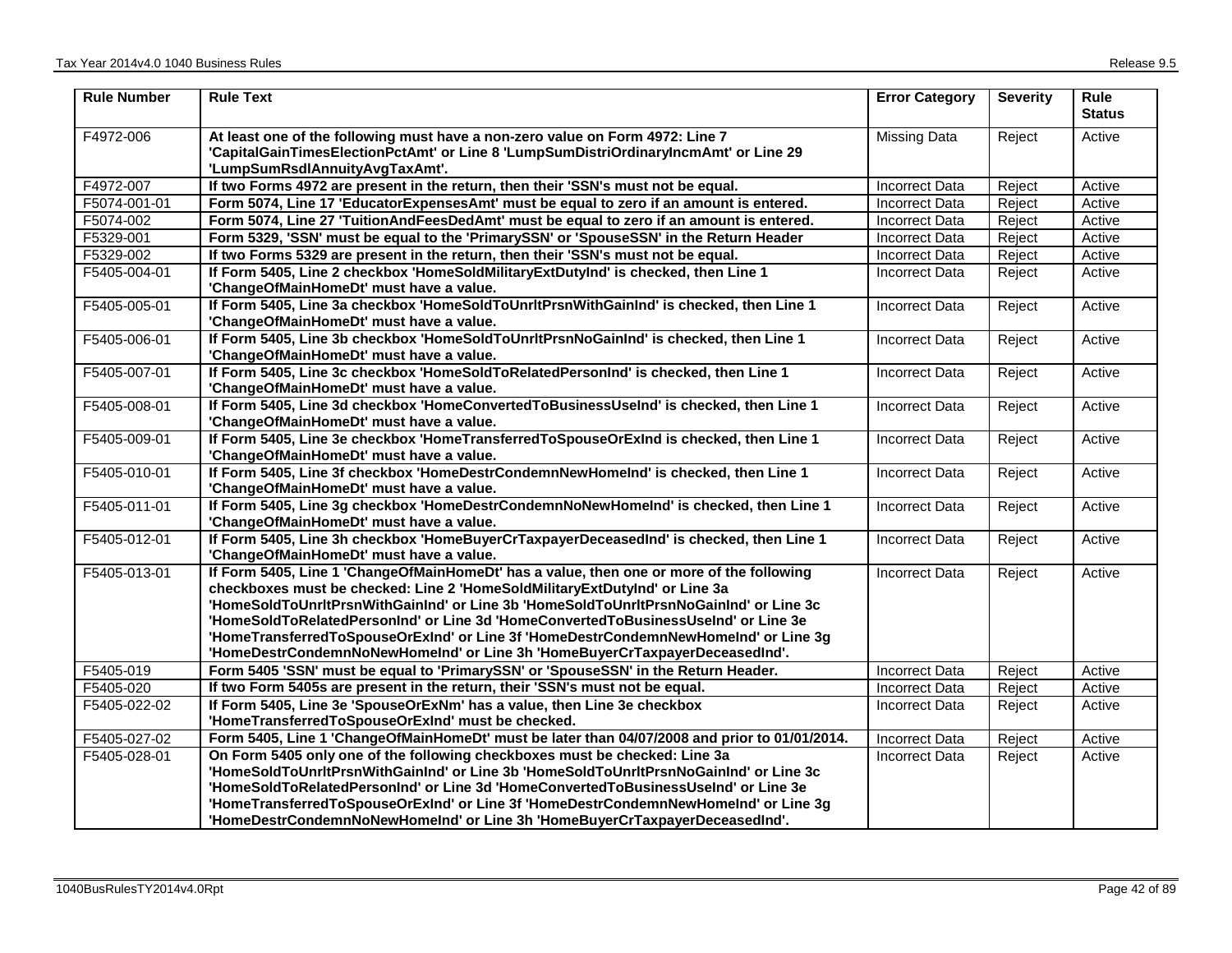| Rule Number | Rule Text | Error Category | Severity | Rule Status |
|---|---|---|---|---|
| F4972-006 | **At least one of the following must have a non-zero value on Form 4972: Line 7 'CapitalGainTimesElectionPctAmt' or Line 8 'LumpSumDistriOrdinaryIncmAmt' or Line 29 'LumpSumRsdlAnnuityAvgTaxAmt'.** | Missing Data | Reject | Active |
| F4972-007 | **If two Forms 4972 are present in the return, then their 'SSN's must not be equal.** | Incorrect Data | Reject | Active |
| F5074-001-01 | **Form 5074, Line 17 'EducatorExpensesAmt' must be equal to zero if an amount is entered.** | Incorrect Data | Reject | Active |
| F5074-002 | **Form 5074, Line 27 'TuitionAndFeesDedAmt' must be equal to zero if an amount is entered.** | Incorrect Data | Reject | Active |
| F5329-001 | **Form 5329, 'SSN' must be equal to the 'PrimarySSN' or 'SpouseSSN' in the Return Header** | Incorrect Data | Reject | Active |
| F5329-002 | **If two Forms 5329 are present in the return, then their 'SSN's must not be equal.** | Incorrect Data | Reject | Active |
| F5405-004-01 | **If Form 5405, Line 2 checkbox 'HomeSoldMilitaryExtDutyInd' is checked, then Line 1 'ChangeOfMainHomeDt' must have a value.** | Incorrect Data | Reject | Active |
| F5405-005-01 | **If Form 5405, Line 3a checkbox 'HomeSoldToUnrltPrsnWithGainInd' is checked, then Line 1 'ChangeOfMainHomeDt' must have a value.** | Incorrect Data | Reject | Active |
| F5405-006-01 | **If Form 5405, Line 3b checkbox 'HomeSoldToUnrltPrsnNoGainInd' is checked, then Line 1 'ChangeOfMainHomeDt' must have a value.** | Incorrect Data | Reject | Active |
| F5405-007-01 | **If Form 5405, Line 3c checkbox 'HomeSoldToRelatedPersonInd' is checked, then Line 1 'ChangeOfMainHomeDt' must have a value.** | Incorrect Data | Reject | Active |
| F5405-008-01 | **If Form 5405, Line 3d checkbox 'HomeConvertedToBusinessUseInd' is checked, then Line 1 'ChangeOfMainHomeDt' must have a value.** | Incorrect Data | Reject | Active |
| F5405-009-01 | **If Form 5405, Line 3e checkbox 'HomeTransferredToSpouseOrExInd is checked, then Line 1 'ChangeOfMainHomeDt' must have a value.** | Incorrect Data | Reject | Active |
| F5405-010-01 | **If Form 5405, Line 3f checkbox 'HomeDestrCondemnNewHomeInd' is checked, then Line 1 'ChangeOfMainHomeDt' must have a value.** | Incorrect Data | Reject | Active |
| F5405-011-01 | **If Form 5405, Line 3g checkbox 'HomeDestrCondemnNoNewHomeInd' is checked, then Line 1 'ChangeOfMainHomeDt' must have a value.** | Incorrect Data | Reject | Active |
| F5405-012-01 | **If Form 5405, Line 3h checkbox 'HomeBuyerCrTaxpayerDeceasedInd' is checked, then Line 1 'ChangeOfMainHomeDt' must have a value.** | Incorrect Data | Reject | Active |
| F5405-013-01 | **If Form 5405, Line 1 'ChangeOfMainHomeDt' has a value, then one or more of the following checkboxes must be checked: Line 2 'HomeSoldMilitaryExtDutyInd' or Line 3a 'HomeSoldToUnrltPrsnWithGainInd' or Line 3b 'HomeSoldToUnrltPrsnNoGainInd' or Line 3c 'HomeSoldToRelatedPersonInd' or Line 3d 'HomeConvertedToBusinessUseInd' or Line 3e 'HomeTransferredToSpouseOrExInd' or Line 3f 'HomeDestrCondemnNewHomeInd' or Line 3g 'HomeDestrCondemnNoNewHomeInd' or Line 3h 'HomeBuyerCrTaxpayerDeceasedInd'.** | Incorrect Data | Reject | Active |
| F5405-019 | **Form 5405 'SSN' must be equal to 'PrimarySSN' or 'SpouseSSN' in the Return Header.** | Incorrect Data | Reject | Active |
| F5405-020 | **If two Form 5405s are present in the return, their 'SSN's must not be equal.** | Incorrect Data | Reject | Active |
| F5405-022-02 | **If Form 5405, Line 3e 'SpouseOrExNm' has a value, then Line 3e checkbox 'HomeTransferredToSpouseOrExInd' must be checked.** | Incorrect Data | Reject | Active |
| F5405-027-02 | **Form 5405, Line 1 'ChangeOfMainHomeDt' must be later than 04/07/2008 and prior to 01/01/2014.** | Incorrect Data | Reject | Active |
| F5405-028-01 | **On Form 5405 only one of the following checkboxes must be checked: Line 3a 'HomeSoldToUnrltPrsnWithGainInd' or Line 3b 'HomeSoldToUnrltPrsnNoGainInd' or Line 3c 'HomeSoldToRelatedPersonInd' or Line 3d 'HomeConvertedToBusinessUseInd' or Line 3e 'HomeTransferredToSpouseOrExInd' or Line 3f 'HomeDestrCondemnNewHomeInd' or Line 3g 'HomeDestrCondemnNoNewHomeInd' or Line 3h 'HomeBuyerCrTaxpayerDeceasedInd'.** | Incorrect Data | Reject | Active |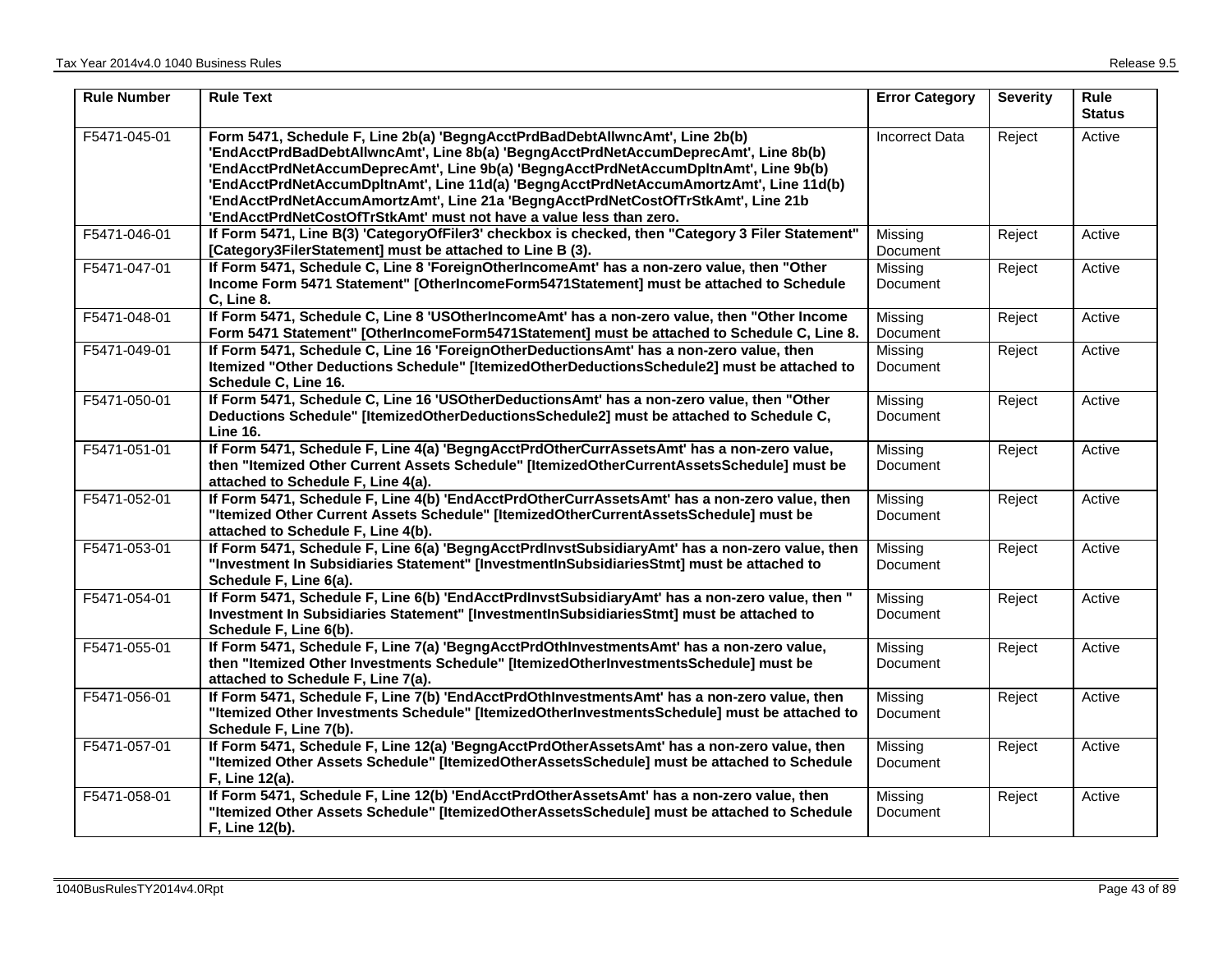| Rule Number | Rule Text | Error Category | Severity | Rule Status |
|---|---|---|---|---|
| F5471-045-01 | **Form 5471, Schedule F, Line 2b(a) 'BegngAcctPrdBadDebtAllwncAmt', Line 2b(b) 'EndAcctPrdBadDebtAllwncAmt', Line 8b(a) 'BegngAcctPrdNetAccumDeprecAmt', Line 8b(b) 'EndAcctPrdNetAccumDeprecAmt', Line 9b(a) 'BegngAcctPrdNetAccumDpltnAmt', Line 9b(b) 'EndAcctPrdNetAccumDpltnAmt', Line 11d(a) 'BegngAcctPrdNetAccumAmortzAmt', Line 11d(b) 'EndAcctPrdNetAccumAmortzAmt', Line 21a 'BegngAcctPrdNetCostOfTrStkAmt', Line 21b 'EndAcctPrdNetCostOfTrStkAmt' must not have a value less than zero.** | Incorrect Data | Reject | Active |
| F5471-046-01 | **If Form 5471, Line B(3) 'CategoryOfFiler3' checkbox is checked, then "Category 3 Filer Statement" [Category3FilerStatement] must be attached to Line B (3).** | Missing Document | Reject | Active |
| F5471-047-01 | **If Form 5471, Schedule C, Line 8 'ForeignOtherIncomeAmt' has a non-zero value, then "Other Income Form 5471 Statement" [OtherIncomeForm5471Statement] must be attached to Schedule C, Line 8.** | Missing Document | Reject | Active |
| F5471-048-01 | **If Form 5471, Schedule C, Line 8 'USOtherIncomeAmt' has a non-zero value, then "Other Income Form 5471 Statement" [OtherIncomeForm5471Statement] must be attached to Schedule C, Line 8.** | Missing Document | Reject | Active |
| F5471-049-01 | **If Form 5471, Schedule C, Line 16 'ForeignOtherDeductionsAmt' has a non-zero value, then Itemized "Other Deductions Schedule" [ItemizedOtherDeductionsSchedule2] must be attached to Schedule C, Line 16.** | Missing Document | Reject | Active |
| F5471-050-01 | **If Form 5471, Schedule C, Line 16 'USOtherDeductionsAmt' has a non-zero value, then "Other Deductions Schedule" [ItemizedOtherDeductionsSchedule2] must be attached to Schedule C, Line 16.** | Missing Document | Reject | Active |
| F5471-051-01 | **If Form 5471, Schedule F, Line 4(a) 'BegngAcctPrdOtherCurrAssetsAmt' has a non-zero value, then "Itemized Other Current Assets Schedule" [ItemizedOtherCurrentAssetsSchedule] must be attached to Schedule F, Line 4(a).** | Missing Document | Reject | Active |
| F5471-052-01 | **If Form 5471, Schedule F, Line 4(b) 'EndAcctPrdOtherCurrAssetsAmt' has a non-zero value, then "Itemized Other Current Assets Schedule" [ItemizedOtherCurrentAssetsSchedule] must be attached to Schedule F, Line 4(b).** | Missing Document | Reject | Active |
| F5471-053-01 | **If Form 5471, Schedule F, Line 6(a) 'BegngAcctPrdInvstSubsidiaryAmt' has a non-zero value, then "Investment In Subsidiaries Statement" [InvestmentInSubsidiariesStmt] must be attached to Schedule F, Line 6(a).** | Missing Document | Reject | Active |
| F5471-054-01 | **If Form 5471, Schedule F, Line 6(b) 'EndAcctPrdInvstSubsidiaryAmt' has a non-zero value, then " Investment In Subsidiaries Statement" [InvestmentInSubsidiariesStmt] must be attached to Schedule F, Line 6(b).** | Missing Document | Reject | Active |
| F5471-055-01 | **If Form 5471, Schedule F, Line 7(a) 'BegngAcctPrdOthInvestmentsAmt' has a non-zero value, then "Itemized Other Investments Schedule" [ItemizedOtherInvestmentsSchedule] must be attached to Schedule F, Line 7(a).** | Missing Document | Reject | Active |
| F5471-056-01 | **If Form 5471, Schedule F, Line 7(b) 'EndAcctPrdOthInvestmentsAmt' has a non-zero value, then "Itemized Other Investments Schedule" [ItemizedOtherInvestmentsSchedule] must be attached to Schedule F, Line 7(b).** | Missing Document | Reject | Active |
| F5471-057-01 | **If Form 5471, Schedule F, Line 12(a) 'BegngAcctPrdOtherAssetsAmt' has a non-zero value, then "Itemized Other Assets Schedule" [ItemizedOtherAssetsSchedule] must be attached to Schedule F, Line 12(a).** | Missing Document | Reject | Active |
| F5471-058-01 | **If Form 5471, Schedule F, Line 12(b) 'EndAcctPrdOtherAssetsAmt' has a non-zero value, then "Itemized Other Assets Schedule" [ItemizedOtherAssetsSchedule] must be attached to Schedule F, Line 12(b).** | Missing Document | Reject | Active |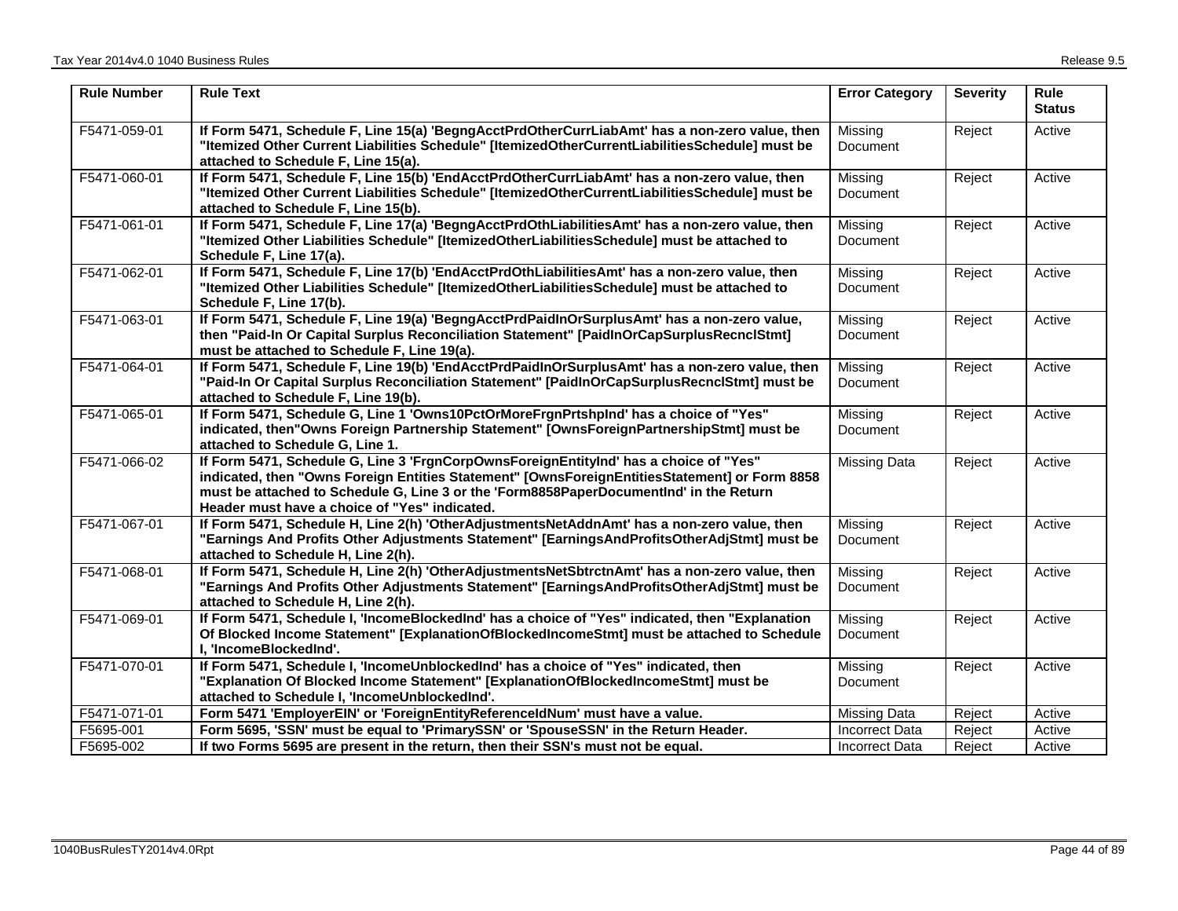| Rule Number | Rule Text | Error Category | Severity | Rule Status |
|---|---|---|---|---|
| F5471-059-01 | **If Form 5471, Schedule F, Line 15(a) 'BegngAcctPrdOtherCurrLiabAmt' has a non-zero value, then "Itemized Other Current Liabilities Schedule" [ItemizedOtherCurrentLiabilitiesSchedule] must be attached to Schedule F, Line 15(a).** | Missing Document | Reject | Active |
| F5471-060-01 | **If Form 5471, Schedule F, Line 15(b) 'EndAcctPrdOtherCurrLiabAmt' has a non-zero value, then "Itemized Other Current Liabilities Schedule" [ItemizedOtherCurrentLiabilitiesSchedule] must be attached to Schedule F, Line 15(b).** | Missing Document | Reject | Active |
| F5471-061-01 | **If Form 5471, Schedule F, Line 17(a) 'BegngAcctPrdOthLiabilitiesAmt' has a non-zero value, then "Itemized Other Liabilities Schedule" [ItemizedOtherLiabilitiesSchedule] must be attached to Schedule F, Line 17(a).** | Missing Document | Reject | Active |
| F5471-062-01 | **If Form 5471, Schedule F, Line 17(b) 'EndAcctPrdOthLiabilitiesAmt' has a non-zero value, then "Itemized Other Liabilities Schedule" [ItemizedOtherLiabilitiesSchedule] must be attached to Schedule F, Line 17(b).** | Missing Document | Reject | Active |
| F5471-063-01 | **If Form 5471, Schedule F, Line 19(a) 'BegngAcctPrdPaidInOrSurplusAmt' has a non-zero value, then "Paid-In Or Capital Surplus Reconciliation Statement" [PaidInOrCapSurplusRecnclStmt] must be attached to Schedule F, Line 19(a).** | Missing Document | Reject | Active |
| F5471-064-01 | **If Form 5471, Schedule F, Line 19(b) 'EndAcctPrdPaidInOrSurplusAmt' has a non-zero value, then "Paid-In Or Capital Surplus Reconciliation Statement" [PaidInOrCapSurplusRecnclStmt] must be attached to Schedule F, Line 19(b).** | Missing Document | Reject | Active |
| F5471-065-01 | **If Form 5471, Schedule G, Line 1 'Owns10PctOrMoreFrgnPrtshpInd' has a choice of "Yes" indicated, then"Owns Foreign Partnership Statement" [OwnsForeignPartnershipStmt] must be attached to Schedule G, Line 1.** | Missing Document | Reject | Active |
| F5471-066-02 | **If Form 5471, Schedule G, Line 3 'FrgnCorpOwnsForeignEntityInd' has a choice of "Yes" indicated, then "Owns Foreign Entities Statement" [OwnsForeignEntitiesStatement] or Form 8858 must be attached to Schedule G, Line 3 or the 'Form8858PaperDocumentInd' in the Return Header must have a choice of "Yes" indicated.** | Missing Data | Reject | Active |
| F5471-067-01 | **If Form 5471, Schedule H, Line 2(h) 'OtherAdjustmentsNetAddnAmt' has a non-zero value, then "Earnings And Profits Other Adjustments Statement" [EarningsAndProfitsOtherAdjStmt] must be attached to Schedule H, Line 2(h).** | Missing Document | Reject | Active |
| F5471-068-01 | **If Form 5471, Schedule H, Line 2(h) 'OtherAdjustmentsNetSbtrctnAmt' has a non-zero value, then "Earnings And Profits Other Adjustments Statement" [EarningsAndProfitsOtherAdjStmt] must be attached to Schedule H, Line 2(h).** | Missing Document | Reject | Active |
| F5471-069-01 | **If Form 5471, Schedule I, 'IncomeBlockedInd' has a choice of "Yes" indicated, then "Explanation Of Blocked Income Statement" [ExplanationOfBlockedIncomeStmt] must be attached to Schedule I, 'IncomeBlockedInd'.** | Missing Document | Reject | Active |
| F5471-070-01 | **If Form 5471, Schedule I, 'IncomeUnblockedInd' has a choice of "Yes" indicated, then "Explanation Of Blocked Income Statement" [ExplanationOfBlockedIncomeStmt] must be attached to Schedule I, 'IncomeUnblockedInd'.** | Missing Document | Reject | Active |
| F5471-071-01 | **Form 5471 'EmployerEIN' or 'ForeignEntityReferenceIdNum' must have a value.** | Missing Data | Reject | Active |
| F5695-001 | **Form 5695, 'SSN' must be equal to 'PrimarySSN' or 'SpouseSSN' in the Return Header.** | Incorrect Data | Reject | Active |
| F5695-002 | **If two Forms 5695 are present in the return, then their SSN's must not be equal.** | Incorrect Data | Reject | Active |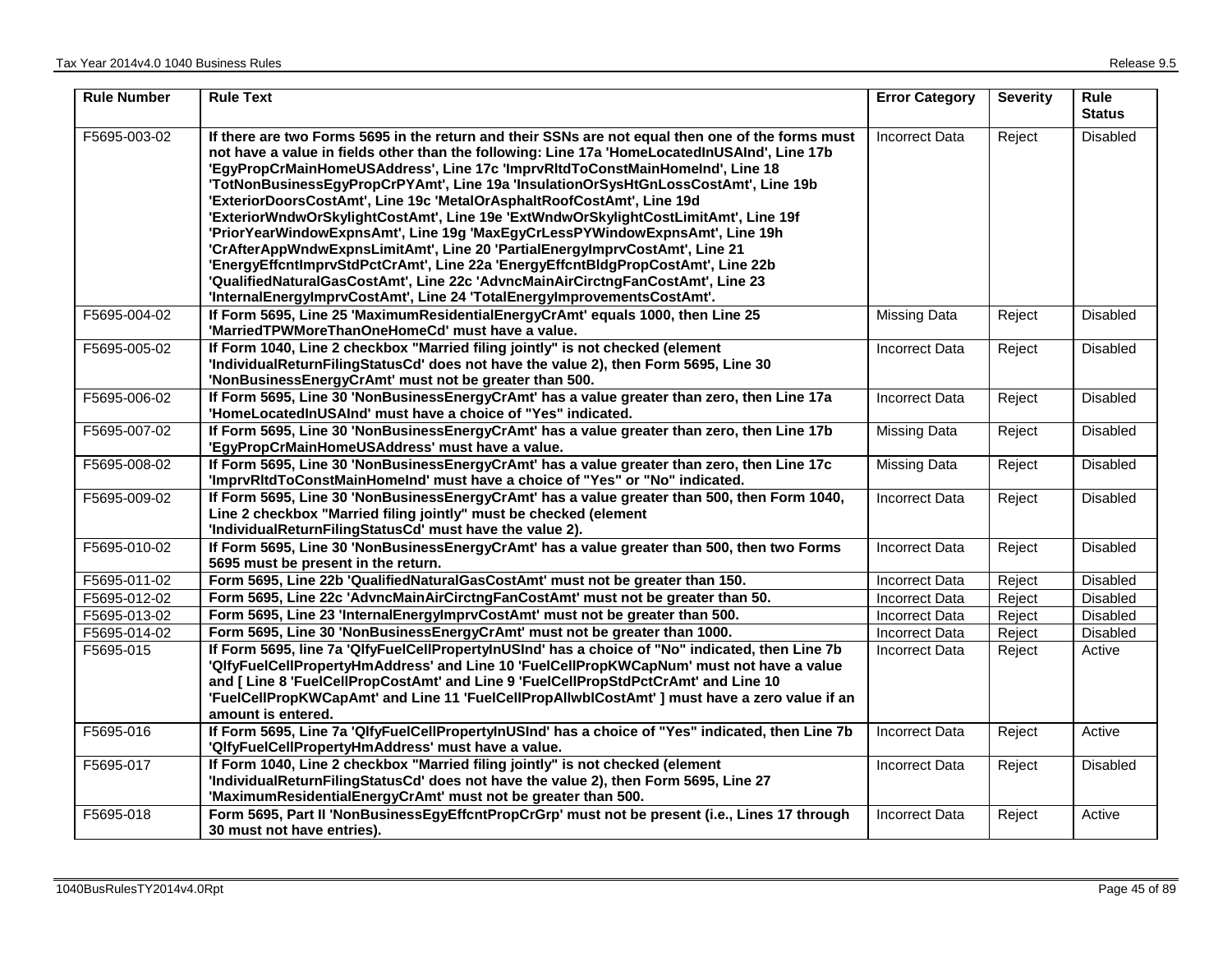| Rule Number | Rule Text | Error Category | Severity | Rule Status |
|---|---|---|---|---|
| F5695-003-02 | **If there are two Forms 5695 in the return and their SSNs are not equal then one of the forms must not have a value in fields other than the following: Line 17a 'HomeLocatedInUSAInd', Line 17b 'EgyPropCrMainHomeUSAddress', Line 17c 'ImprvRltdToConstMainHomeInd', Line 18 'TotNonBusinessEgyPropCrPYAmt', Line 19a 'InsulationOrSysHtGnLossCostAmt', Line 19b 'ExteriorDoorsCostAmt', Line 19c 'MetalOrAsphaltRoofCostAmt', Line 19d 'ExteriorWndwOrSkylightCostAmt', Line 19e 'ExtWndwOrSkylightCostLimitAmt', Line 19f 'PriorYearWindowExpnsAmt', Line 19g 'MaxEgyCrLessPYWindowExpnsAmt', Line 19h 'CrAfterAppWndwExpnsLimitAmt', Line 20 'PartialEnergyImprvCostAmt', Line 21 'EnergyEffcntImprvStdPctCrAmt', Line 22a 'EnergyEffcntBldgPropCostAmt', Line 22b 'QualifiedNaturalGasCostAmt', Line 22c 'AdvncMainAirCirctngFanCostAmt', Line 23 'InternalEnergyImprvCostAmt', Line 24 'TotalEnergyImprovementsCostAmt'.** | Incorrect Data | Reject | Disabled |
| F5695-004-02 | **If Form 5695, Line 25 'MaximumResidentialEnergyCrAmt' equals 1000, then Line 25 'MarriedTPWMoreThanOneHomeCd' must have a value.** | Missing Data | Reject | Disabled |
| F5695-005-02 | **If Form 1040, Line 2 checkbox "Married filing jointly" is not checked (element 'IndividualReturnFilingStatusCd' does not have the value 2), then Form 5695, Line 30 'NonBusinessEnergyCrAmt' must not be greater than 500.** | Incorrect Data | Reject | Disabled |
| F5695-006-02 | **If Form 5695, Line 30 'NonBusinessEnergyCrAmt' has a value greater than zero, then Line 17a 'HomeLocatedInUSAInd' must have a choice of "Yes" indicated.** | Incorrect Data | Reject | Disabled |
| F5695-007-02 | **If Form 5695, Line 30 'NonBusinessEnergyCrAmt' has a value greater than zero, then Line 17b 'EgyPropCrMainHomeUSAddress' must have a value.** | Missing Data | Reject | Disabled |
| F5695-008-02 | **If Form 5695, Line 30 'NonBusinessEnergyCrAmt' has a value greater than zero, then Line 17c 'ImprvRltdToConstMainHomeInd' must have a choice of "Yes" or "No" indicated.** | Missing Data | Reject | Disabled |
| F5695-009-02 | **If Form 5695, Line 30 'NonBusinessEnergyCrAmt' has a value greater than 500, then Form 1040, Line 2 checkbox "Married filing jointly" must be checked (element 'IndividualReturnFilingStatusCd' must have the value 2).** | Incorrect Data | Reject | Disabled |
| F5695-010-02 | **If Form 5695, Line 30 'NonBusinessEnergyCrAmt' has a value greater than 500, then two Forms 5695 must be present in the return.** | Incorrect Data | Reject | Disabled |
| F5695-011-02 | **Form 5695, Line 22b 'QualifiedNaturalGasCostAmt' must not be greater than 150.** | Incorrect Data | Reject | Disabled |
| F5695-012-02 | **Form 5695, Line 22c 'AdvncMainAirCirctngFanCostAmt' must not be greater than 50.** | Incorrect Data | Reject | Disabled |
| F5695-013-02 | **Form 5695, Line 23 'InternalEnergyImprvCostAmt' must not be greater than 500.** | Incorrect Data | Reject | Disabled |
| F5695-014-02 | **Form 5695, Line 30 'NonBusinessEnergyCrAmt' must not be greater than 1000.** | Incorrect Data | Reject | Disabled |
| F5695-015 | **If Form 5695, line 7a 'QlfyFuelCellPropertyInUSInd' has a choice of "No" indicated, then Line 7b 'QlfyFuelCellPropertyHmAddress' and Line 10 'FuelCellPropKWCapNum' must not have a value and [ Line 8 'FuelCellPropCostAmt' and Line 9 'FuelCellPropStdPctCrAmt' and Line 10 'FuelCellPropKWCapAmt' and Line 11 'FuelCellPropAllwblCostAmt' ] must have a zero value if an amount is entered.** | Incorrect Data | Reject | Active |
| F5695-016 | **If Form 5695, Line 7a 'QlfyFuelCellPropertyInUSInd' has a choice of "Yes" indicated, then Line 7b 'QlfyFuelCellPropertyHmAddress' must have a value.** | Incorrect Data | Reject | Active |
| F5695-017 | **If Form 1040, Line 2 checkbox "Married filing jointly" is not checked (element 'IndividualReturnFilingStatusCd' does not have the value 2), then Form 5695, Line 27 'MaximumResidentialEnergyCrAmt' must not be greater than 500.** | Incorrect Data | Reject | Disabled |
| F5695-018 | **Form 5695, Part II 'NonBusinessEgyEffcntPropCrGrp' must not be present (i.e., Lines 17 through 30 must not have entries).** | Incorrect Data | Reject | Active |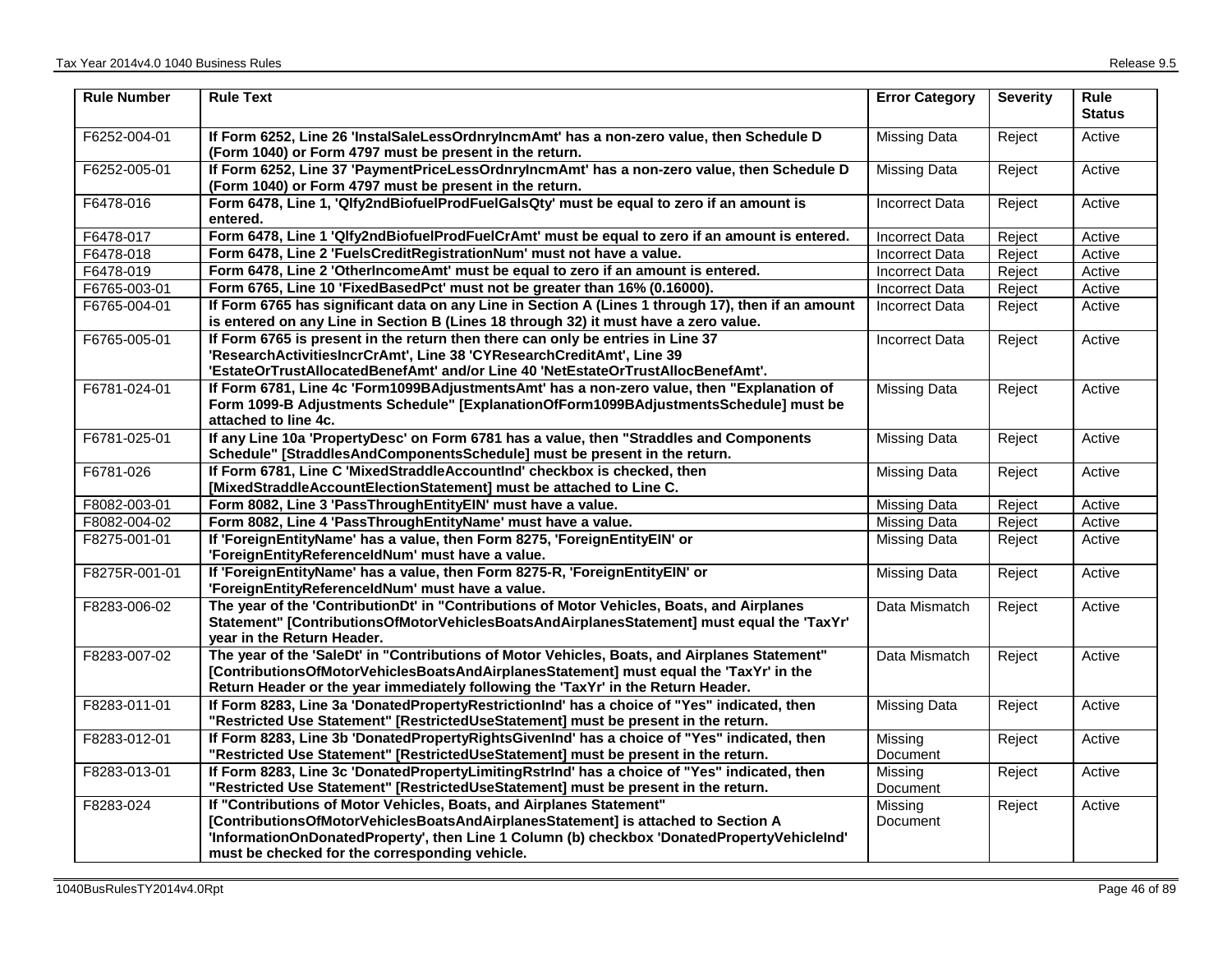| Rule Number | Rule Text | Error Category | Severity | Rule Status |
|---|---|---|---|---|
| F6252-004-01 | **If Form 6252, Line 26 'InstalSaleLessOrdnryIncmAmt' has a non-zero value, then Schedule D (Form 1040) or Form 4797 must be present in the return.** | Missing Data | Reject | Active |
| F6252-005-01 | **If Form 6252, Line 37 'PaymentPriceLessOrdnryIncmAmt' has a non-zero value, then Schedule D (Form 1040) or Form 4797 must be present in the return.** | Missing Data | Reject | Active |
| F6478-016 | **Form 6478, Line 1, 'Qlfy2ndBiofuelProdFuelGalsQty' must be equal to zero if an amount is entered.** | Incorrect Data | Reject | Active |
| F6478-017 | **Form 6478, Line 1 'Qlfy2ndBiofuelProdFuelCrAmt' must be equal to zero if an amount is entered.** | Incorrect Data | Reject | Active |
| F6478-018 | **Form 6478, Line 2 'FuelsCreditRegistrationNum' must not have a value.** | Incorrect Data | Reject | Active |
| F6478-019 | **Form 6478, Line 2 'OtherIncomeAmt' must be equal to zero if an amount is entered.** | Incorrect Data | Reject | Active |
| F6765-003-01 | **Form 6765, Line 10 'FixedBasedPct' must not be greater than 16% (0.16000).** | Incorrect Data | Reject | Active |
| F6765-004-01 | **If Form 6765 has significant data on any Line in Section A (Lines 1 through 17), then if an amount is entered on any Line in Section B (Lines 18 through 32) it must have a zero value.** | Incorrect Data | Reject | Active |
| F6765-005-01 | **If Form 6765 is present in the return then there can only be entries in Line 37 'ResearchActivitiesIncrCrAmt', Line 38 'CYResearchCreditAmt', Line 39 'EstateOrTrustAllocatedBenefAmt' and/or Line 40 'NetEstateOrTrustAllocBenefAmt'.** | Incorrect Data | Reject | Active |
| F6781-024-01 | **If Form 6781, Line 4c 'Form1099BAdjustmentsAmt' has a non-zero value, then "Explanation of Form 1099-B Adjustments Schedule" [ExplanationOfForm1099BAdjustmentsSchedule] must be attached to line 4c.** | Missing Data | Reject | Active |
| F6781-025-01 | **If any Line 10a 'PropertyDesc' on Form 6781 has a value, then "Straddles and Components Schedule" [StraddlesAndComponentsSchedule] must be present in the return.** | Missing Data | Reject | Active |
| F6781-026 | **If Form 6781, Line C 'MixedStraddleAccountInd' checkbox is checked, then [MixedStraddleAccountElectionStatement] must be attached to Line C.** | Missing Data | Reject | Active |
| F8082-003-01 | **Form 8082, Line 3 'PassThroughEntityEIN' must have a value.** | Missing Data | Reject | Active |
| F8082-004-02 | **Form 8082, Line 4 'PassThroughEntityName' must have a value.** | Missing Data | Reject | Active |
| F8275-001-01 | **If 'ForeignEntityName' has a value, then Form 8275, 'ForeignEntityEIN' or 'ForeignEntityReferenceIdNum' must have a value.** | Missing Data | Reject | Active |
| F8275R-001-01 | **If 'ForeignEntityName' has a value, then Form 8275-R, 'ForeignEntityEIN' or 'ForeignEntityReferenceIdNum' must have a value.** | Missing Data | Reject | Active |
| F8283-006-02 | **The year of the 'ContributionDt' in "Contributions of Motor Vehicles, Boats, and Airplanes Statement" [ContributionsOfMotorVehiclesBoatsAndAirplanesStatement] must equal the 'TaxYr' year in the Return Header.** | Data Mismatch | Reject | Active |
| F8283-007-02 | **The year of the 'SaleDt' in "Contributions of Motor Vehicles, Boats, and Airplanes Statement" [ContributionsOfMotorVehiclesBoatsAndAirplanesStatement] must equal the 'TaxYr' in the Return Header or the year immediately following the 'TaxYr' in the Return Header.** | Data Mismatch | Reject | Active |
| F8283-011-01 | **If Form 8283, Line 3a 'DonatedPropertyRestrictionInd' has a choice of "Yes" indicated, then "Restricted Use Statement" [RestrictedUseStatement] must be present in the return.** | Missing Data | Reject | Active |
| F8283-012-01 | **If Form 8283, Line 3b 'DonatedPropertyRightsGivenInd' has a choice of "Yes" indicated, then "Restricted Use Statement" [RestrictedUseStatement] must be present in the return.** | Missing Document | Reject | Active |
| F8283-013-01 | **If Form 8283, Line 3c 'DonatedPropertyLimitingRstrInd' has a choice of "Yes" indicated, then "Restricted Use Statement" [RestrictedUseStatement] must be present in the return.** | Missing Document | Reject | Active |
| F8283-024 | **If "Contributions of Motor Vehicles, Boats, and Airplanes Statement" [ContributionsOfMotorVehiclesBoatsAndAirplanesStatement] is attached to Section A 'InformationOnDonatedProperty', then Line 1 Column (b) checkbox 'DonatedPropertyVehicleInd' must be checked for the corresponding vehicle.** | Missing Document | Reject | Active |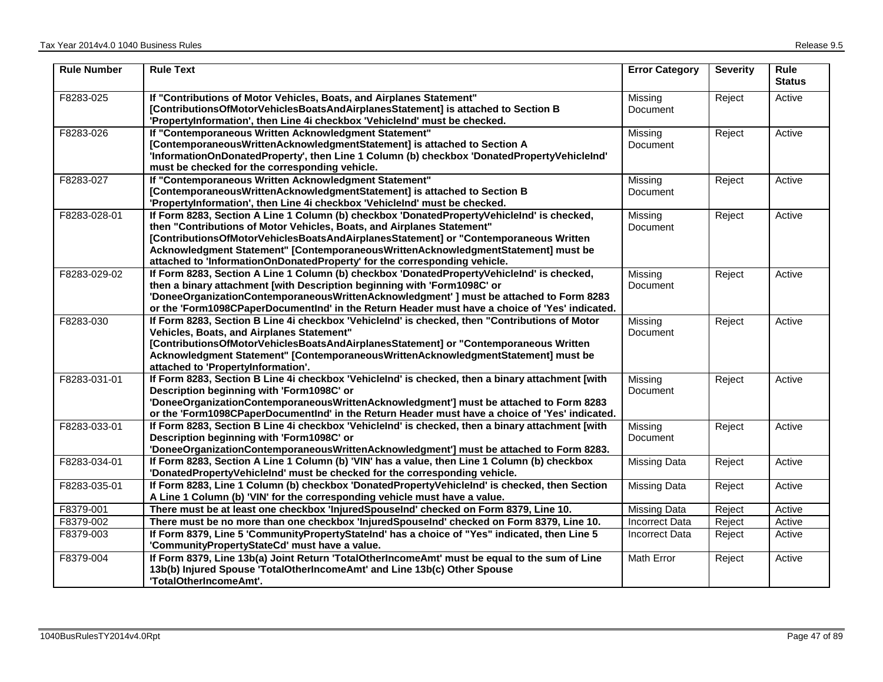| Rule Number | Rule Text | Error Category | Severity | Rule Status |
|---|---|---|---|---|
| F8283-025 | **If "Contributions of Motor Vehicles, Boats, and Airplanes Statement" [ContributionsOfMotorVehiclesBoatsAndAirplanesStatement] is attached to Section B 'PropertyInformation', then Line 4i checkbox 'VehicleInd' must be checked.** | Missing Document | Reject | Active |
| F8283-026 | **If "Contemporaneous Written Acknowledgment Statement" [ContemporaneousWrittenAcknowledgmentStatement] is attached to Section A 'InformationOnDonatedProperty', then Line 1 Column (b) checkbox 'DonatedPropertyVehicleInd' must be checked for the corresponding vehicle.** | Missing Document | Reject | Active |
| F8283-027 | **If "Contemporaneous Written Acknowledgment Statement" [ContemporaneousWrittenAcknowledgmentStatement] is attached to Section B 'PropertyInformation', then Line 4i checkbox 'VehicleInd' must be checked.** | Missing Document | Reject | Active |
| F8283-028-01 | **If Form 8283, Section A Line 1 Column (b) checkbox 'DonatedPropertyVehicleInd' is checked, then "Contributions of Motor Vehicles, Boats, and Airplanes Statement" [ContributionsOfMotorVehiclesBoatsAndAirplanesStatement] or "Contemporaneous Written Acknowledgment Statement" [ContemporaneousWrittenAcknowledgmentStatement] must be attached to 'InformationOnDonatedProperty' for the corresponding vehicle.** | Missing Document | Reject | Active |
| F8283-029-02 | **If Form 8283, Section A Line 1 Column (b) checkbox 'DonatedPropertyVehicleInd' is checked, then a binary attachment [with Description beginning with 'Form1098C' or 'DoneeOrganizationContemporaneousWrittenAcknowledgment' ] must be attached to Form 8283 or the 'Form1098CPaperDocumentInd' in the Return Header must have a choice of 'Yes' indicated.** | Missing Document | Reject | Active |
| F8283-030 | **If Form 8283, Section B Line 4i checkbox 'VehicleInd' is checked, then "Contributions of Motor Vehicles, Boats, and Airplanes Statement" [ContributionsOfMotorVehiclesBoatsAndAirplanesStatement] or "Contemporaneous Written Acknowledgment Statement" [ContemporaneousWrittenAcknowledgmentStatement] must be attached to 'PropertyInformation'.** | Missing Document | Reject | Active |
| F8283-031-01 | **If Form 8283, Section B Line 4i checkbox 'VehicleInd' is checked, then a binary attachment [with Description beginning with 'Form1098C' or 'DoneeOrganizationContemporaneousWrittenAcknowledgment'] must be attached to Form 8283 or the 'Form1098CPaperDocumentInd' in the Return Header must have a choice of 'Yes' indicated.** | Missing Document | Reject | Active |
| F8283-033-01 | **If Form 8283, Section B Line 4i checkbox 'VehicleInd' is checked, then a binary attachment [with Description beginning with 'Form1098C' or 'DoneeOrganizationContemporaneousWrittenAcknowledgment'] must be attached to Form 8283.** | Missing Document | Reject | Active |
| F8283-034-01 | **If Form 8283, Section A Line 1 Column (b) 'VIN' has a value, then Line 1 Column (b) checkbox 'DonatedPropertyVehicleInd' must be checked for the corresponding vehicle.** | Missing Data | Reject | Active |
| F8283-035-01 | **If Form 8283, Line 1 Column (b) checkbox 'DonatedPropertyVehicleInd' is checked, then Section A Line 1 Column (b) 'VIN' for the corresponding vehicle must have a value.** | Missing Data | Reject | Active |
| F8379-001 | **There must be at least one checkbox 'InjuredSpouseInd' checked on Form 8379, Line 10.** | Missing Data | Reject | Active |
| F8379-002 | **There must be no more than one checkbox 'InjuredSpouseInd' checked on Form 8379, Line 10.** | Incorrect Data | Reject | Active |
| F8379-003 | **If Form 8379, Line 5 'CommunityPropertyStateInd' has a choice of "Yes" indicated, then Line 5 'CommunityPropertyStateCd' must have a value.** | Incorrect Data | Reject | Active |
| F8379-004 | **If Form 8379, Line 13b(a) Joint Return 'TotalOtherIncomeAmt' must be equal to the sum of Line 13b(b) Injured Spouse 'TotalOtherIncomeAmt' and Line 13b(c) Other Spouse 'TotalOtherIncomeAmt'.** | Math Error | Reject | Active |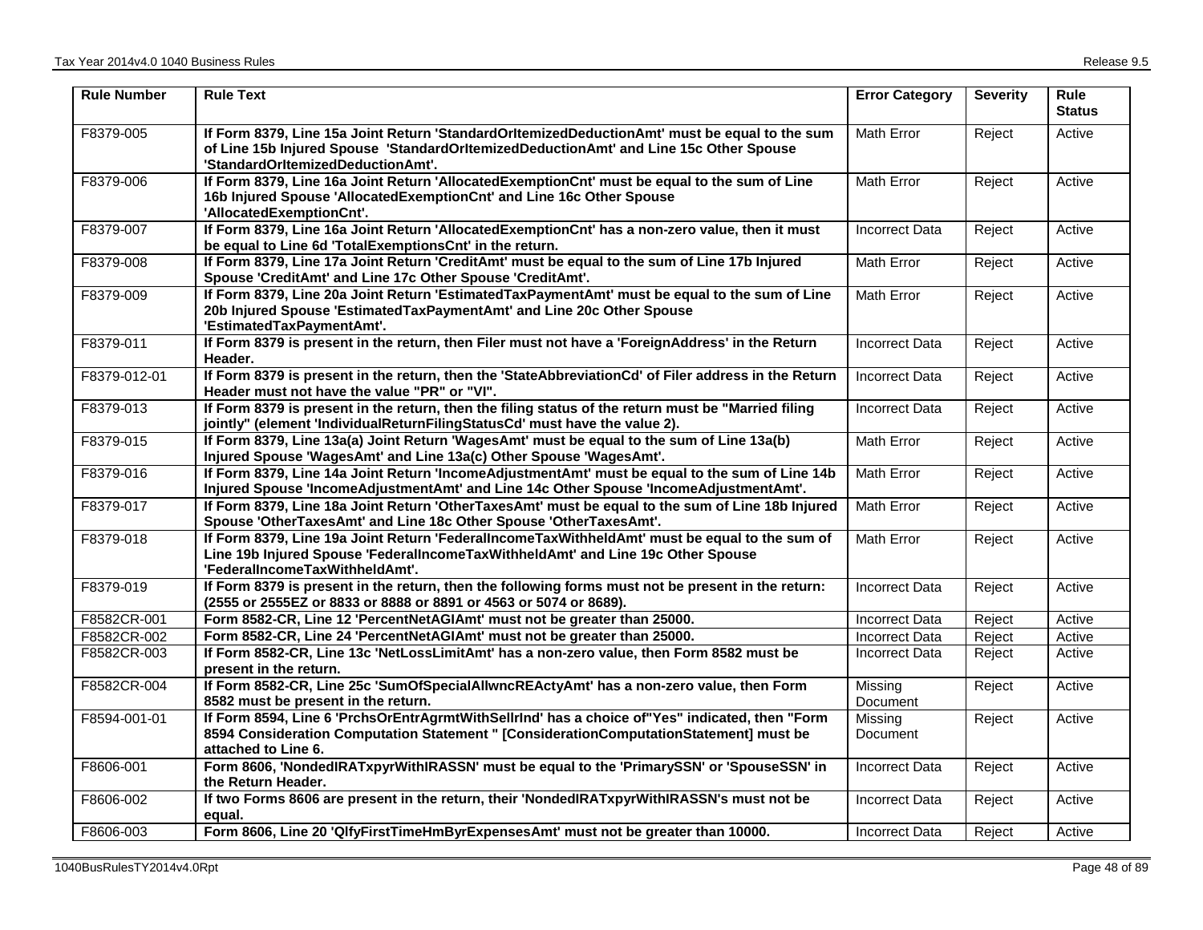| Rule Number | Rule Text | Error Category | Severity | Rule Status |
|---|---|---|---|---|
| F8379-005 | **If Form 8379, Line 15a Joint Return 'StandardOrItemizedDeductionAmt' must be equal to the sum of Line 15b Injured Spouse 'StandardOrItemizedDeductionAmt' and Line 15c Other Spouse 'StandardOrItemizedDeductionAmt'.** | Math Error | Reject | Active |
| F8379-006 | **If Form 8379, Line 16a Joint Return 'AllocatedExemptionCnt' must be equal to the sum of Line 16b Injured Spouse 'AllocatedExemptionCnt' and Line 16c Other Spouse 'AllocatedExemptionCnt'.** | Math Error | Reject | Active |
| F8379-007 | **If Form 8379, Line 16a Joint Return 'AllocatedExemptionCnt' has a non-zero value, then it must be equal to Line 6d 'TotalExemptionsCnt' in the return.** | Incorrect Data | Reject | Active |
| F8379-008 | **If Form 8379, Line 17a Joint Return 'CreditAmt' must be equal to the sum of Line 17b Injured Spouse 'CreditAmt' and Line 17c Other Spouse 'CreditAmt'.** | Math Error | Reject | Active |
| F8379-009 | **If Form 8379, Line 20a Joint Return 'EstimatedTaxPaymentAmt' must be equal to the sum of Line 20b Injured Spouse 'EstimatedTaxPaymentAmt' and Line 20c Other Spouse 'EstimatedTaxPaymentAmt'.** | Math Error | Reject | Active |
| F8379-011 | **If Form 8379 is present in the return, then Filer must not have a 'ForeignAddress' in the Return Header.** | Incorrect Data | Reject | Active |
| F8379-012-01 | **If Form 8379 is present in the return, then the 'StateAbbreviationCd' of Filer address in the Return Header must not have the value "PR" or "VI".** | Incorrect Data | Reject | Active |
| F8379-013 | **If Form 8379 is present in the return, then the filing status of the return must be "Married filing jointly" (element 'IndividualReturnFilingStatusCd' must have the value 2).** | Incorrect Data | Reject | Active |
| F8379-015 | **If Form 8379, Line 13a(a) Joint Return 'WagesAmt' must be equal to the sum of Line 13a(b) Injured Spouse 'WagesAmt' and Line 13a(c) Other Spouse 'WagesAmt'.** | Math Error | Reject | Active |
| F8379-016 | **If Form 8379, Line 14a Joint Return 'IncomeAdjustmentAmt' must be equal to the sum of Line 14b Injured Spouse 'IncomeAdjustmentAmt' and Line 14c Other Spouse 'IncomeAdjustmentAmt'.** | Math Error | Reject | Active |
| F8379-017 | **If Form 8379, Line 18a Joint Return 'OtherTaxesAmt' must be equal to the sum of Line 18b Injured Spouse 'OtherTaxesAmt' and Line 18c Other Spouse 'OtherTaxesAmt'.** | Math Error | Reject | Active |
| F8379-018 | **If Form 8379, Line 19a Joint Return 'FederalIncomeTaxWithheldAmt' must be equal to the sum of Line 19b Injured Spouse 'FederalIncomeTaxWithheldAmt' and Line 19c Other Spouse 'FederalIncomeTaxWithheldAmt'.** | Math Error | Reject | Active |
| F8379-019 | **If Form 8379 is present in the return, then the following forms must not be present in the return: (2555 or 2555EZ or 8833 or 8888 or 8891 or 4563 or 5074 or 8689).** | Incorrect Data | Reject | Active |
| F8582CR-001 | **Form 8582-CR, Line 12 'PercentNetAGIAmt' must not be greater than 25000.** | Incorrect Data | Reject | Active |
| F8582CR-002 | **Form 8582-CR, Line 24 'PercentNetAGIAmt' must not be greater than 25000.** | Incorrect Data | Reject | Active |
| F8582CR-003 | **If Form 8582-CR, Line 13c 'NetLossLimitAmt' has a non-zero value, then Form 8582 must be present in the return.** | Incorrect Data | Reject | Active |
| F8582CR-004 | **If Form 8582-CR, Line 25c 'SumOfSpecialAllwncREActyAmt' has a non-zero value, then Form 8582 must be present in the return.** | Missing Document | Reject | Active |
| F8594-001-01 | **If Form 8594, Line 6 'PrchsOrEntrAgrmtWithSellrInd' has a choice of"Yes" indicated, then "Form 8594 Consideration Computation Statement " [ConsiderationComputationStatement] must be attached to Line 6.** | Missing Document | Reject | Active |
| F8606-001 | **Form 8606, 'NondedIRATxpyrWithIRASSN' must be equal to the 'PrimarySSN' or 'SpouseSSN' in the Return Header.** | Incorrect Data | Reject | Active |
| F8606-002 | **If two Forms 8606 are present in the return, their 'NondedIRATxpyrWithIRASSN's must not be equal.** | Incorrect Data | Reject | Active |
| F8606-003 | **Form 8606, Line 20 'QlfyFirstTimeHmByrExpensesAmt' must not be greater than 10000.** | Incorrect Data | Reject | Active |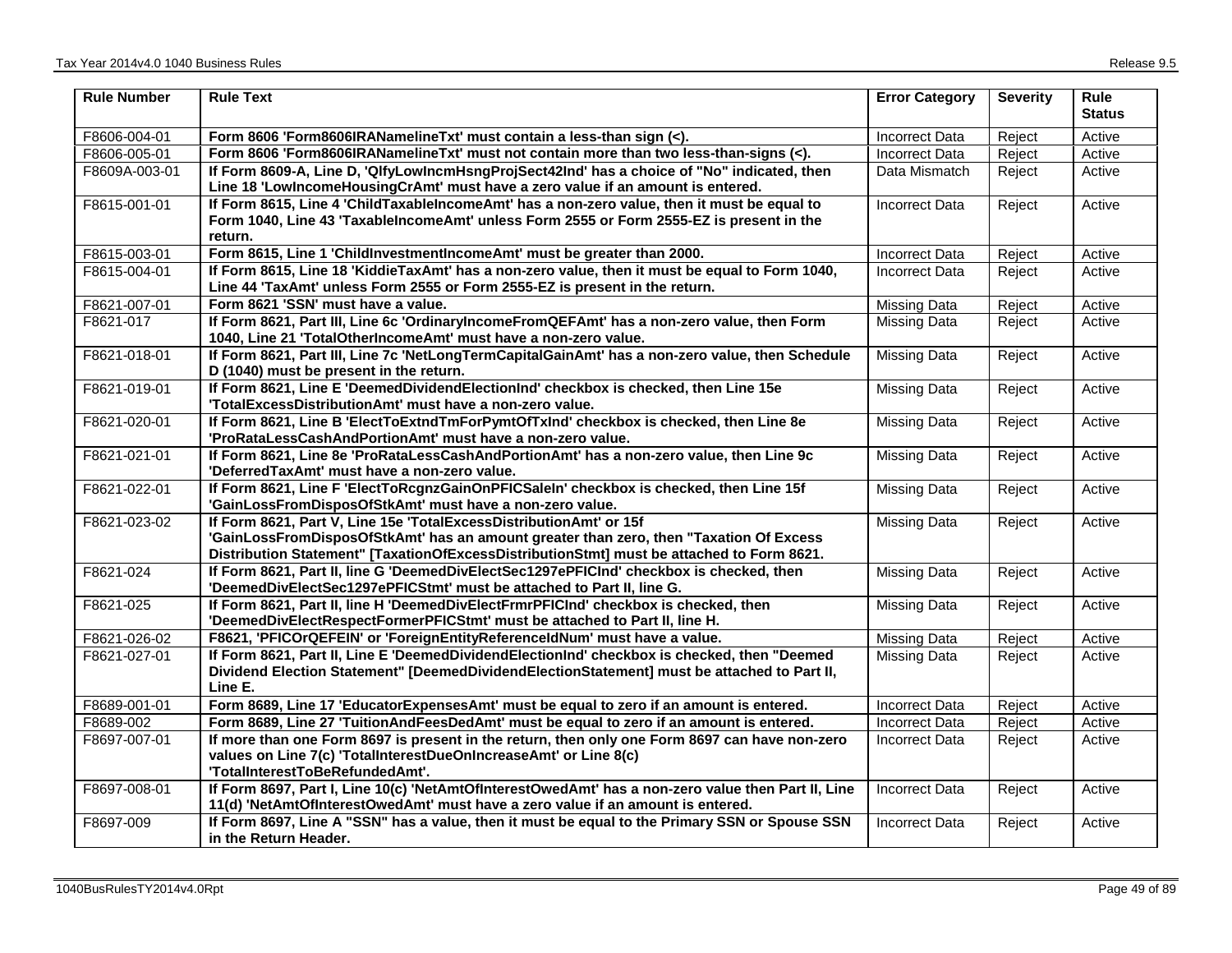| Rule Number | Rule Text | Error Category | Severity | Rule Status |
|---|---|---|---|---|
| F8606-004-01 | **Form 8606 'Form8606IRANamelineTxt' must contain a less-than sign (<).** | Incorrect Data | Reject | Active |
| F8606-005-01 | **Form 8606 'Form8606IRANamelineTxt' must not contain more than two less-than-signs (<).** | Incorrect Data | Reject | Active |
| F8609A-003-01 | **If Form 8609-A, Line D, 'QlfyLowIncmHsngProjSect42Ind' has a choice of "No" indicated, then Line 18 'LowIncomeHousingCrAmt' must have a zero value if an amount is entered.** | Data Mismatch | Reject | Active |
| F8615-001-01 | **If Form 8615, Line 4 'ChildTaxableIncomeAmt' has a non-zero value, then it must be equal to Form 1040, Line 43 'TaxableIncomeAmt' unless Form 2555 or Form 2555-EZ is present in the return.** | Incorrect Data | Reject | Active |
| F8615-003-01 | **Form 8615, Line 1 'ChildInvestmentIncomeAmt' must be greater than 2000.** | Incorrect Data | Reject | Active |
| F8615-004-01 | **If Form 8615, Line 18 'KiddieTaxAmt' has a non-zero value, then it must be equal to Form 1040, Line 44 'TaxAmt' unless Form 2555 or Form 2555-EZ is present in the return.** | Incorrect Data | Reject | Active |
| F8621-007-01 | **Form 8621 'SSN' must have a value.** | Missing Data | Reject | Active |
| F8621-017 | **If Form 8621, Part III, Line 6c 'OrdinaryIncomeFromQEFAmt' has a non-zero value, then Form 1040, Line 21 'TotalOtherIncomeAmt' must have a non-zero value.** | Missing Data | Reject | Active |
| F8621-018-01 | **If Form 8621, Part III, Line 7c 'NetLongTermCapitalGainAmt' has a non-zero value, then Schedule D (1040) must be present in the return.** | Missing Data | Reject | Active |
| F8621-019-01 | **If Form 8621, Line E 'DeemedDividendElectionInd' checkbox is checked, then Line 15e 'TotalExcessDistributionAmt' must have a non-zero value.** | Missing Data | Reject | Active |
| F8621-020-01 | **If Form 8621, Line B 'ElectToExtndTmForPymtOfTxInd' checkbox is checked, then Line 8e 'ProRataLessCashAndPortionAmt' must have a non-zero value.** | Missing Data | Reject | Active |
| F8621-021-01 | **If Form 8621, Line 8e 'ProRataLessCashAndPortionAmt' has a non-zero value, then Line 9c 'DeferredTaxAmt' must have a non-zero value.** | Missing Data | Reject | Active |
| F8621-022-01 | **If Form 8621, Line F 'ElectToRcgnzGainOnPFICSaleIn' checkbox is checked, then Line 15f 'GainLossFromDisposOfStkAmt' must have a non-zero value.** | Missing Data | Reject | Active |
| F8621-023-02 | **If Form 8621, Part V, Line 15e 'TotalExcessDistributionAmt' or 15f 'GainLossFromDisposOfStkAmt' has an amount greater than zero, then "Taxation Of Excess Distribution Statement" [TaxationOfExcessDistributionStmt] must be attached to Form 8621.** | Missing Data | Reject | Active |
| F8621-024 | **If Form 8621, Part II, line G 'DeemedDivElectSec1297ePFICInd' checkbox is checked, then 'DeemedDivElectSec1297ePFICStmt' must be attached to Part II, line G.** | Missing Data | Reject | Active |
| F8621-025 | **If Form 8621, Part II, line H 'DeemedDivElectFrmrPFICInd' checkbox is checked, then 'DeemedDivElectRespectFormerPFICStmt' must be attached to Part II, line H.** | Missing Data | Reject | Active |
| F8621-026-02 | **F8621, 'PFICOrQEFEIN' or 'ForeignEntityReferenceIdNum' must have a value.** | Missing Data | Reject | Active |
| F8621-027-01 | **If Form 8621, Part II, Line E 'DeemedDividendElectionInd' checkbox is checked, then "Deemed Dividend Election Statement" [DeemedDividendElectionStatement] must be attached to Part II, Line E.** | Missing Data | Reject | Active |
| F8689-001-01 | **Form 8689, Line 17 'EducatorExpensesAmt' must be equal to zero if an amount is entered.** | Incorrect Data | Reject | Active |
| F8689-002 | **Form 8689, Line 27 'TuitionAndFeesDedAmt' must be equal to zero if an amount is entered.** | Incorrect Data | Reject | Active |
| F8697-007-01 | **If more than one Form 8697 is present in the return, then only one Form 8697 can have non-zero values on Line 7(c) 'TotalInterestDueOnIncreaseAmt' or Line 8(c) 'TotalInterestToBeRefundedAmt'.** | Incorrect Data | Reject | Active |
| F8697-008-01 | **If Form 8697, Part I, Line 10(c) 'NetAmtOfInterestOwedAmt' has a non-zero value then Part II, Line 11(d) 'NetAmtOfInterestOwedAmt' must have a zero value if an amount is entered.** | Incorrect Data | Reject | Active |
| F8697-009 | **If Form 8697, Line A "SSN" has a value, then it must be equal to the Primary SSN or Spouse SSN in the Return Header.** | Incorrect Data | Reject | Active |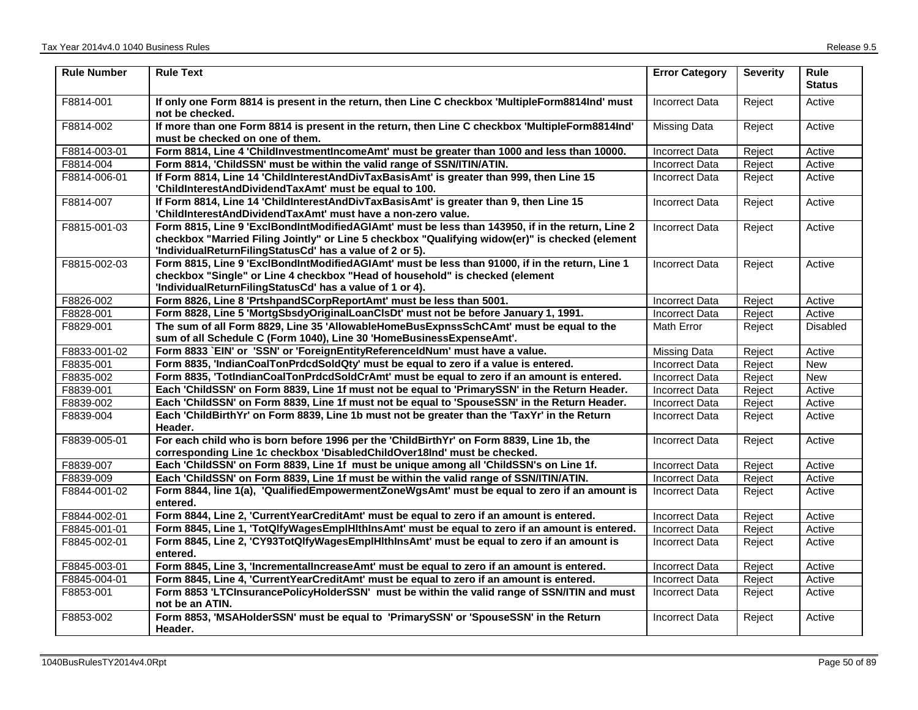| Rule Number | Rule Text | Error Category | Severity | Rule Status |
|---|---|---|---|---|
| F8814-001 | **If only one Form 8814 is present in the return, then Line C checkbox 'MultipleForm8814Ind' must not be checked.** | Incorrect Data | Reject | Active |
| F8814-002 | **If more than one Form 8814 is present in the return, then Line C checkbox 'MultipleForm8814Ind' must be checked on one of them.** | Missing Data | Reject | Active |
| F8814-003-01 | **Form 8814, Line 4 'ChildInvestmentIncomeAmt' must be greater than 1000 and less than 10000.** | Incorrect Data | Reject | Active |
| F8814-004 | **Form 8814, 'ChildSSN' must be within the valid range of SSN/ITIN/ATIN.** | Incorrect Data | Reject | Active |
| F8814-006-01 | **If Form 8814, Line 14 'ChildInterestAndDivTaxBasisAmt' is greater than 999, then Line 15 'ChildInterestAndDividendTaxAmt' must be equal to 100.** | Incorrect Data | Reject | Active |
| F8814-007 | **If Form 8814, Line 14 'ChildInterestAndDivTaxBasisAmt' is greater than 9, then Line 15 'ChildInterestAndDividendTaxAmt' must have a non-zero value.** | Incorrect Data | Reject | Active |
| F8815-001-03 | **Form 8815, Line 9 'ExclBondIntModifiedAGIAmt' must be less than 143950, if in the return, Line 2 checkbox "Married Filing Jointly" or Line 5 checkbox "Qualifying widow(er)" is checked (element 'IndividualReturnFilingStatusCd' has a value of 2 or 5).** | Incorrect Data | Reject | Active |
| F8815-002-03 | **Form 8815, Line 9 'ExclBondIntModifiedAGIAmt' must be less than 91000, if in the return, Line 1 checkbox "Single" or Line 4 checkbox "Head of household" is checked (element 'IndividualReturnFilingStatusCd' has a value of 1 or 4).** | Incorrect Data | Reject | Active |
| F8826-002 | **Form 8826, Line 8 'PrtshpandSCorpReportAmt' must be less than 5001.** | Incorrect Data | Reject | Active |
| F8828-001 | **Form 8828, Line 5 'MortgSbsdyOriginalLoanClsDt' must not be before January 1, 1991.** | Incorrect Data | Reject | Active |
| F8829-001 | **The sum of all Form 8829, Line 35 'AllowableHomeBusExpnssSchCAmt' must be equal to the sum of all Schedule C (Form 1040), Line 30 'HomeBusinessExpenseAmt'.** | Math Error | Reject | Disabled |
| F8833-001-02 | **Form 8833 `EIN' or 'SSN' or 'ForeignEntityReferenceIdNum' must have a value.** | Missing Data | Reject | Active |
| F8835-001 | **Form 8835, 'IndianCoalTonPrdcdSoldQty' must be equal to zero if a value is entered.** | Incorrect Data | Reject | New |
| F8835-002 | **Form 8835, 'TotIndianCoalTonPrdcdSoldCrAmt' must be equal to zero if an amount is entered.** | Incorrect Data | Reject | New |
| F8839-001 | **Each 'ChildSSN' on Form 8839, Line 1f must not be equal to 'PrimarySSN' in the Return Header.** | Incorrect Data | Reject | Active |
| F8839-002 | **Each 'ChildSSN' on Form 8839, Line 1f must not be equal to 'SpouseSSN' in the Return Header.** | Incorrect Data | Reject | Active |
| F8839-004 | **Each 'ChildBirthYr' on Form 8839, Line 1b must not be greater than the 'TaxYr' in the Return Header.** | Incorrect Data | Reject | Active |
| F8839-005-01 | **For each child who is born before 1996 per the 'ChildBirthYr' on Form 8839, Line 1b, the corresponding Line 1c checkbox 'DisabledChildOver18Ind' must be checked.** | Incorrect Data | Reject | Active |
| F8839-007 | **Each 'ChildSSN' on Form 8839, Line 1f must be unique among all 'ChildSSN's on Line 1f.** | Incorrect Data | Reject | Active |
| F8839-009 | **Each 'ChildSSN' on Form 8839, Line 1f must be within the valid range of SSN/ITIN/ATIN.** | Incorrect Data | Reject | Active |
| F8844-001-02 | **Form 8844, line 1(a), 'QualifiedEmpowermentZoneWgsAmt' must be equal to zero if an amount is entered.** | Incorrect Data | Reject | Active |
| F8844-002-01 | **Form 8844, Line 2, 'CurrentYearCreditAmt' must be equal to zero if an amount is entered.** | Incorrect Data | Reject | Active |
| F8845-001-01 | **Form 8845, Line 1, 'TotQlfyWagesEmplHlthInsAmt' must be equal to zero if an amount is entered.** | Incorrect Data | Reject | Active |
| F8845-002-01 | **Form 8845, Line 2, 'CY93TotQlfyWagesEmplHlthInsAmt' must be equal to zero if an amount is entered.** | Incorrect Data | Reject | Active |
| F8845-003-01 | **Form 8845, Line 3, 'IncrementalIncreaseAmt' must be equal to zero if an amount is entered.** | Incorrect Data | Reject | Active |
| F8845-004-01 | **Form 8845, Line 4, 'CurrentYearCreditAmt' must be equal to zero if an amount is entered.** | Incorrect Data | Reject | Active |
| F8853-001 | **Form 8853 'LTCInsurancePolicyHolderSSN' must be within the valid range of SSN/ITIN and must not be an ATIN.** | Incorrect Data | Reject | Active |
| F8853-002 | **Form 8853, 'MSAHolderSSN' must be equal to 'PrimarySSN' or 'SpouseSSN' in the Return Header.** | Incorrect Data | Reject | Active |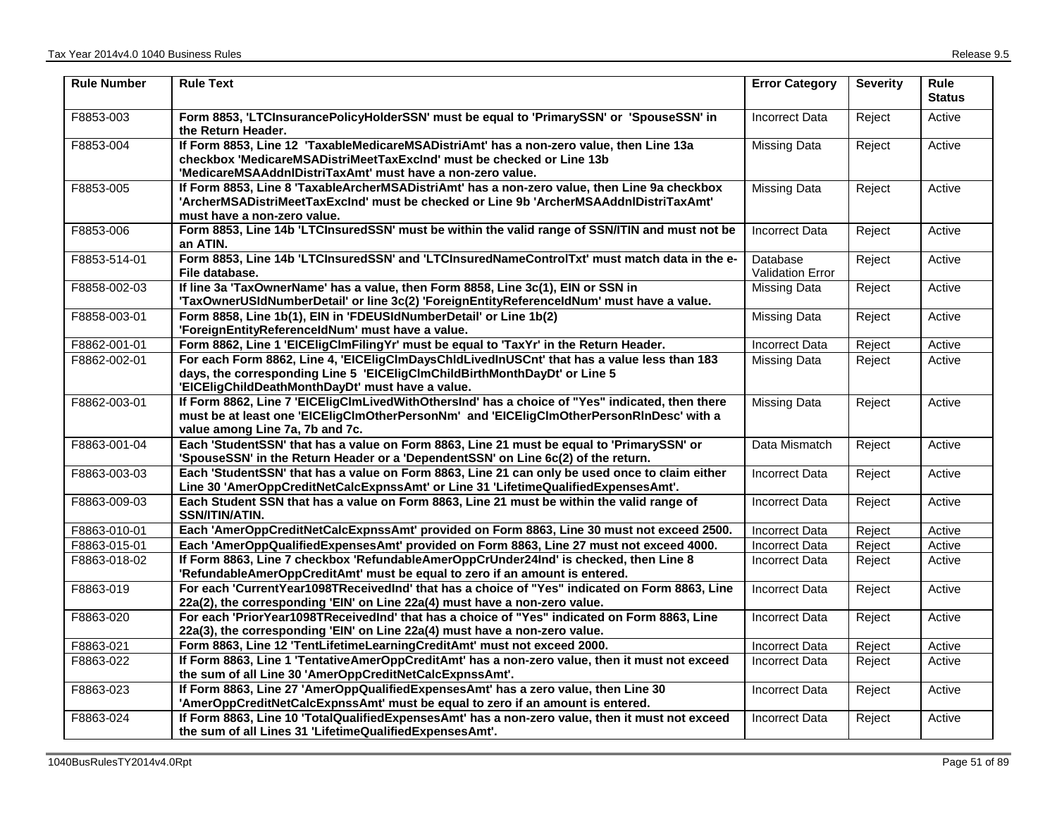| Rule Number | Rule Text | Error Category | Severity | Rule Status |
|---|---|---|---|---|
| F8853-003 | **Form 8853, 'LTCInsurancePolicyHolderSSN' must be equal to 'PrimarySSN' or 'SpouseSSN' in the Return Header.** | Incorrect Data | Reject | Active |
| F8853-004 | **If Form 8853, Line 12 'TaxableMedicareMSADistriAmt' has a non-zero value, then Line 13a checkbox 'MedicareMSADistriMeetTaxExcInd' must be checked or Line 13b 'MedicareMSAAddnlDistriTaxAmt' must have a non-zero value.** | Missing Data | Reject | Active |
| F8853-005 | **If Form 8853, Line 8 'TaxableArcherMSADistriAmt' has a non-zero value, then Line 9a checkbox 'ArcherMSADistriMeetTaxExcInd' must be checked or Line 9b 'ArcherMSAAddnlDistriTaxAmt' must have a non-zero value.** | Missing Data | Reject | Active |
| F8853-006 | **Form 8853, Line 14b 'LTCInsuredSSN' must be within the valid range of SSN/ITIN and must not be an ATIN.** | Incorrect Data | Reject | Active |
| F8853-514-01 | **Form 8853, Line 14b 'LTCInsuredSSN' and 'LTCInsuredNameControlTxt' must match data in the e-File database.** | Database Validation Error | Reject | Active |
| F8858-002-03 | **If line 3a 'TaxOwnerName' has a value, then Form 8858, Line 3c(1), EIN or SSN in 'TaxOwnerUSIdNumberDetail' or line 3c(2) 'ForeignEntityReferenceIdNum' must have a value.** | Missing Data | Reject | Active |
| F8858-003-01 | **Form 8858, Line 1b(1), EIN in 'FDEUSIdNumberDetail' or Line 1b(2) 'ForeignEntityReferenceIdNum' must have a value.** | Missing Data | Reject | Active |
| F8862-001-01 | **Form 8862, Line 1 'EICEligClmFilingYr' must be equal to 'TaxYr' in the Return Header.** | Incorrect Data | Reject | Active |
| F8862-002-01 | **For each Form 8862, Line 4, 'EICEligClmDaysChldLivedInUSCnt' that has a value less than 183 days, the corresponding Line 5 'EICEligClmChildBirthMonthDayDt' or Line 5 'EICEligChildDeathMonthDayDt' must have a value.** | Missing Data | Reject | Active |
| F8862-003-01 | **If Form 8862, Line 7 'EICEligClmLivedWithOthersInd' has a choice of "Yes" indicated, then there must be at least one 'EICEligClmOtherPersonNm' and 'EICEligClmOtherPersonRlnDesc' with a value among Line 7a, 7b and 7c.** | Missing Data | Reject | Active |
| F8863-001-04 | **Each 'StudentSSN' that has a value on Form 8863, Line 21 must be equal to 'PrimarySSN' or 'SpouseSSN' in the Return Header or a 'DependentSSN' on Line 6c(2) of the return.** | Data Mismatch | Reject | Active |
| F8863-003-03 | **Each 'StudentSSN' that has a value on Form 8863, Line 21 can only be used once to claim either Line 30 'AmerOppCreditNetCalcExpnssAmt' or Line 31 'LifetimeQualifiedExpensesAmt'.** | Incorrect Data | Reject | Active |
| F8863-009-03 | **Each Student SSN that has a value on Form 8863, Line 21 must be within the valid range of SSN/ITIN/ATIN.** | Incorrect Data | Reject | Active |
| F8863-010-01 | **Each 'AmerOppCreditNetCalcExpnssAmt' provided on Form 8863, Line 30 must not exceed 2500.** | Incorrect Data | Reject | Active |
| F8863-015-01 | **Each 'AmerOppQualifiedExpensesAmt' provided on Form 8863, Line 27 must not exceed 4000.** | Incorrect Data | Reject | Active |
| F8863-018-02 | **If Form 8863, Line 7 checkbox 'RefundableAmerOppCrUnder24Ind' is checked, then Line 8 'RefundableAmerOppCreditAmt' must be equal to zero if an amount is entered.** | Incorrect Data | Reject | Active |
| F8863-019 | **For each 'CurrentYear1098TReceivedInd' that has a choice of "Yes" indicated on Form 8863, Line 22a(2), the corresponding 'EIN' on Line 22a(4) must have a non-zero value.** | Incorrect Data | Reject | Active |
| F8863-020 | **For each 'PriorYear1098TReceivedInd' that has a choice of "Yes" indicated on Form 8863, Line 22a(3), the corresponding 'EIN' on Line 22a(4) must have a non-zero value.** | Incorrect Data | Reject | Active |
| F8863-021 | **Form 8863, Line 12 'TentLifetimeLearningCreditAmt' must not exceed 2000.** | Incorrect Data | Reject | Active |
| F8863-022 | **If Form 8863, Line 1 'TentativeAmerOppCreditAmt' has a non-zero value, then it must not exceed the sum of all Line 30 'AmerOppCreditNetCalcExpnssAmt'.** | Incorrect Data | Reject | Active |
| F8863-023 | **If Form 8863, Line 27 'AmerOppQualifiedExpensesAmt' has a zero value, then Line 30 'AmerOppCreditNetCalcExpnssAmt' must be equal to zero if an amount is entered.** | Incorrect Data | Reject | Active |
| F8863-024 | **If Form 8863, Line 10 'TotalQualifiedExpensesAmt' has a non-zero value, then it must not exceed the sum of all Lines 31 'LifetimeQualifiedExpensesAmt'.** | Incorrect Data | Reject | Active |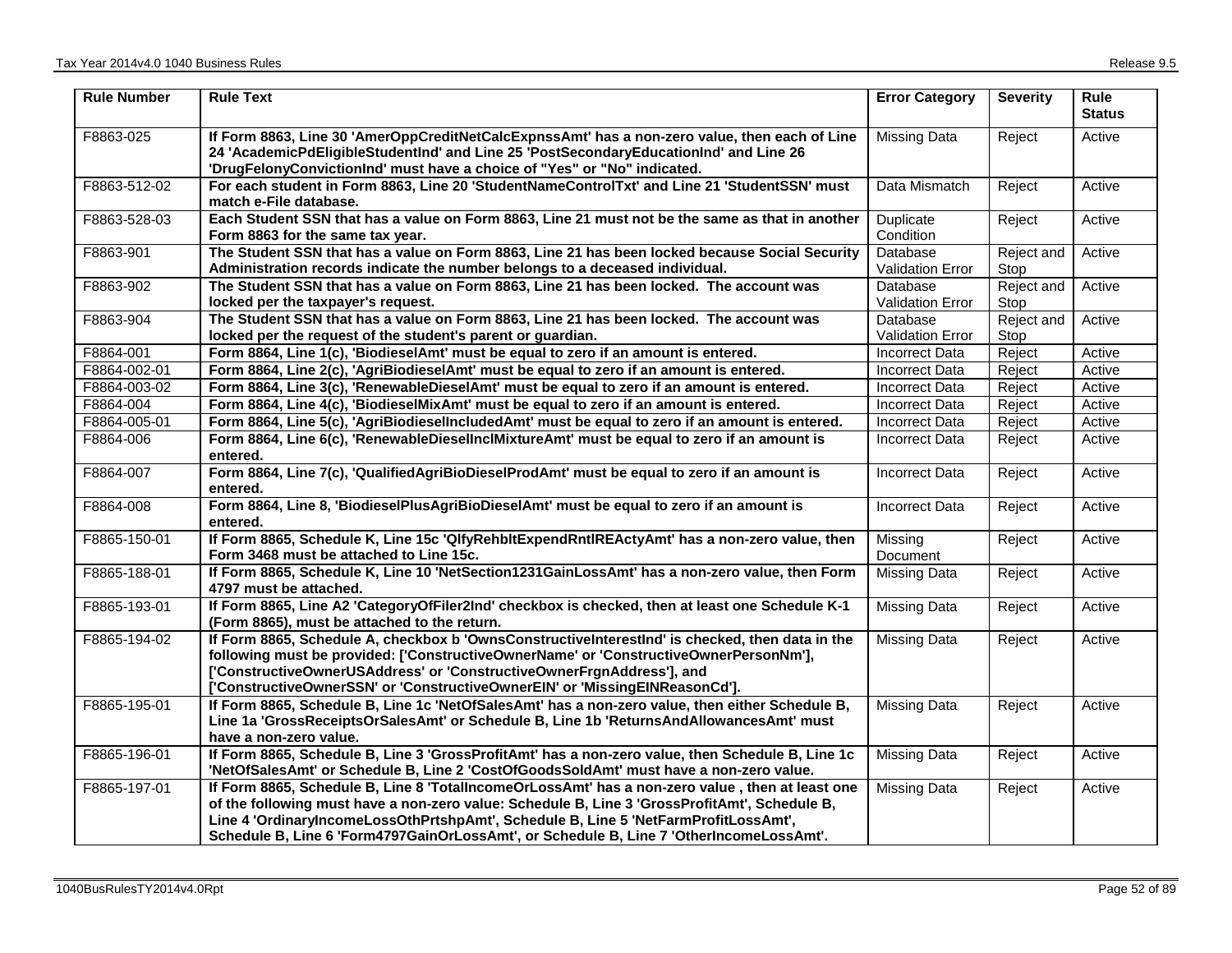| Rule Number | Rule Text | Error Category | Severity | Rule Status |
|---|---|---|---|---|
| F8863-025 | **If Form 8863, Line 30 'AmerOppCreditNetCalcExpnssAmt' has a non-zero value, then each of Line 24 'AcademicPdEligibleStudentInd' and Line 25 'PostSecondaryEducationInd' and Line 26 'DrugFelonyConvictionInd' must have a choice of "Yes" or "No" indicated.** | Missing Data | Reject | Active |
| F8863-512-02 | **For each student in Form 8863, Line 20 'StudentNameControlTxt' and Line 21 'StudentSSN' must match e-File database.** | Data Mismatch | Reject | Active |
| F8863-528-03 | **Each Student SSN that has a value on Form 8863, Line 21 must not be the same as that in another Form 8863 for the same tax year.** | Duplicate Condition | Reject | Active |
| F8863-901 | **The Student SSN that has a value on Form 8863, Line 21 has been locked because Social Security Administration records indicate the number belongs to a deceased individual.** | Database Validation Error | Reject and Stop | Active |
| F8863-902 | **The Student SSN that has a value on Form 8863, Line 21 has been locked. The account was locked per the taxpayer's request.** | Database Validation Error | Reject and Stop | Active |
| F8863-904 | **The Student SSN that has a value on Form 8863, Line 21 has been locked. The account was locked per the request of the student's parent or guardian.** | Database Validation Error | Reject and Stop | Active |
| F8864-001 | **Form 8864, Line 1(c), 'BiodieselAmt' must be equal to zero if an amount is entered.** | Incorrect Data | Reject | Active |
| F8864-002-01 | **Form 8864, Line 2(c), 'AgriBiodieselAmt' must be equal to zero if an amount is entered.** | Incorrect Data | Reject | Active |
| F8864-003-02 | **Form 8864, Line 3(c), 'RenewableDieselAmt' must be equal to zero if an amount is entered.** | Incorrect Data | Reject | Active |
| F8864-004 | **Form 8864, Line 4(c), 'BiodieselMixAmt' must be equal to zero if an amount is entered.** | Incorrect Data | Reject | Active |
| F8864-005-01 | **Form 8864, Line 5(c), 'AgriBiodieselIncludedAmt' must be equal to zero if an amount is entered.** | Incorrect Data | Reject | Active |
| F8864-006 | **Form 8864, Line 6(c), 'RenewableDieselInclMixtureAmt' must be equal to zero if an amount is entered.** | Incorrect Data | Reject | Active |
| F8864-007 | **Form 8864, Line 7(c), 'QualifiedAgriBioDieselProdAmt' must be equal to zero if an amount is entered.** | Incorrect Data | Reject | Active |
| F8864-008 | **Form 8864, Line 8, 'BiodieselPlusAgriBioDieselAmt' must be equal to zero if an amount is entered.** | Incorrect Data | Reject | Active |
| F8865-150-01 | **If Form 8865, Schedule K, Line 15c 'QlfyRehbltExpendRntlREActyAmt' has a non-zero value, then Form 3468 must be attached to Line 15c.** | Missing Document | Reject | Active |
| F8865-188-01 | **If Form 8865, Schedule K, Line 10 'NetSection1231GainLossAmt' has a non-zero value, then Form 4797 must be attached.** | Missing Data | Reject | Active |
| F8865-193-01 | **If Form 8865, Line A2 'CategoryOfFiler2Ind' checkbox is checked, then at least one Schedule K-1 (Form 8865), must be attached to the return.** | Missing Data | Reject | Active |
| F8865-194-02 | **If Form 8865, Schedule A, checkbox b 'OwnsConstructiveInterestInd' is checked, then data in the following must be provided: ['ConstructiveOwnerName' or 'ConstructiveOwnerPersonNm'], ['ConstructiveOwnerUSAddress' or 'ConstructiveOwnerFrgnAddress'], and ['ConstructiveOwnerSSN' or 'ConstructiveOwnerEIN' or 'MissingEINReasonCd'].** | Missing Data | Reject | Active |
| F8865-195-01 | **If Form 8865, Schedule B, Line 1c 'NetOfSalesAmt' has a non-zero value, then either Schedule B, Line 1a 'GrossReceiptsOrSalesAmt' or Schedule B, Line 1b 'ReturnsAndAllowancesAmt' must have a non-zero value.** | Missing Data | Reject | Active |
| F8865-196-01 | **If Form 8865, Schedule B, Line 3 'GrossProfitAmt' has a non-zero value, then Schedule B, Line 1c 'NetOfSalesAmt' or Schedule B, Line 2 'CostOfGoodsSoldAmt' must have a non-zero value.** | Missing Data | Reject | Active |
| F8865-197-01 | **If Form 8865, Schedule B, Line 8 'TotalIncomeOrLossAmt' has a non-zero value , then at least one of the following must have a non-zero value: Schedule B, Line 3 'GrossProfitAmt', Schedule B, Line 4 'OrdinaryIncomeLossOthPrtshpAmt', Schedule B, Line 5 'NetFarmProfitLossAmt', Schedule B, Line 6 'Form4797GainOrLossAmt', or Schedule B, Line 7 'OtherIncomeLossAmt'.** | Missing Data | Reject | Active |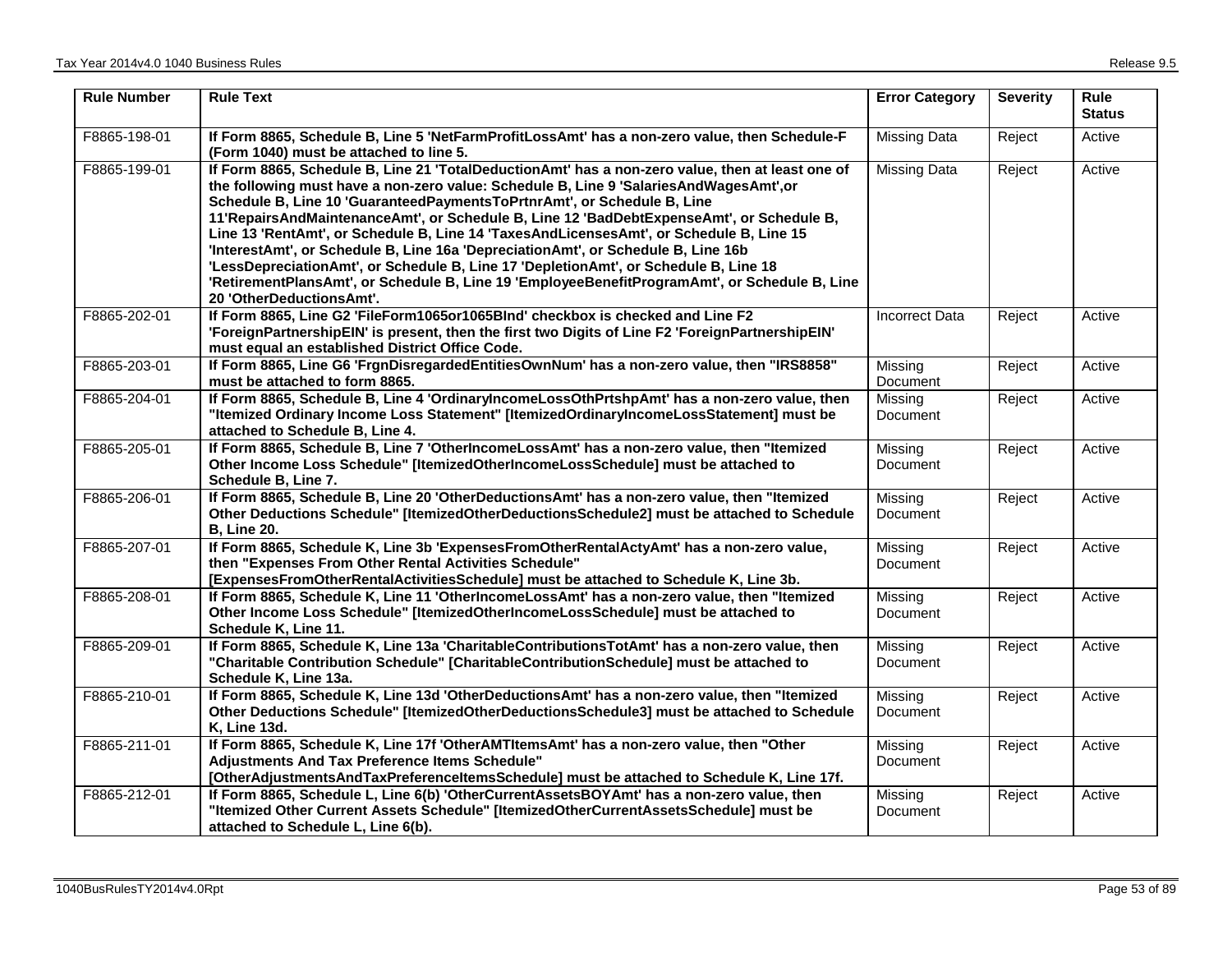| Rule Number | Rule Text | Error Category | Severity | Rule Status |
|---|---|---|---|---|
| F8865-198-01 | **If Form 8865, Schedule B, Line 5 'NetFarmProfitLossAmt' has a non-zero value, then Schedule-F (Form 1040) must be attached to line 5.** | Missing Data | Reject | Active |
| F8865-199-01 | **If Form 8865, Schedule B, Line 21 'TotalDeductionAmt' has a non-zero value, then at least one of the following must have a non-zero value: Schedule B, Line 9 'SalariesAndWagesAmt',or Schedule B, Line 10 'GuaranteedPaymentsToPrtnrAmt', or Schedule B, Line 11'RepairsAndMaintenanceAmt', or Schedule B, Line 12 'BadDebtExpenseAmt', or Schedule B, Line 13 'RentAmt', or Schedule B, Line 14 'TaxesAndLicensesAmt', or Schedule B, Line 15 'InterestAmt', or Schedule B, Line 16a 'DepreciationAmt', or Schedule B, Line 16b 'LessDepreciationAmt', or Schedule B, Line 17 'DepletionAmt', or Schedule B, Line 18 'RetirementPlansAmt', or Schedule B, Line 19 'EmployeeBenefitProgramAmt', or Schedule B, Line 20 'OtherDeductionsAmt'.** | Missing Data | Reject | Active |
| F8865-202-01 | **If Form 8865, Line G2 'FileForm1065or1065BInd' checkbox is checked and Line F2 'ForeignPartnershipEIN' is present, then the first two Digits of Line F2 'ForeignPartnershipEIN' must equal an established District Office Code.** | Incorrect Data | Reject | Active |
| F8865-203-01 | **If Form 8865, Line G6 'FrgnDisregardedEntitiesOwnNum' has a non-zero value, then "IRS8858" must be attached to form 8865.** | Missing Document | Reject | Active |
| F8865-204-01 | **If Form 8865, Schedule B, Line 4 'OrdinaryIncomeLossOthPrtshpAmt' has a non-zero value, then "Itemized Ordinary Income Loss Statement" [ItemizedOrdinaryIncomeLossStatement] must be attached to Schedule B, Line 4.** | Missing Document | Reject | Active |
| F8865-205-01 | **If Form 8865, Schedule B, Line 7 'OtherIncomeLossAmt' has a non-zero value, then "Itemized Other Income Loss Schedule" [ItemizedOtherIncomeLossSchedule] must be attached to Schedule B, Line 7.** | Missing Document | Reject | Active |
| F8865-206-01 | **If Form 8865, Schedule B, Line 20 'OtherDeductionsAmt' has a non-zero value, then "Itemized Other Deductions Schedule" [ItemizedOtherDeductionsSchedule2] must be attached to Schedule B, Line 20.** | Missing Document | Reject | Active |
| F8865-207-01 | **If Form 8865, Schedule K, Line 3b 'ExpensesFromOtherRentalActyAmt' has a non-zero value, then "Expenses From Other Rental Activities Schedule" [ExpensesFromOtherRentalActivitiesSchedule] must be attached to Schedule K, Line 3b.** | Missing Document | Reject | Active |
| F8865-208-01 | **If Form 8865, Schedule K, Line 11 'OtherIncomeLossAmt' has a non-zero value, then "Itemized Other Income Loss Schedule" [ItemizedOtherIncomeLossSchedule] must be attached to Schedule K, Line 11.** | Missing Document | Reject | Active |
| F8865-209-01 | **If Form 8865, Schedule K, Line 13a 'CharitableContributionsTotAmt' has a non-zero value, then "Charitable Contribution Schedule" [CharitableContributionSchedule] must be attached to Schedule K, Line 13a.** | Missing Document | Reject | Active |
| F8865-210-01 | **If Form 8865, Schedule K, Line 13d 'OtherDeductionsAmt' has a non-zero value, then "Itemized Other Deductions Schedule" [ItemizedOtherDeductionsSchedule3] must be attached to Schedule K, Line 13d.** | Missing Document | Reject | Active |
| F8865-211-01 | **If Form 8865, Schedule K, Line 17f 'OtherAMTItemsAmt' has a non-zero value, then "Other Adjustments And Tax Preference Items Schedule" [OtherAdjustmentsAndTaxPreferenceItemsSchedule] must be attached to Schedule K, Line 17f.** | Missing Document | Reject | Active |
| F8865-212-01 | **If Form 8865, Schedule L, Line 6(b) 'OtherCurrentAssetsBOYAmt' has a non-zero value, then "Itemized Other Current Assets Schedule" [ItemizedOtherCurrentAssetsSchedule] must be attached to Schedule L, Line 6(b).** | Missing Document | Reject | Active |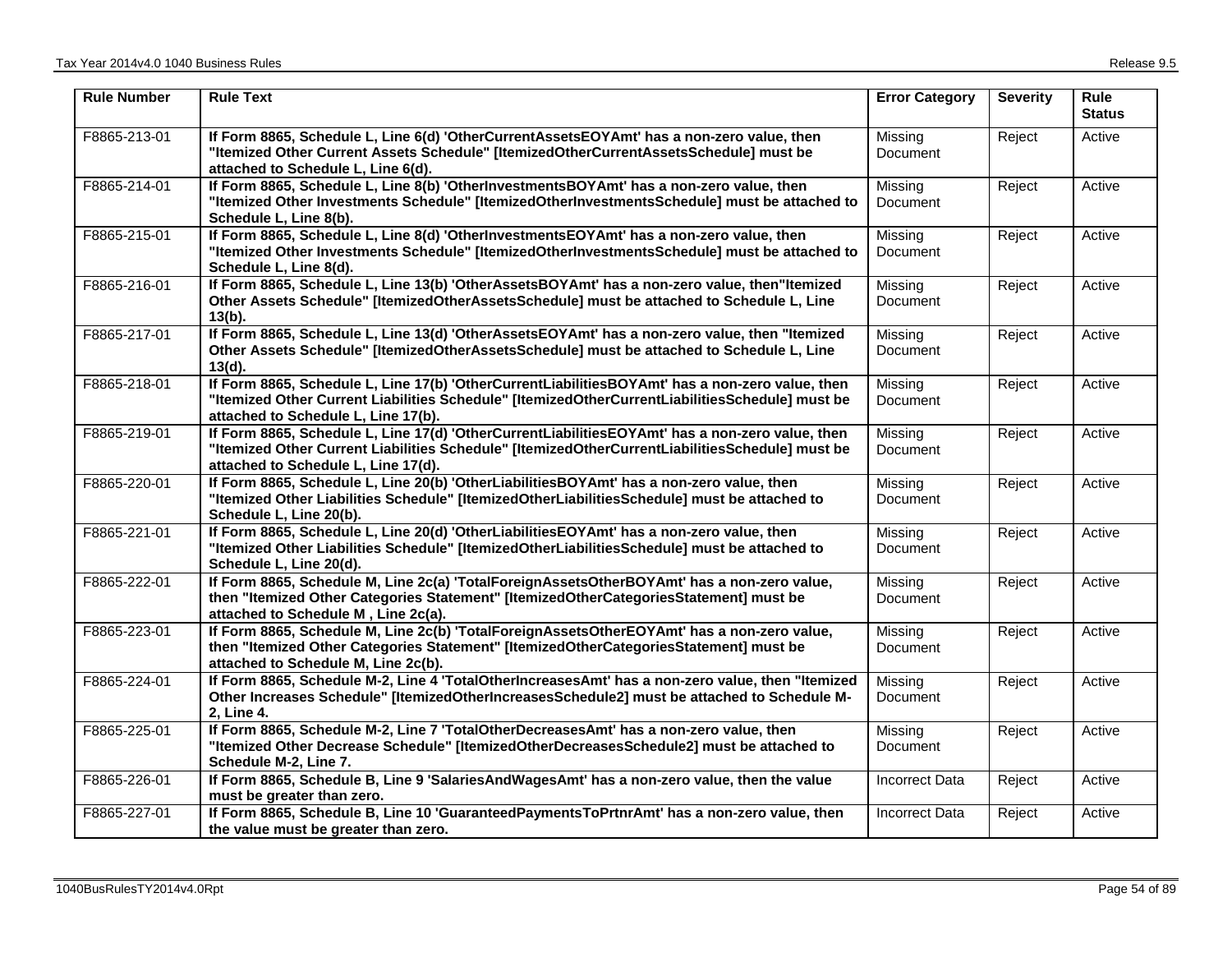| Rule Number | Rule Text | Error Category | Severity | Rule Status |
|---|---|---|---|---|
| F8865-213-01 | **If Form 8865, Schedule L, Line 6(d) 'OtherCurrentAssetsEOYAmt' has a non-zero value, then "Itemized Other Current Assets Schedule" [ItemizedOtherCurrentAssetsSchedule] must be attached to Schedule L, Line 6(d).** | Missing Document | Reject | Active |
| F8865-214-01 | **If Form 8865, Schedule L, Line 8(b) 'OtherInvestmentsBOYAmt' has a non-zero value, then "Itemized Other Investments Schedule" [ItemizedOtherInvestmentsSchedule] must be attached to Schedule L, Line 8(b).** | Missing Document | Reject | Active |
| F8865-215-01 | **If Form 8865, Schedule L, Line 8(d) 'OtherInvestmentsEOYAmt' has a non-zero value, then "Itemized Other Investments Schedule" [ItemizedOtherInvestmentsSchedule] must be attached to Schedule L, Line 8(d).** | Missing Document | Reject | Active |
| F8865-216-01 | **If Form 8865, Schedule L, Line 13(b) 'OtherAssetsBOYAmt' has a non-zero value, then"Itemized Other Assets Schedule" [ItemizedOtherAssetsSchedule] must be attached to Schedule L, Line 13(b).** | Missing Document | Reject | Active |
| F8865-217-01 | **If Form 8865, Schedule L, Line 13(d) 'OtherAssetsEOYAmt' has a non-zero value, then "Itemized Other Assets Schedule" [ItemizedOtherAssetsSchedule] must be attached to Schedule L, Line 13(d).** | Missing Document | Reject | Active |
| F8865-218-01 | **If Form 8865, Schedule L, Line 17(b) 'OtherCurrentLiabilitiesBOYAmt' has a non-zero value, then "Itemized Other Current Liabilities Schedule" [ItemizedOtherCurrentLiabilitiesSchedule] must be attached to Schedule L, Line 17(b).** | Missing Document | Reject | Active |
| F8865-219-01 | **If Form 8865, Schedule L, Line 17(d) 'OtherCurrentLiabilitiesEOYAmt' has a non-zero value, then "Itemized Other Current Liabilities Schedule" [ItemizedOtherCurrentLiabilitiesSchedule] must be attached to Schedule L, Line 17(d).** | Missing Document | Reject | Active |
| F8865-220-01 | **If Form 8865, Schedule L, Line 20(b) 'OtherLiabilitiesBOYAmt' has a non-zero value, then "Itemized Other Liabilities Schedule" [ItemizedOtherLiabilitiesSchedule] must be attached to Schedule L, Line 20(b).** | Missing Document | Reject | Active |
| F8865-221-01 | **If Form 8865, Schedule L, Line 20(d) 'OtherLiabilitiesEOYAmt' has a non-zero value, then "Itemized Other Liabilities Schedule" [ItemizedOtherLiabilitiesSchedule] must be attached to Schedule L, Line 20(d).** | Missing Document | Reject | Active |
| F8865-222-01 | **If Form 8865, Schedule M, Line 2c(a) 'TotalForeignAssetsOtherBOYAmt' has a non-zero value, then "Itemized Other Categories Statement" [ItemizedOtherCategoriesStatement] must be attached to Schedule M , Line 2c(a).** | Missing Document | Reject | Active |
| F8865-223-01 | **If Form 8865, Schedule M, Line 2c(b) 'TotalForeignAssetsOtherEOYAmt' has a non-zero value, then "Itemized Other Categories Statement" [ItemizedOtherCategoriesStatement] must be attached to Schedule M, Line 2c(b).** | Missing Document | Reject | Active |
| F8865-224-01 | **If Form 8865, Schedule M-2, Line 4 'TotalOtherIncreasesAmt' has a non-zero value, then "Itemized Other Increases Schedule" [ItemizedOtherIncreasesSchedule2] must be attached to Schedule M-2, Line 4.** | Missing Document | Reject | Active |
| F8865-225-01 | **If Form 8865, Schedule M-2, Line 7 'TotalOtherDecreasesAmt' has a non-zero value, then "Itemized Other Decrease Schedule" [ItemizedOtherDecreasesSchedule2] must be attached to Schedule M-2, Line 7.** | Missing Document | Reject | Active |
| F8865-226-01 | **If Form 8865, Schedule B, Line 9 'SalariesAndWagesAmt' has a non-zero value, then the value must be greater than zero.** | Incorrect Data | Reject | Active |
| F8865-227-01 | **If Form 8865, Schedule B, Line 10 'GuaranteedPaymentsToPrtnrAmt' has a non-zero value, then the value must be greater than zero.** | Incorrect Data | Reject | Active |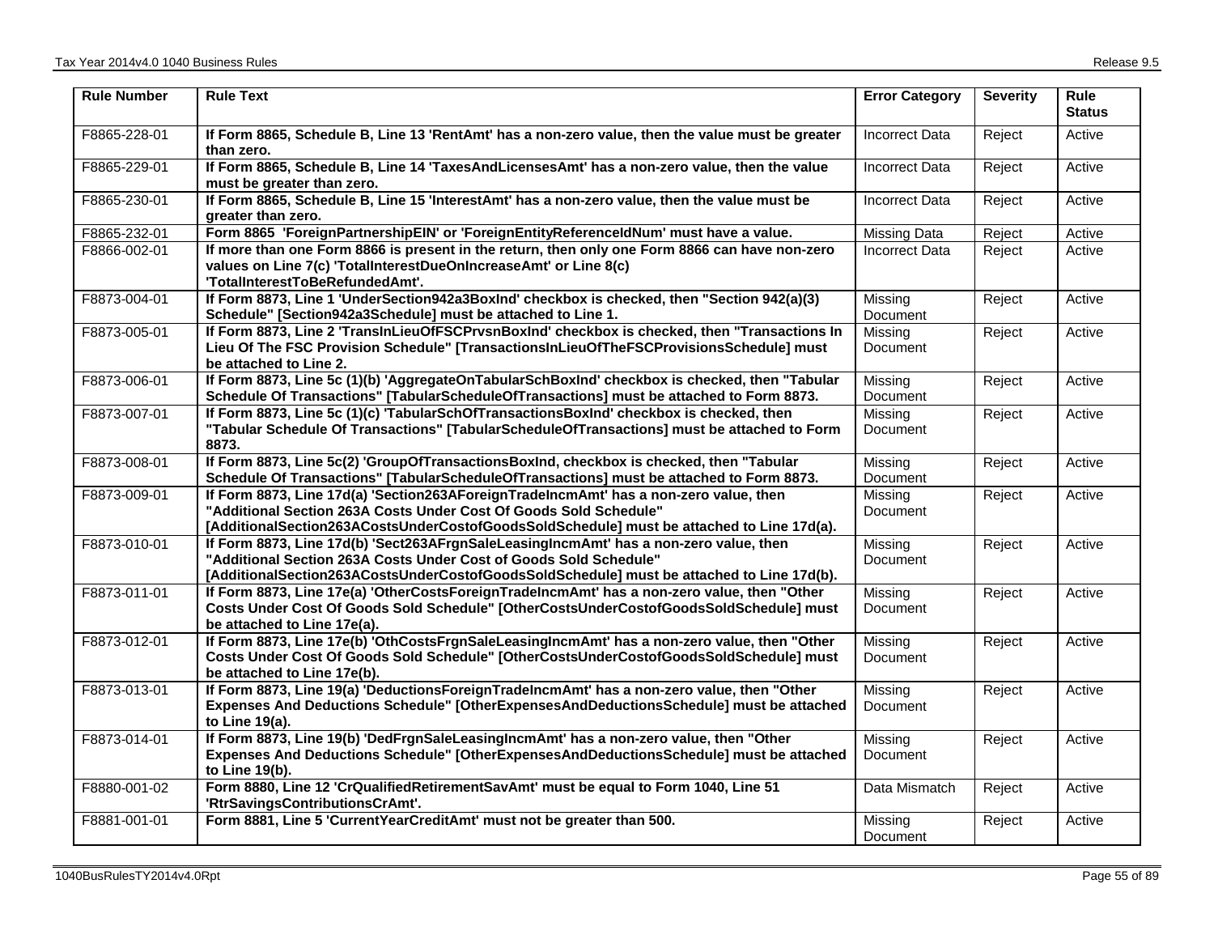| Rule Number | Rule Text | Error Category | Severity | Rule Status |
|---|---|---|---|---|
| F8865-228-01 | **If Form 8865, Schedule B, Line 13 'RentAmt' has a non-zero value, then the value must be greater than zero.** | Incorrect Data | Reject | Active |
| F8865-229-01 | **If Form 8865, Schedule B, Line 14 'TaxesAndLicensesAmt' has a non-zero value, then the value must be greater than zero.** | Incorrect Data | Reject | Active |
| F8865-230-01 | **If Form 8865, Schedule B, Line 15 'InterestAmt' has a non-zero value, then the value must be greater than zero.** | Incorrect Data | Reject | Active |
| F8865-232-01 | **Form 8865 'ForeignPartnershipEIN' or 'ForeignEntityReferenceIdNum' must have a value.** | Missing Data | Reject | Active |
| F8866-002-01 | **If more than one Form 8866 is present in the return, then only one Form 8866 can have non-zero values on Line 7(c) 'TotalInterestDueOnIncreaseAmt' or Line 8(c) 'TotalInterestToBeRefundedAmt'.** | Incorrect Data | Reject | Active |
| F8873-004-01 | **If Form 8873, Line 1 'UnderSection942a3BoxInd' checkbox is checked, then "Section 942(a)(3) Schedule" [Section942a3Schedule] must be attached to Line 1.** | Missing Document | Reject | Active |
| F8873-005-01 | **If Form 8873, Line 2 'TransInLieuOfFSCPrvsnBoxInd' checkbox is checked, then "Transactions In Lieu Of The FSC Provision Schedule" [TransactionsInLieuOfTheFSCProvisionsSchedule] must be attached to Line 2.** | Missing Document | Reject | Active |
| F8873-006-01 | **If Form 8873, Line 5c (1)(b) 'AggregateOnTabularSchBoxInd' checkbox is checked, then "Tabular Schedule Of Transactions" [TabularScheduleOfTransactions] must be attached to Form 8873.** | Missing Document | Reject | Active |
| F8873-007-01 | **If Form 8873, Line 5c (1)(c) 'TabularSchOfTransactionsBoxInd' checkbox is checked, then "Tabular Schedule Of Transactions" [TabularScheduleOfTransactions] must be attached to Form 8873.** | Missing Document | Reject | Active |
| F8873-008-01 | **If Form 8873, Line 5c(2) 'GroupOfTransactionsBoxInd, checkbox is checked, then "Tabular Schedule Of Transactions" [TabularScheduleOfTransactions] must be attached to Form 8873.** | Missing Document | Reject | Active |
| F8873-009-01 | **If Form 8873, Line 17d(a) 'Section263AForeignTradeIncmAmt' has a non-zero value, then "Additional Section 263A Costs Under Cost Of Goods Sold Schedule" [AdditionalSection263ACostsUnderCostofGoodsSoldSchedule] must be attached to Line 17d(a).** | Missing Document | Reject | Active |
| F8873-010-01 | **If Form 8873, Line 17d(b) 'Sect263AFrgnSaleLeasingIncmAmt' has a non-zero value, then "Additional Section 263A Costs Under Cost of Goods Sold Schedule" [AdditionalSection263ACostsUnderCostofGoodsSoldSchedule] must be attached to Line 17d(b).** | Missing Document | Reject | Active |
| F8873-011-01 | **If Form 8873, Line 17e(a) 'OtherCostsForeignTradeIncmAmt' has a non-zero value, then "Other Costs Under Cost Of Goods Sold Schedule" [OtherCostsUnderCostofGoodsSoldSchedule] must be attached to Line 17e(a).** | Missing Document | Reject | Active |
| F8873-012-01 | **If Form 8873, Line 17e(b) 'OthCostsFrgnSaleLeasingIncmAmt' has a non-zero value, then "Other Costs Under Cost Of Goods Sold Schedule" [OtherCostsUnderCostofGoodsSoldSchedule] must be attached to Line 17e(b).** | Missing Document | Reject | Active |
| F8873-013-01 | **If Form 8873, Line 19(a) 'DeductionsForeignTradeIncmAmt' has a non-zero value, then "Other Expenses And Deductions Schedule" [OtherExpensesAndDeductionsSchedule] must be attached to Line 19(a).** | Missing Document | Reject | Active |
| F8873-014-01 | **If Form 8873, Line 19(b) 'DedFrgnSaleLeasingIncmAmt' has a non-zero value, then "Other Expenses And Deductions Schedule" [OtherExpensesAndDeductionsSchedule] must be attached to Line 19(b).** | Missing Document | Reject | Active |
| F8880-001-02 | **Form 8880, Line 12 'CrQualifiedRetirementSavAmt' must be equal to Form 1040, Line 51 'RtrSavingsContributionsCrAmt'.** | Data Mismatch | Reject | Active |
| F8881-001-01 | **Form 8881, Line 5 'CurrentYearCreditAmt' must not be greater than 500.** | Missing Document | Reject | Active |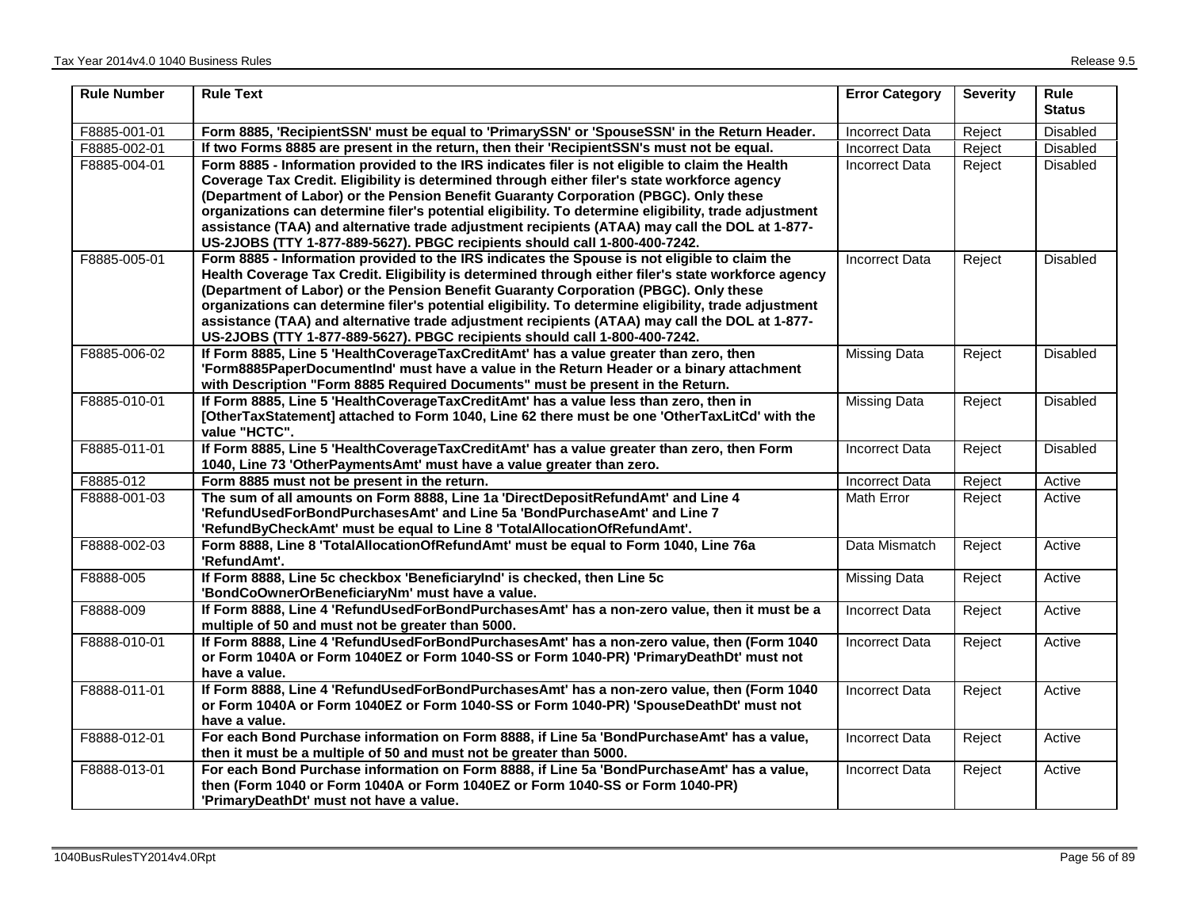| Rule Number | Rule Text | Error Category | Severity | Rule Status |
|---|---|---|---|---|
| F8885-001-01 | **Form 8885, 'RecipientSSN' must be equal to 'PrimarySSN' or 'SpouseSSN' in the Return Header.** | Incorrect Data | Reject | Disabled |
| F8885-002-01 | **If two Forms 8885 are present in the return, then their 'RecipientSSN's must not be equal.** | Incorrect Data | Reject | Disabled |
| F8885-004-01 | **Form 8885 - Information provided to the IRS indicates filer is not eligible to claim the Health Coverage Tax Credit. Eligibility is determined through either filer's state workforce agency (Department of Labor) or the Pension Benefit Guaranty Corporation (PBGC). Only these organizations can determine filer's potential eligibility. To determine eligibility, trade adjustment assistance (TAA) and alternative trade adjustment recipients (ATAA) may call the DOL at 1-877-US-2JOBS (TTY 1-877-889-5627). PBGC recipients should call 1-800-400-7242.** | Incorrect Data | Reject | Disabled |
| F8885-005-01 | **Form 8885 - Information provided to the IRS indicates the Spouse is not eligible to claim the Health Coverage Tax Credit. Eligibility is determined through either filer's state workforce agency (Department of Labor) or the Pension Benefit Guaranty Corporation (PBGC). Only these organizations can determine filer's potential eligibility. To determine eligibility, trade adjustment assistance (TAA) and alternative trade adjustment recipients (ATAA) may call the DOL at 1-877-US-2JOBS (TTY 1-877-889-5627). PBGC recipients should call 1-800-400-7242.** | Incorrect Data | Reject | Disabled |
| F8885-006-02 | **If Form 8885, Line 5 'HealthCoverageTaxCreditAmt' has a value greater than zero, then 'Form8885PaperDocumentInd' must have a value in the Return Header or a binary attachment with Description "Form 8885 Required Documents" must be present in the Return.** | Missing Data | Reject | Disabled |
| F8885-010-01 | **If Form 8885, Line 5 'HealthCoverageTaxCreditAmt' has a value less than zero, then in [OtherTaxStatement] attached to Form 1040, Line 62 there must be one 'OtherTaxLitCd' with the value "HCTC".** | Missing Data | Reject | Disabled |
| F8885-011-01 | **If Form 8885, Line 5 'HealthCoverageTaxCreditAmt' has a value greater than zero, then Form 1040, Line 73 'OtherPaymentsAmt' must have a value greater than zero.** | Incorrect Data | Reject | Disabled |
| F8885-012 | **Form 8885 must not be present in the return.** | Incorrect Data | Reject | Active |
| F8888-001-03 | **The sum of all amounts on Form 8888, Line 1a 'DirectDepositRefundAmt' and Line 4 'RefundUsedForBondPurchasesAmt' and Line 5a 'BondPurchaseAmt' and Line 7 'RefundByCheckAmt' must be equal to Line 8 'TotalAllocationOfRefundAmt'.** | Math Error | Reject | Active |
| F8888-002-03 | **Form 8888, Line 8 'TotalAllocationOfRefundAmt' must be equal to Form 1040, Line 76a 'RefundAmt'.** | Data Mismatch | Reject | Active |
| F8888-005 | **If Form 8888, Line 5c checkbox 'BeneficiaryInd' is checked, then Line 5c 'BondCoOwnerOrBeneficiaryNm' must have a value.** | Missing Data | Reject | Active |
| F8888-009 | **If Form 8888, Line 4 'RefundUsedForBondPurchasesAmt' has a non-zero value, then it must be a multiple of 50 and must not be greater than 5000.** | Incorrect Data | Reject | Active |
| F8888-010-01 | **If Form 8888, Line 4 'RefundUsedForBondPurchasesAmt' has a non-zero value, then (Form 1040 or Form 1040A or Form 1040EZ or Form 1040-SS or Form 1040-PR) 'PrimaryDeathDt' must not have a value.** | Incorrect Data | Reject | Active |
| F8888-011-01 | **If Form 8888, Line 4 'RefundUsedForBondPurchasesAmt' has a non-zero value, then (Form 1040 or Form 1040A or Form 1040EZ or Form 1040-SS or Form 1040-PR) 'SpouseDeathDt' must not have a value.** | Incorrect Data | Reject | Active |
| F8888-012-01 | **For each Bond Purchase information on Form 8888, if Line 5a 'BondPurchaseAmt' has a value, then it must be a multiple of 50 and must not be greater than 5000.** | Incorrect Data | Reject | Active |
| F8888-013-01 | **For each Bond Purchase information on Form 8888, if Line 5a 'BondPurchaseAmt' has a value, then (Form 1040 or Form 1040A or Form 1040EZ or Form 1040-SS or Form 1040-PR) 'PrimaryDeathDt' must not have a value.** | Incorrect Data | Reject | Active |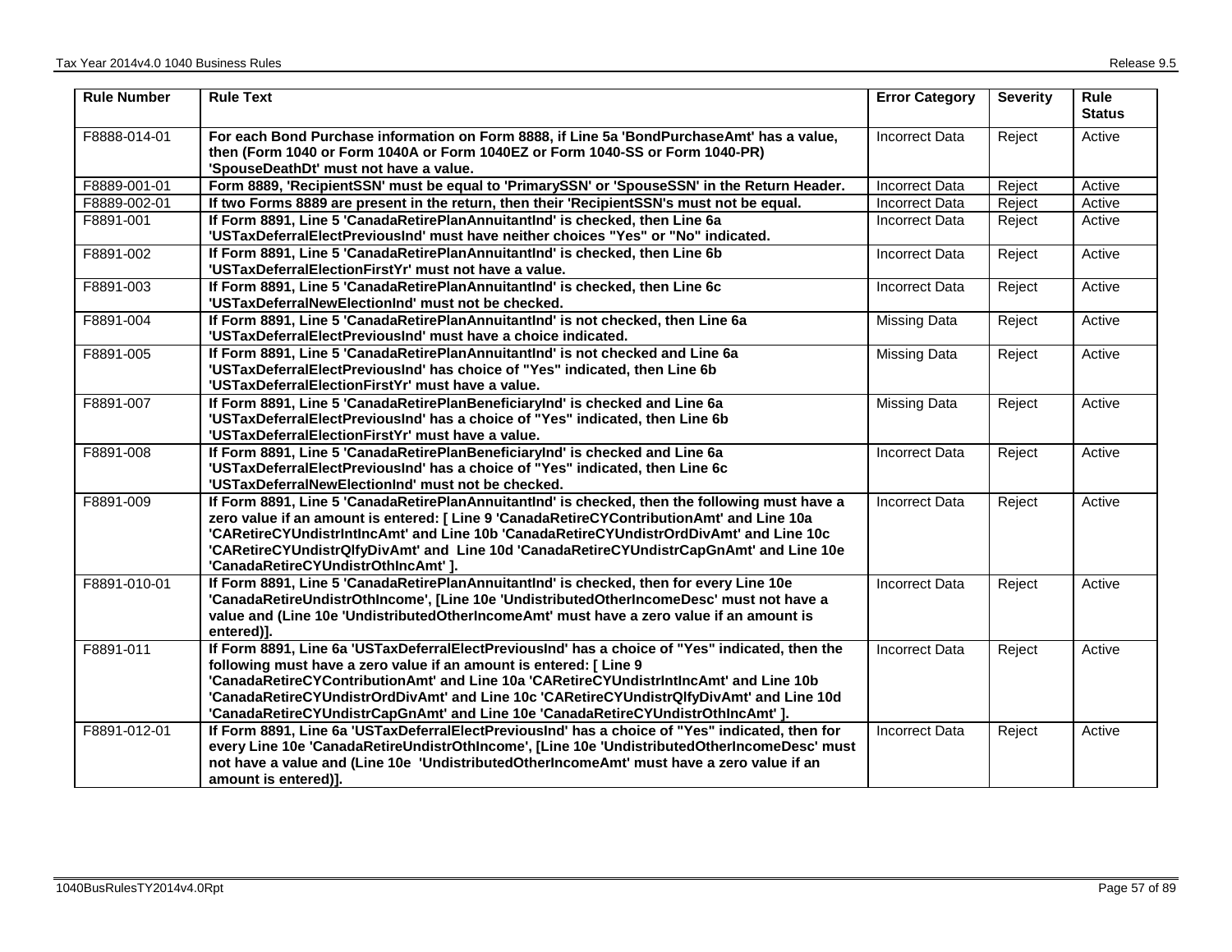| Rule Number | Rule Text | Error Category | Severity | Rule Status |
|---|---|---|---|---|
| F8888-014-01 | **For each Bond Purchase information on Form 8888, if Line 5a 'BondPurchaseAmt' has a value, then (Form 1040 or Form 1040A or Form 1040EZ or Form 1040-SS or Form 1040-PR) 'SpouseDeathDt' must not have a value.** | Incorrect Data | Reject | Active |
| F8889-001-01 | **Form 8889, 'RecipientSSN' must be equal to 'PrimarySSN' or 'SpouseSSN' in the Return Header.** | Incorrect Data | Reject | Active |
| F8889-002-01 | **If two Forms 8889 are present in the return, then their 'RecipientSSN's must not be equal.** | Incorrect Data | Reject | Active |
| F8891-001 | **If Form 8891, Line 5 'CanadaRetirePlanAnnuitantInd' is checked, then Line 6a 'USTaxDeferralElectPreviousInd' must have neither choices "Yes" or "No" indicated.** | Incorrect Data | Reject | Active |
| F8891-002 | **If Form 8891, Line 5 'CanadaRetirePlanAnnuitantInd' is checked, then Line 6b 'USTaxDeferralElectionFirstYr' must not have a value.** | Incorrect Data | Reject | Active |
| F8891-003 | **If Form 8891, Line 5 'CanadaRetirePlanAnnuitantInd' is checked, then Line 6c 'USTaxDeferralNewElectionInd' must not be checked.** | Incorrect Data | Reject | Active |
| F8891-004 | **If Form 8891, Line 5 'CanadaRetirePlanAnnuitantInd' is not checked, then Line 6a 'USTaxDeferralElectPreviousInd' must have a choice indicated.** | Missing Data | Reject | Active |
| F8891-005 | **If Form 8891, Line 5 'CanadaRetirePlanAnnuitantInd' is not checked and Line 6a 'USTaxDeferralElectPreviousInd' has choice of "Yes" indicated, then Line 6b 'USTaxDeferralElectionFirstYr' must have a value.** | Missing Data | Reject | Active |
| F8891-007 | **If Form 8891, Line 5 'CanadaRetirePlanBeneficiaryInd' is checked and Line 6a 'USTaxDeferralElectPreviousInd' has a choice of "Yes" indicated, then Line 6b 'USTaxDeferralElectionFirstYr' must have a value.** | Missing Data | Reject | Active |
| F8891-008 | **If Form 8891, Line 5 'CanadaRetirePlanBeneficiaryInd' is checked and Line 6a 'USTaxDeferralElectPreviousInd' has a choice of "Yes" indicated, then Line 6c 'USTaxDeferralNewElectionInd' must not be checked.** | Incorrect Data | Reject | Active |
| F8891-009 | **If Form 8891, Line 5 'CanadaRetirePlanAnnuitantInd' is checked, then the following must have a zero value if an amount is entered: [ Line 9 'CanadaRetireCYContributionAmt' and Line 10a 'CARetireCYUndistrIntIncAmt' and Line 10b 'CanadaRetireCYUndistrOrdDivAmt' and Line 10c 'CARetireCYUndistrQlfyDivAmt' and Line 10d 'CanadaRetireCYUndistrCapGnAmt' and Line 10e 'CanadaRetireCYUndistrOthIncAmt' ].** | Incorrect Data | Reject | Active |
| F8891-010-01 | **If Form 8891, Line 5 'CanadaRetirePlanAnnuitantInd' is checked, then for every Line 10e 'CanadaRetireUndistrOthIncome', [Line 10e 'UndistributedOtherIncomeDesc' must not have a value and (Line 10e 'UndistributedOtherIncomeAmt' must have a zero value if an amount is entered)].** | Incorrect Data | Reject | Active |
| F8891-011 | **If Form 8891, Line 6a 'USTaxDeferralElectPreviousInd' has a choice of "Yes" indicated, then the following must have a zero value if an amount is entered: [ Line 9 'CanadaRetireCYContributionAmt' and Line 10a 'CARetireCYUndistrIntIncAmt' and Line 10b 'CanadaRetireCYUndistrOrdDivAmt' and Line 10c 'CARetireCYUndistrQlfyDivAmt' and Line 10d 'CanadaRetireCYUndistrCapGnAmt' and Line 10e 'CanadaRetireCYUndistrOthIncAmt' ].** | Incorrect Data | Reject | Active |
| F8891-012-01 | **If Form 8891, Line 6a 'USTaxDeferralElectPreviousInd' has a choice of "Yes" indicated, then for every Line 10e 'CanadaRetireUndistrOthIncome', [Line 10e 'UndistributedOtherIncomeDesc' must not have a value and (Line 10e 'UndistributedOtherIncomeAmt' must have a zero value if an amount is entered)].** | Incorrect Data | Reject | Active |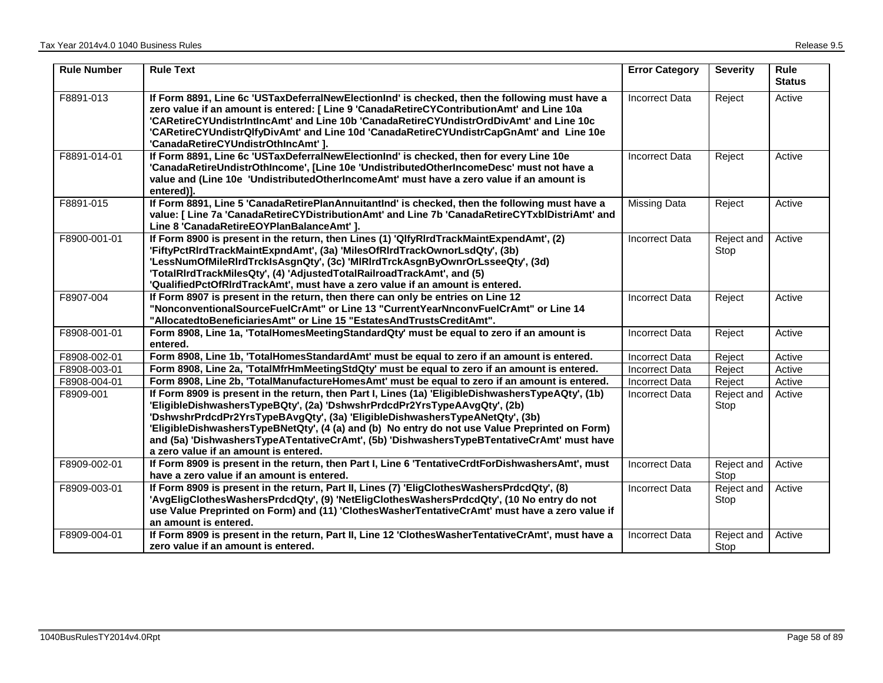| Rule Number | Rule Text | Error Category | Severity | Rule Status |
|---|---|---|---|---|
| F8891-013 | **If Form 8891, Line 6c 'USTaxDeferralNewElectionInd' is checked, then the following must have a zero value if an amount is entered: [ Line 9 'CanadaRetireCYContributionAmt' and Line 10a 'CARetireCYUndistrIntIncAmt' and Line 10b 'CanadaRetireCYUndistrOrdDivAmt' and Line 10c 'CARetireCYUndistrQlfyDivAmt' and Line 10d 'CanadaRetireCYUndistrCapGnAmt' and Line 10e 'CanadaRetireCYUndistrOthIncAmt' ].** | Incorrect Data | Reject | Active |
| F8891-014-01 | **If Form 8891, Line 6c 'USTaxDeferralNewElectionInd' is checked, then for every Line 10e 'CanadaRetireUndistrOthIncome', [Line 10e 'UndistributedOtherIncomeDesc' must not have a value and (Line 10e 'UndistributedOtherIncomeAmt' must have a zero value if an amount is entered)].** | Incorrect Data | Reject | Active |
| F8891-015 | **If Form 8891, Line 5 'CanadaRetirePlanAnnuitantInd' is checked, then the following must have a value: [ Line 7a 'CanadaRetireCYDistributionAmt' and Line 7b 'CanadaRetireCYTxblDistriAmt' and Line 8 'CanadaRetireEOYPlanBalanceAmt' ].** | Missing Data | Reject | Active |
| F8900-001-01 | **If Form 8900 is present in the return, then Lines (1) 'QlfyRlrdTrackMaintExpendAmt', (2) 'FiftyPctRlrdTrackMaintExpndAmt', (3a) 'MilesOfRlrdTrackOwnorLsdQty', (3b) 'LessNumOfMileRlrdTrckIsAsgnQty', (3c) 'MlRlrdTrckAsgnByOwnrOrLsseeQty', (3d) 'TotalRlrdTrackMilesQty', (4) 'AdjustedTotalRailroadTrackAmt', and (5) 'QualifiedPctOfRlrdTrackAmt', must have a zero value if an amount is entered.** | Incorrect Data | Reject and Stop | Active |
| F8907-004 | **If Form 8907 is present in the return, then there can only be entries on Line 12 "NonconventionalSourceFuelCrAmt" or Line 13 "CurrentYearNnconvFuelCrAmt" or Line 14 "AllocatedtoBeneficiariesAmt" or Line 15 "EstatesAndTrustsCreditAmt".** | Incorrect Data | Reject | Active |
| F8908-001-01 | **Form 8908, Line 1a, 'TotalHomesMeetingStandardQty' must be equal to zero if an amount is entered.** | Incorrect Data | Reject | Active |
| F8908-002-01 | **Form 8908, Line 1b, 'TotalHomesStandardAmt' must be equal to zero if an amount is entered.** | Incorrect Data | Reject | Active |
| F8908-003-01 | **Form 8908, Line 2a, 'TotalMfrHmMeetingStdQty' must be equal to zero if an amount is entered.** | Incorrect Data | Reject | Active |
| F8908-004-01 | **Form 8908, Line 2b, 'TotalManufactureHomesAmt' must be equal to zero if an amount is entered.** | Incorrect Data | Reject | Active |
| F8909-001 | **If Form 8909 is present in the return, then Part I, Lines (1a) 'EligibleDishwashersTypeAQty', (1b) 'EligibleDishwashersTypeBQty', (2a) 'DshwshrPrdcdPr2YrsTypeAAvgQty', (2b) 'DshwshrPrdcdPr2YrsTypeBAvgQty', (3a) 'EligibleDishwashersTypeANetQty', (3b) 'EligibleDishwashersTypeBNetQty', (4 (a) and (b) No entry do not use Value Preprinted on Form) and (5a) 'DishwashersTypeATentativeCrAmt', (5b) 'DishwashersTypeBTentativeCrAmt' must have a zero value if an amount is entered.** | Incorrect Data | Reject and Stop | Active |
| F8909-002-01 | **If Form 8909 is present in the return, then Part I, Line 6 'TentativeCrdtForDishwashersAmt', must have a zero value if an amount is entered.** | Incorrect Data | Reject and Stop | Active |
| F8909-003-01 | **If Form 8909 is present in the return, Part II, Lines (7) 'EligClothesWashersPrdcdQty', (8) 'AvgEligClothesWashersPrdcdQty', (9) 'NetEligClothesWashersPrdcdQty', (10 No entry do not use Value Preprinted on Form) and (11) 'ClothesWasherTentativeCrAmt' must have a zero value if an amount is entered.** | Incorrect Data | Reject and Stop | Active |
| F8909-004-01 | **If Form 8909 is present in the return, Part II, Line 12 'ClothesWasherTentativeCrAmt', must have a zero value if an amount is entered.** | Incorrect Data | Reject and Stop | Active |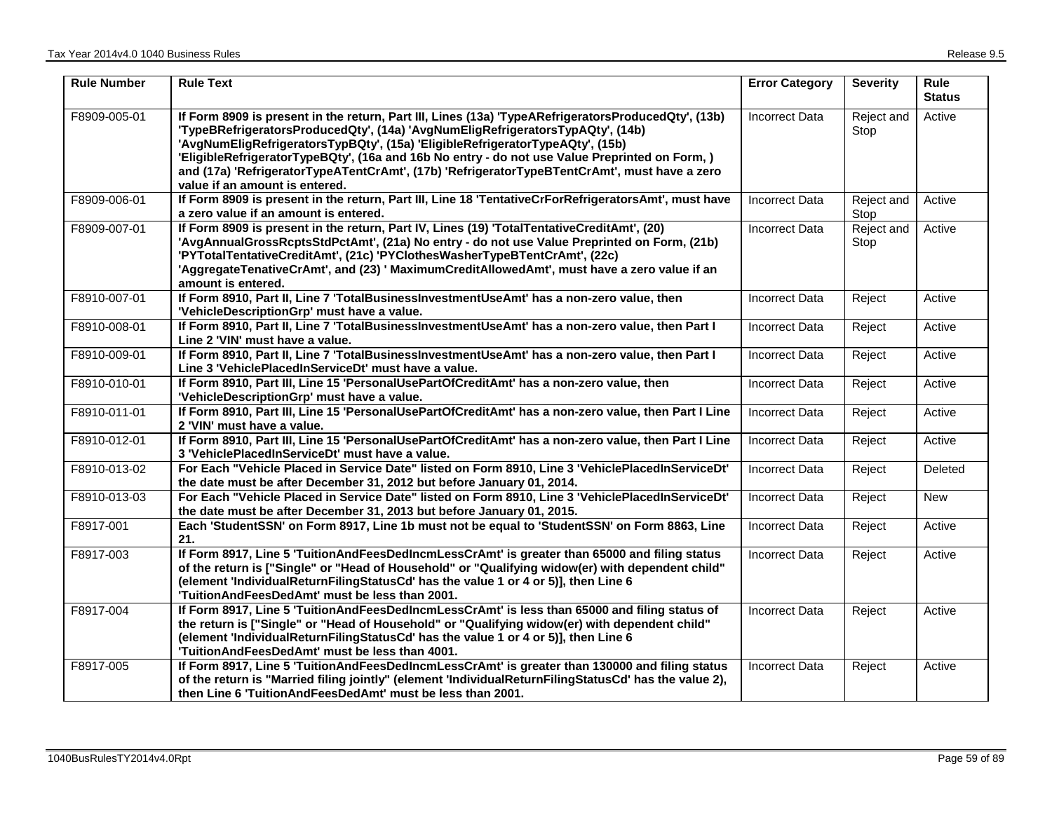| Rule Number | Rule Text | Error Category | Severity | Rule Status |
|---|---|---|---|---|
| F8909-005-01 | **If Form 8909 is present in the return, Part III, Lines (13a) 'TypeARefrigeratorsProducedQty', (13b) 'TypeBRefrigeratorsProducedQty', (14a) 'AvgNumEligRefrigeratorsTypAQty', (14b) 'AvgNumEligRefrigeratorsTypBQty', (15a) 'EligibleRefrigeratorTypeAQty', (15b) 'EligibleRefrigeratorTypeBQty', (16a and 16b No entry - do not use Value Preprinted on Form, ) and (17a) 'RefrigeratorTypeATentCrAmt', (17b) 'RefrigeratorTypeBTentCrAmt', must have a zero value if an amount is entered.** | Incorrect Data | Reject and Stop | Active |
| F8909-006-01 | **If Form 8909 is present in the return, Part III, Line 18 'TentativeCrForRefrigeratorsAmt', must have a zero value if an amount is entered.** | Incorrect Data | Reject and Stop | Active |
| F8909-007-01 | **If Form 8909 is present in the return, Part IV, Lines (19) 'TotalTentativeCreditAmt', (20) 'AvgAnnualGrossRcptsStdPctAmt', (21a) No entry - do not use Value Preprinted on Form, (21b) 'PYTotalTentativeCreditAmt', (21c) 'PYClothesWasherTypeBTentCrAmt', (22c) 'AggregateTenativeCrAmt', and (23) ' MaximumCreditAllowedAmt', must have a zero value if an amount is entered.** | Incorrect Data | Reject and Stop | Active |
| F8910-007-01 | **If Form 8910, Part II, Line 7 'TotalBusinessInvestmentUseAmt' has a non-zero value, then 'VehicleDescriptionGrp' must have a value.** | Incorrect Data | Reject | Active |
| F8910-008-01 | **If Form 8910, Part II, Line 7 'TotalBusinessInvestmentUseAmt' has a non-zero value, then Part I Line 2 'VIN' must have a value.** | Incorrect Data | Reject | Active |
| F8910-009-01 | **If Form 8910, Part II, Line 7 'TotalBusinessInvestmentUseAmt' has a non-zero value, then Part I Line 3 'VehiclePlacedInServiceDt' must have a value.** | Incorrect Data | Reject | Active |
| F8910-010-01 | **If Form 8910, Part III, Line 15 'PersonalUsePartOfCreditAmt' has a non-zero value, then 'VehicleDescriptionGrp' must have a value.** | Incorrect Data | Reject | Active |
| F8910-011-01 | **If Form 8910, Part III, Line 15 'PersonalUsePartOfCreditAmt' has a non-zero value, then Part I Line 2 'VIN' must have a value.** | Incorrect Data | Reject | Active |
| F8910-012-01 | **If Form 8910, Part III, Line 15 'PersonalUsePartOfCreditAmt' has a non-zero value, then Part I Line 3 'VehiclePlacedInServiceDt' must have a value.** | Incorrect Data | Reject | Active |
| F8910-013-02 | **For Each "Vehicle Placed in Service Date" listed on Form 8910, Line 3 'VehiclePlacedInServiceDt' the date must be after December 31, 2012 but before January 01, 2014.** | Incorrect Data | Reject | Deleted |
| F8910-013-03 | **For Each "Vehicle Placed in Service Date" listed on Form 8910, Line 3 'VehiclePlacedInServiceDt' the date must be after December 31, 2013 but before January 01, 2015.** | Incorrect Data | Reject | New |
| F8917-001 | **Each 'StudentSSN' on Form 8917, Line 1b must not be equal to 'StudentSSN' on Form 8863, Line 21.** | Incorrect Data | Reject | Active |
| F8917-003 | **If Form 8917, Line 5 'TuitionAndFeesDedIncmLessCrAmt' is greater than 65000 and filing status of the return is ["Single" or "Head of Household" or "Qualifying widow(er) with dependent child" (element 'IndividualReturnFilingStatusCd' has the value 1 or 4 or 5)], then Line 6 'TuitionAndFeesDedAmt' must be less than 2001.** | Incorrect Data | Reject | Active |
| F8917-004 | **If Form 8917, Line 5 'TuitionAndFeesDedIncmLessCrAmt' is less than 65000 and filing status of the return is ["Single" or "Head of Household" or "Qualifying widow(er) with dependent child" (element 'IndividualReturnFilingStatusCd' has the value 1 or 4 or 5)], then Line 6 'TuitionAndFeesDedAmt' must be less than 4001.** | Incorrect Data | Reject | Active |
| F8917-005 | **If Form 8917, Line 5 'TuitionAndFeesDedIncmLessCrAmt' is greater than 130000 and filing status of the return is "Married filing jointly" (element 'IndividualReturnFilingStatusCd' has the value 2), then Line 6 'TuitionAndFeesDedAmt' must be less than 2001.** | Incorrect Data | Reject | Active |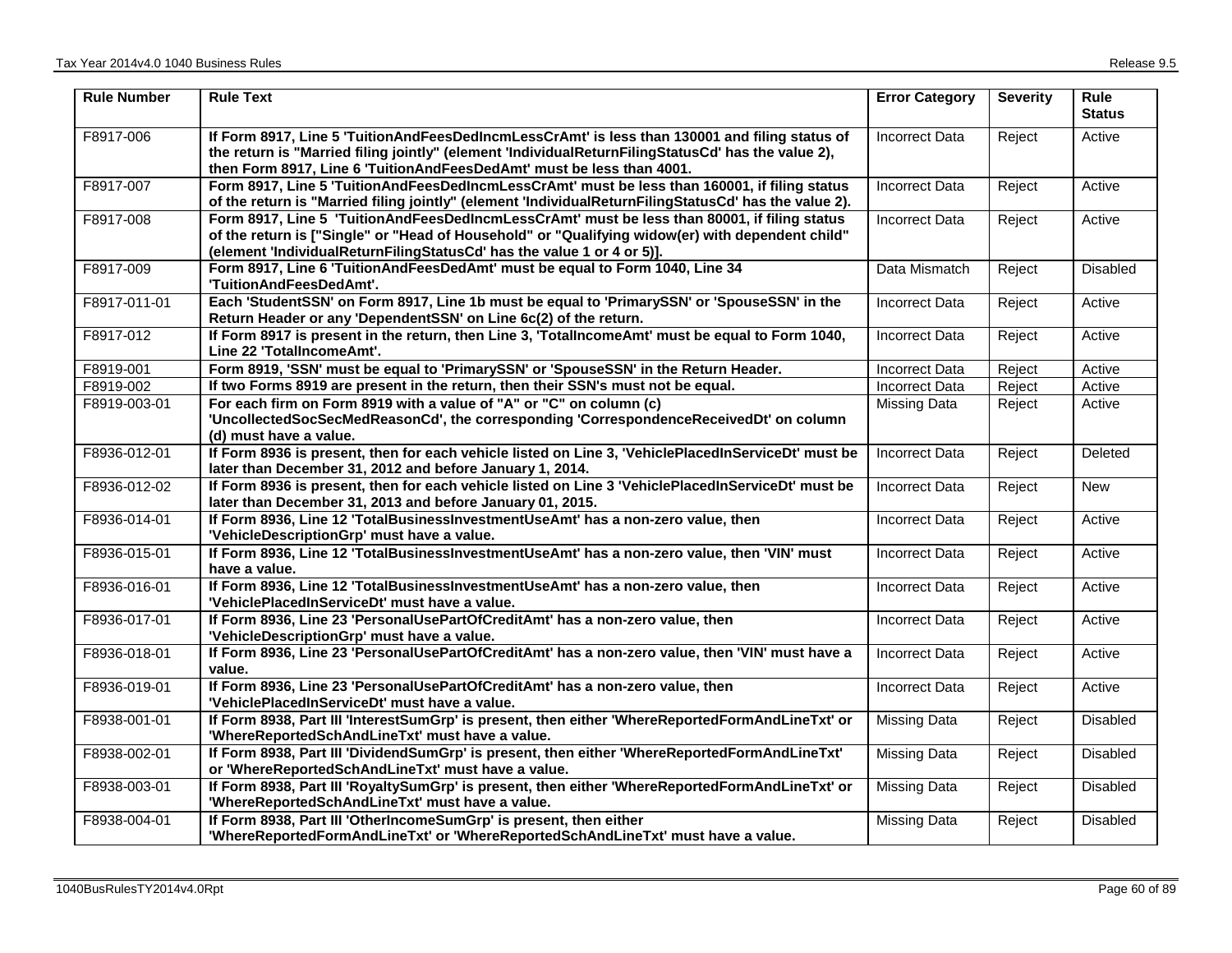| Rule Number | Rule Text | Error Category | Severity | Rule Status |
|---|---|---|---|---|
| F8917-006 | **If Form 8917, Line 5 'TuitionAndFeesDedIncmLessCrAmt' is less than 130001 and filing status of the return is "Married filing jointly" (element 'IndividualReturnFilingStatusCd' has the value 2), then Form 8917, Line 6 'TuitionAndFeesDedAmt' must be less than 4001.** | Incorrect Data | Reject | Active |
| F8917-007 | **Form 8917, Line 5 'TuitionAndFeesDedIncmLessCrAmt' must be less than 160001, if filing status of the return is "Married filing jointly" (element 'IndividualReturnFilingStatusCd' has the value 2).** | Incorrect Data | Reject | Active |
| F8917-008 | **Form 8917, Line 5 'TuitionAndFeesDedIncmLessCrAmt' must be less than 80001, if filing status of the return is ["Single" or "Head of Household" or "Qualifying widow(er) with dependent child" (element 'IndividualReturnFilingStatusCd' has the value 1 or 4 or 5)].** | Incorrect Data | Reject | Active |
| F8917-009 | **Form 8917, Line 6 'TuitionAndFeesDedAmt' must be equal to Form 1040, Line 34 'TuitionAndFeesDedAmt'.** | Data Mismatch | Reject | Disabled |
| F8917-011-01 | **Each 'StudentSSN' on Form 8917, Line 1b must be equal to 'PrimarySSN' or 'SpouseSSN' in the Return Header or any 'DependentSSN' on Line 6c(2) of the return.** | Incorrect Data | Reject | Active |
| F8917-012 | **If Form 8917 is present in the return, then Line 3, 'TotalIncomeAmt' must be equal to Form 1040, Line 22 'TotalIncomeAmt'.** | Incorrect Data | Reject | Active |
| F8919-001 | **Form 8919, 'SSN' must be equal to 'PrimarySSN' or 'SpouseSSN' in the Return Header.** | Incorrect Data | Reject | Active |
| F8919-002 | **If two Forms 8919 are present in the return, then their SSN's must not be equal.** | Incorrect Data | Reject | Active |
| F8919-003-01 | **For each firm on Form 8919 with a value of "A" or "C" on column (c) 'UncollectedSocSecMedReasonCd', the corresponding 'CorrespondenceReceivedDt' on column (d) must have a value.** | Missing Data | Reject | Active |
| F8936-012-01 | **If Form 8936 is present, then for each vehicle listed on Line 3, 'VehiclePlacedInServiceDt' must be later than December 31, 2012 and before January 1, 2014.** | Incorrect Data | Reject | Deleted |
| F8936-012-02 | **If Form 8936 is present, then for each vehicle listed on Line 3 'VehiclePlacedInServiceDt' must be later than December 31, 2013 and before January 01, 2015.** | Incorrect Data | Reject | New |
| F8936-014-01 | **If Form 8936, Line 12 'TotalBusinessInvestmentUseAmt' has a non-zero value, then 'VehicleDescriptionGrp' must have a value.** | Incorrect Data | Reject | Active |
| F8936-015-01 | **If Form 8936, Line 12 'TotalBusinessInvestmentUseAmt' has a non-zero value, then 'VIN' must have a value.** | Incorrect Data | Reject | Active |
| F8936-016-01 | **If Form 8936, Line 12 'TotalBusinessInvestmentUseAmt' has a non-zero value, then 'VehiclePlacedInServiceDt' must have a value.** | Incorrect Data | Reject | Active |
| F8936-017-01 | **If Form 8936, Line 23 'PersonalUsePartOfCreditAmt' has a non-zero value, then 'VehicleDescriptionGrp' must have a value.** | Incorrect Data | Reject | Active |
| F8936-018-01 | **If Form 8936, Line 23 'PersonalUsePartOfCreditAmt' has a non-zero value, then 'VIN' must have a value.** | Incorrect Data | Reject | Active |
| F8936-019-01 | **If Form 8936, Line 23 'PersonalUsePartOfCreditAmt' has a non-zero value, then 'VehiclePlacedInServiceDt' must have a value.** | Incorrect Data | Reject | Active |
| F8938-001-01 | **If Form 8938, Part III 'InterestSumGrp' is present, then either 'WhereReportedFormAndLineTxt' or 'WhereReportedSchAndLineTxt' must have a value.** | Missing Data | Reject | Disabled |
| F8938-002-01 | **If Form 8938, Part III 'DividendSumGrp' is present, then either 'WhereReportedFormAndLineTxt' or 'WhereReportedSchAndLineTxt' must have a value.** | Missing Data | Reject | Disabled |
| F8938-003-01 | **If Form 8938, Part III 'RoyaltySumGrp' is present, then either 'WhereReportedFormAndLineTxt' or 'WhereReportedSchAndLineTxt' must have a value.** | Missing Data | Reject | Disabled |
| F8938-004-01 | **If Form 8938, Part III 'OtherIncomeSumGrp' is present, then either 'WhereReportedFormAndLineTxt' or 'WhereReportedSchAndLineTxt' must have a value.** | Missing Data | Reject | Disabled |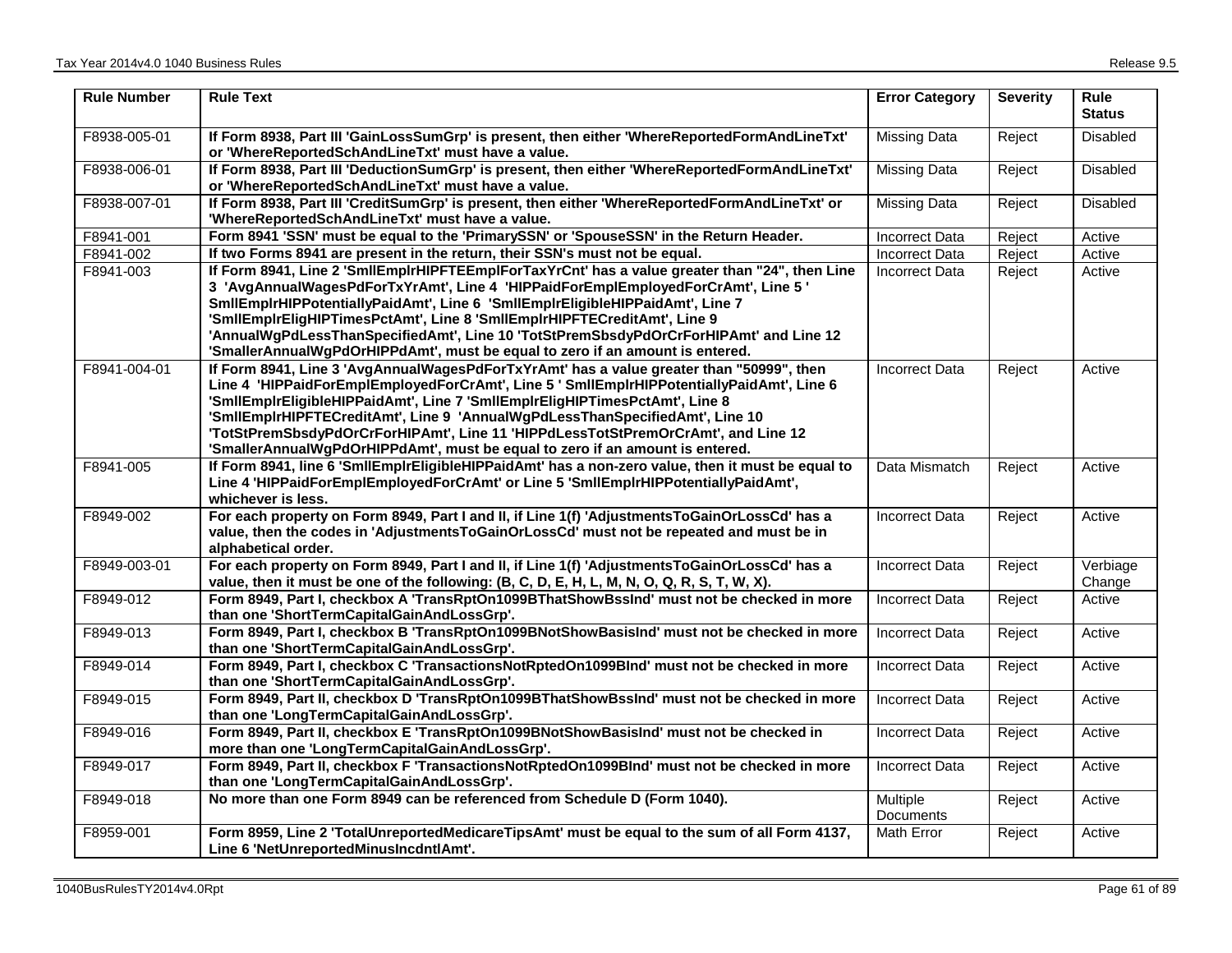| Rule Number | Rule Text | Error Category | Severity | Rule Status |
|---|---|---|---|---|
| F8938-005-01 | **If Form 8938, Part III 'GainLossSumGrp' is present, then either 'WhereReportedFormAndLineTxt' or 'WhereReportedSchAndLineTxt' must have a value.** | Missing Data | Reject | Disabled |
| F8938-006-01 | **If Form 8938, Part III 'DeductionSumGrp' is present, then either 'WhereReportedFormAndLineTxt' or 'WhereReportedSchAndLineTxt' must have a value.** | Missing Data | Reject | Disabled |
| F8938-007-01 | **If Form 8938, Part III 'CreditSumGrp' is present, then either 'WhereReportedFormAndLineTxt' or 'WhereReportedSchAndLineTxt' must have a value.** | Missing Data | Reject | Disabled |
| F8941-001 | **Form 8941 'SSN' must be equal to the 'PrimarySSN' or 'SpouseSSN' in the Return Header.** | Incorrect Data | Reject | Active |
| F8941-002 | **If two Forms 8941 are present in the return, their SSN's must not be equal.** | Incorrect Data | Reject | Active |
| F8941-003 | **If Form 8941, Line 2 'SmllEmplrHIPFTEEmplForTaxYrCnt' has a value greater than "24", then Line 3 'AvgAnnualWagesPdForTxYrAmt', Line 4 'HIPPaidForEmplEmployedForCrAmt', Line 5 ' SmllEmplrHIPPotentiallyPaidAmt', Line 6 'SmllEmplrEligibleHIPPaidAmt', Line 7 'SmllEmplrEligHIPTimesPctAmt', Line 8 'SmllEmplrHIPFTECreditAmt', Line 9 'AnnualWgPdLessThanSpecifiedAmt', Line 10 'TotStPremSbsdyPdOrCrForHIPAmt' and Line 12 'SmallerAnnualWgPdOrHIPPdAmt', must be equal to zero if an amount is entered.** | Incorrect Data | Reject | Active |
| F8941-004-01 | **If Form 8941, Line 3 'AvgAnnualWagesPdForTxYrAmt' has a value greater than "50999", then Line 4 'HIPPaidForEmplEmployedForCrAmt', Line 5 ' SmllEmplrHIPPotentiallyPaidAmt', Line 6 'SmllEmplrEligibleHIPPaidAmt', Line 7 'SmllEmplrEligHIPTimesPctAmt', Line 8 'SmllEmplrHIPFTECreditAmt', Line 9 'AnnualWgPdLessThanSpecifiedAmt', Line 10 'TotStPremSbsdyPdOrCrForHIPAmt', Line 11 'HIPPdLessTotStPremOrCrAmt', and Line 12 'SmallerAnnualWgPdOrHIPPdAmt', must be equal to zero if an amount is entered.** | Incorrect Data | Reject | Active |
| F8941-005 | **If Form 8941, line 6 'SmllEmplrEligibleHIPPaidAmt' has a non-zero value, then it must be equal to Line 4 'HIPPaidForEmplEmployedForCrAmt' or Line 5 'SmllEmplrHIPPotentiallyPaidAmt', whichever is less.** | Data Mismatch | Reject | Active |
| F8949-002 | **For each property on Form 8949, Part I and II, if Line 1(f) 'AdjustmentsToGainOrLossCd' has a value, then the codes in 'AdjustmentsToGainOrLossCd' must not be repeated and must be in alphabetical order.** | Incorrect Data | Reject | Active |
| F8949-003-01 | **For each property on Form 8949, Part I and II, if Line 1(f) 'AdjustmentsToGainOrLossCd' has a value, then it must be one of the following: (B, C, D, E, H, L, M, N, O, Q, R, S, T, W, X).** | Incorrect Data | Reject | Verbiage Change |
| F8949-012 | **Form 8949, Part I, checkbox A 'TransRptOn1099BThatShowBssInd' must not be checked in more than one 'ShortTermCapitalGainAndLossGrp'.** | Incorrect Data | Reject | Active |
| F8949-013 | **Form 8949, Part I, checkbox B 'TransRptOn1099BNotShowBasisInd' must not be checked in more than one 'ShortTermCapitalGainAndLossGrp'.** | Incorrect Data | Reject | Active |
| F8949-014 | **Form 8949, Part I, checkbox C 'TransactionsNotRptedOn1099BInd' must not be checked in more than one 'ShortTermCapitalGainAndLossGrp'.** | Incorrect Data | Reject | Active |
| F8949-015 | **Form 8949, Part II, checkbox D 'TransRptOn1099BThatShowBssInd' must not be checked in more than one 'LongTermCapitalGainAndLossGrp'.** | Incorrect Data | Reject | Active |
| F8949-016 | **Form 8949, Part II, checkbox E 'TransRptOn1099BNotShowBasisInd' must not be checked in more than one 'LongTermCapitalGainAndLossGrp'.** | Incorrect Data | Reject | Active |
| F8949-017 | **Form 8949, Part II, checkbox F 'TransactionsNotRptedOn1099BInd' must not be checked in more than one 'LongTermCapitalGainAndLossGrp'.** | Incorrect Data | Reject | Active |
| F8949-018 | **No more than one Form 8949 can be referenced from Schedule D (Form 1040).** | Multiple Documents | Reject | Active |
| F8959-001 | **Form 8959, Line 2 'TotalUnreportedMedicareTipsAmt' must be equal to the sum of all Form 4137, Line 6 'NetUnreportedMinusIncdntlAmt'.** | Math Error | Reject | Active |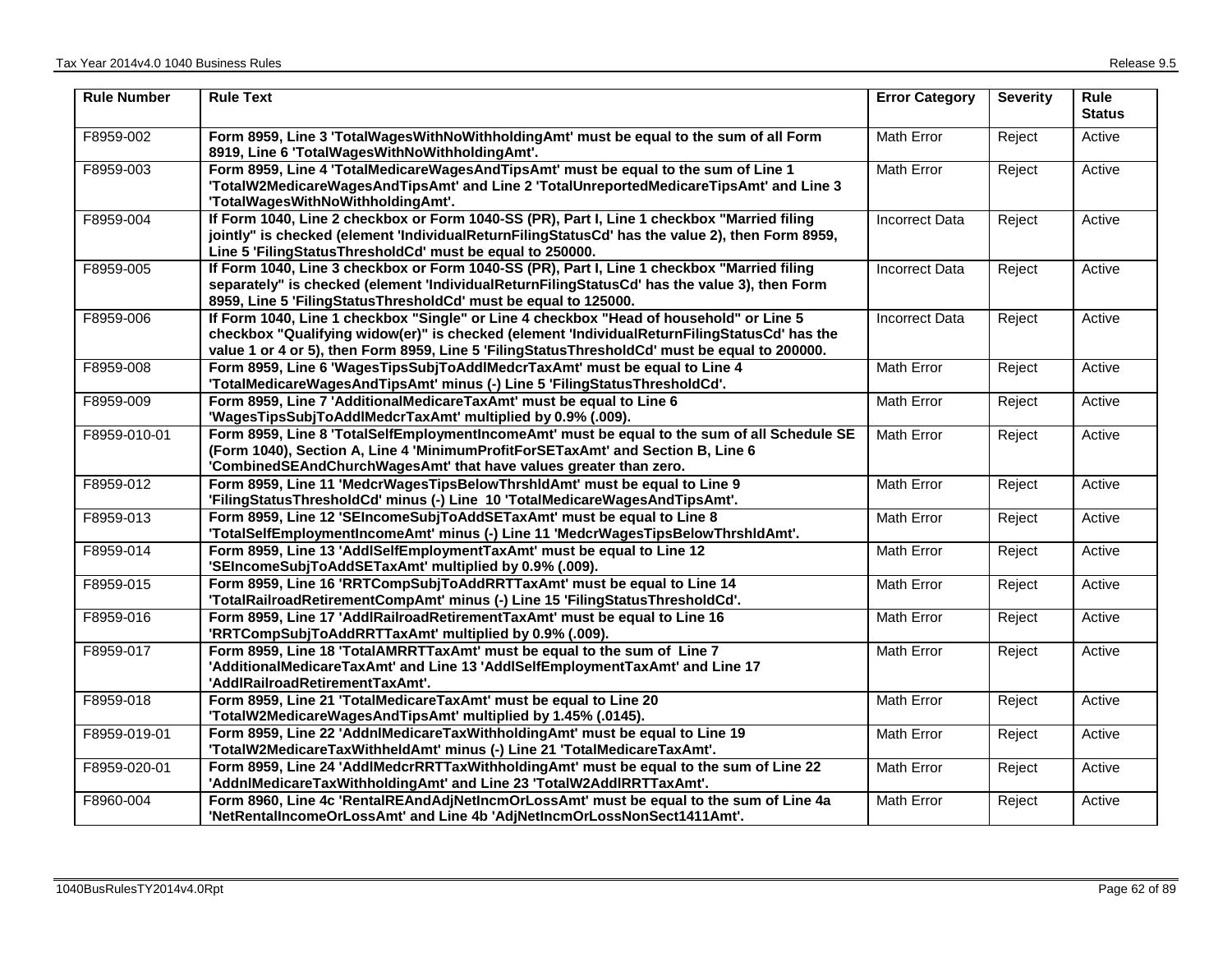| Rule Number | Rule Text | Error Category | Severity | Rule Status |
|---|---|---|---|---|
| F8959-002 | **Form 8959, Line 3 'TotalWagesWithNoWithholdingAmt' must be equal to the sum of all Form 8919, Line 6 'TotalWagesWithNoWithholdingAmt'.** | Math Error | Reject | Active |
| F8959-003 | **Form 8959, Line 4 'TotalMedicareWagesAndTipsAmt' must be equal to the sum of Line 1 'TotalW2MedicareWagesAndTipsAmt' and Line 2 'TotalUnreportedMedicareTipsAmt' and Line 3 'TotalWagesWithNoWithholdingAmt'.** | Math Error | Reject | Active |
| F8959-004 | **If Form 1040, Line 2 checkbox or Form 1040-SS (PR), Part I, Line 1 checkbox "Married filing jointly" is checked (element 'IndividualReturnFilingStatusCd' has the value 2), then Form 8959, Line 5 'FilingStatusThresholdCd' must be equal to 250000.** | Incorrect Data | Reject | Active |
| F8959-005 | **If Form 1040, Line 3 checkbox or Form 1040-SS (PR), Part I, Line 1 checkbox "Married filing separately" is checked (element 'IndividualReturnFilingStatusCd' has the value 3), then Form 8959, Line 5 'FilingStatusThresholdCd' must be equal to 125000.** | Incorrect Data | Reject | Active |
| F8959-006 | **If Form 1040, Line 1 checkbox "Single" or Line 4 checkbox "Head of household" or Line 5 checkbox "Qualifying widow(er)" is checked (element 'IndividualReturnFilingStatusCd' has the value 1 or 4 or 5), then Form 8959, Line 5 'FilingStatusThresholdCd' must be equal to 200000.** | Incorrect Data | Reject | Active |
| F8959-008 | **Form 8959, Line 6 'WagesTipsSubjToAddlMedcrTaxAmt' must be equal to Line 4 'TotalMedicareWagesAndTipsAmt' minus (-) Line 5 'FilingStatusThresholdCd'.** | Math Error | Reject | Active |
| F8959-009 | **Form 8959, Line 7 'AdditionalMedicareTaxAmt' must be equal to Line 6 'WagesTipsSubjToAddlMedcrTaxAmt' multiplied by 0.9% (.009).** | Math Error | Reject | Active |
| F8959-010-01 | **Form 8959, Line 8 'TotalSelfEmploymentIncomeAmt' must be equal to the sum of all Schedule SE (Form 1040), Section A, Line 4 'MinimumProfitForSETaxAmt' and Section B, Line 6 'CombinedSEAndChurchWagesAmt' that have values greater than zero.** | Math Error | Reject | Active |
| F8959-012 | **Form 8959, Line 11 'MedcrWagesTipsBelowThrshldAmt' must be equal to Line 9 'FilingStatusThresholdCd' minus (-) Line 10 'TotalMedicareWagesAndTipsAmt'.** | Math Error | Reject | Active |
| F8959-013 | **Form 8959, Line 12 'SEIncomeSubjToAddSETaxAmt' must be equal to Line 8 'TotalSelfEmploymentIncomeAmt' minus (-) Line 11 'MedcrWagesTipsBelowThrshldAmt'.** | Math Error | Reject | Active |
| F8959-014 | **Form 8959, Line 13 'AddlSelfEmploymentTaxAmt' must be equal to Line 12 'SEIncomeSubjToAddSETaxAmt' multiplied by 0.9% (.009).** | Math Error | Reject | Active |
| F8959-015 | **Form 8959, Line 16 'RRTCompSubjToAddRRTTaxAmt' must be equal to Line 14 'TotalRailroadRetirementCompAmt' minus (-) Line 15 'FilingStatusThresholdCd'.** | Math Error | Reject | Active |
| F8959-016 | **Form 8959, Line 17 'AddlRailroadRetirementTaxAmt' must be equal to Line 16 'RRTCompSubjToAddRRTTaxAmt' multiplied by 0.9% (.009).** | Math Error | Reject | Active |
| F8959-017 | **Form 8959, Line 18 'TotalAMRRTTaxAmt' must be equal to the sum of Line 7 'AdditionalMedicareTaxAmt' and Line 13 'AddlSelfEmploymentTaxAmt' and Line 17 'AddlRailroadRetirementTaxAmt'.** | Math Error | Reject | Active |
| F8959-018 | **Form 8959, Line 21 'TotalMedicareTaxAmt' must be equal to Line 20 'TotalW2MedicareWagesAndTipsAmt' multiplied by 1.45% (.0145).** | Math Error | Reject | Active |
| F8959-019-01 | **Form 8959, Line 22 'AddnlMedicareTaxWithholdingAmt' must be equal to Line 19 'TotalW2MedicareTaxWithheldAmt' minus (-) Line 21 'TotalMedicareTaxAmt'.** | Math Error | Reject | Active |
| F8959-020-01 | **Form 8959, Line 24 'AddlMedcrRRTTaxWithholdingAmt' must be equal to the sum of Line 22 'AddnlMedicareTaxWithholdingAmt' and Line 23 'TotalW2AddlRRTTaxAmt'.** | Math Error | Reject | Active |
| F8960-004 | **Form 8960, Line 4c 'RentalREAndAdjNetIncmOrLossAmt' must be equal to the sum of Line 4a 'NetRentalIncomeOrLossAmt' and Line 4b 'AdjNetIncmOrLossNonSect1411Amt'.** | Math Error | Reject | Active |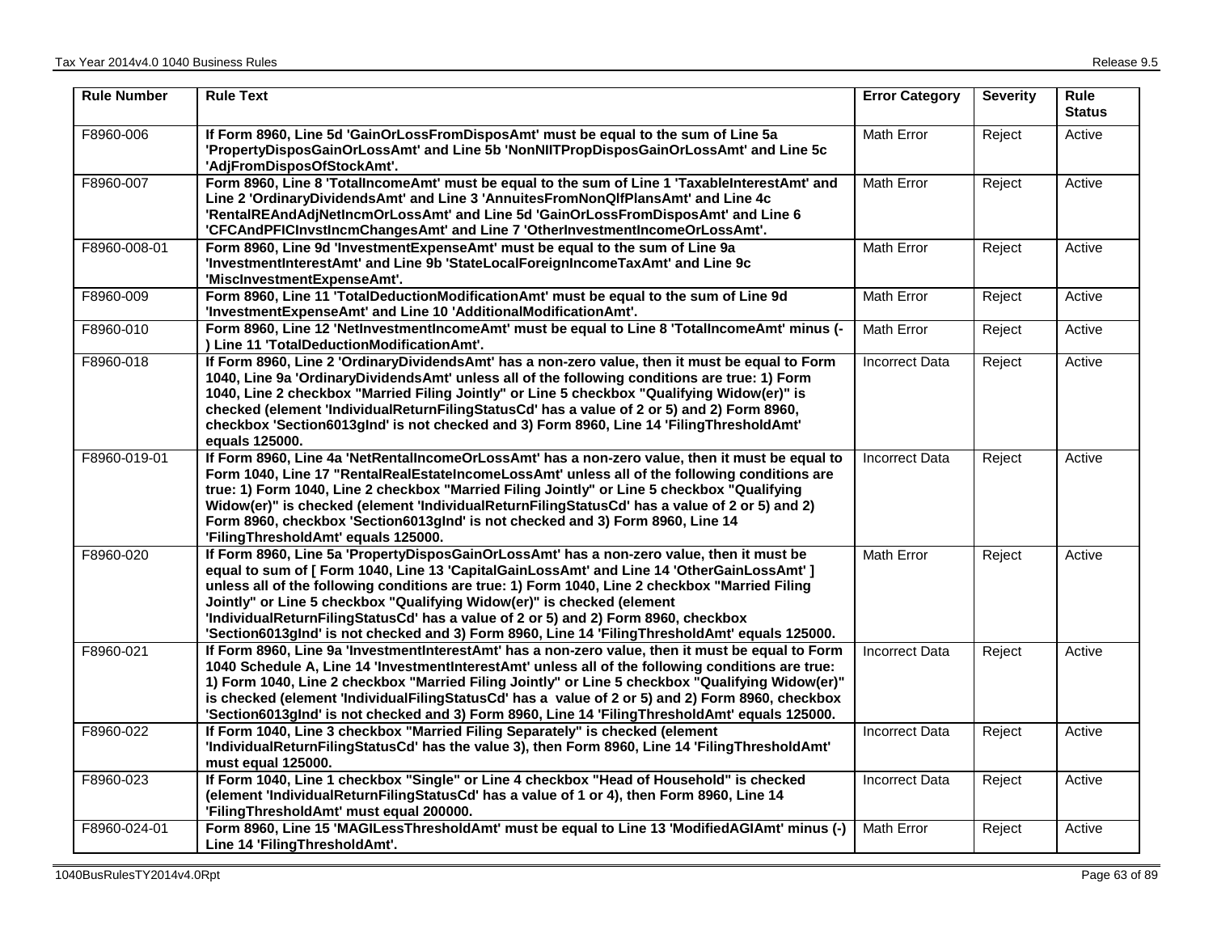| Rule Number | Rule Text | Error Category | Severity | Rule Status |
|---|---|---|---|---|
| F8960-006 | **If Form 8960, Line 5d 'GainOrLossFromDisposAmt' must be equal to the sum of Line 5a 'PropertyDisposGainOrLossAmt' and Line 5b 'NonNIITPropDisposGainOrLossAmt' and Line 5c 'AdjFromDisposOfStockAmt'.** | Math Error | Reject | Active |
| F8960-007 | **Form 8960, Line 8 'TotalIncomeAmt' must be equal to the sum of Line 1 'TaxableInterestAmt' and Line 2 'OrdinaryDividendsAmt' and Line 3 'AnnuitesFromNonQlfPlansAmt' and Line 4c 'RentalREAndAdjNetIncmOrLossAmt' and Line 5d 'GainOrLossFromDisposAmt' and Line 6 'CFCAndPFICInvstIncmChangesAmt' and Line 7 'OtherInvestmentIncomeOrLossAmt'.** | Math Error | Reject | Active |
| F8960-008-01 | **Form 8960, Line 9d 'InvestmentExpenseAmt' must be equal to the sum of Line 9a 'InvestmentInterestAmt' and Line 9b 'StateLocalForeignIncomeTaxAmt' and Line 9c 'MiscInvestmentExpenseAmt'.** | Math Error | Reject | Active |
| F8960-009 | **Form 8960, Line 11 'TotalDeductionModificationAmt' must be equal to the sum of Line 9d 'InvestmentExpenseAmt' and Line 10 'AdditionalModificationAmt'.** | Math Error | Reject | Active |
| F8960-010 | **Form 8960, Line 12 'NetInvestmentIncomeAmt' must be equal to Line 8 'TotalIncomeAmt' minus (-) Line 11 'TotalDeductionModificationAmt'.** | Math Error | Reject | Active |
| F8960-018 | **If Form 8960, Line 2 'OrdinaryDividendsAmt' has a non-zero value, then it must be equal to Form 1040, Line 9a 'OrdinaryDividendsAmt' unless all of the following conditions are true: 1) Form 1040, Line 2 checkbox "Married Filing Jointly" or Line 5 checkbox "Qualifying Widow(er)" is checked (element 'IndividualReturnFilingStatusCd' has a value of 2 or 5) and 2) Form 8960, checkbox 'Section6013gInd' is not checked and 3) Form 8960, Line 14 'FilingThresholdAmt' equals 125000.** | Incorrect Data | Reject | Active |
| F8960-019-01 | **If Form 8960, Line 4a 'NetRentalIncomeOrLossAmt' has a non-zero value, then it must be equal to Form 1040, Line 17 "RentalRealEstateIncomeLossAmt' unless all of the following conditions are true: 1) Form 1040, Line 2 checkbox "Married Filing Jointly" or Line 5 checkbox "Qualifying Widow(er)" is checked (element 'IndividualReturnFilingStatusCd' has a value of 2 or 5) and 2) Form 8960, checkbox 'Section6013gInd' is not checked and 3) Form 8960, Line 14 'FilingThresholdAmt' equals 125000.** | Incorrect Data | Reject | Active |
| F8960-020 | **If Form 8960, Line 5a 'PropertyDisposGainOrLossAmt' has a non-zero value, then it must be equal to sum of [ Form 1040, Line 13 'CapitalGainLossAmt' and Line 14 'OtherGainLossAmt' ] unless all of the following conditions are true: 1) Form 1040, Line 2 checkbox "Married Filing Jointly" or Line 5 checkbox "Qualifying Widow(er)" is checked (element 'IndividualReturnFilingStatusCd' has a value of 2 or 5) and 2) Form 8960, checkbox 'Section6013gInd' is not checked and 3) Form 8960, Line 14 'FilingThresholdAmt' equals 125000.** | Math Error | Reject | Active |
| F8960-021 | **If Form 8960, Line 9a 'InvestmentInterestAmt' has a non-zero value, then it must be equal to Form 1040 Schedule A, Line 14 'InvestmentInterestAmt' unless all of the following conditions are true: 1) Form 1040, Line 2 checkbox "Married Filing Jointly" or Line 5 checkbox "Qualifying Widow(er)" is checked (element 'IndividualFilingStatusCd' has a value of 2 or 5) and 2) Form 8960, checkbox 'Section6013gInd' is not checked and 3) Form 8960, Line 14 'FilingThresholdAmt' equals 125000.** | Incorrect Data | Reject | Active |
| F8960-022 | **If Form 1040, Line 3 checkbox "Married Filing Separately" is checked (element 'IndividualReturnFilingStatusCd' has the value 3), then Form 8960, Line 14 'FilingThresholdAmt' must equal 125000.** | Incorrect Data | Reject | Active |
| F8960-023 | **If Form 1040, Line 1 checkbox "Single" or Line 4 checkbox "Head of Household" is checked (element 'IndividualReturnFilingStatusCd' has a value of 1 or 4), then Form 8960, Line 14 'FilingThresholdAmt' must equal 200000.** | Incorrect Data | Reject | Active |
| F8960-024-01 | **Form 8960, Line 15 'MAGILessThresholdAmt' must be equal to Line 13 'ModifiedAGIAmt' minus (-) Line 14 'FilingThresholdAmt'.** | Math Error | Reject | Active |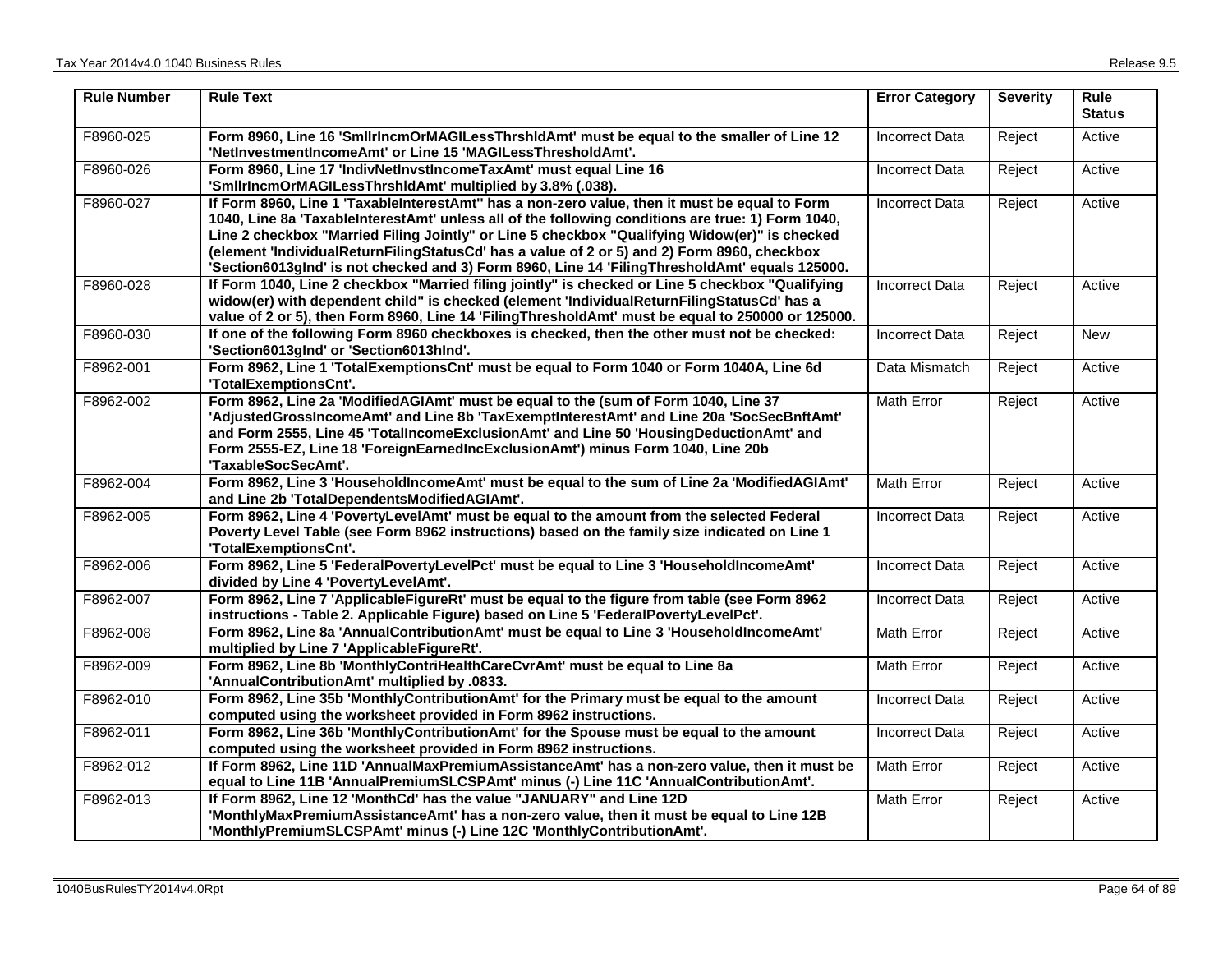| Rule Number | Rule Text | Error Category | Severity | Rule Status |
|---|---|---|---|---|
| F8960-025 | **Form 8960, Line 16 'SmllrIncmOrMAGILessThrshldAmt' must be equal to the smaller of Line 12 'NetInvestmentIncomeAmt' or Line 15 'MAGILessThresholdAmt'.** | Incorrect Data | Reject | Active |
| F8960-026 | **Form 8960, Line 17 'IndivNetInvstIncomeTaxAmt' must equal Line 16 'SmllrIncmOrMAGILessThrshldAmt' multiplied by 3.8% (.038).** | Incorrect Data | Reject | Active |
| F8960-027 | **If Form 8960, Line 1 'TaxableInterestAmt'' has a non-zero value, then it must be equal to Form 1040, Line 8a 'TaxableInterestAmt' unless all of the following conditions are true: 1) Form 1040, Line 2 checkbox "Married Filing Jointly" or Line 5 checkbox "Qualifying Widow(er)" is checked (element 'IndividualReturnFilingStatusCd' has a value of 2 or 5) and 2) Form 8960, checkbox 'Section6013gInd' is not checked and 3) Form 8960, Line 14 'FilingThresholdAmt' equals 125000.** | Incorrect Data | Reject | Active |
| F8960-028 | **If Form 1040, Line 2 checkbox "Married filing jointly" is checked or Line 5 checkbox "Qualifying widow(er) with dependent child" is checked (element 'IndividualReturnFilingStatusCd' has a value of 2 or 5), then Form 8960, Line 14 'FilingThresholdAmt' must be equal to 250000 or 125000.** | Incorrect Data | Reject | Active |
| F8960-030 | **If one of the following Form 8960 checkboxes is checked, then the other must not be checked: 'Section6013gInd' or 'Section6013hInd'.** | Incorrect Data | Reject | New |
| F8962-001 | **Form 8962, Line 1 'TotalExemptionsCnt' must be equal to Form 1040 or Form 1040A, Line 6d 'TotalExemptionsCnt'.** | Data Mismatch | Reject | Active |
| F8962-002 | **Form 8962, Line 2a 'ModifiedAGIAmt' must be equal to the (sum of Form 1040, Line 37 'AdjustedGrossIncomeAmt' and Line 8b 'TaxExemptInterestAmt' and Line 20a 'SocSecBnftAmt' and Form 2555, Line 45 'TotalIncomeExclusionAmt' and Line 50 'HousingDeductionAmt' and Form 2555-EZ, Line 18 'ForeignEarnedIncExclusionAmt') minus Form 1040, Line 20b 'TaxableSocSecAmt'.** | Math Error | Reject | Active |
| F8962-004 | **Form 8962, Line 3 'HouseholdIncomeAmt' must be equal to the sum of Line 2a 'ModifiedAGIAmt' and Line 2b 'TotalDependentsModifiedAGIAmt'.** | Math Error | Reject | Active |
| F8962-005 | **Form 8962, Line 4 'PovertyLevelAmt' must be equal to the amount from the selected Federal Poverty Level Table (see Form 8962 instructions) based on the family size indicated on Line 1 'TotalExemptionsCnt'.** | Incorrect Data | Reject | Active |
| F8962-006 | **Form 8962, Line 5 'FederalPovertyLevelPct' must be equal to Line 3 'HouseholdIncomeAmt' divided by Line 4 'PovertyLevelAmt'.** | Incorrect Data | Reject | Active |
| F8962-007 | **Form 8962, Line 7 'ApplicableFigureRt' must be equal to the figure from table (see Form 8962 instructions - Table 2. Applicable Figure) based on Line 5 'FederalPovertyLevelPct'.** | Incorrect Data | Reject | Active |
| F8962-008 | **Form 8962, Line 8a 'AnnualContributionAmt' must be equal to Line 3 'HouseholdIncomeAmt' multiplied by Line 7 'ApplicableFigureRt'.** | Math Error | Reject | Active |
| F8962-009 | **Form 8962, Line 8b 'MonthlyContriHealthCareCvrAmt' must be equal to Line 8a 'AnnualContributionAmt' multiplied by .0833.** | Math Error | Reject | Active |
| F8962-010 | **Form 8962, Line 35b 'MonthlyContributionAmt' for the Primary must be equal to the amount computed using the worksheet provided in Form 8962 instructions.** | Incorrect Data | Reject | Active |
| F8962-011 | **Form 8962, Line 36b 'MonthlyContributionAmt' for the Spouse must be equal to the amount computed using the worksheet provided in Form 8962 instructions.** | Incorrect Data | Reject | Active |
| F8962-012 | **If Form 8962, Line 11D 'AnnualMaxPremiumAssistanceAmt' has a non-zero value, then it must be equal to Line 11B 'AnnualPremiumSLCSPAmt' minus (-) Line 11C 'AnnualContributionAmt'.** | Math Error | Reject | Active |
| F8962-013 | **If Form 8962, Line 12 'MonthCd' has the value "JANUARY" and Line 12D 'MonthlyMaxPremiumAssistanceAmt' has a non-zero value, then it must be equal to Line 12B 'MonthlyPremiumSLCSPAmt' minus (-) Line 12C 'MonthlyContributionAmt'.** | Math Error | Reject | Active |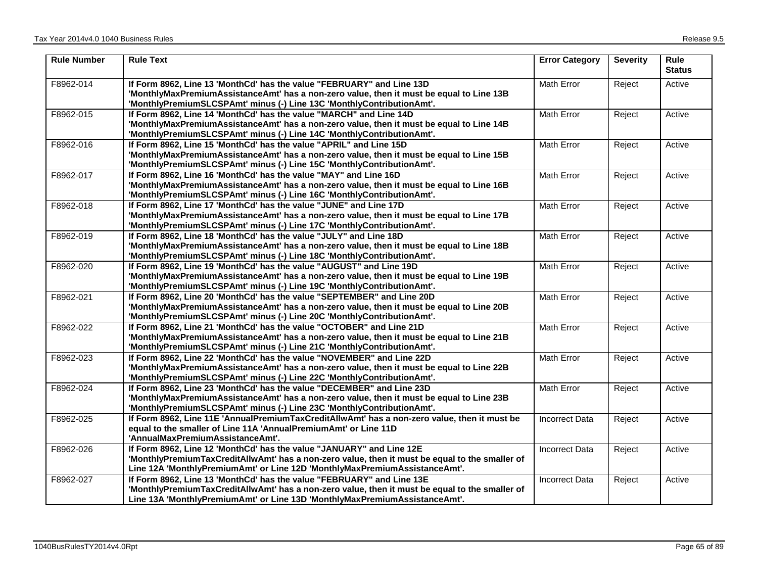| Rule Number | Rule Text | Error Category | Severity | Rule Status |
|---|---|---|---|---|
| F8962-014 | **If Form 8962, Line 13 'MonthCd' has the value "FEBRUARY" and Line 13D 'MonthlyMaxPremiumAssistanceAmt' has a non-zero value, then it must be equal to Line 13B 'MonthlyPremiumSLCSPAmt' minus (-) Line 13C 'MonthlyContributionAmt'.** | Math Error | Reject | Active |
| F8962-015 | **If Form 8962, Line 14 'MonthCd' has the value "MARCH" and Line 14D 'MonthlyMaxPremiumAssistanceAmt' has a non-zero value, then it must be equal to Line 14B 'MonthlyPremiumSLCSPAmt' minus (-) Line 14C 'MonthlyContributionAmt'.** | Math Error | Reject | Active |
| F8962-016 | **If Form 8962, Line 15 'MonthCd' has the value "APRIL" and Line 15D 'MonthlyMaxPremiumAssistanceAmt' has a non-zero value, then it must be equal to Line 15B 'MonthlyPremiumSLCSPAmt' minus (-) Line 15C 'MonthlyContributionAmt'.** | Math Error | Reject | Active |
| F8962-017 | **If Form 8962, Line 16 'MonthCd' has the value "MAY" and Line 16D 'MonthlyMaxPremiumAssistanceAmt' has a non-zero value, then it must be equal to Line 16B 'MonthlyPremiumSLCSPAmt' minus (-) Line 16C 'MonthlyContributionAmt'.** | Math Error | Reject | Active |
| F8962-018 | **If Form 8962, Line 17 'MonthCd' has the value "JUNE" and Line 17D 'MonthlyMaxPremiumAssistanceAmt' has a non-zero value, then it must be equal to Line 17B 'MonthlyPremiumSLCSPAmt' minus (-) Line 17C 'MonthlyContributionAmt'.** | Math Error | Reject | Active |
| F8962-019 | **If Form 8962, Line 18 'MonthCd' has the value "JULY" and Line 18D 'MonthlyMaxPremiumAssistanceAmt' has a non-zero value, then it must be equal to Line 18B 'MonthlyPremiumSLCSPAmt' minus (-) Line 18C 'MonthlyContributionAmt'.** | Math Error | Reject | Active |
| F8962-020 | **If Form 8962, Line 19 'MonthCd' has the value "AUGUST" and Line 19D 'MonthlyMaxPremiumAssistanceAmt' has a non-zero value, then it must be equal to Line 19B 'MonthlyPremiumSLCSPAmt' minus (-) Line 19C 'MonthlyContributionAmt'.** | Math Error | Reject | Active |
| F8962-021 | **If Form 8962, Line 20 'MonthCd' has the value "SEPTEMBER" and Line 20D 'MonthlyMaxPremiumAssistanceAmt' has a non-zero value, then it must be equal to Line 20B 'MonthlyPremiumSLCSPAmt' minus (-) Line 20C 'MonthlyContributionAmt'.** | Math Error | Reject | Active |
| F8962-022 | **If Form 8962, Line 21 'MonthCd' has the value "OCTOBER" and Line 21D 'MonthlyMaxPremiumAssistanceAmt' has a non-zero value, then it must be equal to Line 21B 'MonthlyPremiumSLCSPAmt' minus (-) Line 21C 'MonthlyContributionAmt'.** | Math Error | Reject | Active |
| F8962-023 | **If Form 8962, Line 22 'MonthCd' has the value "NOVEMBER" and Line 22D 'MonthlyMaxPremiumAssistanceAmt' has a non-zero value, then it must be equal to Line 22B 'MonthlyPremiumSLCSPAmt' minus (-) Line 22C 'MonthlyContributionAmt'.** | Math Error | Reject | Active |
| F8962-024 | **If Form 8962, Line 23 'MonthCd' has the value "DECEMBER" and Line 23D 'MonthlyMaxPremiumAssistanceAmt' has a non-zero value, then it must be equal to Line 23B 'MonthlyPremiumSLCSPAmt' minus (-) Line 23C 'MonthlyContributionAmt'.** | Math Error | Reject | Active |
| F8962-025 | **If Form 8962, Line 11E 'AnnualPremiumTaxCreditAllwAmt' has a non-zero value, then it must be equal to the smaller of Line 11A 'AnnualPremiumAmt' or Line 11D 'AnnualMaxPremiumAssistanceAmt'.** | Incorrect Data | Reject | Active |
| F8962-026 | **If Form 8962, Line 12 'MonthCd' has the value "JANUARY" and Line 12E 'MonthlyPremiumTaxCreditAllwAmt' has a non-zero value, then it must be equal to the smaller of Line 12A 'MonthlyPremiumAmt' or Line 12D 'MonthlyMaxPremiumAssistanceAmt'.** | Incorrect Data | Reject | Active |
| F8962-027 | **If Form 8962, Line 13 'MonthCd' has the value "FEBRUARY" and Line 13E 'MonthlyPremiumTaxCreditAllwAmt' has a non-zero value, then it must be equal to the smaller of Line 13A 'MonthlyPremiumAmt' or Line 13D 'MonthlyMaxPremiumAssistanceAmt'.** | Incorrect Data | Reject | Active |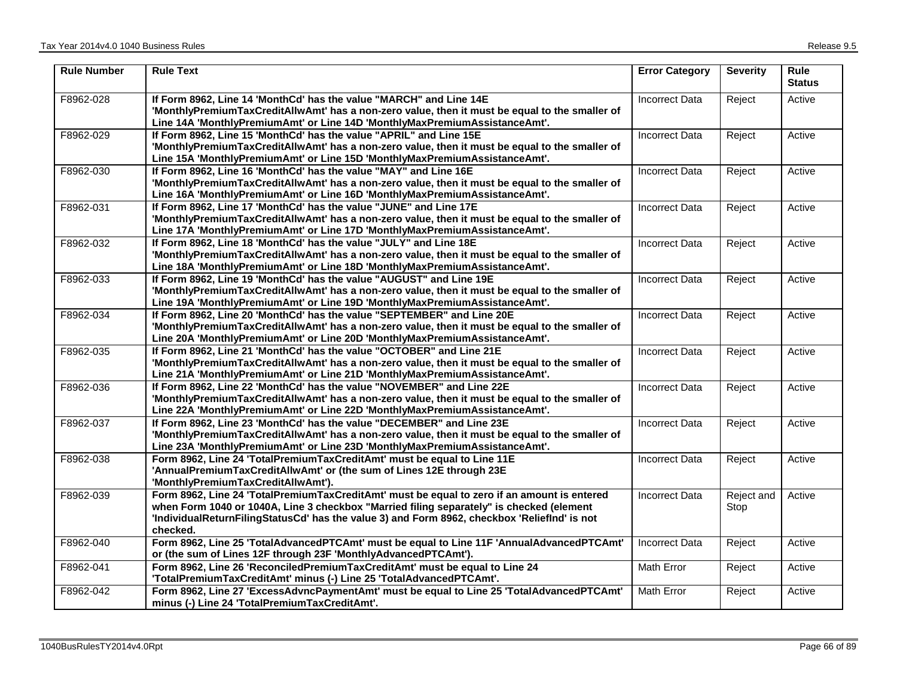| Rule Number | Rule Text | Error Category | Severity | Rule Status |
|---|---|---|---|---|
| F8962-028 | **If Form 8962, Line 14 'MonthCd' has the value "MARCH" and Line 14E 'MonthlyPremiumTaxCreditAllwAmt' has a non-zero value, then it must be equal to the smaller of Line 14A 'MonthlyPremiumAmt' or Line 14D 'MonthlyMaxPremiumAssistanceAmt'.** | Incorrect Data | Reject | Active |
| F8962-029 | **If Form 8962, Line 15 'MonthCd' has the value "APRIL" and Line 15E 'MonthlyPremiumTaxCreditAllwAmt' has a non-zero value, then it must be equal to the smaller of Line 15A 'MonthlyPremiumAmt' or Line 15D 'MonthlyMaxPremiumAssistanceAmt'.** | Incorrect Data | Reject | Active |
| F8962-030 | **If Form 8962, Line 16 'MonthCd' has the value "MAY" and Line 16E 'MonthlyPremiumTaxCreditAllwAmt' has a non-zero value, then it must be equal to the smaller of Line 16A 'MonthlyPremiumAmt' or Line 16D 'MonthlyMaxPremiumAssistanceAmt'.** | Incorrect Data | Reject | Active |
| F8962-031 | **If Form 8962, Line 17 'MonthCd' has the value "JUNE" and Line 17E 'MonthlyPremiumTaxCreditAllwAmt' has a non-zero value, then it must be equal to the smaller of Line 17A 'MonthlyPremiumAmt' or Line 17D 'MonthlyMaxPremiumAssistanceAmt'.** | Incorrect Data | Reject | Active |
| F8962-032 | **If Form 8962, Line 18 'MonthCd' has the value "JULY" and Line 18E 'MonthlyPremiumTaxCreditAllwAmt' has a non-zero value, then it must be equal to the smaller of Line 18A 'MonthlyPremiumAmt' or Line 18D 'MonthlyMaxPremiumAssistanceAmt'.** | Incorrect Data | Reject | Active |
| F8962-033 | **If Form 8962, Line 19 'MonthCd' has the value "AUGUST" and Line 19E 'MonthlyPremiumTaxCreditAllwAmt' has a non-zero value, then it must be equal to the smaller of Line 19A 'MonthlyPremiumAmt' or Line 19D 'MonthlyMaxPremiumAssistanceAmt'.** | Incorrect Data | Reject | Active |
| F8962-034 | **If Form 8962, Line 20 'MonthCd' has the value "SEPTEMBER" and Line 20E 'MonthlyPremiumTaxCreditAllwAmt' has a non-zero value, then it must be equal to the smaller of Line 20A 'MonthlyPremiumAmt' or Line 20D 'MonthlyMaxPremiumAssistanceAmt'.** | Incorrect Data | Reject | Active |
| F8962-035 | **If Form 8962, Line 21 'MonthCd' has the value "OCTOBER" and Line 21E 'MonthlyPremiumTaxCreditAllwAmt' has a non-zero value, then it must be equal to the smaller of Line 21A 'MonthlyPremiumAmt' or Line 21D 'MonthlyMaxPremiumAssistanceAmt'.** | Incorrect Data | Reject | Active |
| F8962-036 | **If Form 8962, Line 22 'MonthCd' has the value "NOVEMBER" and Line 22E 'MonthlyPremiumTaxCreditAllwAmt' has a non-zero value, then it must be equal to the smaller of Line 22A 'MonthlyPremiumAmt' or Line 22D 'MonthlyMaxPremiumAssistanceAmt'.** | Incorrect Data | Reject | Active |
| F8962-037 | **If Form 8962, Line 23 'MonthCd' has the value "DECEMBER" and Line 23E 'MonthlyPremiumTaxCreditAllwAmt' has a non-zero value, then it must be equal to the smaller of Line 23A 'MonthlyPremiumAmt' or Line 23D 'MonthlyMaxPremiumAssistanceAmt'.** | Incorrect Data | Reject | Active |
| F8962-038 | **Form 8962, Line 24 'TotalPremiumTaxCreditAmt' must be equal to Line 11E 'AnnualPremiumTaxCreditAllwAmt' or (the sum of Lines 12E through 23E 'MonthlyPremiumTaxCreditAllwAmt').** | Incorrect Data | Reject | Active |
| F8962-039 | **Form 8962, Line 24 'TotalPremiumTaxCreditAmt' must be equal to zero if an amount is entered when Form 1040 or 1040A, Line 3 checkbox "Married filing separately" is checked (element 'IndividualReturnFilingStatusCd' has the value 3) and Form 8962, checkbox 'ReliefInd' is not checked.** | Incorrect Data | Reject and Stop | Active |
| F8962-040 | **Form 8962, Line 25 'TotalAdvancedPTCAmt' must be equal to Line 11F 'AnnualAdvancedPTCAmt' or (the sum of Lines 12F through 23F 'MonthlyAdvancedPTCAmt').** | Incorrect Data | Reject | Active |
| F8962-041 | **Form 8962, Line 26 'ReconciledPremiumTaxCreditAmt' must be equal to Line 24 'TotalPremiumTaxCreditAmt' minus (-) Line 25 'TotalAdvancedPTCAmt'.** | Math Error | Reject | Active |
| F8962-042 | **Form 8962, Line 27 'ExcessAdvncPaymentAmt' must be equal to Line 25 'TotalAdvancedPTCAmt' minus (-) Line 24 'TotalPremiumTaxCreditAmt'.** | Math Error | Reject | Active |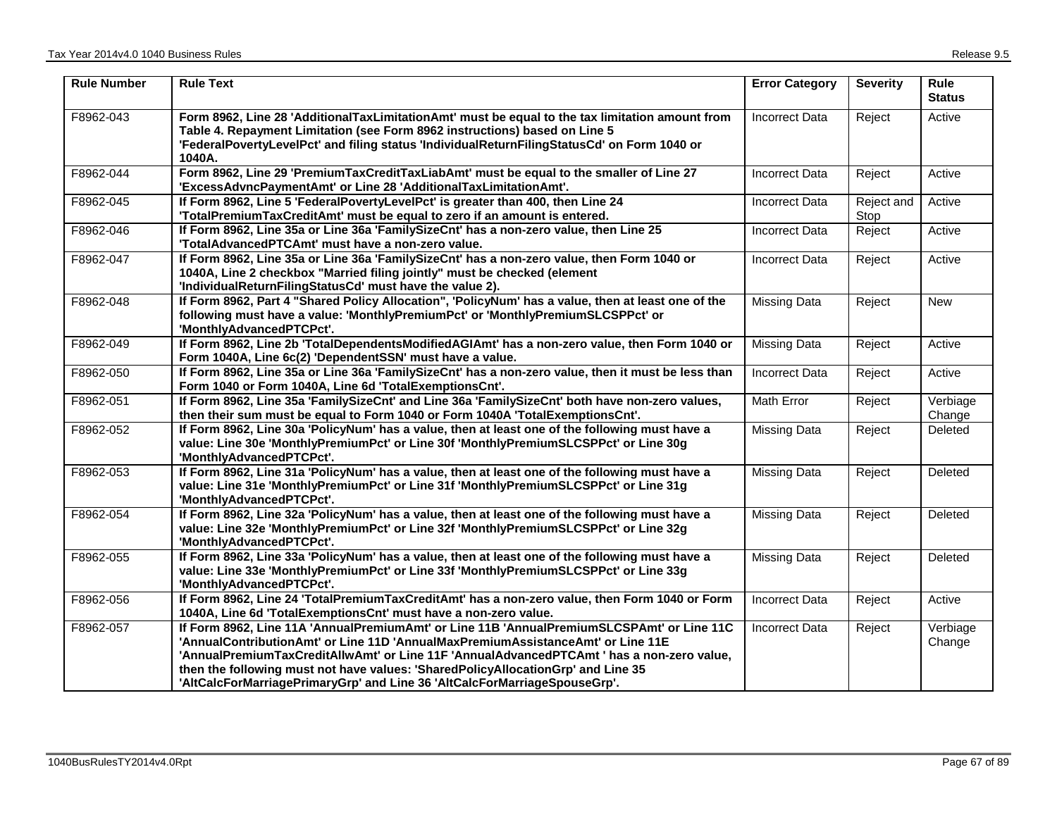| Rule Number | Rule Text | Error Category | Severity | Rule Status |
|---|---|---|---|---|
| F8962-043 | **Form 8962, Line 28 'AdditionalTaxLimitationAmt' must be equal to the tax limitation amount from Table 4. Repayment Limitation (see Form 8962 instructions) based on Line 5 'FederalPovertyLevelPct' and filing status 'IndividualReturnFilingStatusCd' on Form 1040 or 1040A.** | Incorrect Data | Reject | Active |
| F8962-044 | **Form 8962, Line 29 'PremiumTaxCreditTaxLiabAmt' must be equal to the smaller of Line 27 'ExcessAdvncPaymentAmt' or Line 28 'AdditionalTaxLimitationAmt'.** | Incorrect Data | Reject | Active |
| F8962-045 | **If Form 8962, Line 5 'FederalPovertyLevelPct' is greater than 400, then Line 24 'TotalPremiumTaxCreditAmt' must be equal to zero if an amount is entered.** | Incorrect Data | Reject and Stop | Active |
| F8962-046 | **If Form 8962, Line 35a or Line 36a 'FamilySizeCnt' has a non-zero value, then Line 25 'TotalAdvancedPTCAmt' must have a non-zero value.** | Incorrect Data | Reject | Active |
| F8962-047 | **If Form 8962, Line 35a or Line 36a 'FamilySizeCnt' has a non-zero value, then Form 1040 or 1040A, Line 2 checkbox "Married filing jointly" must be checked (element 'IndividualReturnFilingStatusCd' must have the value 2).** | Incorrect Data | Reject | Active |
| F8962-048 | **If Form 8962, Part 4 "Shared Policy Allocation", 'PolicyNum' has a value, then at least one of the following must have a value: 'MonthlyPremiumPct' or 'MonthlyPremiumSLCSPPct' or 'MonthlyAdvancedPTCPct'.** | Missing Data | Reject | New |
| F8962-049 | **If Form 8962, Line 2b 'TotalDependentsModifiedAGIAmt' has a non-zero value, then Form 1040 or Form 1040A, Line 6c(2) 'DependentSSN' must have a value.** | Missing Data | Reject | Active |
| F8962-050 | **If Form 8962, Line 35a or Line 36a 'FamilySizeCnt' has a non-zero value, then it must be less than Form 1040 or Form 1040A, Line 6d 'TotalExemptionsCnt'.** | Incorrect Data | Reject | Active |
| F8962-051 | **If Form 8962, Line 35a 'FamilySizeCnt' and Line 36a 'FamilySizeCnt' both have non-zero values, then their sum must be equal to Form 1040 or Form 1040A 'TotalExemptionsCnt'.** | Math Error | Reject | Verbiage Change |
| F8962-052 | **If Form 8962, Line 30a 'PolicyNum' has a value, then at least one of the following must have a value: Line 30e 'MonthlyPremiumPct' or Line 30f 'MonthlyPremiumSLCSPPct' or Line 30g 'MonthlyAdvancedPTCPct'.** | Missing Data | Reject | Deleted |
| F8962-053 | **If Form 8962, Line 31a 'PolicyNum' has a value, then at least one of the following must have a value: Line 31e 'MonthlyPremiumPct' or Line 31f 'MonthlyPremiumSLCSPPct' or Line 31g 'MonthlyAdvancedPTCPct'.** | Missing Data | Reject | Deleted |
| F8962-054 | **If Form 8962, Line 32a 'PolicyNum' has a value, then at least one of the following must have a value: Line 32e 'MonthlyPremiumPct' or Line 32f 'MonthlyPremiumSLCSPPct' or Line 32g 'MonthlyAdvancedPTCPct'.** | Missing Data | Reject | Deleted |
| F8962-055 | **If Form 8962, Line 33a 'PolicyNum' has a value, then at least one of the following must have a value: Line 33e 'MonthlyPremiumPct' or Line 33f 'MonthlyPremiumSLCSPPct' or Line 33g 'MonthlyAdvancedPTCPct'.** | Missing Data | Reject | Deleted |
| F8962-056 | **If Form 8962, Line 24 'TotalPremiumTaxCreditAmt' has a non-zero value, then Form 1040 or Form 1040A, Line 6d 'TotalExemptionsCnt' must have a non-zero value.** | Incorrect Data | Reject | Active |
| F8962-057 | **If Form 8962, Line 11A 'AnnualPremiumAmt' or Line 11B 'AnnualPremiumSLCSPAmt' or Line 11C 'AnnualContributionAmt' or Line 11D 'AnnualMaxPremiumAssistanceAmt' or Line 11E 'AnnualPremiumTaxCreditAllwAmt' or Line 11F 'AnnualAdvancedPTCAmt ' has a non-zero value, then the following must not have values: 'SharedPolicyAllocationGrp' and Line 35 'AltCalcForMarriagePrimaryGrp' and Line 36 'AltCalcForMarriageSpouseGrp'.** | Incorrect Data | Reject | Verbiage Change |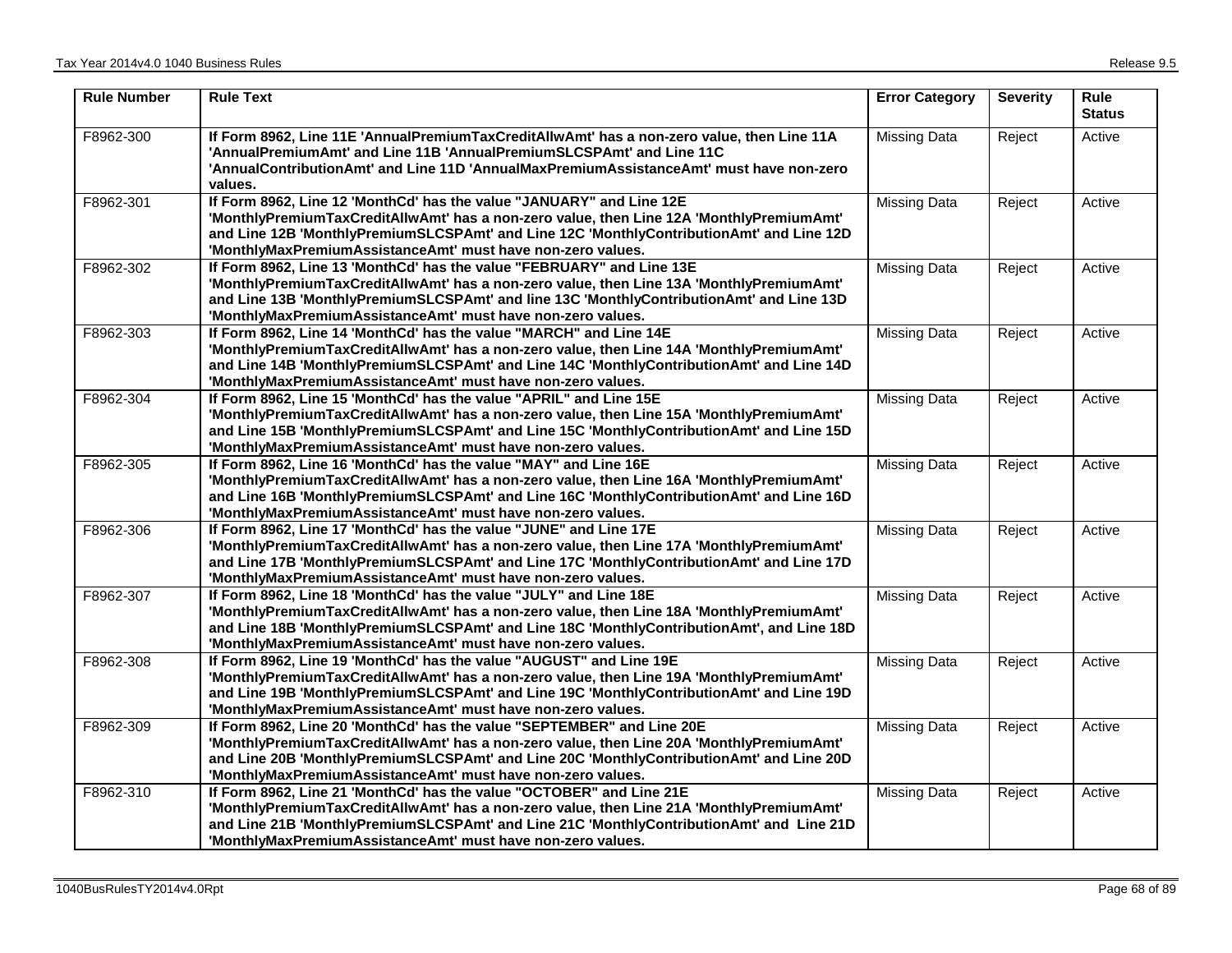| Rule Number | Rule Text | Error Category | Severity | Rule Status |
|---|---|---|---|---|
| F8962-300 | **If Form 8962, Line 11E 'AnnualPremiumTaxCreditAllwAmt' has a non-zero value, then Line 11A 'AnnualPremiumAmt' and Line 11B 'AnnualPremiumSLCSPAmt' and Line 11C 'AnnualContributionAmt' and Line 11D 'AnnualMaxPremiumAssistanceAmt' must have non-zero values.** | Missing Data | Reject | Active |
| F8962-301 | **If Form 8962, Line 12 'MonthCd' has the value "JANUARY" and Line 12E 'MonthlyPremiumTaxCreditAllwAmt' has a non-zero value, then Line 12A 'MonthlyPremiumAmt' and Line 12B 'MonthlyPremiumSLCSPAmt' and Line 12C 'MonthlyContributionAmt' and Line 12D 'MonthlyMaxPremiumAssistanceAmt' must have non-zero values.** | Missing Data | Reject | Active |
| F8962-302 | **If Form 8962, Line 13 'MonthCd' has the value "FEBRUARY" and Line 13E 'MonthlyPremiumTaxCreditAllwAmt' has a non-zero value, then Line 13A 'MonthlyPremiumAmt' and Line 13B 'MonthlyPremiumSLCSPAmt' and line 13C 'MonthlyContributionAmt' and Line 13D 'MonthlyMaxPremiumAssistanceAmt' must have non-zero values.** | Missing Data | Reject | Active |
| F8962-303 | **If Form 8962, Line 14 'MonthCd' has the value "MARCH" and Line 14E 'MonthlyPremiumTaxCreditAllwAmt' has a non-zero value, then Line 14A 'MonthlyPremiumAmt' and Line 14B 'MonthlyPremiumSLCSPAmt' and Line 14C 'MonthlyContributionAmt' and Line 14D 'MonthlyMaxPremiumAssistanceAmt' must have non-zero values.** | Missing Data | Reject | Active |
| F8962-304 | **If Form 8962, Line 15 'MonthCd' has the value "APRIL" and Line 15E 'MonthlyPremiumTaxCreditAllwAmt' has a non-zero value, then Line 15A 'MonthlyPremiumAmt' and Line 15B 'MonthlyPremiumSLCSPAmt' and Line 15C 'MonthlyContributionAmt' and Line 15D 'MonthlyMaxPremiumAssistanceAmt' must have non-zero values.** | Missing Data | Reject | Active |
| F8962-305 | **If Form 8962, Line 16 'MonthCd' has the value "MAY" and Line 16E 'MonthlyPremiumTaxCreditAllwAmt' has a non-zero value, then Line 16A 'MonthlyPremiumAmt' and Line 16B 'MonthlyPremiumSLCSPAmt' and Line 16C 'MonthlyContributionAmt' and Line 16D 'MonthlyMaxPremiumAssistanceAmt' must have non-zero values.** | Missing Data | Reject | Active |
| F8962-306 | **If Form 8962, Line 17 'MonthCd' has the value "JUNE" and Line 17E 'MonthlyPremiumTaxCreditAllwAmt' has a non-zero value, then Line 17A 'MonthlyPremiumAmt' and Line 17B 'MonthlyPremiumSLCSPAmt' and Line 17C 'MonthlyContributionAmt' and Line 17D 'MonthlyMaxPremiumAssistanceAmt' must have non-zero values.** | Missing Data | Reject | Active |
| F8962-307 | **If Form 8962, Line 18 'MonthCd' has the value "JULY" and Line 18E 'MonthlyPremiumTaxCreditAllwAmt' has a non-zero value, then Line 18A 'MonthlyPremiumAmt' and Line 18B 'MonthlyPremiumSLCSPAmt' and Line 18C 'MonthlyContributionAmt', and Line 18D 'MonthlyMaxPremiumAssistanceAmt' must have non-zero values.** | Missing Data | Reject | Active |
| F8962-308 | **If Form 8962, Line 19 'MonthCd' has the value "AUGUST" and Line 19E 'MonthlyPremiumTaxCreditAllwAmt' has a non-zero value, then Line 19A 'MonthlyPremiumAmt' and Line 19B 'MonthlyPremiumSLCSPAmt' and Line 19C 'MonthlyContributionAmt' and Line 19D 'MonthlyMaxPremiumAssistanceAmt' must have non-zero values.** | Missing Data | Reject | Active |
| F8962-309 | **If Form 8962, Line 20 'MonthCd' has the value "SEPTEMBER" and Line 20E 'MonthlyPremiumTaxCreditAllwAmt' has a non-zero value, then Line 20A 'MonthlyPremiumAmt' and Line 20B 'MonthlyPremiumSLCSPAmt' and Line 20C 'MonthlyContributionAmt' and Line 20D 'MonthlyMaxPremiumAssistanceAmt' must have non-zero values.** | Missing Data | Reject | Active |
| F8962-310 | **If Form 8962, Line 21 'MonthCd' has the value "OCTOBER" and Line 21E 'MonthlyPremiumTaxCreditAllwAmt' has a non-zero value, then Line 21A 'MonthlyPremiumAmt' and Line 21B 'MonthlyPremiumSLCSPAmt' and Line 21C 'MonthlyContributionAmt' and Line 21D 'MonthlyMaxPremiumAssistanceAmt' must have non-zero values.** | Missing Data | Reject | Active |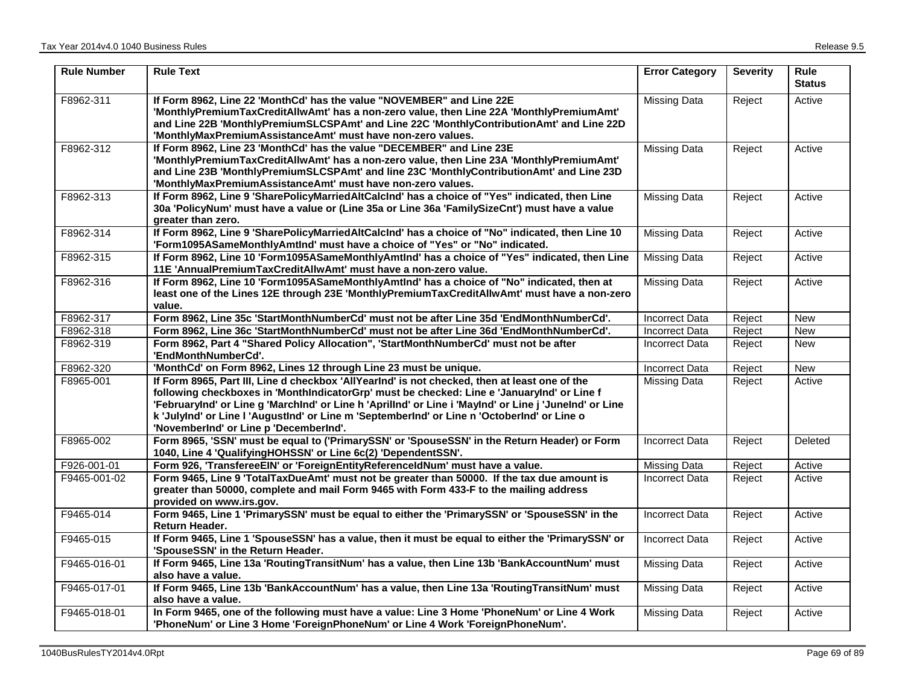| Rule Number | Rule Text | Error Category | Severity | Rule Status |
|---|---|---|---|---|
| F8962-311 | **If Form 8962, Line 22 'MonthCd' has the value "NOVEMBER" and Line 22E 'MonthlyPremiumTaxCreditAllwAmt' has a non-zero value, then Line 22A 'MonthlyPremiumAmt' and Line 22B 'MonthlyPremiumSLCSPAmt' and Line 22C 'MonthlyContributionAmt' and Line 22D 'MonthlyMaxPremiumAssistanceAmt' must have non-zero values.** | Missing Data | Reject | Active |
| F8962-312 | **If Form 8962, Line 23 'MonthCd' has the value "DECEMBER" and Line 23E 'MonthlyPremiumTaxCreditAllwAmt' has a non-zero value, then Line 23A 'MonthlyPremiumAmt' and Line 23B 'MonthlyPremiumSLCSPAmt' and line 23C 'MonthlyContributionAmt' and Line 23D 'MonthlyMaxPremiumAssistanceAmt' must have non-zero values.** | Missing Data | Reject | Active |
| F8962-313 | **If Form 8962, Line 9 'SharePolicyMarriedAltCalcInd' has a choice of "Yes" indicated, then Line 30a 'PolicyNum' must have a value or (Line 35a or Line 36a 'FamilySizeCnt') must have a value greater than zero.** | Missing Data | Reject | Active |
| F8962-314 | **If Form 8962, Line 9 'SharePolicyMarriedAltCalcInd' has a choice of "No" indicated, then Line 10 'Form1095ASameMonthlyAmtInd' must have a choice of "Yes" or "No" indicated.** | Missing Data | Reject | Active |
| F8962-315 | **If Form 8962, Line 10 'Form1095ASameMonthlyAmtInd' has a choice of "Yes" indicated, then Line 11E 'AnnualPremiumTaxCreditAllwAmt' must have a non-zero value.** | Missing Data | Reject | Active |
| F8962-316 | **If Form 8962, Line 10 'Form1095ASameMonthlyAmtInd' has a choice of "No" indicated, then at least one of the Lines 12E through 23E 'MonthlyPremiumTaxCreditAllwAmt' must have a non-zero value.** | Missing Data | Reject | Active |
| F8962-317 | **Form 8962, Line 35c 'StartMonthNumberCd' must not be after Line 35d 'EndMonthNumberCd'.** | Incorrect Data | Reject | New |
| F8962-318 | **Form 8962, Line 36c 'StartMonthNumberCd' must not be after Line 36d 'EndMonthNumberCd'.** | Incorrect Data | Reject | New |
| F8962-319 | **Form 8962, Part 4 "Shared Policy Allocation", 'StartMonthNumberCd' must not be after 'EndMonthNumberCd'.** | Incorrect Data | Reject | New |
| F8962-320 | **'MonthCd' on Form 8962, Lines 12 through Line 23 must be unique.** | Incorrect Data | Reject | New |
| F8965-001 | **If Form 8965, Part III, Line d checkbox 'AllYearInd' is not checked, then at least one of the following checkboxes in 'MonthIndicatorGrp' must be checked: Line e 'JanuaryInd' or Line f 'FebruaryInd' or Line g 'MarchInd' or Line h 'AprilInd' or Line i 'MayInd' or Line j 'JuneInd' or Line k 'JulyInd' or Line l 'AugustInd' or Line m 'SeptemberInd' or Line n 'OctoberInd' or Line o 'NovemberInd' or Line p 'DecemberInd'.** | Missing Data | Reject | Active |
| F8965-002 | **Form 8965, 'SSN' must be equal to ('PrimarySSN' or 'SpouseSSN' in the Return Header) or Form 1040, Line 4 'QualifyingHOHSSN' or Line 6c(2) 'DependentSSN'.** | Incorrect Data | Reject | Deleted |
| F926-001-01 | **Form 926, 'TransfereeEIN' or 'ForeignEntityReferenceIdNum' must have a value.** | Missing Data | Reject | Active |
| F9465-001-02 | **Form 9465, Line 9 'TotalTaxDueAmt' must not be greater than 50000. If the tax due amount is greater than 50000, complete and mail Form 9465 with Form 433-F to the mailing address provided on www.irs.gov.** | Incorrect Data | Reject | Active |
| F9465-014 | **Form 9465, Line 1 'PrimarySSN' must be equal to either the 'PrimarySSN' or 'SpouseSSN' in the Return Header.** | Incorrect Data | Reject | Active |
| F9465-015 | **If Form 9465, Line 1 'SpouseSSN' has a value, then it must be equal to either the 'PrimarySSN' or 'SpouseSSN' in the Return Header.** | Incorrect Data | Reject | Active |
| F9465-016-01 | **If Form 9465, Line 13a 'RoutingTransitNum' has a value, then Line 13b 'BankAccountNum' must also have a value.** | Missing Data | Reject | Active |
| F9465-017-01 | **If Form 9465, Line 13b 'BankAccountNum' has a value, then Line 13a 'RoutingTransitNum' must also have a value.** | Missing Data | Reject | Active |
| F9465-018-01 | **In Form 9465, one of the following must have a value: Line 3 Home 'PhoneNum' or Line 4 Work 'PhoneNum' or Line 3 Home 'ForeignPhoneNum' or Line 4 Work 'ForeignPhoneNum'.** | Missing Data | Reject | Active |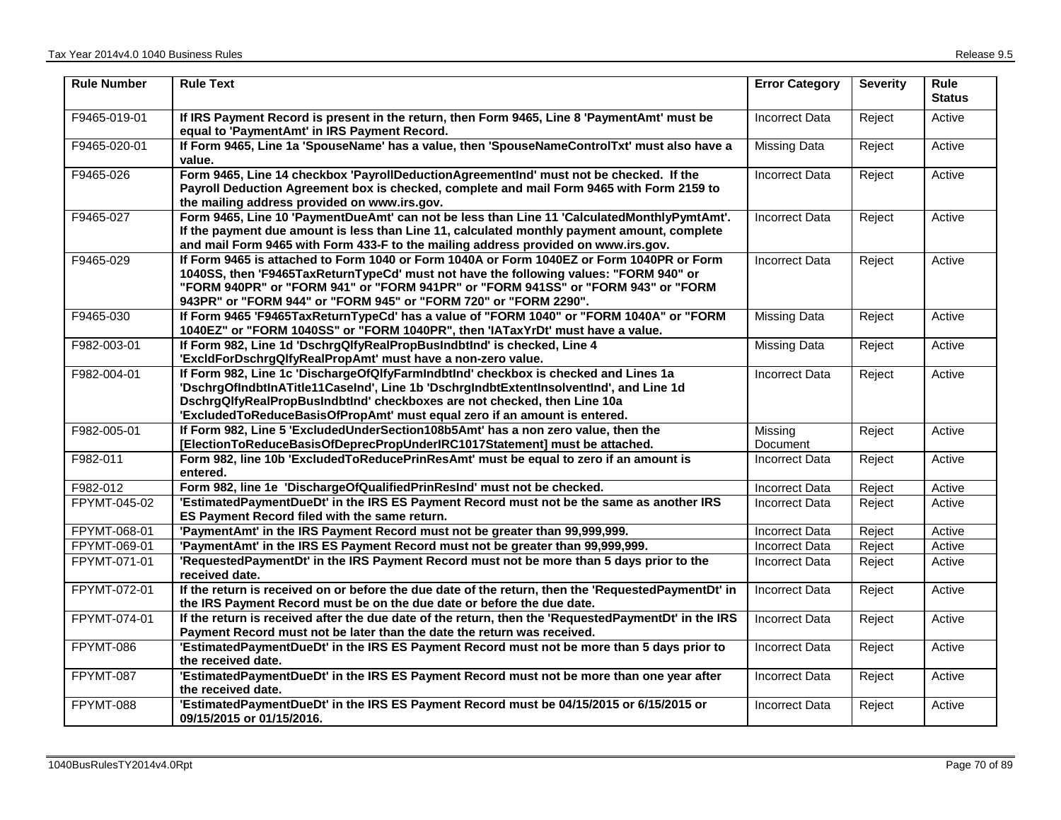| Rule Number | Rule Text | Error Category | Severity | Rule Status |
|---|---|---|---|---|
| F9465-019-01 | **If IRS Payment Record is present in the return, then Form 9465, Line 8 'PaymentAmt' must be equal to 'PaymentAmt' in IRS Payment Record.** | Incorrect Data | Reject | Active |
| F9465-020-01 | **If Form 9465, Line 1a 'SpouseName' has a value, then 'SpouseNameControlTxt' must also have a value.** | Missing Data | Reject | Active |
| F9465-026 | **Form 9465, Line 14 checkbox 'PayrollDeductionAgreementInd' must not be checked. If the Payroll Deduction Agreement box is checked, complete and mail Form 9465 with Form 2159 to the mailing address provided on www.irs.gov.** | Incorrect Data | Reject | Active |
| F9465-027 | **Form 9465, Line 10 'PaymentDueAmt' can not be less than Line 11 'CalculatedMonthlyPymtAmt'. If the payment due amount is less than Line 11, calculated monthly payment amount, complete and mail Form 9465 with Form 433-F to the mailing address provided on www.irs.gov.** | Incorrect Data | Reject | Active |
| F9465-029 | **If Form 9465 is attached to Form 1040 or Form 1040A or Form 1040EZ or Form 1040PR or Form 1040SS, then 'F9465TaxReturnTypeCd' must not have the following values: "FORM 940" or "FORM 940PR" or "FORM 941" or "FORM 941PR" or "FORM 941SS" or "FORM 943" or "FORM 943PR" or "FORM 944" or "FORM 945" or "FORM 720" or "FORM 2290".** | Incorrect Data | Reject | Active |
| F9465-030 | **If Form 9465 'F9465TaxReturnTypeCd' has a value of "FORM 1040" or "FORM 1040A" or "FORM 1040EZ" or "FORM 1040SS" or "FORM 1040PR", then 'IATaxYrDt' must have a value.** | Missing Data | Reject | Active |
| F982-003-01 | **If Form 982, Line 1d 'DschrgQlfyRealPropBusIndbtInd' is checked, Line 4 'ExcldForDschrgQlfyRealPropAmt' must have a non-zero value.** | Missing Data | Reject | Active |
| F982-004-01 | **If Form 982, Line 1c 'DischargeOfQlfyFarmIndbtInd' checkbox is checked and Lines 1a 'DschrgOfIndbtInATitle11CaseInd', Line 1b 'DschrgIndbtExtentInsolventInd', and Line 1d DschrgQlfyRealPropBusIndbtInd' checkboxes are not checked, then Line 10a 'ExcludedToReduceBasisOfPropAmt' must equal zero if an amount is entered.** | Incorrect Data | Reject | Active |
| F982-005-01 | **If Form 982, Line 5 'ExcludedUnderSection108b5Amt' has a non zero value, then the [ElectionToReduceBasisOfDeprecPropUnderIRC1017Statement] must be attached.** | Missing Document | Reject | Active |
| F982-011 | **Form 982, line 10b 'ExcludedToReducePrinResAmt' must be equal to zero if an amount is entered.** | Incorrect Data | Reject | Active |
| F982-012 | **Form 982, line 1e 'DischargeOfQualifiedPrinResInd' must not be checked.** | Incorrect Data | Reject | Active |
| FPYMT-045-02 | **'EstimatedPaymentDueDt' in the IRS ES Payment Record must not be the same as another IRS ES Payment Record filed with the same return.** | Incorrect Data | Reject | Active |
| FPYMT-068-01 | **'PaymentAmt' in the IRS Payment Record must not be greater than 99,999,999.** | Incorrect Data | Reject | Active |
| FPYMT-069-01 | **'PaymentAmt' in the IRS ES Payment Record must not be greater than 99,999,999.** | Incorrect Data | Reject | Active |
| FPYMT-071-01 | **'RequestedPaymentDt' in the IRS Payment Record must not be more than 5 days prior to the received date.** | Incorrect Data | Reject | Active |
| FPYMT-072-01 | **If the return is received on or before the due date of the return, then the 'RequestedPaymentDt' in the IRS Payment Record must be on the due date or before the due date.** | Incorrect Data | Reject | Active |
| FPYMT-074-01 | **If the return is received after the due date of the return, then the 'RequestedPaymentDt' in the IRS Payment Record must not be later than the date the return was received.** | Incorrect Data | Reject | Active |
| FPYMT-086 | **'EstimatedPaymentDueDt' in the IRS ES Payment Record must not be more than 5 days prior to the received date.** | Incorrect Data | Reject | Active |
| FPYMT-087 | **'EstimatedPaymentDueDt' in the IRS ES Payment Record must not be more than one year after the received date.** | Incorrect Data | Reject | Active |
| FPYMT-088 | **'EstimatedPaymentDueDt' in the IRS ES Payment Record must be 04/15/2015 or 6/15/2015 or 09/15/2015 or 01/15/2016.** | Incorrect Data | Reject | Active |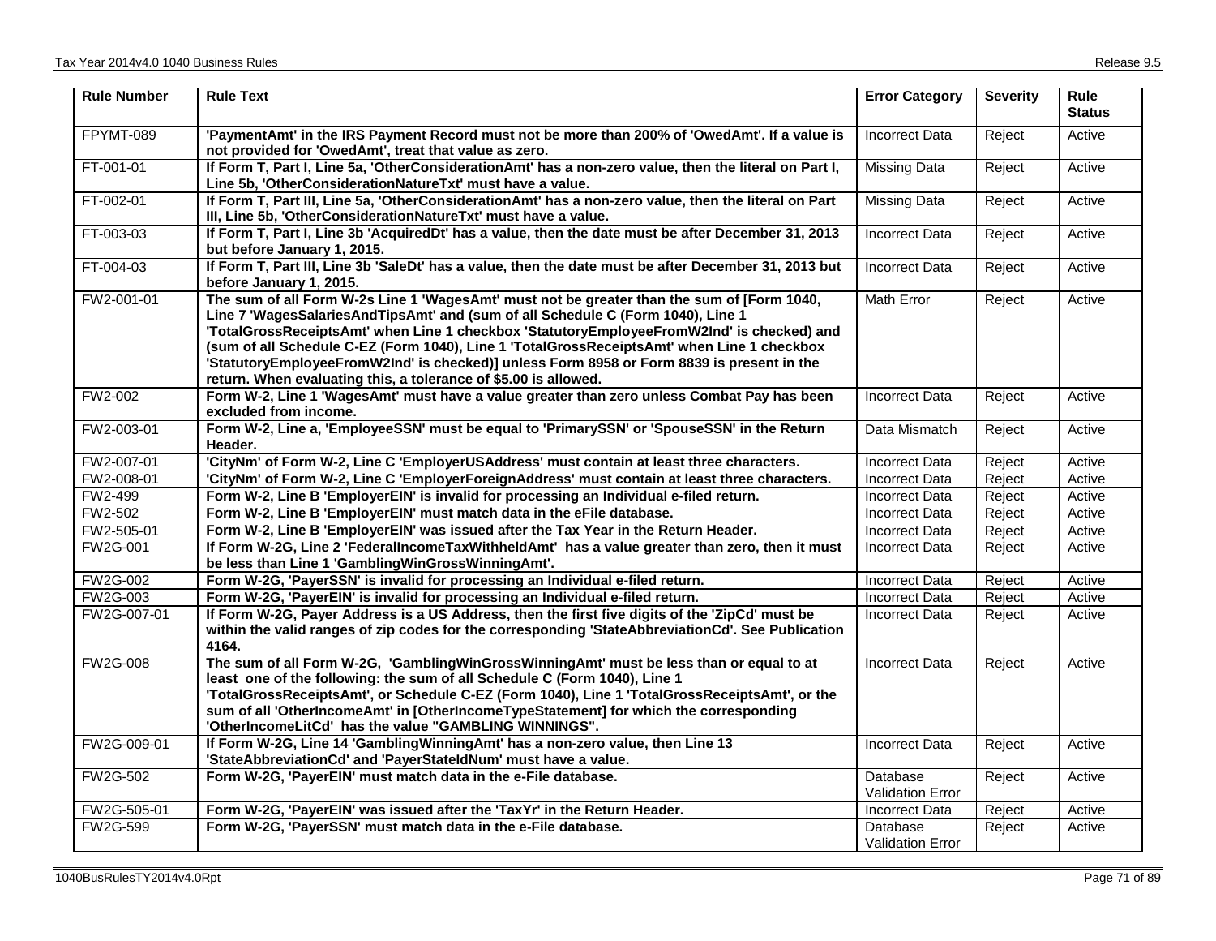| Rule Number | Rule Text | Error Category | Severity | Rule Status |
|---|---|---|---|---|
| FPYMT-089 | **'PaymentAmt' in the IRS Payment Record must not be more than 200% of 'OwedAmt'. If a value is not provided for 'OwedAmt', treat that value as zero.** | Incorrect Data | Reject | Active |
| FT-001-01 | **If Form T, Part I, Line 5a, 'OtherConsiderationAmt' has a non-zero value, then the literal on Part I, Line 5b, 'OtherConsiderationNatureTxt' must have a value.** | Missing Data | Reject | Active |
| FT-002-01 | **If Form T, Part III, Line 5a, 'OtherConsiderationAmt' has a non-zero value, then the literal on Part III, Line 5b, 'OtherConsiderationNatureTxt' must have a value.** | Missing Data | Reject | Active |
| FT-003-03 | **If Form T, Part I, Line 3b 'AcquiredDt' has a value, then the date must be after December 31, 2013 but before January 1, 2015.** | Incorrect Data | Reject | Active |
| FT-004-03 | **If Form T, Part III, Line 3b 'SaleDt' has a value, then the date must be after December 31, 2013 but before January 1, 2015.** | Incorrect Data | Reject | Active |
| FW2-001-01 | **The sum of all Form W-2s Line 1 'WagesAmt' must not be greater than the sum of [Form 1040, Line 7 'WagesSalariesAndTipsAmt' and (sum of all Schedule C (Form 1040), Line 1 'TotalGrossReceiptsAmt' when Line 1 checkbox 'StatutoryEmployeeFromW2Ind' is checked) and (sum of all Schedule C-EZ (Form 1040), Line 1 'TotalGrossReceiptsAmt' when Line 1 checkbox 'StatutoryEmployeeFromW2Ind' is checked)] unless Form 8958 or Form 8839 is present in the return. When evaluating this, a tolerance of $5.00 is allowed.** | Math Error | Reject | Active |
| FW2-002 | **Form W-2, Line 1 'WagesAmt' must have a value greater than zero unless Combat Pay has been excluded from income.** | Incorrect Data | Reject | Active |
| FW2-003-01 | **Form W-2, Line a, 'EmployeeSSN' must be equal to 'PrimarySSN' or 'SpouseSSN' in the Return Header.** | Data Mismatch | Reject | Active |
| FW2-007-01 | **'CityNm' of Form W-2, Line C 'EmployerUSAddress' must contain at least three characters.** | Incorrect Data | Reject | Active |
| FW2-008-01 | **'CityNm' of Form W-2, Line C 'EmployerForeignAddress' must contain at least three characters.** | Incorrect Data | Reject | Active |
| FW2-499 | **Form W-2, Line B 'EmployerEIN' is invalid for processing an Individual e-filed return.** | Incorrect Data | Reject | Active |
| FW2-502 | **Form W-2, Line B 'EmployerEIN' must match data in the eFile database.** | Incorrect Data | Reject | Active |
| FW2-505-01 | **Form W-2, Line B 'EmployerEIN' was issued after the Tax Year in the Return Header.** | Incorrect Data | Reject | Active |
| FW2G-001 | **If Form W-2G, Line 2 'FederalIncomeTaxWithheldAmt' has a value greater than zero, then it must be less than Line 1 'GamblingWinGrossWinningAmt'.** | Incorrect Data | Reject | Active |
| FW2G-002 | **Form W-2G, 'PayerSSN' is invalid for processing an Individual e-filed return.** | Incorrect Data | Reject | Active |
| FW2G-003 | **Form W-2G, 'PayerEIN' is invalid for processing an Individual e-filed return.** | Incorrect Data | Reject | Active |
| FW2G-007-01 | **If Form W-2G, Payer Address is a US Address, then the first five digits of the 'ZipCd' must be within the valid ranges of zip codes for the corresponding 'StateAbbreviationCd'. See Publication 4164.** | Incorrect Data | Reject | Active |
| FW2G-008 | **The sum of all Form W-2G, 'GamblingWinGrossWinningAmt' must be less than or equal to at least one of the following: the sum of all Schedule C (Form 1040), Line 1 'TotalGrossReceiptsAmt', or Schedule C-EZ (Form 1040), Line 1 'TotalGrossReceiptsAmt', or the sum of all 'OtherIncomeAmt' in [OtherIncomeTypeStatement] for which the corresponding 'OtherIncomeLitCd' has the value "GAMBLING WINNINGS".** | Incorrect Data | Reject | Active |
| FW2G-009-01 | **If Form W-2G, Line 14 'GamblingWinningAmt' has a non-zero value, then Line 13 'StateAbbreviationCd' and 'PayerStateIdNum' must have a value.** | Incorrect Data | Reject | Active |
| FW2G-502 | **Form W-2G, 'PayerEIN' must match data in the e-File database.** | Database Validation Error | Reject | Active |
| FW2G-505-01 | **Form W-2G, 'PayerEIN' was issued after the 'TaxYr' in the Return Header.** | Incorrect Data | Reject | Active |
| FW2G-599 | **Form W-2G, 'PayerSSN' must match data in the e-File database.** | Database Validation Error | Reject | Active |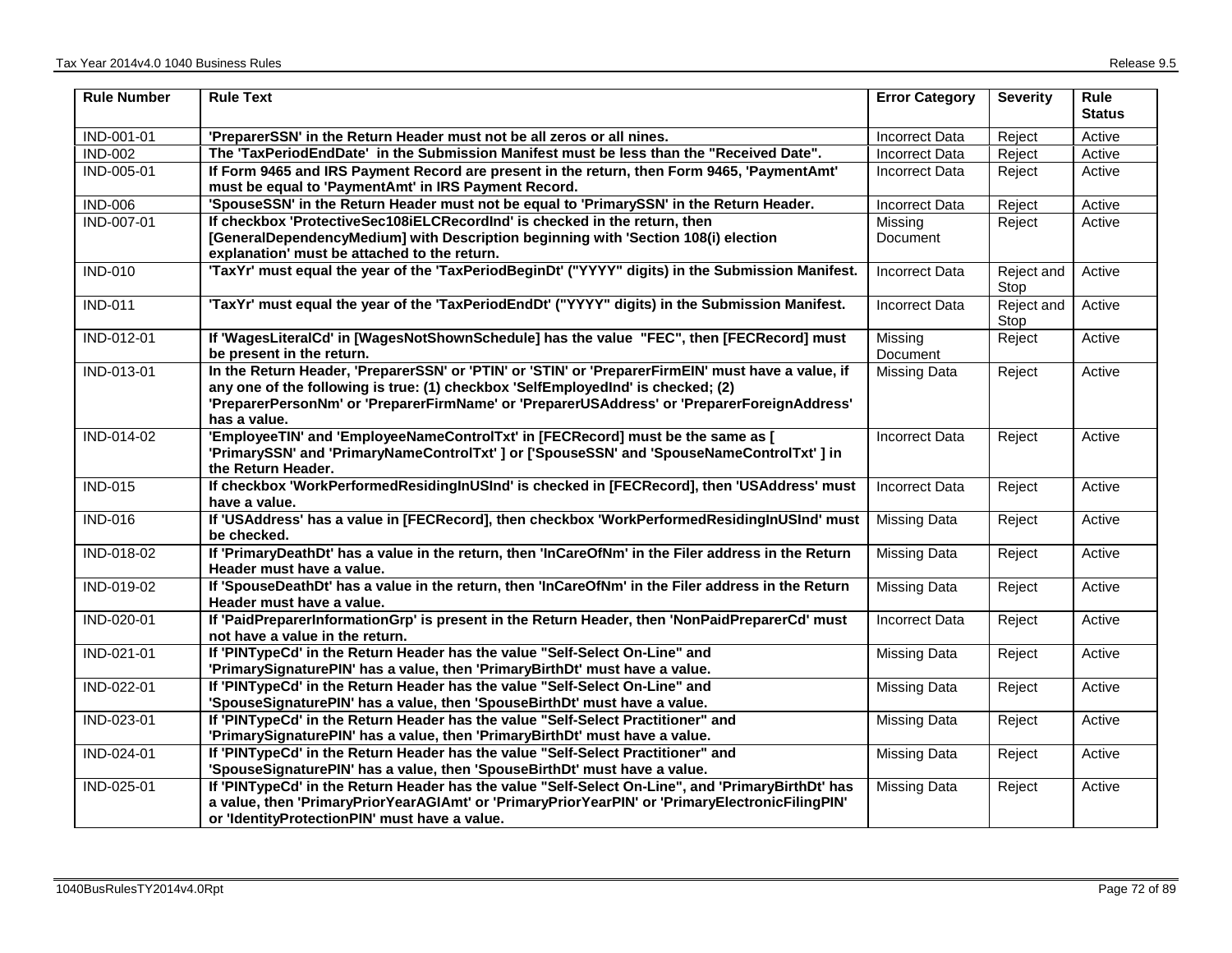| Rule Number | Rule Text | Error Category | Severity | Rule Status |
|---|---|---|---|---|
| IND-001-01 | **'PreparerSSN' in the Return Header must not be all zeros or all nines.** | Incorrect Data | Reject | Active |
| IND-002 | **The 'TaxPeriodEndDate' in the Submission Manifest must be less than the "Received Date".** | Incorrect Data | Reject | Active |
| IND-005-01 | **If Form 9465 and IRS Payment Record are present in the return, then Form 9465, 'PaymentAmt' must be equal to 'PaymentAmt' in IRS Payment Record.** | Incorrect Data | Reject | Active |
| IND-006 | **'SpouseSSN' in the Return Header must not be equal to 'PrimarySSN' in the Return Header.** | Incorrect Data | Reject | Active |
| IND-007-01 | **If checkbox 'ProtectiveSec108iELCRecordInd' is checked in the return, then [GeneralDependencyMedium] with Description beginning with 'Section 108(i) election explanation' must be attached to the return.** | Missing Document | Reject | Active |
| IND-010 | **'TaxYr' must equal the year of the 'TaxPeriodBeginDt' ("YYYY" digits) in the Submission Manifest.** | Incorrect Data | Reject and Stop | Active |
| IND-011 | **'TaxYr' must equal the year of the 'TaxPeriodEndDt' ("YYYY" digits) in the Submission Manifest.** | Incorrect Data | Reject and Stop | Active |
| IND-012-01 | **If 'WagesLiteralCd' in [WagesNotShownSchedule] has the value "FEC", then [FECRecord] must be present in the return.** | Missing Document | Reject | Active |
| IND-013-01 | **In the Return Header, 'PreparerSSN' or 'PTIN' or 'STIN' or 'PreparerFirmEIN' must have a value, if any one of the following is true: (1) checkbox 'SelfEmployedInd' is checked; (2) 'PreparerPersonNm' or 'PreparerFirmName' or 'PreparerUSAddress' or 'PreparerForeignAddress' has a value.** | Missing Data | Reject | Active |
| IND-014-02 | **'EmployeeTIN' and 'EmployeeNameControlTxt' in [FECRecord] must be the same as [ 'PrimarySSN' and 'PrimaryNameControlTxt' ] or ['SpouseSSN' and 'SpouseNameControlTxt' ] in the Return Header.** | Incorrect Data | Reject | Active |
| IND-015 | **If checkbox 'WorkPerformedResidingInUSInd' is checked in [FECRecord], then 'USAddress' must have a value.** | Incorrect Data | Reject | Active |
| IND-016 | **If 'USAddress' has a value in [FECRecord], then checkbox 'WorkPerformedResidingInUSInd' must be checked.** | Missing Data | Reject | Active |
| IND-018-02 | **If 'PrimaryDeathDt' has a value in the return, then 'InCareOfNm' in the Filer address in the Return Header must have a value.** | Missing Data | Reject | Active |
| IND-019-02 | **If 'SpouseDeathDt' has a value in the return, then 'InCareOfNm' in the Filer address in the Return Header must have a value.** | Missing Data | Reject | Active |
| IND-020-01 | **If 'PaidPreparerInformationGrp' is present in the Return Header, then 'NonPaidPreparerCd' must not have a value in the return.** | Incorrect Data | Reject | Active |
| IND-021-01 | **If 'PINTypeCd' in the Return Header has the value "Self-Select On-Line" and 'PrimarySignaturePIN' has a value, then 'PrimaryBirthDt' must have a value.** | Missing Data | Reject | Active |
| IND-022-01 | **If 'PINTypeCd' in the Return Header has the value "Self-Select On-Line" and 'SpouseSignaturePIN' has a value, then 'SpouseBirthDt' must have a value.** | Missing Data | Reject | Active |
| IND-023-01 | **If 'PINTypeCd' in the Return Header has the value "Self-Select Practitioner" and 'PrimarySignaturePIN' has a value, then 'PrimaryBirthDt' must have a value.** | Missing Data | Reject | Active |
| IND-024-01 | **If 'PINTypeCd' in the Return Header has the value "Self-Select Practitioner" and 'SpouseSignaturePIN' has a value, then 'SpouseBirthDt' must have a value.** | Missing Data | Reject | Active |
| IND-025-01 | **If 'PINTypeCd' in the Return Header has the value "Self-Select On-Line", and 'PrimaryBirthDt' has a value, then 'PrimaryPriorYearAGIAmt' or 'PrimaryPriorYearPIN' or 'PrimaryElectronicFilingPIN' or 'IdentityProtectionPIN' must have a value.** | Missing Data | Reject | Active |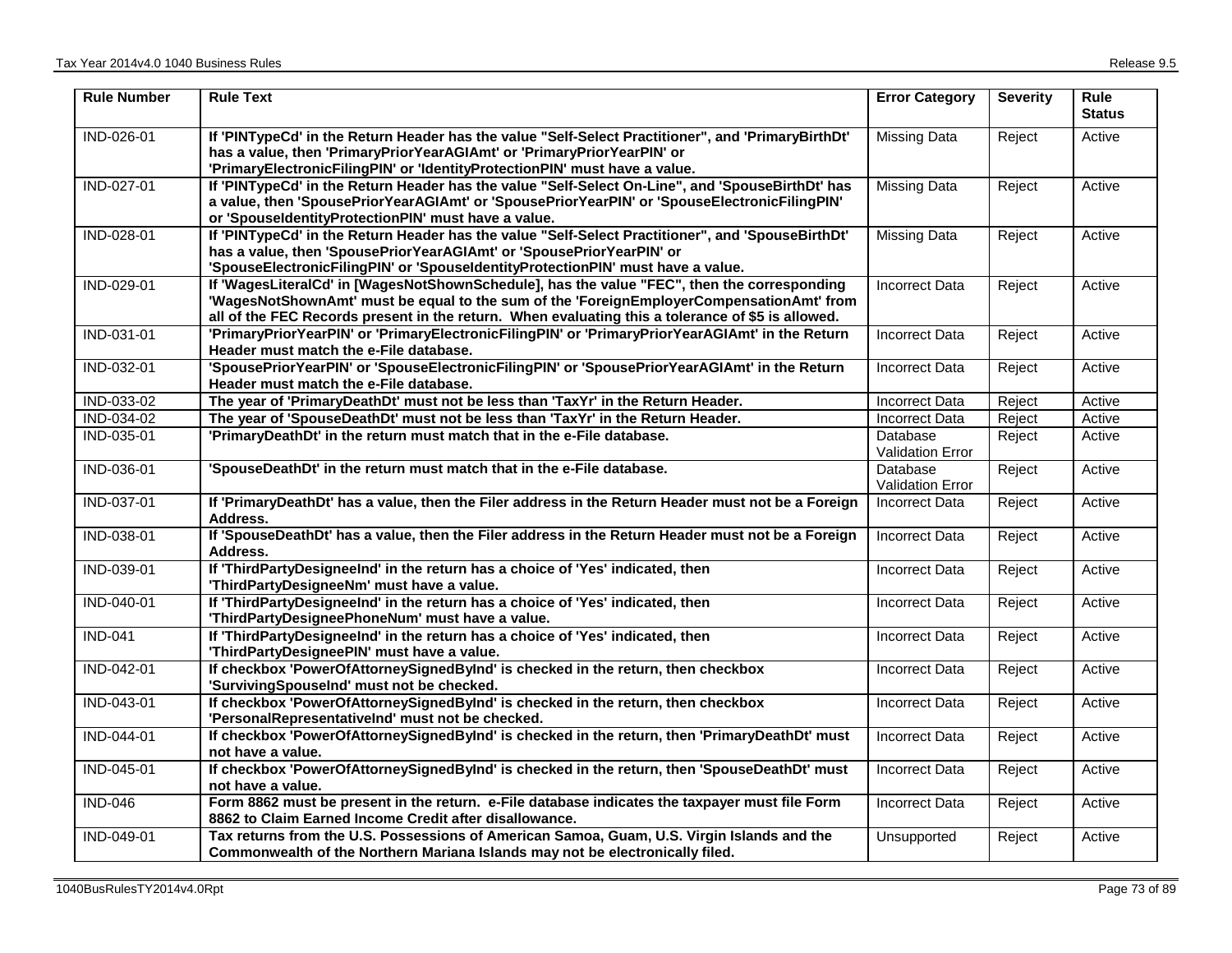| Rule Number | Rule Text | Error Category | Severity | Rule Status |
|---|---|---|---|---|
| IND-026-01 | **If 'PINTypeCd' in the Return Header has the value "Self-Select Practitioner", and 'PrimaryBirthDt' has a value, then 'PrimaryPriorYearAGIAmt' or 'PrimaryPriorYearPIN' or 'PrimaryElectronicFilingPIN' or 'IdentityProtectionPIN' must have a value.** | Missing Data | Reject | Active |
| IND-027-01 | **If 'PINTypeCd' in the Return Header has the value "Self-Select On-Line", and 'SpouseBirthDt' has a value, then 'SpousePriorYearAGIAmt' or 'SpousePriorYearPIN' or 'SpouseElectronicFilingPIN' or 'SpouseIdentityProtectionPIN' must have a value.** | Missing Data | Reject | Active |
| IND-028-01 | **If 'PINTypeCd' in the Return Header has the value "Self-Select Practitioner", and 'SpouseBirthDt' has a value, then 'SpousePriorYearAGIAmt' or 'SpousePriorYearPIN' or 'SpouseElectronicFilingPIN' or 'SpouseIdentityProtectionPIN' must have a value.** | Missing Data | Reject | Active |
| IND-029-01 | **If 'WagesLiteralCd' in [WagesNotShownSchedule], has the value "FEC", then the corresponding 'WagesNotShownAmt' must be equal to the sum of the 'ForeignEmployerCompensationAmt' from all of the FEC Records present in the return. When evaluating this a tolerance of $5 is allowed.** | Incorrect Data | Reject | Active |
| IND-031-01 | **'PrimaryPriorYearPIN' or 'PrimaryElectronicFilingPIN' or 'PrimaryPriorYearAGIAmt' in the Return Header must match the e-File database.** | Incorrect Data | Reject | Active |
| IND-032-01 | **'SpousePriorYearPIN' or 'SpouseElectronicFilingPIN' or 'SpousePriorYearAGIAmt' in the Return Header must match the e-File database.** | Incorrect Data | Reject | Active |
| IND-033-02 | **The year of 'PrimaryDeathDt' must not be less than 'TaxYr' in the Return Header.** | Incorrect Data | Reject | Active |
| IND-034-02 | **The year of 'SpouseDeathDt' must not be less than 'TaxYr' in the Return Header.** | Incorrect Data | Reject | Active |
| IND-035-01 | **'PrimaryDeathDt' in the return must match that in the e-File database.** | Database Validation Error | Reject | Active |
| IND-036-01 | **'SpouseDeathDt' in the return must match that in the e-File database.** | Database Validation Error | Reject | Active |
| IND-037-01 | **If 'PrimaryDeathDt' has a value, then the Filer address in the Return Header must not be a Foreign Address.** | Incorrect Data | Reject | Active |
| IND-038-01 | **If 'SpouseDeathDt' has a value, then the Filer address in the Return Header must not be a Foreign Address.** | Incorrect Data | Reject | Active |
| IND-039-01 | **If 'ThirdPartyDesigneeInd' in the return has a choice of 'Yes' indicated, then 'ThirdPartyDesigneeNm' must have a value.** | Incorrect Data | Reject | Active |
| IND-040-01 | **If 'ThirdPartyDesigneeInd' in the return has a choice of 'Yes' indicated, then 'ThirdPartyDesigneePhoneNum' must have a value.** | Incorrect Data | Reject | Active |
| IND-041 | **If 'ThirdPartyDesigneeInd' in the return has a choice of 'Yes' indicated, then 'ThirdPartyDesigneePIN' must have a value.** | Incorrect Data | Reject | Active |
| IND-042-01 | **If checkbox 'PowerOfAttorneySignedByInd' is checked in the return, then checkbox 'SurvivingSpouseInd' must not be checked.** | Incorrect Data | Reject | Active |
| IND-043-01 | **If checkbox 'PowerOfAttorneySignedByInd' is checked in the return, then checkbox 'PersonalRepresentativeInd' must not be checked.** | Incorrect Data | Reject | Active |
| IND-044-01 | **If checkbox 'PowerOfAttorneySignedByInd' is checked in the return, then 'PrimaryDeathDt' must not have a value.** | Incorrect Data | Reject | Active |
| IND-045-01 | **If checkbox 'PowerOfAttorneySignedByInd' is checked in the return, then 'SpouseDeathDt' must not have a value.** | Incorrect Data | Reject | Active |
| IND-046 | **Form 8862 must be present in the return. e-File database indicates the taxpayer must file Form 8862 to Claim Earned Income Credit after disallowance.** | Incorrect Data | Reject | Active |
| IND-049-01 | **Tax returns from the U.S. Possessions of American Samoa, Guam, U.S. Virgin Islands and the Commonwealth of the Northern Mariana Islands may not be electronically filed.** | Unsupported | Reject | Active |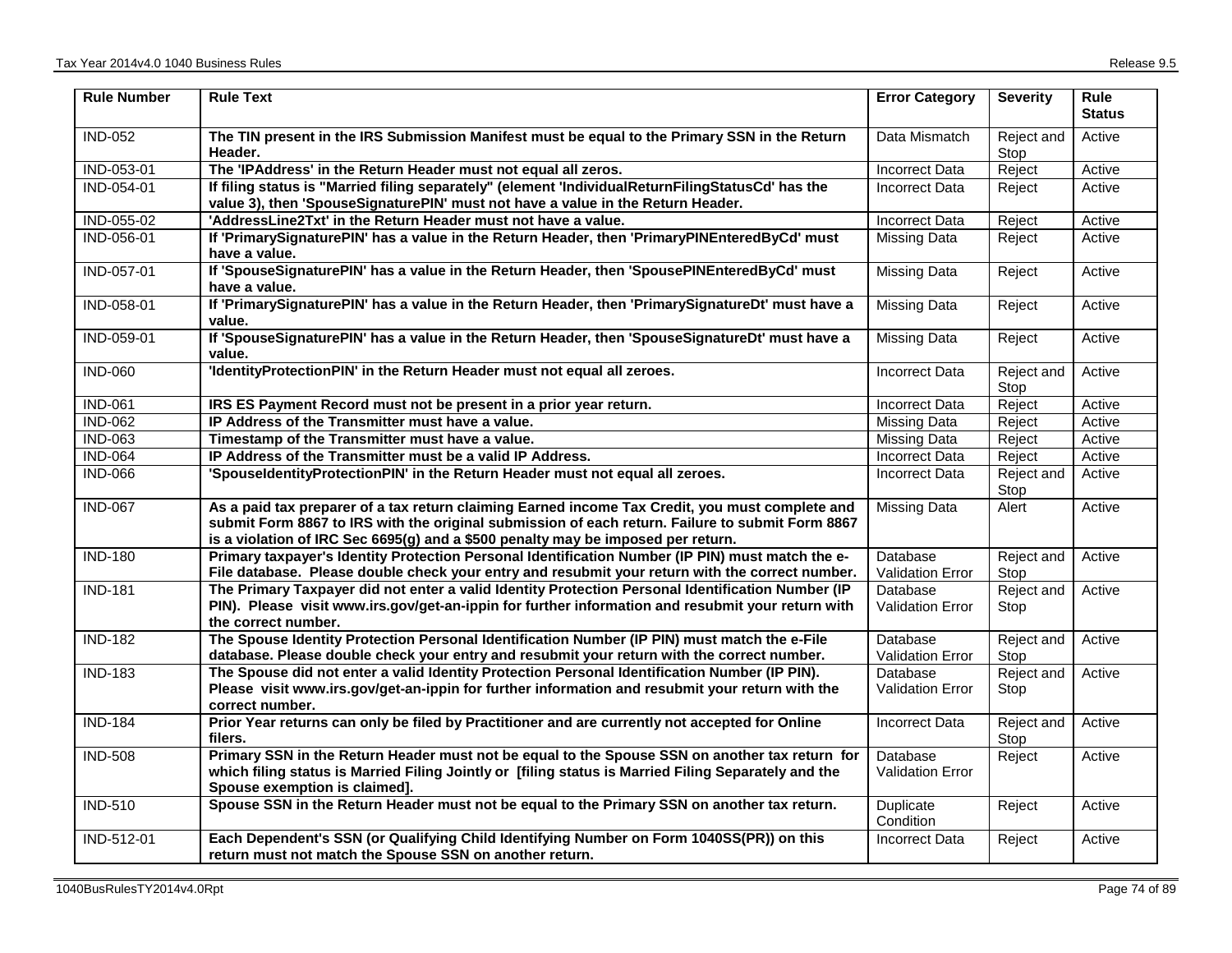| Rule Number | Rule Text | Error Category | Severity | Rule Status |
|---|---|---|---|---|
| IND-052 | **The TIN present in the IRS Submission Manifest must be equal to the Primary SSN in the Return Header.** | Data Mismatch | Reject and Stop | Active |
| IND-053-01 | **The 'IPAddress' in the Return Header must not equal all zeros.** | Incorrect Data | Reject | Active |
| IND-054-01 | **If filing status is "Married filing separately" (element 'IndividualReturnFilingStatusCd' has the value 3), then 'SpouseSignaturePIN' must not have a value in the Return Header.** | Incorrect Data | Reject | Active |
| IND-055-02 | **'AddressLine2Txt' in the Return Header must not have a value.** | Incorrect Data | Reject | Active |
| IND-056-01 | **If 'PrimarySignaturePIN' has a value in the Return Header, then 'PrimaryPINEnteredByCd' must have a value.** | Missing Data | Reject | Active |
| IND-057-01 | **If 'SpouseSignaturePIN' has a value in the Return Header, then 'SpousePINEnteredByCd' must have a value.** | Missing Data | Reject | Active |
| IND-058-01 | **If 'PrimarySignaturePIN' has a value in the Return Header, then 'PrimarySignatureDt' must have a value.** | Missing Data | Reject | Active |
| IND-059-01 | **If 'SpouseSignaturePIN' has a value in the Return Header, then 'SpouseSignatureDt' must have a value.** | Missing Data | Reject | Active |
| IND-060 | **'IdentityProtectionPIN' in the Return Header must not equal all zeroes.** | Incorrect Data | Reject and Stop | Active |
| IND-061 | **IRS ES Payment Record must not be present in a prior year return.** | Incorrect Data | Reject | Active |
| IND-062 | **IP Address of the Transmitter must have a value.** | Missing Data | Reject | Active |
| IND-063 | **Timestamp of the Transmitter must have a value.** | Missing Data | Reject | Active |
| IND-064 | **IP Address of the Transmitter must be a valid IP Address.** | Incorrect Data | Reject | Active |
| IND-066 | **'SpouseIdentityProtectionPIN' in the Return Header must not equal all zeroes.** | Incorrect Data | Reject and Stop | Active |
| IND-067 | **As a paid tax preparer of a tax return claiming Earned income Tax Credit, you must complete and submit Form 8867 to IRS with the original submission of each return. Failure to submit Form 8867 is a violation of IRC Sec 6695(g) and a $500 penalty may be imposed per return.** | Missing Data | Alert | Active |
| IND-180 | **Primary taxpayer's Identity Protection Personal Identification Number (IP PIN) must match the e-File database. Please double check your entry and resubmit your return with the correct number.** | Database Validation Error | Reject and Stop | Active |
| IND-181 | **The Primary Taxpayer did not enter a valid Identity Protection Personal Identification Number (IP PIN). Please visit www.irs.gov/get-an-ippin for further information and resubmit your return with the correct number.** | Database Validation Error | Reject and Stop | Active |
| IND-182 | **The Spouse Identity Protection Personal Identification Number (IP PIN) must match the e-File database. Please double check your entry and resubmit your return with the correct number.** | Database Validation Error | Reject and Stop | Active |
| IND-183 | **The Spouse did not enter a valid Identity Protection Personal Identification Number (IP PIN). Please visit www.irs.gov/get-an-ippin for further information and resubmit your return with the correct number.** | Database Validation Error | Reject and Stop | Active |
| IND-184 | **Prior Year returns can only be filed by Practitioner and are currently not accepted for Online filers.** | Incorrect Data | Reject and Stop | Active |
| IND-508 | **Primary SSN in the Return Header must not be equal to the Spouse SSN on another tax return for which filing status is Married Filing Jointly or [filing status is Married Filing Separately and the Spouse exemption is claimed].** | Database Validation Error | Reject | Active |
| IND-510 | **Spouse SSN in the Return Header must not be equal to the Primary SSN on another tax return.** | Duplicate Condition | Reject | Active |
| IND-512-01 | **Each Dependent's SSN (or Qualifying Child Identifying Number on Form 1040SS(PR)) on this return must not match the Spouse SSN on another return.** | Incorrect Data | Reject | Active |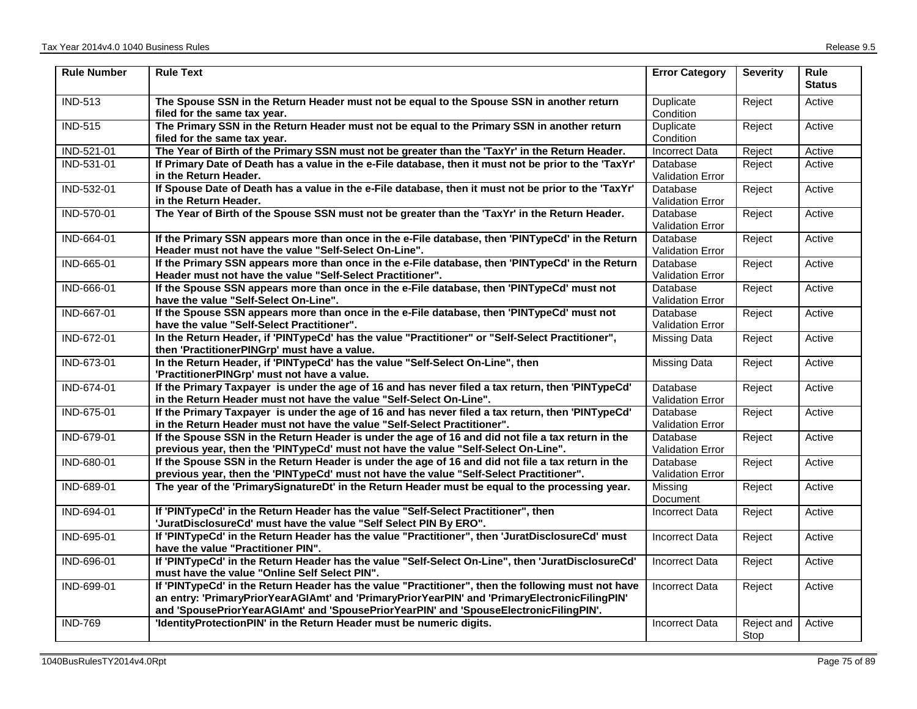| Rule Number | Rule Text | Error Category | Severity | Rule Status |
|---|---|---|---|---|
| IND-513 | **The Spouse SSN in the Return Header must not be equal to the Spouse SSN in another return filed for the same tax year.** | Duplicate Condition | Reject | Active |
| IND-515 | **The Primary SSN in the Return Header must not be equal to the Primary SSN in another return filed for the same tax year.** | Duplicate Condition | Reject | Active |
| IND-521-01 | **The Year of Birth of the Primary SSN must not be greater than the 'TaxYr' in the Return Header.** | Incorrect Data | Reject | Active |
| IND-531-01 | **If Primary Date of Death has a value in the e-File database, then it must not be prior to the 'TaxYr' in the Return Header.** | Database Validation Error | Reject | Active |
| IND-532-01 | **If Spouse Date of Death has a value in the e-File database, then it must not be prior to the 'TaxYr' in the Return Header.** | Database Validation Error | Reject | Active |
| IND-570-01 | **The Year of Birth of the Spouse SSN must not be greater than the 'TaxYr' in the Return Header.** | Database Validation Error | Reject | Active |
| IND-664-01 | **If the Primary SSN appears more than once in the e-File database, then 'PINTypeCd' in the Return Header must not have the value "Self-Select On-Line".** | Database Validation Error | Reject | Active |
| IND-665-01 | **If the Primary SSN appears more than once in the e-File database, then 'PINTypeCd' in the Return Header must not have the value "Self-Select Practitioner".** | Database Validation Error | Reject | Active |
| IND-666-01 | **If the Spouse SSN appears more than once in the e-File database, then 'PINTypeCd' must not have the value "Self-Select On-Line".** | Database Validation Error | Reject | Active |
| IND-667-01 | **If the Spouse SSN appears more than once in the e-File database, then 'PINTypeCd' must not have the value "Self-Select Practitioner".** | Database Validation Error | Reject | Active |
| IND-672-01 | **In the Return Header, if 'PINTypeCd' has the value "Practitioner" or "Self-Select Practitioner", then 'PractitionerPINGrp' must have a value.** | Missing Data | Reject | Active |
| IND-673-01 | **In the Return Header, if 'PINTypeCd' has the value "Self-Select On-Line", then 'PractitionerPINGrp' must not have a value.** | Missing Data | Reject | Active |
| IND-674-01 | **If the Primary Taxpayer is under the age of 16 and has never filed a tax return, then 'PINTypeCd' in the Return Header must not have the value "Self-Select On-Line".** | Database Validation Error | Reject | Active |
| IND-675-01 | **If the Primary Taxpayer is under the age of 16 and has never filed a tax return, then 'PINTypeCd' in the Return Header must not have the value "Self-Select Practitioner".** | Database Validation Error | Reject | Active |
| IND-679-01 | **If the Spouse SSN in the Return Header is under the age of 16 and did not file a tax return in the previous year, then the 'PINTypeCd' must not have the value "Self-Select On-Line".** | Database Validation Error | Reject | Active |
| IND-680-01 | **If the Spouse SSN in the Return Header is under the age of 16 and did not file a tax return in the previous year, then the 'PINTypeCd' must not have the value "Self-Select Practitioner".** | Database Validation Error | Reject | Active |
| IND-689-01 | **The year of the 'PrimarySignatureDt' in the Return Header must be equal to the processing year.** | Missing Document | Reject | Active |
| IND-694-01 | **If 'PINTypeCd' in the Return Header has the value "Self-Select Practitioner", then 'JuratDisclosureCd' must have the value "Self Select PIN By ERO".** | Incorrect Data | Reject | Active |
| IND-695-01 | **If 'PINTypeCd' in the Return Header has the value "Practitioner", then 'JuratDisclosureCd' must have the value "Practitioner PIN".** | Incorrect Data | Reject | Active |
| IND-696-01 | **If 'PINTypeCd' in the Return Header has the value "Self-Select On-Line", then 'JuratDisclosureCd' must have the value "Online Self Select PIN".** | Incorrect Data | Reject | Active |
| IND-699-01 | **If 'PINTypeCd' in the Return Header has the value "Practitioner", then the following must not have an entry: 'PrimaryPriorYearAGIAmt' and 'PrimaryPriorYearPIN' and 'PrimaryElectronicFilingPIN' and 'SpousePriorYearAGIAmt' and 'SpousePriorYearPIN' and 'SpouseElectronicFilingPIN'.** | Incorrect Data | Reject | Active |
| IND-769 | **'IdentityProtectionPIN' in the Return Header must be numeric digits.** | Incorrect Data | Reject and Stop | Active |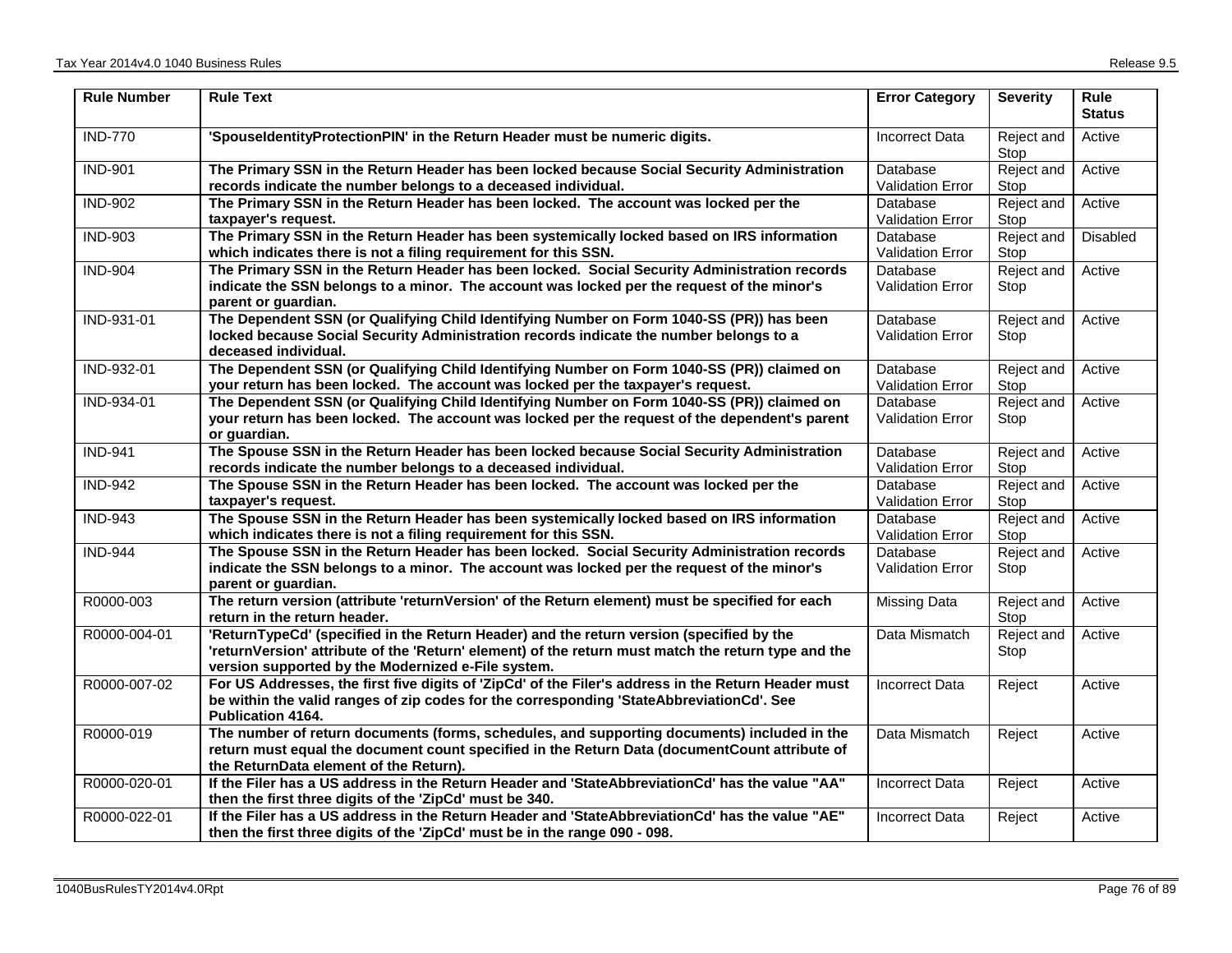| Rule Number | Rule Text | Error Category | Severity | Rule Status |
|---|---|---|---|---|
| IND-770 | **'SpouseIdentityProtectionPIN' in the Return Header must be numeric digits.** | Incorrect Data | Reject and Stop | Active |
| IND-901 | **The Primary SSN in the Return Header has been locked because Social Security Administration records indicate the number belongs to a deceased individual.** | Database Validation Error | Reject and Stop | Active |
| IND-902 | **The Primary SSN in the Return Header has been locked. The account was locked per the taxpayer's request.** | Database Validation Error | Reject and Stop | Active |
| IND-903 | **The Primary SSN in the Return Header has been systemically locked based on IRS information which indicates there is not a filing requirement for this SSN.** | Database Validation Error | Reject and Stop | Disabled |
| IND-904 | **The Primary SSN in the Return Header has been locked. Social Security Administration records indicate the SSN belongs to a minor. The account was locked per the request of the minor's parent or guardian.** | Database Validation Error | Reject and Stop | Active |
| IND-931-01 | **The Dependent SSN (or Qualifying Child Identifying Number on Form 1040-SS (PR)) has been locked because Social Security Administration records indicate the number belongs to a deceased individual.** | Database Validation Error | Reject and Stop | Active |
| IND-932-01 | **The Dependent SSN (or Qualifying Child Identifying Number on Form 1040-SS (PR)) claimed on your return has been locked. The account was locked per the taxpayer's request.** | Database Validation Error | Reject and Stop | Active |
| IND-934-01 | **The Dependent SSN (or Qualifying Child Identifying Number on Form 1040-SS (PR)) claimed on your return has been locked. The account was locked per the request of the dependent's parent or guardian.** | Database Validation Error | Reject and Stop | Active |
| IND-941 | **The Spouse SSN in the Return Header has been locked because Social Security Administration records indicate the number belongs to a deceased individual.** | Database Validation Error | Reject and Stop | Active |
| IND-942 | **The Spouse SSN in the Return Header has been locked. The account was locked per the taxpayer's request.** | Database Validation Error | Reject and Stop | Active |
| IND-943 | **The Spouse SSN in the Return Header has been systemically locked based on IRS information which indicates there is not a filing requirement for this SSN.** | Database Validation Error | Reject and Stop | Active |
| IND-944 | **The Spouse SSN in the Return Header has been locked. Social Security Administration records indicate the SSN belongs to a minor. The account was locked per the request of the minor's parent or guardian.** | Database Validation Error | Reject and Stop | Active |
| R0000-003 | **The return version (attribute 'returnVersion' of the Return element) must be specified for each return in the return header.** | Missing Data | Reject and Stop | Active |
| R0000-004-01 | **'ReturnTypeCd' (specified in the Return Header) and the return version (specified by the 'returnVersion' attribute of the 'Return' element) of the return must match the return type and the version supported by the Modernized e-File system.** | Data Mismatch | Reject and Stop | Active |
| R0000-007-02 | **For US Addresses, the first five digits of 'ZipCd' of the Filer's address in the Return Header must be within the valid ranges of zip codes for the corresponding 'StateAbbreviationCd'. See Publication 4164.** | Incorrect Data | Reject | Active |
| R0000-019 | **The number of return documents (forms, schedules, and supporting documents) included in the return must equal the document count specified in the Return Data (documentCount attribute of the ReturnData element of the Return).** | Data Mismatch | Reject | Active |
| R0000-020-01 | **If the Filer has a US address in the Return Header and 'StateAbbreviationCd' has the value "AA" then the first three digits of the 'ZipCd' must be 340.** | Incorrect Data | Reject | Active |
| R0000-022-01 | **If the Filer has a US address in the Return Header and 'StateAbbreviationCd' has the value "AE" then the first three digits of the 'ZipCd' must be in the range 090 - 098.** | Incorrect Data | Reject | Active |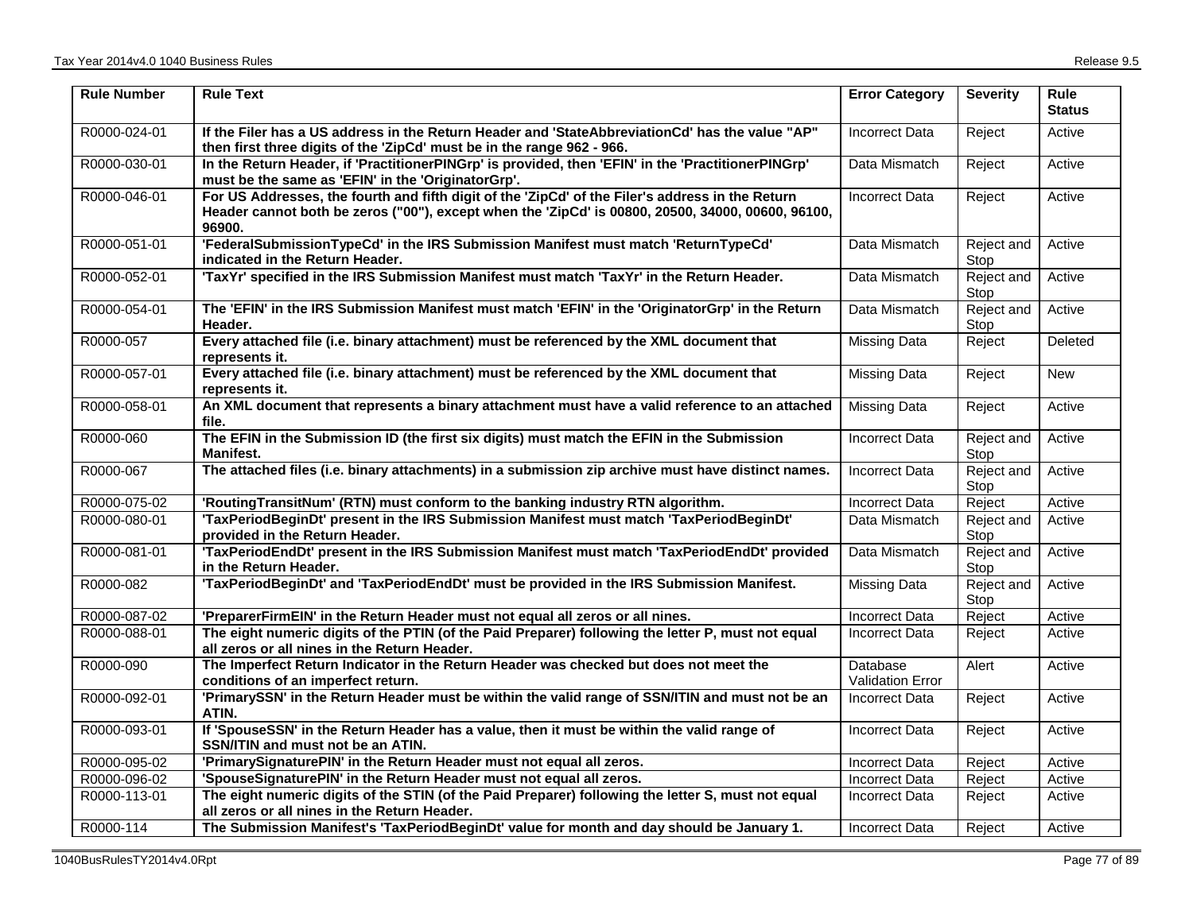| Rule Number | Rule Text | Error Category | Severity | Rule Status |
|---|---|---|---|---|
| R0000-024-01 | **If the Filer has a US address in the Return Header and 'StateAbbreviationCd' has the value "AP" then first three digits of the 'ZipCd' must be in the range 962 - 966.** | Incorrect Data | Reject | Active |
| R0000-030-01 | **In the Return Header, if 'PractitionerPINGrp' is provided, then 'EFIN' in the 'PractitionerPINGrp' must be the same as 'EFIN' in the 'OriginatorGrp'.** | Data Mismatch | Reject | Active |
| R0000-046-01 | **For US Addresses, the fourth and fifth digit of the 'ZipCd' of the Filer's address in the Return Header cannot both be zeros ("00"), except when the 'ZipCd' is 00800, 20500, 34000, 00600, 96100, 96900.** | Incorrect Data | Reject | Active |
| R0000-051-01 | **'FederalSubmissionTypeCd' in the IRS Submission Manifest must match 'ReturnTypeCd' indicated in the Return Header.** | Data Mismatch | Reject and Stop | Active |
| R0000-052-01 | **'TaxYr' specified in the IRS Submission Manifest must match 'TaxYr' in the Return Header.** | Data Mismatch | Reject and Stop | Active |
| R0000-054-01 | **The 'EFIN' in the IRS Submission Manifest must match 'EFIN' in the 'OriginatorGrp' in the Return Header.** | Data Mismatch | Reject and Stop | Active |
| R0000-057 | **Every attached file (i.e. binary attachment) must be referenced by the XML document that represents it.** | Missing Data | Reject | Deleted |
| R0000-057-01 | **Every attached file (i.e. binary attachment) must be referenced by the XML document that represents it.** | Missing Data | Reject | New |
| R0000-058-01 | **An XML document that represents a binary attachment must have a valid reference to an attached file.** | Missing Data | Reject | Active |
| R0000-060 | **The EFIN in the Submission ID (the first six digits) must match the EFIN in the Submission Manifest.** | Incorrect Data | Reject and Stop | Active |
| R0000-067 | **The attached files (i.e. binary attachments) in a submission zip archive must have distinct names.** | Incorrect Data | Reject and Stop | Active |
| R0000-075-02 | **'RoutingTransitNum' (RTN) must conform to the banking industry RTN algorithm.** | Incorrect Data | Reject | Active |
| R0000-080-01 | **'TaxPeriodBeginDt' present in the IRS Submission Manifest must match 'TaxPeriodBeginDt' provided in the Return Header.** | Data Mismatch | Reject and Stop | Active |
| R0000-081-01 | **'TaxPeriodEndDt' present in the IRS Submission Manifest must match 'TaxPeriodEndDt' provided in the Return Header.** | Data Mismatch | Reject and Stop | Active |
| R0000-082 | **'TaxPeriodBeginDt' and 'TaxPeriodEndDt' must be provided in the IRS Submission Manifest.** | Missing Data | Reject and Stop | Active |
| R0000-087-02 | **'PreparerFirmEIN' in the Return Header must not equal all zeros or all nines.** | Incorrect Data | Reject | Active |
| R0000-088-01 | **The eight numeric digits of the PTIN (of the Paid Preparer) following the letter P, must not equal all zeros or all nines in the Return Header.** | Incorrect Data | Reject | Active |
| R0000-090 | **The Imperfect Return Indicator in the Return Header was checked but does not meet the conditions of an imperfect return.** | Database Validation Error | Alert | Active |
| R0000-092-01 | **'PrimarySSN' in the Return Header must be within the valid range of SSN/ITIN and must not be an ATIN.** | Incorrect Data | Reject | Active |
| R0000-093-01 | **If 'SpouseSSN' in the Return Header has a value, then it must be within the valid range of SSN/ITIN and must not be an ATIN.** | Incorrect Data | Reject | Active |
| R0000-095-02 | **'PrimarySignaturePIN' in the Return Header must not equal all zeros.** | Incorrect Data | Reject | Active |
| R0000-096-02 | **'SpouseSignaturePIN' in the Return Header must not equal all zeros.** | Incorrect Data | Reject | Active |
| R0000-113-01 | **The eight numeric digits of the STIN (of the Paid Preparer) following the letter S, must not equal all zeros or all nines in the Return Header.** | Incorrect Data | Reject | Active |
| R0000-114 | **The Submission Manifest's 'TaxPeriodBeginDt' value for month and day should be January 1.** | Incorrect Data | Reject | Active |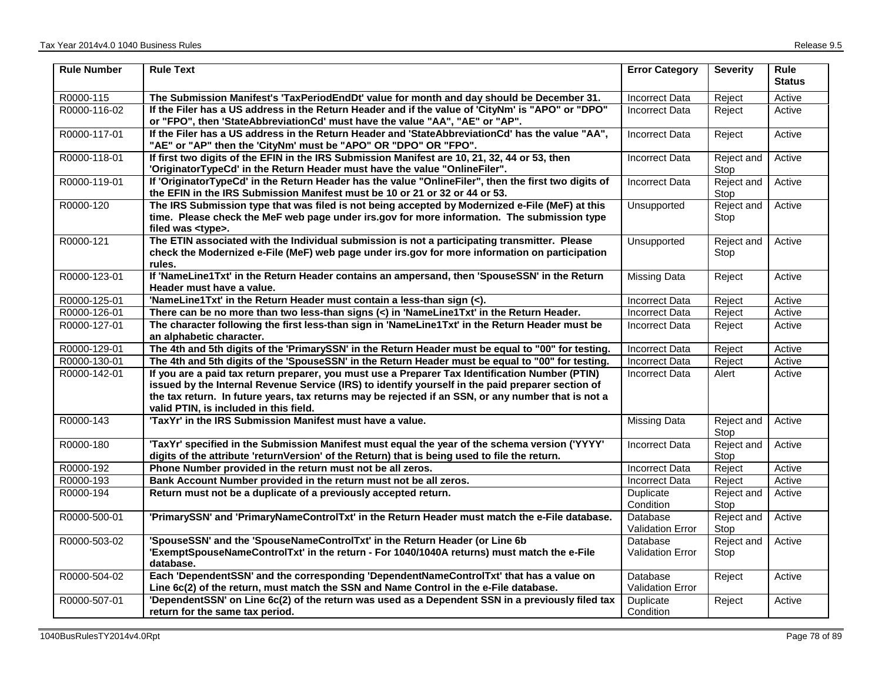| Rule Number | Rule Text | Error Category | Severity | Rule Status |
|---|---|---|---|---|
| R0000-115 | **The Submission Manifest's 'TaxPeriodEndDt' value for month and day should be December 31.** | Incorrect Data | Reject | Active |
| R0000-116-02 | **If the Filer has a US address in the Return Header and if the value of 'CityNm' is "APO" or "DPO" or "FPO", then 'StateAbbreviationCd' must have the value "AA", "AE" or "AP".** | Incorrect Data | Reject | Active |
| R0000-117-01 | **If the Filer has a US address in the Return Header and 'StateAbbreviationCd' has the value "AA", "AE" or "AP" then the 'CityNm' must be "APO" OR "DPO" OR "FPO".** | Incorrect Data | Reject | Active |
| R0000-118-01 | **If first two digits of the EFIN in the IRS Submission Manifest are 10, 21, 32, 44 or 53, then 'OriginatorTypeCd' in the Return Header must have the value "OnlineFiler".** | Incorrect Data | Reject and Stop | Active |
| R0000-119-01 | **If 'OriginatorTypeCd' in the Return Header has the value "OnlineFiler", then the first two digits of the EFIN in the IRS Submission Manifest must be 10 or 21 or 32 or 44 or 53.** | Incorrect Data | Reject and Stop | Active |
| R0000-120 | **The IRS Submission type that was filed is not being accepted by Modernized e-File (MeF) at this time. Please check the MeF web page under irs.gov for more information. The submission type filed was <type>.** | Unsupported | Reject and Stop | Active |
| R0000-121 | **The ETIN associated with the Individual submission is not a participating transmitter. Please check the Modernized e-File (MeF) web page under irs.gov for more information on participation rules.** | Unsupported | Reject and Stop | Active |
| R0000-123-01 | **If 'NameLine1Txt' in the Return Header contains an ampersand, then 'SpouseSSN' in the Return Header must have a value.** | Missing Data | Reject | Active |
| R0000-125-01 | **'NameLine1Txt' in the Return Header must contain a less-than sign (<).** | Incorrect Data | Reject | Active |
| R0000-126-01 | **There can be no more than two less-than signs (<) in 'NameLine1Txt' in the Return Header.** | Incorrect Data | Reject | Active |
| R0000-127-01 | **The character following the first less-than sign in 'NameLine1Txt' in the Return Header must be an alphabetic character.** | Incorrect Data | Reject | Active |
| R0000-129-01 | **The 4th and 5th digits of the 'PrimarySSN' in the Return Header must be equal to "00" for testing.** | Incorrect Data | Reject | Active |
| R0000-130-01 | **The 4th and 5th digits of the 'SpouseSSN' in the Return Header must be equal to "00" for testing.** | Incorrect Data | Reject | Active |
| R0000-142-01 | **If you are a paid tax return preparer, you must use a Preparer Tax Identification Number (PTIN) issued by the Internal Revenue Service (IRS) to identify yourself in the paid preparer section of the tax return. In future years, tax returns may be rejected if an SSN, or any number that is not a valid PTIN, is included in this field.** | Incorrect Data | Alert | Active |
| R0000-143 | **'TaxYr' in the IRS Submission Manifest must have a value.** | Missing Data | Reject and Stop | Active |
| R0000-180 | **'TaxYr' specified in the Submission Manifest must equal the year of the schema version ('YYYY' digits of the attribute 'returnVersion' of the Return) that is being used to file the return.** | Incorrect Data | Reject and Stop | Active |
| R0000-192 | **Phone Number provided in the return must not be all zeros.** | Incorrect Data | Reject | Active |
| R0000-193 | **Bank Account Number provided in the return must not be all zeros.** | Incorrect Data | Reject | Active |
| R0000-194 | **Return must not be a duplicate of a previously accepted return.** | Duplicate Condition | Reject and Stop | Active |
| R0000-500-01 | **'PrimarySSN' and 'PrimaryNameControlTxt' in the Return Header must match the e-File database.** | Database Validation Error | Reject and Stop | Active |
| R0000-503-02 | **'SpouseSSN' and the 'SpouseNameControlTxt' in the Return Header (or Line 6b 'ExemptSpouseNameControlTxt' in the return - For 1040/1040A returns) must match the e-File database.** | Database Validation Error | Reject and Stop | Active |
| R0000-504-02 | **Each 'DependentSSN' and the corresponding 'DependentNameControlTxt' that has a value on Line 6c(2) of the return, must match the SSN and Name Control in the e-File database.** | Database Validation Error | Reject | Active |
| R0000-507-01 | **'DependentSSN' on Line 6c(2) of the return was used as a Dependent SSN in a previously filed tax return for the same tax period.** | Duplicate Condition | Reject | Active |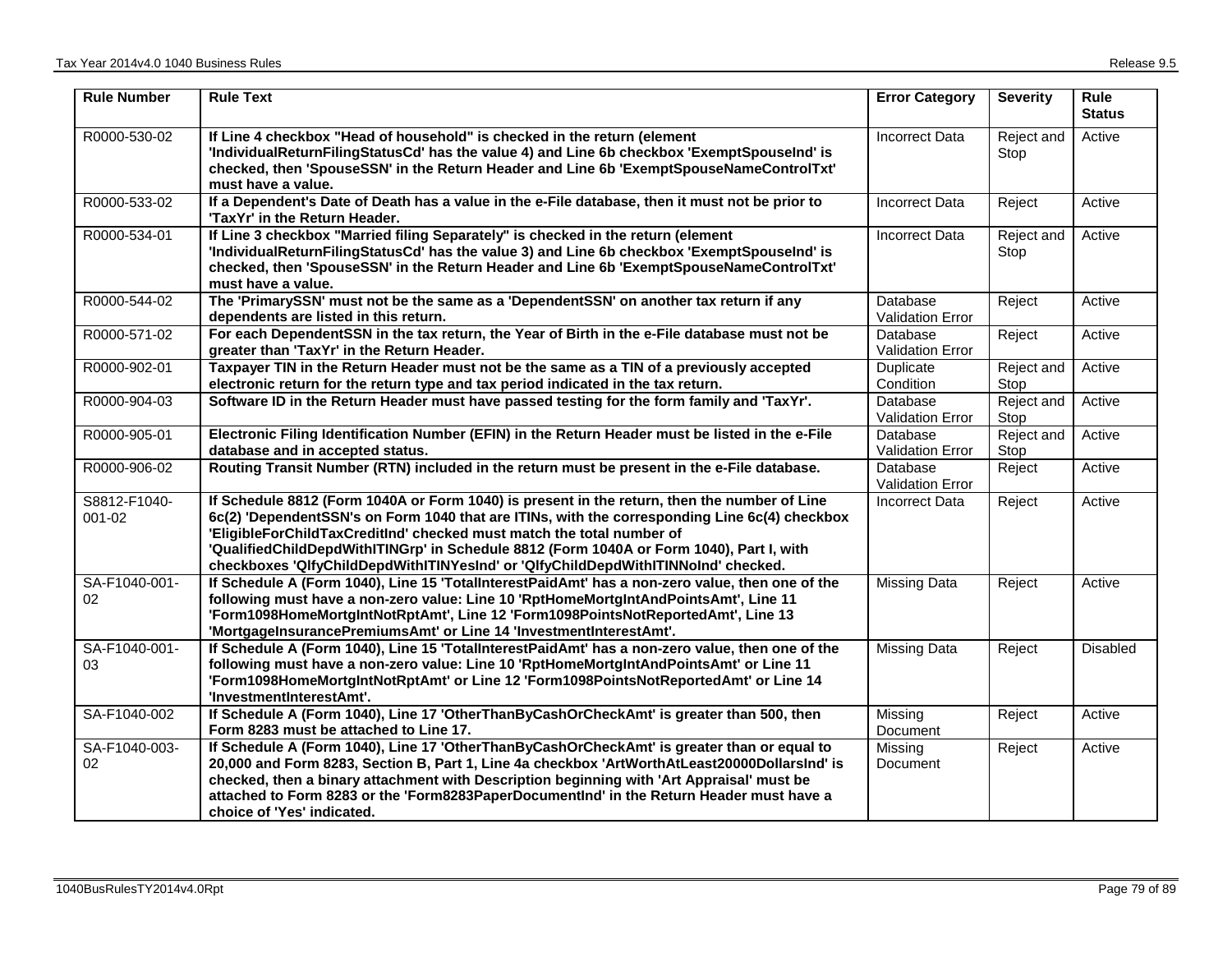| Rule Number | Rule Text | Error Category | Severity | Rule Status |
|---|---|---|---|---|
| R0000-530-02 | **If Line 4 checkbox "Head of household" is checked in the return (element 'IndividualReturnFilingStatusCd' has the value 4) and Line 6b checkbox 'ExemptSpouseInd' is checked, then 'SpouseSSN' in the Return Header and Line 6b 'ExemptSpouseNameControlTxt' must have a value.** | Incorrect Data | Reject and Stop | Active |
| R0000-533-02 | **If a Dependent's Date of Death has a value in the e-File database, then it must not be prior to 'TaxYr' in the Return Header.** | Incorrect Data | Reject | Active |
| R0000-534-01 | **If Line 3 checkbox "Married filing Separately" is checked in the return (element 'IndividualReturnFilingStatusCd' has the value 3) and Line 6b checkbox 'ExemptSpouseInd' is checked, then 'SpouseSSN' in the Return Header and Line 6b 'ExemptSpouseNameControlTxt' must have a value.** | Incorrect Data | Reject and Stop | Active |
| R0000-544-02 | **The 'PrimarySSN' must not be the same as a 'DependentSSN' on another tax return if any dependents are listed in this return.** | Database Validation Error | Reject | Active |
| R0000-571-02 | **For each DependentSSN in the tax return, the Year of Birth in the e-File database must not be greater than 'TaxYr' in the Return Header.** | Database Validation Error | Reject | Active |
| R0000-902-01 | **Taxpayer TIN in the Return Header must not be the same as a TIN of a previously accepted electronic return for the return type and tax period indicated in the tax return.** | Duplicate Condition | Reject and Stop | Active |
| R0000-904-03 | **Software ID in the Return Header must have passed testing for the form family and 'TaxYr'.** | Database Validation Error | Reject and Stop | Active |
| R0000-905-01 | **Electronic Filing Identification Number (EFIN) in the Return Header must be listed in the e-File database and in accepted status.** | Database Validation Error | Reject and Stop | Active |
| R0000-906-02 | **Routing Transit Number (RTN) included in the return must be present in the e-File database.** | Database Validation Error | Reject | Active |
| S8812-F1040-001-02 | **If Schedule 8812 (Form 1040A or Form 1040) is present in the return, then the number of Line 6c(2) 'DependentSSN's on Form 1040 that are ITINs, with the corresponding Line 6c(4) checkbox 'EligibleForChildTaxCreditInd' checked must match the total number of 'QualifiedChildDepdWithITINGrp' in Schedule 8812 (Form 1040A or Form 1040), Part I, with checkboxes 'QlfyChildDepdWithITINYesInd' or 'QlfyChildDepdWithITINNoInd' checked.** | Incorrect Data | Reject | Active |
| SA-F1040-001-02 | **If Schedule A (Form 1040), Line 15 'TotalInterestPaidAmt' has a non-zero value, then one of the following must have a non-zero value: Line 10 'RptHomeMortgIntAndPointsAmt', Line 11 'Form1098HomeMortgIntNotRptAmt', Line 12 'Form1098PointsNotReportedAmt', Line 13 'MortgageInsurancePremiumsAmt' or Line 14 'InvestmentInterestAmt'.** | Missing Data | Reject | Active |
| SA-F1040-001-03 | **If Schedule A (Form 1040), Line 15 'TotalInterestPaidAmt' has a non-zero value, then one of the following must have a non-zero value: Line 10 'RptHomeMortgIntAndPointsAmt' or Line 11 'Form1098HomeMortgIntNotRptAmt' or Line 12 'Form1098PointsNotReportedAmt' or Line 14 'InvestmentInterestAmt'.** | Missing Data | Reject | Disabled |
| SA-F1040-002 | **If Schedule A (Form 1040), Line 17 'OtherThanByCashOrCheckAmt' is greater than 500, then Form 8283 must be attached to Line 17.** | Missing Document | Reject | Active |
| SA-F1040-003-02 | **If Schedule A (Form 1040), Line 17 'OtherThanByCashOrCheckAmt' is greater than or equal to 20,000 and Form 8283, Section B, Part 1, Line 4a checkbox 'ArtWorthAtLeast20000DollarsInd' is checked, then a binary attachment with Description beginning with 'Art Appraisal' must be attached to Form 8283 or the 'Form8283PaperDocumentInd' in the Return Header must have a choice of 'Yes' indicated.** | Missing Document | Reject | Active |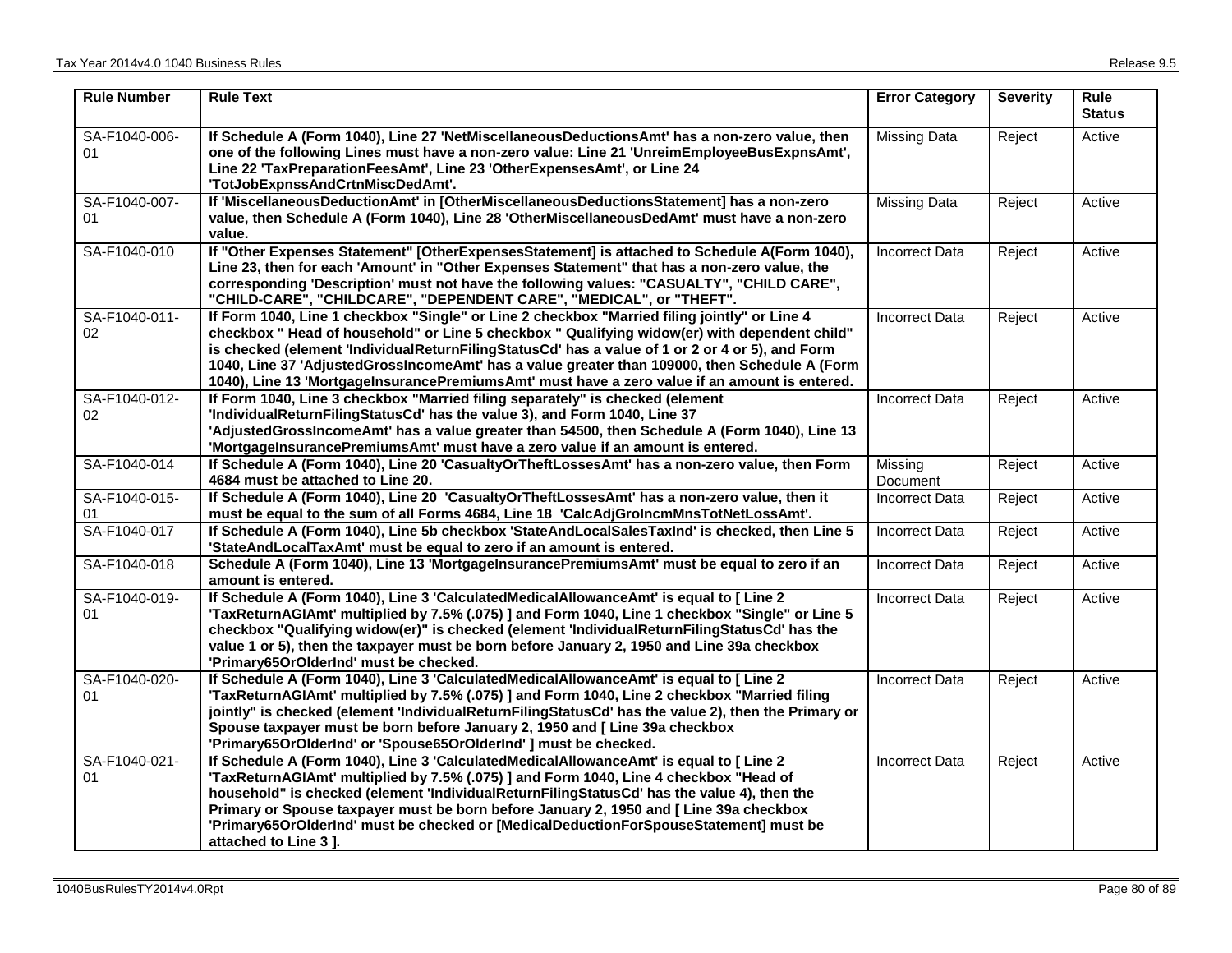| Rule Number | Rule Text | Error Category | Severity | Rule Status |
| --- | --- | --- | --- | --- |
| SA-F1040-006-01 | **If Schedule A (Form 1040), Line 27 'NetMiscellaneousDeductionsAmt' has a non-zero value, then one of the following Lines must have a non-zero value: Line 21 'UnreimEmployeeBusExpnsAmt', Line 22 'TaxPreparationFeesAmt', Line 23 'OtherExpensesAmt', or Line 24 'TotJobExpnssAndCrtnMiscDedAmt'.** | Missing Data | Reject | Active |
| SA-F1040-007-01 | **If 'MiscellaneousDeductionAmt' in [OtherMiscellaneousDeductionsStatement] has a non-zero value, then Schedule A (Form 1040), Line 28 'OtherMiscellaneousDedAmt' must have a non-zero value.** | Missing Data | Reject | Active |
| SA-F1040-010 | **If "Other Expenses Statement" [OtherExpensesStatement] is attached to Schedule A(Form 1040), Line 23, then for each 'Amount' in "Other Expenses Statement" that has a non-zero value, the corresponding 'Description' must not have the following values: "CASUALTY", "CHILD CARE", "CHILD-CARE", "CHILDCARE", "DEPENDENT CARE", "MEDICAL", or "THEFT".** | Incorrect Data | Reject | Active |
| SA-F1040-011-02 | **If Form 1040, Line 1 checkbox "Single" or Line 2 checkbox "Married filing jointly" or Line 4 checkbox " Head of household" or Line 5 checkbox " Qualifying widow(er) with dependent child" is checked (element 'IndividualReturnFilingStatusCd' has a value of 1 or 2 or 4 or 5), and Form 1040, Line 37 'AdjustedGrossIncomeAmt' has a value greater than 109000, then Schedule A (Form 1040), Line 13 'MortgageInsurancePremiumsAmt' must have a zero value if an amount is entered.** | Incorrect Data | Reject | Active |
| SA-F1040-012-02 | **If Form 1040, Line 3 checkbox "Married filing separately" is checked (element 'IndividualReturnFilingStatusCd' has the value 3), and Form 1040, Line 37 'AdjustedGrossIncomeAmt' has a value greater than 54500, then Schedule A (Form 1040), Line 13 'MortgageInsurancePremiumsAmt' must have a zero value if an amount is entered.** | Incorrect Data | Reject | Active |
| SA-F1040-014 | **If Schedule A (Form 1040), Line 20 'CasualtyOrTheftLossesAmt' has a non-zero value, then Form 4684 must be attached to Line 20.** | Missing Document | Reject | Active |
| SA-F1040-015-01 | **If Schedule A (Form 1040), Line 20 'CasualtyOrTheftLossesAmt' has a non-zero value, then it must be equal to the sum of all Forms 4684, Line 18 'CalcAdjGroIncmMnsTotNetLossAmt'.** | Incorrect Data | Reject | Active |
| SA-F1040-017 | **If Schedule A (Form 1040), Line 5b checkbox 'StateAndLocalSalesTaxInd' is checked, then Line 5 'StateAndLocalTaxAmt' must be equal to zero if an amount is entered.** | Incorrect Data | Reject | Active |
| SA-F1040-018 | **Schedule A (Form 1040), Line 13 'MortgageInsurancePremiumsAmt' must be equal to zero if an amount is entered.** | Incorrect Data | Reject | Active |
| SA-F1040-019-01 | **If Schedule A (Form 1040), Line 3 'CalculatedMedicalAllowanceAmt' is equal to [ Line 2 'TaxReturnAGIAmt' multiplied by 7.5% (.075) ] and Form 1040, Line 1 checkbox "Single" or Line 5 checkbox "Qualifying widow(er)" is checked (element 'IndividualReturnFilingStatusCd' has the value 1 or 5), then the taxpayer must be born before January 2, 1950 and Line 39a checkbox 'Primary65OrOlderInd' must be checked.** | Incorrect Data | Reject | Active |
| SA-F1040-020-01 | **If Schedule A (Form 1040), Line 3 'CalculatedMedicalAllowanceAmt' is equal to [ Line 2 'TaxReturnAGIAmt' multiplied by 7.5% (.075) ] and Form 1040, Line 2 checkbox "Married filing jointly" is checked (element 'IndividualReturnFilingStatusCd' has the value 2), then the Primary or Spouse taxpayer must be born before January 2, 1950 and [ Line 39a checkbox 'Primary65OrOlderInd' or 'Spouse65OrOlderInd' ] must be checked.** | Incorrect Data | Reject | Active |
| SA-F1040-021-01 | **If Schedule A (Form 1040), Line 3 'CalculatedMedicalAllowanceAmt' is equal to [ Line 2 'TaxReturnAGIAmt' multiplied by 7.5% (.075) ] and Form 1040, Line 4 checkbox "Head of household" is checked (element 'IndividualReturnFilingStatusCd' has the value 4), then the Primary or Spouse taxpayer must be born before January 2, 1950 and [ Line 39a checkbox 'Primary65OrOlderInd' must be checked or [MedicalDeductionForSpouseStatement] must be attached to Line 3 ].** | Incorrect Data | Reject | Active |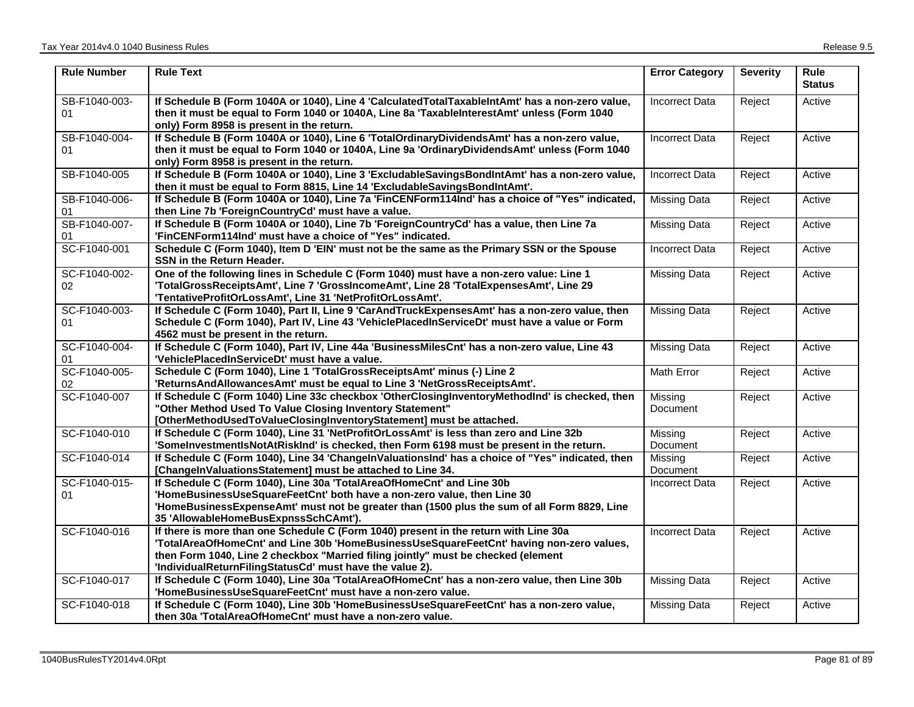| Rule Number | Rule Text | Error Category | Severity | Rule Status |
|---|---|---|---|---|
| SB-F1040-003-01 | **If Schedule B (Form 1040A or 1040), Line 4 'CalculatedTotalTaxableIntAmt' has a non-zero value, then it must be equal to Form 1040 or 1040A, Line 8a 'TaxableInterestAmt' unless (Form 1040 only) Form 8958 is present in the return.** | Incorrect Data | Reject | Active |
| SB-F1040-004-01 | **If Schedule B (Form 1040A or 1040), Line 6 'TotalOrdinaryDividendsAmt' has a non-zero value, then it must be equal to Form 1040 or 1040A, Line 9a 'OrdinaryDividendsAmt' unless (Form 1040 only) Form 8958 is present in the return.** | Incorrect Data | Reject | Active |
| SB-F1040-005 | **If Schedule B (Form 1040A or 1040), Line 3 'ExcludableSavingsBondIntAmt' has a non-zero value, then it must be equal to Form 8815, Line 14 'ExcludableSavingsBondIntAmt'.** | Incorrect Data | Reject | Active |
| SB-F1040-006-01 | **If Schedule B (Form 1040A or 1040), Line 7a 'FinCENForm114Ind' has a choice of "Yes" indicated, then Line 7b 'ForeignCountryCd' must have a value.** | Missing Data | Reject | Active |
| SB-F1040-007-01 | **If Schedule B (Form 1040A or 1040), Line 7b 'ForeignCountryCd' has a value, then Line 7a 'FinCENForm114Ind' must have a choice of "Yes" indicated.** | Missing Data | Reject | Active |
| SC-F1040-001 | **Schedule C (Form 1040), Item D 'EIN' must not be the same as the Primary SSN or the Spouse SSN in the Return Header.** | Incorrect Data | Reject | Active |
| SC-F1040-002-02 | **One of the following lines in Schedule C (Form 1040) must have a non-zero value: Line 1 'TotalGrossReceiptsAmt', Line 7 'GrossIncomeAmt', Line 28 'TotalExpensesAmt', Line 29 'TentativeProfitOrLossAmt', Line 31 'NetProfitOrLossAmt'.** | Missing Data | Reject | Active |
| SC-F1040-003-01 | **If Schedule C (Form 1040), Part II, Line 9 'CarAndTruckExpensesAmt' has a non-zero value, then Schedule C (Form 1040), Part IV, Line 43 'VehiclePlacedInServiceDt' must have a value or Form 4562 must be present in the return.** | Missing Data | Reject | Active |
| SC-F1040-004-01 | **If Schedule C (Form 1040), Part IV, Line 44a 'BusinessMilesCnt' has a non-zero value, Line 43 'VehiclePlacedInServiceDt' must have a value.** | Missing Data | Reject | Active |
| SC-F1040-005-02 | **Schedule C (Form 1040), Line 1 'TotalGrossReceiptsAmt' minus (-) Line 2 'ReturnsAndAllowancesAmt' must be equal to Line 3 'NetGrossReceiptsAmt'.** | Math Error | Reject | Active |
| SC-F1040-007 | **If Schedule C (Form 1040) Line 33c checkbox 'OtherClosingInventoryMethodInd' is checked, then "Other Method Used To Value Closing Inventory Statement" [OtherMethodUsedToValueClosingInventoryStatement] must be attached.** | Missing Document | Reject | Active |
| SC-F1040-010 | **If Schedule C (Form 1040), Line 31 'NetProfitOrLossAmt' is less than zero and Line 32b 'SomeInvestmentIsNotAtRiskInd' is checked, then Form 6198 must be present in the return.** | Missing Document | Reject | Active |
| SC-F1040-014 | **If Schedule C (Form 1040), Line 34 'ChangeInValuationsInd' has a choice of "Yes" indicated, then [ChangeInValuationsStatement] must be attached to Line 34.** | Missing Document | Reject | Active |
| SC-F1040-015-01 | **If Schedule C (Form 1040), Line 30a 'TotalAreaOfHomeCnt' and Line 30b 'HomeBusinessUseSquareFeetCnt' both have a non-zero value, then Line 30 'HomeBusinessExpenseAmt' must not be greater than (1500 plus the sum of all Form 8829, Line 35 'AllowableHomeBusExpnssSchCAmt').** | Incorrect Data | Reject | Active |
| SC-F1040-016 | **If there is more than one Schedule C (Form 1040) present in the return with Line 30a 'TotalAreaOfHomeCnt' and Line 30b 'HomeBusinessUseSquareFeetCnt' having non-zero values, then Form 1040, Line 2 checkbox "Married filing jointly" must be checked (element 'IndividualReturnFilingStatusCd' must have the value 2).** | Incorrect Data | Reject | Active |
| SC-F1040-017 | **If Schedule C (Form 1040), Line 30a 'TotalAreaOfHomeCnt' has a non-zero value, then Line 30b 'HomeBusinessUseSquareFeetCnt' must have a non-zero value.** | Missing Data | Reject | Active |
| SC-F1040-018 | **If Schedule C (Form 1040), Line 30b 'HomeBusinessUseSquareFeetCnt' has a non-zero value, then 30a 'TotalAreaOfHomeCnt' must have a non-zero value.** | Missing Data | Reject | Active |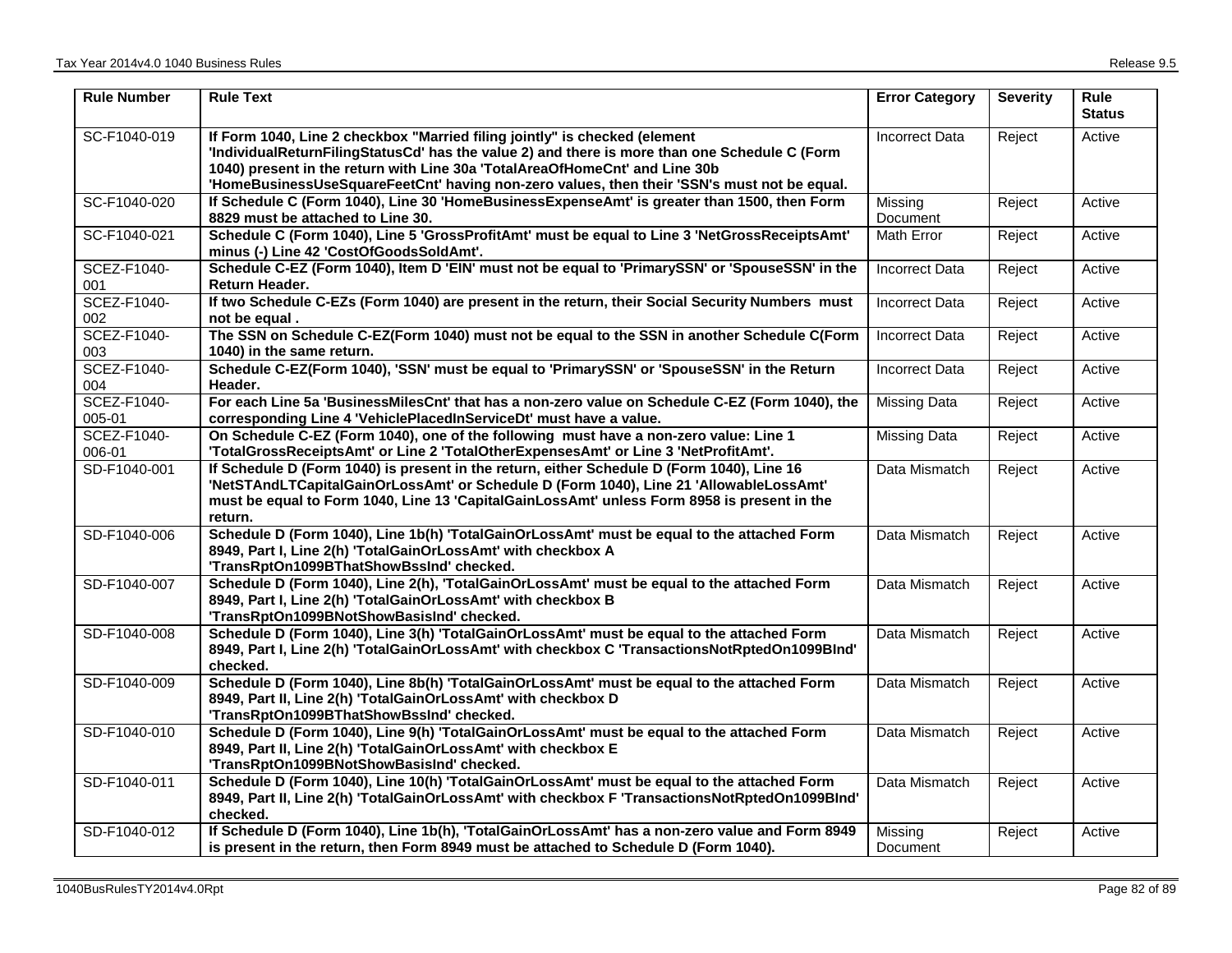| Rule Number | Rule Text | Error Category | Severity | Rule Status |
|---|---|---|---|---|
| SC-F1040-019 | **If Form 1040, Line 2 checkbox "Married filing jointly" is checked (element 'IndividualReturnFilingStatusCd' has the value 2) and there is more than one Schedule C (Form 1040) present in the return with Line 30a 'TotalAreaOfHomeCnt' and Line 30b 'HomeBusinessUseSquareFeetCnt' having non-zero values, then their 'SSN's must not be equal.** | Incorrect Data | Reject | Active |
| SC-F1040-020 | **If Schedule C (Form 1040), Line 30 'HomeBusinessExpenseAmt' is greater than 1500, then Form 8829 must be attached to Line 30.** | Missing Document | Reject | Active |
| SC-F1040-021 | **Schedule C (Form 1040), Line 5 'GrossProfitAmt' must be equal to Line 3 'NetGrossReceiptsAmt' minus (-) Line 42 'CostOfGoodsSoldAmt'.** | Math Error | Reject | Active |
| SCEZ-F1040-001 | **Schedule C-EZ (Form 1040), Item D 'EIN' must not be equal to 'PrimarySSN' or 'SpouseSSN' in the Return Header.** | Incorrect Data | Reject | Active |
| SCEZ-F1040-002 | **If two Schedule C-EZs (Form 1040) are present in the return, their Social Security Numbers must not be equal .** | Incorrect Data | Reject | Active |
| SCEZ-F1040-003 | **The SSN on Schedule C-EZ(Form 1040) must not be equal to the SSN in another Schedule C(Form 1040) in the same return.** | Incorrect Data | Reject | Active |
| SCEZ-F1040-004 | **Schedule C-EZ(Form 1040), 'SSN' must be equal to 'PrimarySSN' or 'SpouseSSN' in the Return Header.** | Incorrect Data | Reject | Active |
| SCEZ-F1040-005-01 | **For each Line 5a 'BusinessMilesCnt' that has a non-zero value on Schedule C-EZ (Form 1040), the corresponding Line 4 'VehiclePlacedInServiceDt' must have a value.** | Missing Data | Reject | Active |
| SCEZ-F1040-006-01 | **On Schedule C-EZ (Form 1040), one of the following must have a non-zero value: Line 1 'TotalGrossReceiptsAmt' or Line 2 'TotalOtherExpensesAmt' or Line 3 'NetProfitAmt'.** | Missing Data | Reject | Active |
| SD-F1040-001 | **If Schedule D (Form 1040) is present in the return, either Schedule D (Form 1040), Line 16 'NetSTAndLTCapitalGainOrLossAmt' or Schedule D (Form 1040), Line 21 'AllowableLossAmt' must be equal to Form 1040, Line 13 'CapitalGainLossAmt' unless Form 8958 is present in the return.** | Data Mismatch | Reject | Active |
| SD-F1040-006 | **Schedule D (Form 1040), Line 1b(h) 'TotalGainOrLossAmt' must be equal to the attached Form 8949, Part I, Line 2(h) 'TotalGainOrLossAmt' with checkbox A 'TransRptOn1099BThatShowBssInd' checked.** | Data Mismatch | Reject | Active |
| SD-F1040-007 | **Schedule D (Form 1040), Line 2(h), 'TotalGainOrLossAmt' must be equal to the attached Form 8949, Part I, Line 2(h) 'TotalGainOrLossAmt' with checkbox B 'TransRptOn1099BNotShowBasisInd' checked.** | Data Mismatch | Reject | Active |
| SD-F1040-008 | **Schedule D (Form 1040), Line 3(h) 'TotalGainOrLossAmt' must be equal to the attached Form 8949, Part I, Line 2(h) 'TotalGainOrLossAmt' with checkbox C 'TransactionsNotRptedOn1099BInd' checked.** | Data Mismatch | Reject | Active |
| SD-F1040-009 | **Schedule D (Form 1040), Line 8b(h) 'TotalGainOrLossAmt' must be equal to the attached Form 8949, Part II, Line 2(h) 'TotalGainOrLossAmt' with checkbox D 'TransRptOn1099BThatShowBssInd' checked.** | Data Mismatch | Reject | Active |
| SD-F1040-010 | **Schedule D (Form 1040), Line 9(h) 'TotalGainOrLossAmt' must be equal to the attached Form 8949, Part II, Line 2(h) 'TotalGainOrLossAmt' with checkbox E 'TransRptOn1099BNotShowBasisInd' checked.** | Data Mismatch | Reject | Active |
| SD-F1040-011 | **Schedule D (Form 1040), Line 10(h) 'TotalGainOrLossAmt' must be equal to the attached Form 8949, Part II, Line 2(h) 'TotalGainOrLossAmt' with checkbox F 'TransactionsNotRptedOn1099BInd' checked.** | Data Mismatch | Reject | Active |
| SD-F1040-012 | **If Schedule D (Form 1040), Line 1b(h), 'TotalGainOrLossAmt' has a non-zero value and Form 8949 is present in the return, then Form 8949 must be attached to Schedule D (Form 1040).** | Missing Document | Reject | Active |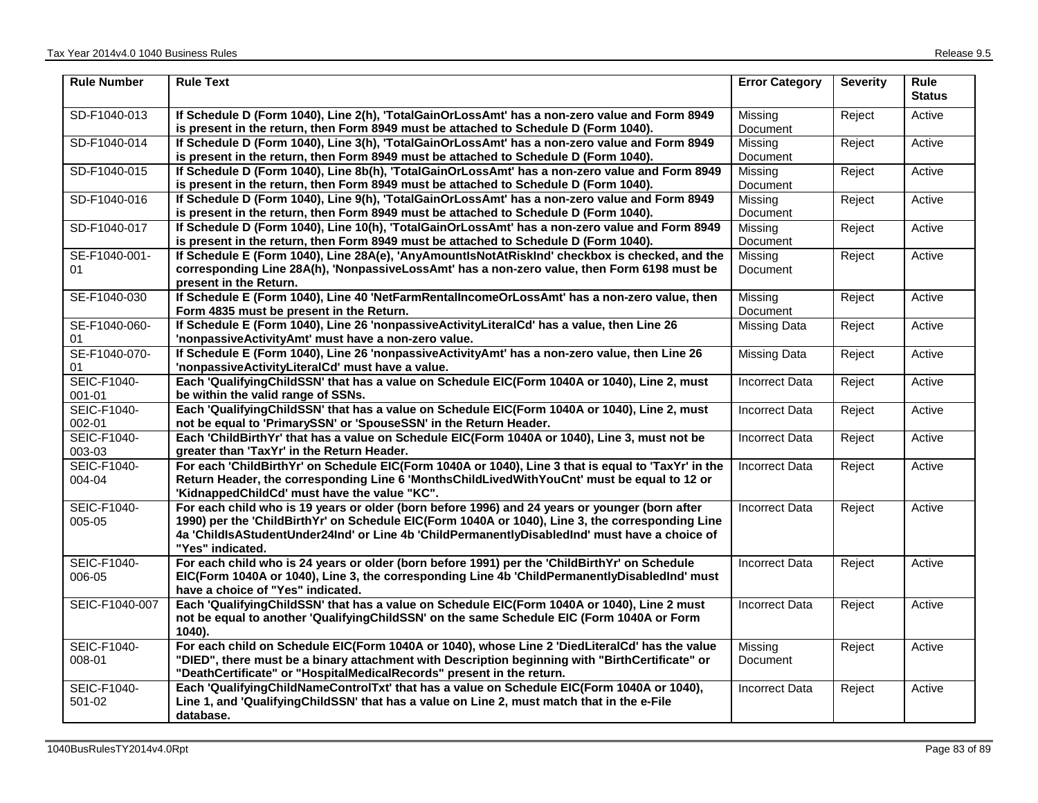| Rule Number | Rule Text | Error Category | Severity | Rule Status |
|---|---|---|---|---|
| SD-F1040-013 | **If Schedule D (Form 1040), Line 2(h), 'TotalGainOrLossAmt' has a non-zero value and Form 8949 is present in the return, then Form 8949 must be attached to Schedule D (Form 1040).** | Missing Document | Reject | Active |
| SD-F1040-014 | **If Schedule D (Form 1040), Line 3(h), 'TotalGainOrLossAmt' has a non-zero value and Form 8949 is present in the return, then Form 8949 must be attached to Schedule D (Form 1040).** | Missing Document | Reject | Active |
| SD-F1040-015 | **If Schedule D (Form 1040), Line 8b(h), 'TotalGainOrLossAmt' has a non-zero value and Form 8949 is present in the return, then Form 8949 must be attached to Schedule D (Form 1040).** | Missing Document | Reject | Active |
| SD-F1040-016 | **If Schedule D (Form 1040), Line 9(h), 'TotalGainOrLossAmt' has a non-zero value and Form 8949 is present in the return, then Form 8949 must be attached to Schedule D (Form 1040).** | Missing Document | Reject | Active |
| SD-F1040-017 | **If Schedule D (Form 1040), Line 10(h), 'TotalGainOrLossAmt' has a non-zero value and Form 8949 is present in the return, then Form 8949 must be attached to Schedule D (Form 1040).** | Missing Document | Reject | Active |
| SE-F1040-001-01 | **If Schedule E (Form 1040), Line 28A(e), 'AnyAmountIsNotAtRiskInd' checkbox is checked, and the corresponding Line 28A(h), 'NonpassiveLossAmt' has a non-zero value, then Form 6198 must be present in the Return.** | Missing Document | Reject | Active |
| SE-F1040-030 | **If Schedule E (Form 1040), Line 40 'NetFarmRentalIncomeOrLossAmt' has a non-zero value, then Form 4835 must be present in the Return.** | Missing Document | Reject | Active |
| SE-F1040-060-01 | **If Schedule E (Form 1040), Line 26 'nonpassiveActivityLiteralCd' has a value, then Line 26 'nonpassiveActivityAmt' must have a non-zero value.** | Missing Data | Reject | Active |
| SE-F1040-070-01 | **If Schedule E (Form 1040), Line 26 'nonpassiveActivityAmt' has a non-zero value, then Line 26 'nonpassiveActivityLiteralCd' must have a value.** | Missing Data | Reject | Active |
| SEIC-F1040-001-01 | **Each 'QualifyingChildSSN' that has a value on Schedule EIC(Form 1040A or 1040), Line 2, must be within the valid range of SSNs.** | Incorrect Data | Reject | Active |
| SEIC-F1040-002-01 | **Each 'QualifyingChildSSN' that has a value on Schedule EIC(Form 1040A or 1040), Line 2, must not be equal to 'PrimarySSN' or 'SpouseSSN' in the Return Header.** | Incorrect Data | Reject | Active |
| SEIC-F1040-003-03 | **Each 'ChildBirthYr' that has a value on Schedule EIC(Form 1040A or 1040), Line 3, must not be greater than 'TaxYr' in the Return Header.** | Incorrect Data | Reject | Active |
| SEIC-F1040-004-04 | **For each 'ChildBirthYr' on Schedule EIC(Form 1040A or 1040), Line 3 that is equal to 'TaxYr' in the Return Header, the corresponding Line 6 'MonthsChildLivedWithYouCnt' must be equal to 12 or 'KidnappedChildCd' must have the value "KC".** | Incorrect Data | Reject | Active |
| SEIC-F1040-005-05 | **For each child who is 19 years or older (born before 1996) and 24 years or younger (born after 1990) per the 'ChildBirthYr' on Schedule EIC(Form 1040A or 1040), Line 3, the corresponding Line 4a 'ChildIsAStudentUnder24Ind' or Line 4b 'ChildPermanentlyDisabledInd' must have a choice of "Yes" indicated.** | Incorrect Data | Reject | Active |
| SEIC-F1040-006-05 | **For each child who is 24 years or older (born before 1991) per the 'ChildBirthYr' on Schedule EIC(Form 1040A or 1040), Line 3, the corresponding Line 4b 'ChildPermanentlyDisabledInd' must have a choice of "Yes" indicated.** | Incorrect Data | Reject | Active |
| SEIC-F1040-007 | **Each 'QualifyingChildSSN' that has a value on Schedule EIC(Form 1040A or 1040), Line 2 must not be equal to another 'QualifyingChildSSN' on the same Schedule EIC (Form 1040A or Form 1040).** | Incorrect Data | Reject | Active |
| SEIC-F1040-008-01 | **For each child on Schedule EIC(Form 1040A or 1040), whose Line 2 'DiedLiteralCd' has the value "DIED", there must be a binary attachment with Description beginning with "BirthCertificate" or "DeathCertificate" or "HospitalMedicalRecords" present in the return.** | Missing Document | Reject | Active |
| SEIC-F1040-501-02 | **Each 'QualifyingChildNameControlTxt' that has a value on Schedule EIC(Form 1040A or 1040), Line 1, and 'QualifyingChildSSN' that has a value on Line 2, must match that in the e-File database.** | Incorrect Data | Reject | Active |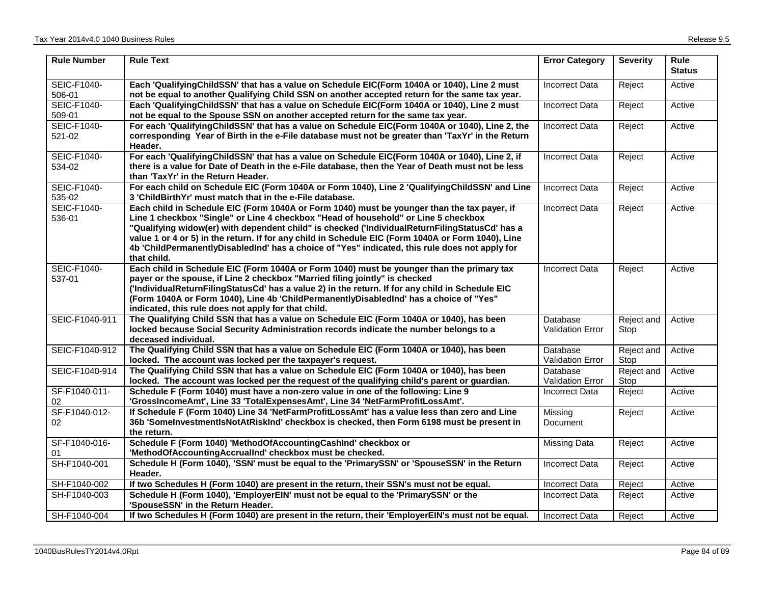| Rule Number | Rule Text | Error Category | Severity | Rule Status |
|---|---|---|---|---|
| SEIC-F1040-506-01 | **Each 'QualifyingChildSSN' that has a value on Schedule EIC(Form 1040A or 1040), Line 2 must not be equal to another Qualifying Child SSN on another accepted return for the same tax year.** | Incorrect Data | Reject | Active |
| SEIC-F1040-509-01 | **Each 'QualifyingChildSSN' that has a value on Schedule EIC(Form 1040A or 1040), Line 2 must not be equal to the Spouse SSN on another accepted return for the same tax year.** | Incorrect Data | Reject | Active |
| SEIC-F1040-521-02 | **For each 'QualifyingChildSSN' that has a value on Schedule EIC(Form 1040A or 1040), Line 2, the corresponding Year of Birth in the e-File database must not be greater than 'TaxYr' in the Return Header.** | Incorrect Data | Reject | Active |
| SEIC-F1040-534-02 | **For each 'QualifyingChildSSN' that has a value on Schedule EIC(Form 1040A or 1040), Line 2, if there is a value for Date of Death in the e-File database, then the Year of Death must not be less than 'TaxYr' in the Return Header.** | Incorrect Data | Reject | Active |
| SEIC-F1040-535-02 | **For each child on Schedule EIC (Form 1040A or Form 1040), Line 2 'QualifyingChildSSN' and Line 3 'ChildBirthYr' must match that in the e-File database.** | Incorrect Data | Reject | Active |
| SEIC-F1040-536-01 | **Each child in Schedule EIC (Form 1040A or Form 1040) must be younger than the tax payer, if Line 1 checkbox "Single" or Line 4 checkbox "Head of household" or Line 5 checkbox "Qualifying widow(er) with dependent child" is checked ('IndividualReturnFilingStatusCd' has a value 1 or 4 or 5) in the return. If for any child in Schedule EIC (Form 1040A or Form 1040), Line 4b 'ChildPermanentlyDisabledInd' has a choice of "Yes" indicated, this rule does not apply for that child.** | Incorrect Data | Reject | Active |
| SEIC-F1040-537-01 | **Each child in Schedule EIC (Form 1040A or Form 1040) must be younger than the primary tax payer or the spouse, if Line 2 checkbox "Married filing jointly" is checked ('IndividualReturnFilingStatusCd' has a value 2) in the return. If for any child in Schedule EIC (Form 1040A or Form 1040), Line 4b 'ChildPermanentlyDisabledInd' has a choice of "Yes" indicated, this rule does not apply for that child.** | Incorrect Data | Reject | Active |
| SEIC-F1040-911 | **The Qualifying Child SSN that has a value on Schedule EIC (Form 1040A or 1040), has been locked because Social Security Administration records indicate the number belongs to a deceased individual.** | Database Validation Error | Reject and Stop | Active |
| SEIC-F1040-912 | **The Qualifying Child SSN that has a value on Schedule EIC (Form 1040A or 1040), has been locked. The account was locked per the taxpayer's request.** | Database Validation Error | Reject and Stop | Active |
| SEIC-F1040-914 | **The Qualifying Child SSN that has a value on Schedule EIC (Form 1040A or 1040), has been locked. The account was locked per the request of the qualifying child's parent or guardian.** | Database Validation Error | Reject and Stop | Active |
| SF-F1040-011-02 | **Schedule F (Form 1040) must have a non-zero value in one of the following: Line 9 'GrossIncomeAmt', Line 33 'TotalExpensesAmt', Line 34 'NetFarmProfitLossAmt'.** | Incorrect Data | Reject | Active |
| SF-F1040-012-02 | **If Schedule F (Form 1040) Line 34 'NetFarmProfitLossAmt' has a value less than zero and Line 36b 'SomeInvestmentIsNotAtRiskInd' checkbox is checked, then Form 6198 must be present in the return.** | Missing Document | Reject | Active |
| SF-F1040-016-01 | **Schedule F (Form 1040) 'MethodOfAccountingCashInd' checkbox or 'MethodOfAccountingAccrualInd' checkbox must be checked.** | Missing Data | Reject | Active |
| SH-F1040-001 | **Schedule H (Form 1040), 'SSN' must be equal to the 'PrimarySSN' or 'SpouseSSN' in the Return Header.** | Incorrect Data | Reject | Active |
| SH-F1040-002 | **If two Schedules H (Form 1040) are present in the return, their SSN's must not be equal.** | Incorrect Data | Reject | Active |
| SH-F1040-003 | **Schedule H (Form 1040), 'EmployerEIN' must not be equal to the 'PrimarySSN' or the 'SpouseSSN' in the Return Header.** | Incorrect Data | Reject | Active |
| SH-F1040-004 | **If two Schedules H (Form 1040) are present in the return, their 'EmployerEIN's must not be equal.** | Incorrect Data | Reject | Active |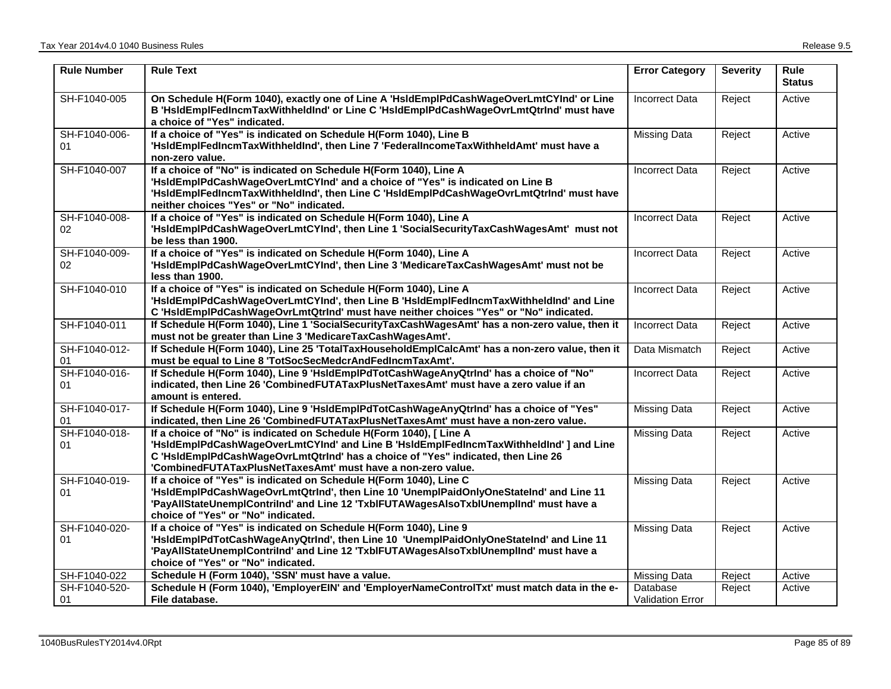| Rule Number | Rule Text | Error Category | Severity | Rule Status |
|---|---|---|---|---|
| SH-F1040-005 | **On Schedule H(Form 1040), exactly one of Line A 'HsldEmplPdCashWageOverLmtCYInd' or Line B 'HsldEmplFedIncmTaxWithheldInd' or Line C 'HsldEmplPdCashWageOvrLmtQtrInd' must have a choice of "Yes" indicated.** | Incorrect Data | Reject | Active |
| SH-F1040-006-01 | **If a choice of "Yes" is indicated on Schedule H(Form 1040), Line B 'HsldEmplFedIncmTaxWithheldInd', then Line 7 'FederalIncomeTaxWithheldAmt' must have a non-zero value.** | Missing Data | Reject | Active |
| SH-F1040-007 | **If a choice of "No" is indicated on Schedule H(Form 1040), Line A 'HsldEmplPdCashWageOverLmtCYInd' and a choice of "Yes" is indicated on Line B 'HsldEmplFedIncmTaxWithheldInd', then Line C 'HsldEmplPdCashWageOvrLmtQtrInd' must have neither choices "Yes" or "No" indicated.** | Incorrect Data | Reject | Active |
| SH-F1040-008-02 | **If a choice of "Yes" is indicated on Schedule H(Form 1040), Line A 'HsldEmplPdCashWageOverLmtCYInd', then Line 1 'SocialSecurityTaxCashWagesAmt' must not be less than 1900.** | Incorrect Data | Reject | Active |
| SH-F1040-009-02 | **If a choice of "Yes" is indicated on Schedule H(Form 1040), Line A 'HsldEmplPdCashWageOverLmtCYInd', then Line 3 'MedicareTaxCashWagesAmt' must not be less than 1900.** | Incorrect Data | Reject | Active |
| SH-F1040-010 | **If a choice of "Yes" is indicated on Schedule H(Form 1040), Line A 'HsldEmplPdCashWageOverLmtCYInd', then Line B 'HsldEmplFedIncmTaxWithheldInd' and Line C 'HsldEmplPdCashWageOvrLmtQtrInd' must have neither choices "Yes" or "No" indicated.** | Incorrect Data | Reject | Active |
| SH-F1040-011 | **If Schedule H(Form 1040), Line 1 'SocialSecurityTaxCashWagesAmt' has a non-zero value, then it must not be greater than Line 3 'MedicareTaxCashWagesAmt'.** | Incorrect Data | Reject | Active |
| SH-F1040-012-01 | **If Schedule H(Form 1040), Line 25 'TotalTaxHouseholdEmplCalcAmt' has a non-zero value, then it must be equal to Line 8 'TotSocSecMedcrAndFedIncmTaxAmt'.** | Data Mismatch | Reject | Active |
| SH-F1040-016-01 | **If Schedule H(Form 1040), Line 9 'HsldEmplPdTotCashWageAnyQtrInd' has a choice of "No" indicated, then Line 26 'CombinedFUTATaxPlusNetTaxesAmt' must have a zero value if an amount is entered.** | Incorrect Data | Reject | Active |
| SH-F1040-017-01 | **If Schedule H(Form 1040), Line 9 'HsldEmplPdTotCashWageAnyQtrInd' has a choice of "Yes" indicated, then Line 26 'CombinedFUTATaxPlusNetTaxesAmt' must have a non-zero value.** | Missing Data | Reject | Active |
| SH-F1040-018-01 | **If a choice of "No" is indicated on Schedule H(Form 1040), [ Line A 'HsldEmplPdCashWageOverLmtCYInd' and Line B 'HsldEmplFedIncmTaxWithheldInd' ] and Line C 'HsldEmplPdCashWageOvrLmtQtrInd' has a choice of "Yes" indicated, then Line 26 'CombinedFUTATaxPlusNetTaxesAmt' must have a non-zero value.** | Missing Data | Reject | Active |
| SH-F1040-019-01 | **If a choice of "Yes" is indicated on Schedule H(Form 1040), Line C 'HsldEmplPdCashWageOvrLmtQtrInd', then Line 10 'UnemplPaidOnlyOneStateInd' and Line 11 'PayAllStateUnemplContriInd' and Line 12 'TxblFUTAWagesAlsoTxblUnemplInd' must have a choice of "Yes" or "No" indicated.** | Missing Data | Reject | Active |
| SH-F1040-020-01 | **If a choice of "Yes" is indicated on Schedule H(Form 1040), Line 9 'HsldEmplPdTotCashWageAnyQtrInd', then Line 10 'UnemplPaidOnlyOneStateInd' and Line 11 'PayAllStateUnemplContriInd' and Line 12 'TxblFUTAWagesAlsoTxblUnemplInd' must have a choice of "Yes" or "No" indicated.** | Missing Data | Reject | Active |
| SH-F1040-022 | **Schedule H (Form 1040), 'SSN' must have a value.** | Missing Data | Reject | Active |
| SH-F1040-520-01 | **Schedule H (Form 1040), 'EmployerEIN' and 'EmployerNameControlTxt' must match data in the e-File database.** | Database Validation Error | Reject | Active |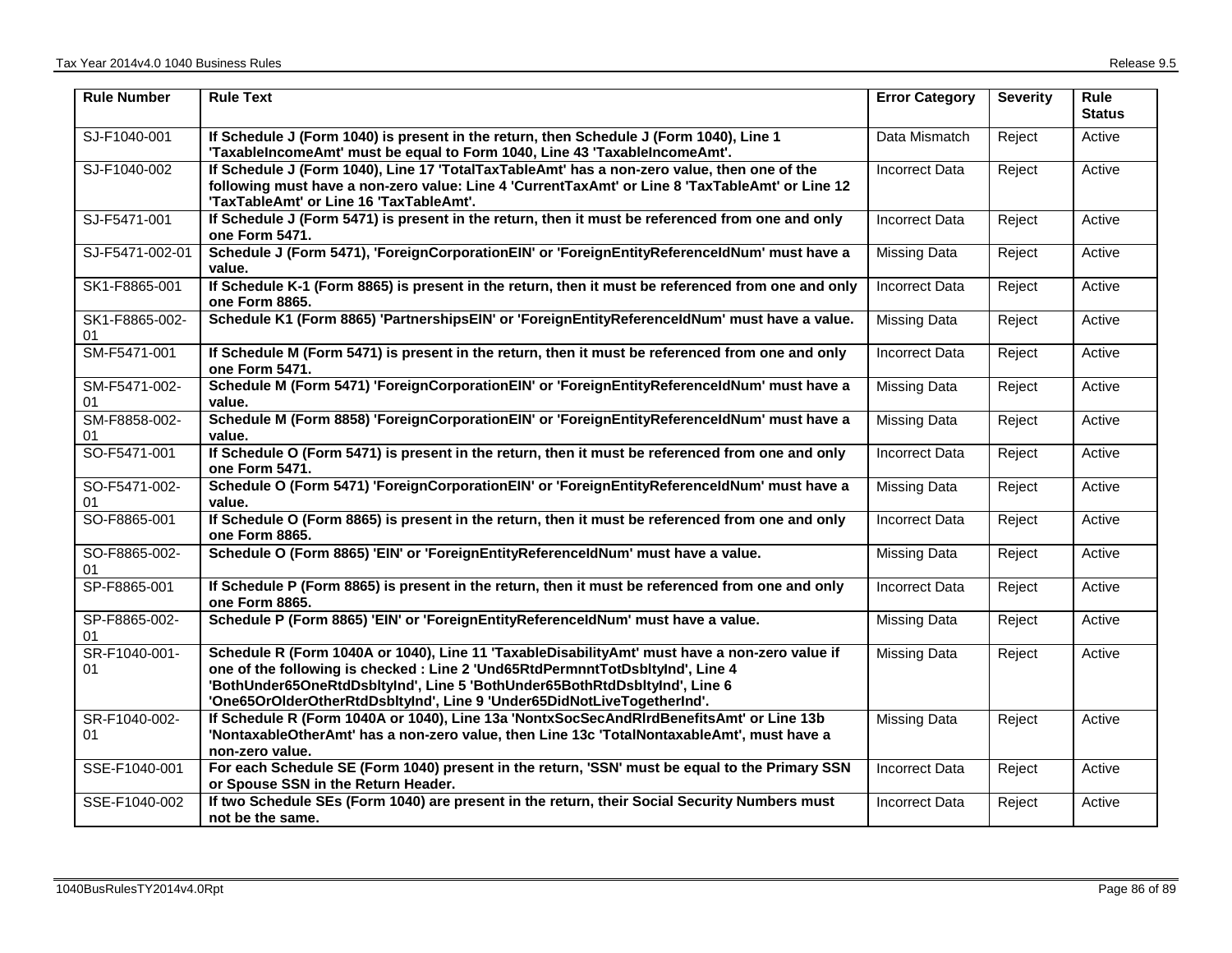| Rule Number | Rule Text | Error Category | Severity | Rule Status |
|---|---|---|---|---|
| SJ-F1040-001 | **If Schedule J (Form 1040) is present in the return, then Schedule J (Form 1040), Line 1 'TaxableIncomeAmt' must be equal to Form 1040, Line 43 'TaxableIncomeAmt'.** | Data Mismatch | Reject | Active |
| SJ-F1040-002 | **If Schedule J (Form 1040), Line 17 'TotalTaxTableAmt' has a non-zero value, then one of the following must have a non-zero value: Line 4 'CurrentTaxAmt' or Line 8 'TaxTableAmt' or Line 12 'TaxTableAmt' or Line 16 'TaxTableAmt'.** | Incorrect Data | Reject | Active |
| SJ-F5471-001 | **If Schedule J (Form 5471) is present in the return, then it must be referenced from one and only one Form 5471.** | Incorrect Data | Reject | Active |
| SJ-F5471-002-01 | **Schedule J (Form 5471), 'ForeignCorporationEIN' or 'ForeignEntityReferenceIdNum' must have a value.** | Missing Data | Reject | Active |
| SK1-F8865-001 | **If Schedule K-1 (Form 8865) is present in the return, then it must be referenced from one and only one Form 8865.** | Incorrect Data | Reject | Active |
| SK1-F8865-002-01 | **Schedule K1 (Form 8865) 'PartnershipsEIN' or 'ForeignEntityReferenceIdNum' must have a value.** | Missing Data | Reject | Active |
| SM-F5471-001 | **If Schedule M (Form 5471) is present in the return, then it must be referenced from one and only one Form 5471.** | Incorrect Data | Reject | Active |
| SM-F5471-002-01 | **Schedule M (Form 5471) 'ForeignCorporationEIN' or 'ForeignEntityReferenceIdNum' must have a value.** | Missing Data | Reject | Active |
| SM-F8858-002-01 | **Schedule M (Form 8858) 'ForeignCorporationEIN' or 'ForeignEntityReferenceIdNum' must have a value.** | Missing Data | Reject | Active |
| SO-F5471-001 | **If Schedule O (Form 5471) is present in the return, then it must be referenced from one and only one Form 5471.** | Incorrect Data | Reject | Active |
| SO-F5471-002-01 | **Schedule O (Form 5471) 'ForeignCorporationEIN' or 'ForeignEntityReferenceIdNum' must have a value.** | Missing Data | Reject | Active |
| SO-F8865-001 | **If Schedule O (Form 8865) is present in the return, then it must be referenced from one and only one Form 8865.** | Incorrect Data | Reject | Active |
| SO-F8865-002-01 | **Schedule O (Form 8865) 'EIN' or 'ForeignEntityReferenceIdNum' must have a value.** | Missing Data | Reject | Active |
| SP-F8865-001 | **If Schedule P (Form 8865) is present in the return, then it must be referenced from one and only one Form 8865.** | Incorrect Data | Reject | Active |
| SP-F8865-002-01 | **Schedule P (Form 8865) 'EIN' or 'ForeignEntityReferenceIdNum' must have a value.** | Missing Data | Reject | Active |
| SR-F1040-001-01 | **Schedule R (Form 1040A or 1040), Line 11 'TaxableDisabilityAmt' must have a non-zero value if one of the following is checked : Line 2 'Und65RtdPermnntTotDsbltyInd', Line 4 'BothUnder65OneRtdDsbltyInd', Line 5 'BothUnder65BothRtdDsbltyInd', Line 6 'One65OrOlderOtherRtdDsbltyInd', Line 9 'Under65DidNotLiveTogetherInd'.** | Missing Data | Reject | Active |
| SR-F1040-002-01 | **If Schedule R (Form 1040A or 1040), Line 13a 'NontxSocSecAndRlrdBenefitsAmt' or Line 13b 'NontaxableOtherAmt' has a non-zero value, then Line 13c 'TotalNontaxableAmt', must have a non-zero value.** | Missing Data | Reject | Active |
| SSE-F1040-001 | **For each Schedule SE (Form 1040) present in the return, 'SSN' must be equal to the Primary SSN or Spouse SSN in the Return Header.** | Incorrect Data | Reject | Active |
| SSE-F1040-002 | **If two Schedule SEs (Form 1040) are present in the return, their Social Security Numbers must not be the same.** | Incorrect Data | Reject | Active |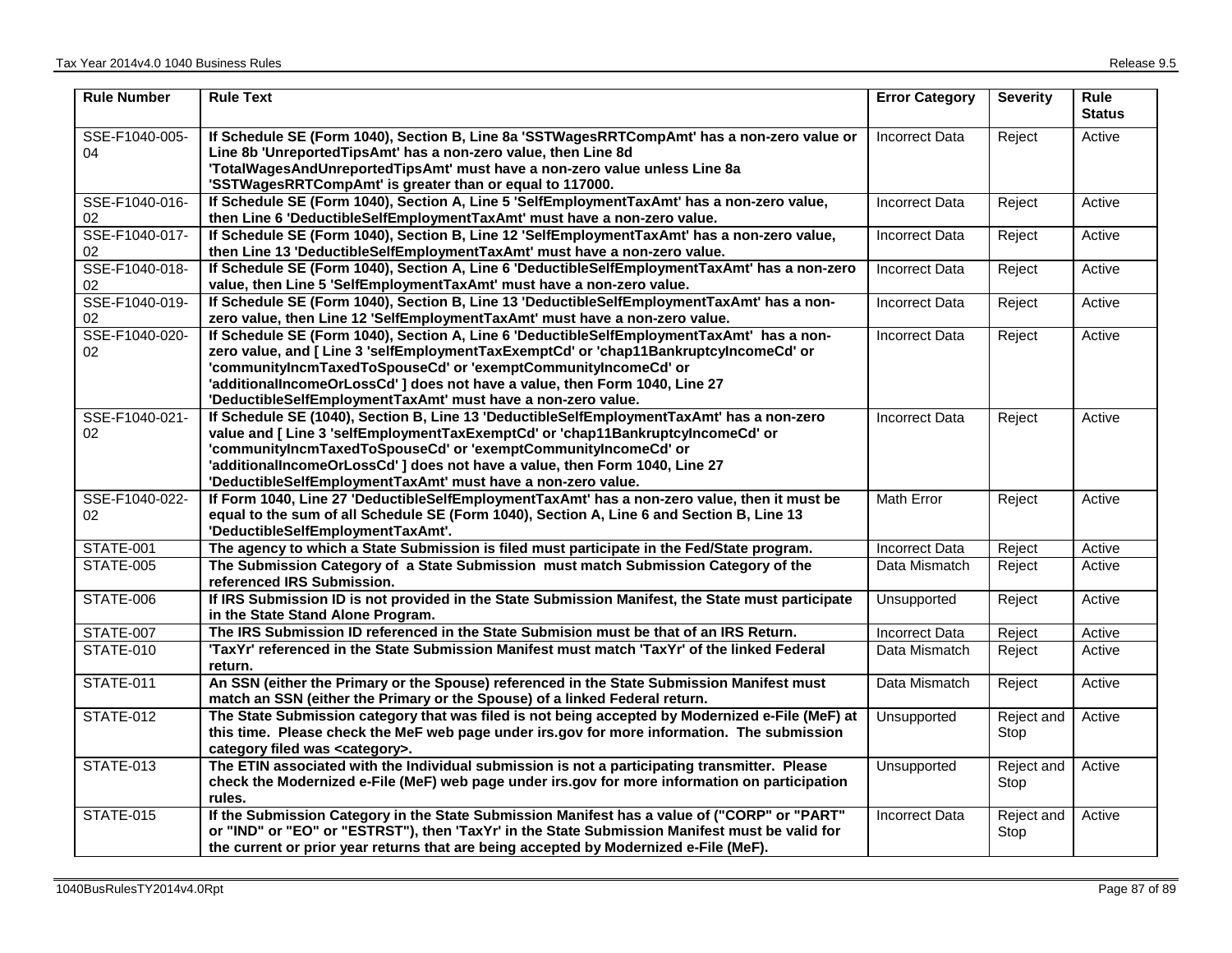| Rule Number | Rule Text | Error Category | Severity | Rule Status |
|---|---|---|---|---|
| SSE-F1040-005-04 | **If Schedule SE (Form 1040), Section B, Line 8a 'SSTWagesRRTCompAmt' has a non-zero value or Line 8b 'UnreportedTipsAmt' has a non-zero value, then Line 8d 'TotalWagesAndUnreportedTipsAmt' must have a non-zero value unless Line 8a 'SSTWagesRRTCompAmt' is greater than or equal to 117000.** | Incorrect Data | Reject | Active |
| SSE-F1040-016-02 | **If Schedule SE (Form 1040), Section A, Line 5 'SelfEmploymentTaxAmt' has a non-zero value, then Line 6 'DeductibleSelfEmploymentTaxAmt' must have a non-zero value.** | Incorrect Data | Reject | Active |
| SSE-F1040-017-02 | **If Schedule SE (Form 1040), Section B, Line 12 'SelfEmploymentTaxAmt' has a non-zero value, then Line 13 'DeductibleSelfEmploymentTaxAmt' must have a non-zero value.** | Incorrect Data | Reject | Active |
| SSE-F1040-018-02 | **If Schedule SE (Form 1040), Section A, Line 6 'DeductibleSelfEmploymentTaxAmt' has a non-zero value, then Line 5 'SelfEmploymentTaxAmt' must have a non-zero value.** | Incorrect Data | Reject | Active |
| SSE-F1040-019-02 | **If Schedule SE (Form 1040), Section B, Line 13 'DeductibleSelfEmploymentTaxAmt' has a non-zero value, then Line 12 'SelfEmploymentTaxAmt' must have a non-zero value.** | Incorrect Data | Reject | Active |
| SSE-F1040-020-02 | **If Schedule SE (Form 1040), Section A, Line 6 'DeductibleSelfEmploymentTaxAmt' has a non-zero value, and [ Line 3 'selfEmploymentTaxExemptCd' or 'chap11BankruptcyIncomeCd' or 'communityIncmTaxedToSpouseCd' or 'exemptCommunityIncomeCd' or 'additionalIncomeOrLossCd' ] does not have a value, then Form 1040, Line 27 'DeductibleSelfEmploymentTaxAmt' must have a non-zero value.** | Incorrect Data | Reject | Active |
| SSE-F1040-021-02 | **If Schedule SE (1040), Section B, Line 13 'DeductibleSelfEmploymentTaxAmt' has a non-zero value and [ Line 3 'selfEmploymentTaxExemptCd' or 'chap11BankruptcyIncomeCd' or 'communityIncmTaxedToSpouseCd' or 'exemptCommunityIncomeCd' or 'additionalIncomeOrLossCd' ] does not have a value, then Form 1040, Line 27 'DeductibleSelfEmploymentTaxAmt' must have a non-zero value.** | Incorrect Data | Reject | Active |
| SSE-F1040-022-02 | **If Form 1040, Line 27 'DeductibleSelfEmploymentTaxAmt' has a non-zero value, then it must be equal to the sum of all Schedule SE (Form 1040), Section A, Line 6 and Section B, Line 13 'DeductibleSelfEmploymentTaxAmt'.** | Math Error | Reject | Active |
| STATE-001 | **The agency to which a State Submission is filed must participate in the Fed/State program.** | Incorrect Data | Reject | Active |
| STATE-005 | **The Submission Category of a State Submission must match Submission Category of the referenced IRS Submission.** | Data Mismatch | Reject | Active |
| STATE-006 | **If IRS Submission ID is not provided in the State Submission Manifest, the State must participate in the State Stand Alone Program.** | Unsupported | Reject | Active |
| STATE-007 | **The IRS Submission ID referenced in the State Submision must be that of an IRS Return.** | Incorrect Data | Reject | Active |
| STATE-010 | **'TaxYr' referenced in the State Submission Manifest must match 'TaxYr' of the linked Federal return.** | Data Mismatch | Reject | Active |
| STATE-011 | **An SSN (either the Primary or the Spouse) referenced in the State Submission Manifest must match an SSN (either the Primary or the Spouse) of a linked Federal return.** | Data Mismatch | Reject | Active |
| STATE-012 | **The State Submission category that was filed is not being accepted by Modernized e-File (MeF) at this time. Please check the MeF web page under irs.gov for more information. The submission category filed was <category>.** | Unsupported | Reject and Stop | Active |
| STATE-013 | **The ETIN associated with the Individual submission is not a participating transmitter. Please check the Modernized e-File (MeF) web page under irs.gov for more information on participation rules.** | Unsupported | Reject and Stop | Active |
| STATE-015 | **If the Submission Category in the State Submission Manifest has a value of ("CORP" or "PART" or "IND" or "EO" or "ESTRST"), then 'TaxYr' in the State Submission Manifest must be valid for the current or prior year returns that are being accepted by Modernized e-File (MeF).** | Incorrect Data | Reject and Stop | Active |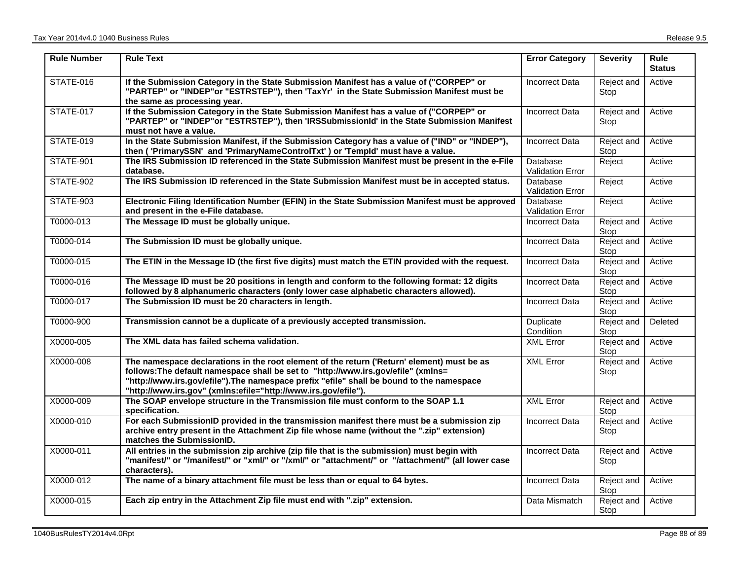| Rule Number | Rule Text | Error Category | Severity | Rule Status |
|---|---|---|---|---|
| STATE-016 | **If the Submission Category in the State Submission Manifest has a value of ("CORPEP" or "PARTEP" or "INDEP"or "ESTRSTEP"), then 'TaxYr' in the State Submission Manifest must be the same as processing year.** | Incorrect Data | Reject and Stop | Active |
| STATE-017 | **If the Submission Category in the State Submission Manifest has a value of ("CORPEP" or "PARTEP" or "INDEP"or "ESTRSTEP"), then 'IRSSubmissionId' in the State Submission Manifest must not have a value.** | Incorrect Data | Reject and Stop | Active |
| STATE-019 | **In the State Submission Manifest, if the Submission Category has a value of ("IND" or "INDEP"), then ( 'PrimarySSN' and 'PrimaryNameControlTxt' ) or 'TempId' must have a value.** | Incorrect Data | Reject and Stop | Active |
| STATE-901 | **The IRS Submission ID referenced in the State Submission Manifest must be present in the e-File database.** | Database Validation Error | Reject | Active |
| STATE-902 | **The IRS Submission ID referenced in the State Submission Manifest must be in accepted status.** | Database Validation Error | Reject | Active |
| STATE-903 | **Electronic Filing Identification Number (EFIN) in the State Submission Manifest must be approved and present in the e-File database.** | Database Validation Error | Reject | Active |
| T0000-013 | **The Message ID must be globally unique.** | Incorrect Data | Reject and Stop | Active |
| T0000-014 | **The Submission ID must be globally unique.** | Incorrect Data | Reject and Stop | Active |
| T0000-015 | **The ETIN in the Message ID (the first five digits) must match the ETIN provided with the request.** | Incorrect Data | Reject and Stop | Active |
| T0000-016 | **The Message ID must be 20 positions in length and conform to the following format: 12 digits followed by 8 alphanumeric characters (only lower case alphabetic characters allowed).** | Incorrect Data | Reject and Stop | Active |
| T0000-017 | **The Submission ID must be 20 characters in length.** | Incorrect Data | Reject and Stop | Active |
| T0000-900 | **Transmission cannot be a duplicate of a previously accepted transmission.** | Duplicate Condition | Reject and Stop | Deleted |
| X0000-005 | **The XML data has failed schema validation.** | XML Error | Reject and Stop | Active |
| X0000-008 | **The namespace declarations in the root element of the return ('Return' element) must be as follows:The default namespace shall be set to "http://www.irs.gov/efile" (xmlns= "http://www.irs.gov/efile").The namespace prefix "efile" shall be bound to the namespace "http://www.irs.gov" (xmlns:efile="http://www.irs.gov/efile").** | XML Error | Reject and Stop | Active |
| X0000-009 | **The SOAP envelope structure in the Transmission file must conform to the SOAP 1.1 specification.** | XML Error | Reject and Stop | Active |
| X0000-010 | **For each SubmissionID provided in the transmission manifest there must be a submission zip archive entry present in the Attachment Zip file whose name (without the ".zip" extension) matches the SubmissionID.** | Incorrect Data | Reject and Stop | Active |
| X0000-011 | **All entries in the submission zip archive (zip file that is the submission) must begin with "manifest/" or "/manifest/" or "xml/" or "/xml/" or "attachment/" or "/attachment/" (all lower case characters).** | Incorrect Data | Reject and Stop | Active |
| X0000-012 | **The name of a binary attachment file must be less than or equal to 64 bytes.** | Incorrect Data | Reject and Stop | Active |
| X0000-015 | **Each zip entry in the Attachment Zip file must end with ".zip" extension.** | Data Mismatch | Reject and Stop | Active |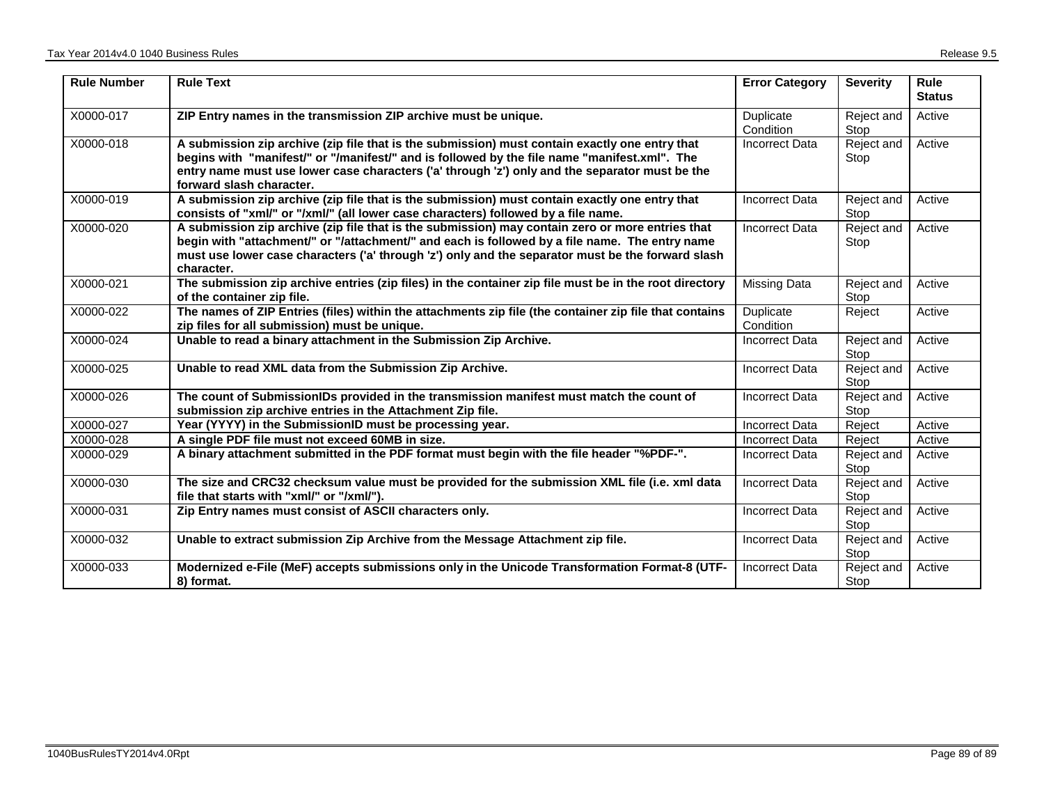| Rule Number | Rule Text | Error Category | Severity | Rule Status |
|---|---|---|---|---|
| X0000-017 | **ZIP Entry names in the transmission ZIP archive must be unique.** | Duplicate Condition | Reject and Stop | Active |
| X0000-018 | **A submission zip archive (zip file that is the submission) must contain exactly one entry that begins with "manifest/" or "/manifest/" and is followed by the file name "manifest.xml". The entry name must use lower case characters ('a' through 'z') only and the separator must be the forward slash character.** | Incorrect Data | Reject and Stop | Active |
| X0000-019 | **A submission zip archive (zip file that is the submission) must contain exactly one entry that consists of "xml/" or "/xml/" (all lower case characters) followed by a file name.** | Incorrect Data | Reject and Stop | Active |
| X0000-020 | **A submission zip archive (zip file that is the submission) may contain zero or more entries that begin with "attachment/" or "/attachment/" and each is followed by a file name. The entry name must use lower case characters ('a' through 'z') only and the separator must be the forward slash character.** | Incorrect Data | Reject and Stop | Active |
| X0000-021 | **The submission zip archive entries (zip files) in the container zip file must be in the root directory of the container zip file.** | Missing Data | Reject and Stop | Active |
| X0000-022 | **The names of ZIP Entries (files) within the attachments zip file (the container zip file that contains zip files for all submission) must be unique.** | Duplicate Condition | Reject | Active |
| X0000-024 | **Unable to read a binary attachment in the Submission Zip Archive.** | Incorrect Data | Reject and Stop | Active |
| X0000-025 | **Unable to read XML data from the Submission Zip Archive.** | Incorrect Data | Reject and Stop | Active |
| X0000-026 | **The count of SubmissionIDs provided in the transmission manifest must match the count of submission zip archive entries in the Attachment Zip file.** | Incorrect Data | Reject and Stop | Active |
| X0000-027 | **Year (YYYY) in the SubmissionID must be processing year.** | Incorrect Data | Reject | Active |
| X0000-028 | **A single PDF file must not exceed 60MB in size.** | Incorrect Data | Reject | Active |
| X0000-029 | **A binary attachment submitted in the PDF format must begin with the file header "%PDF-".** | Incorrect Data | Reject and Stop | Active |
| X0000-030 | **The size and CRC32 checksum value must be provided for the submission XML file (i.e. xml data file that starts with "xml/" or "/xml/").** | Incorrect Data | Reject and Stop | Active |
| X0000-031 | **Zip Entry names must consist of ASCII characters only.** | Incorrect Data | Reject and Stop | Active |
| X0000-032 | **Unable to extract submission Zip Archive from the Message Attachment zip file.** | Incorrect Data | Reject and Stop | Active |
| X0000-033 | **Modernized e-File (MeF) accepts submissions only in the Unicode Transformation Format-8 (UTF-8) format.** | Incorrect Data | Reject and Stop | Active |